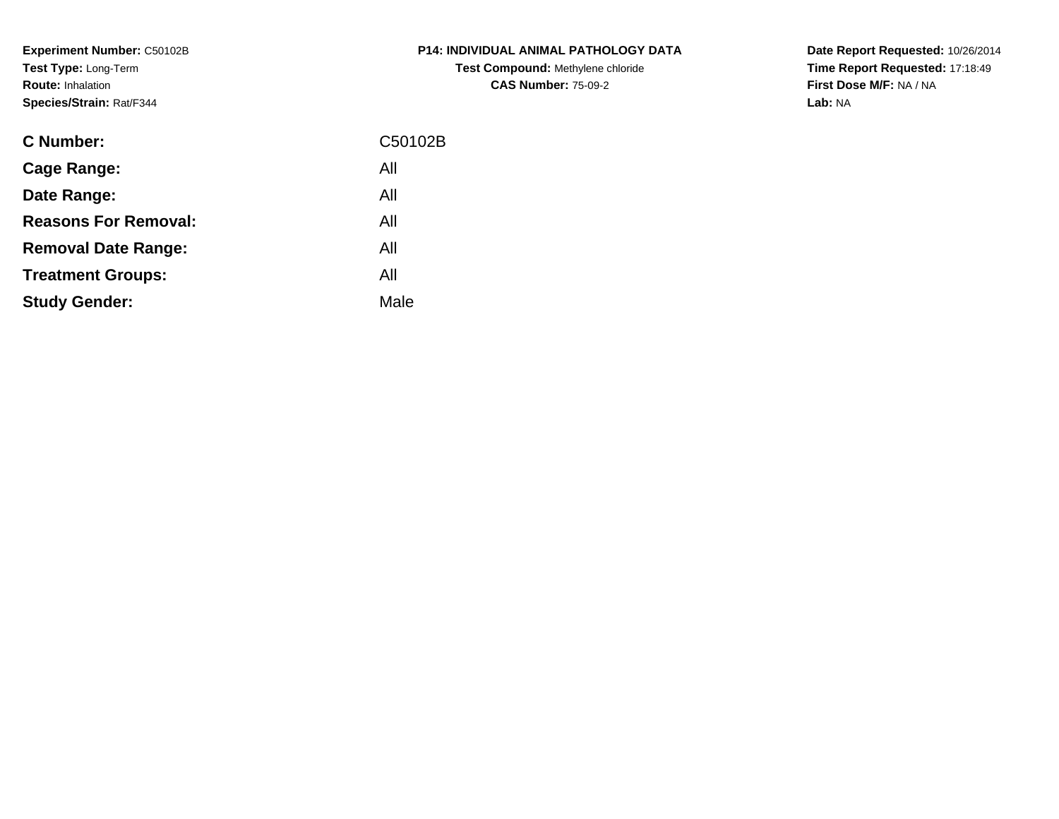**Experiment Number:** C50102B
**Test Type:** Long-Term
**Route:** Inhalation
**Species/Strain:** Rat/F344

**P14: INDIVIDUAL ANIMAL PATHOLOGY DATA**
**Test Compound:** Methylene chloride
**CAS Number:** 75-09-2

**Date Report Requested:** 10/26/2014
**Time Report Requested:** 17:18:49
**First Dose M/F:** NA / NA
**Lab:** NA

| | |
|---|---|
| **C Number:** | C50102B |
| **Cage Range:** | All |
| **Date Range:** | All |
| **Reasons For Removal:** | All |
| **Removal Date Range:** | All |
| **Treatment Groups:** | All |
| **Study Gender:** | Male |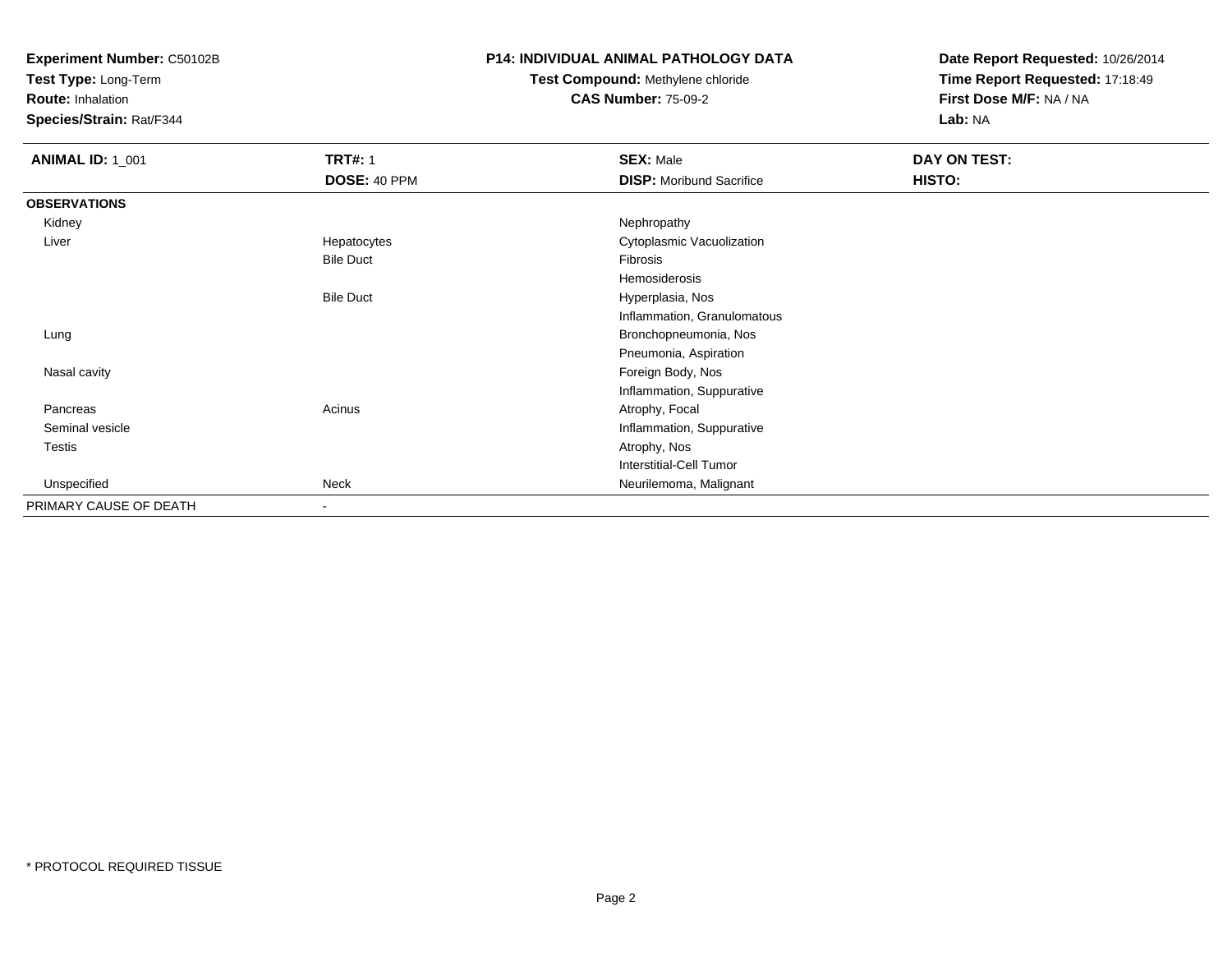**Experiment Number:** C50102B
**Test Type:** Long-Term
**Route:** Inhalation
**Species/Strain:** Rat/F344

**P14: INDIVIDUAL ANIMAL PATHOLOGY DATA**
**Test Compound:** Methylene chloride
**CAS Number:** 75-09-2

**Date Report Requested:** 10/26/2014
**Time Report Requested:** 17:18:49
**First Dose M/F:** NA / NA
**Lab:** NA

| **ANIMAL ID:** 1_001 | **TRT#:** 1 | **SEX:** Male | **DAY ON TEST:** |
|---|---|---|---|
| | **DOSE:** 40 PPM | **DISP:** Moribund Sacrifice | **HISTO:** |
| **OBSERVATIONS** | | | |
| Kidney | | Nephropathy | |
| Liver | Hepatocytes | Cytoplasmic Vacuolization | |
| | Bile Duct | Fibrosis | |
| | | Hemosiderosis | |
| | Bile Duct | Hyperplasia, Nos | |
| | | Inflammation, Granulomatous | |
| Lung | | Bronchopneumonia, Nos | |
| | | Pneumonia, Aspiration | |
| Nasal cavity | | Foreign Body, Nos | |
| | | Inflammation, Suppurative | |
| Pancreas | Acinus | Atrophy, Focal | |
| Seminal vesicle | | Inflammation, Suppurative | |
| Testis | | Atrophy, Nos | |
| | | Interstitial-Cell Tumor | |
| Unspecified | Neck | Neurilemoma, Malignant | |
| PRIMARY CAUSE OF DEATH | - | | |

* PROTOCOL REQUIRED TISSUE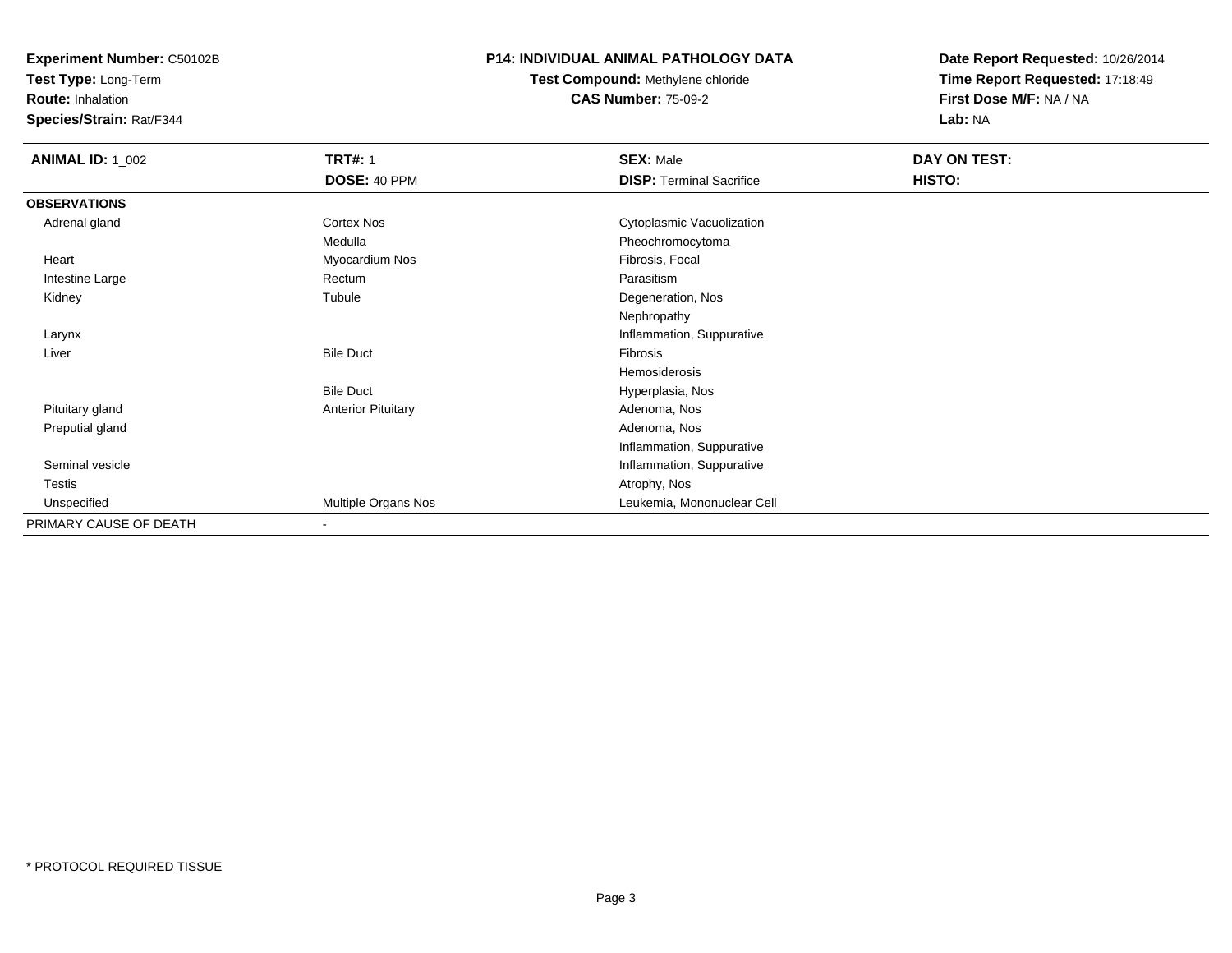**Experiment Number:** C50102B
**Test Type:** Long-Term
**Route:** Inhalation
**Species/Strain:** Rat/F344

**P14: INDIVIDUAL ANIMAL PATHOLOGY DATA**
**Test Compound:** Methylene chloride
**CAS Number:** 75-09-2

**Date Report Requested:** 10/26/2014
**Time Report Requested:** 17:18:49
**First Dose M/F:** NA / NA
**Lab:** NA

| **ANIMAL ID:** 1_002 | **TRT#:** 1 | **SEX:** Male | **DAY ON TEST:** |
|---|---|---|---|
| | **DOSE:** 40 PPM | **DISP:** Terminal Sacrifice | **HISTO:** |
| **OBSERVATIONS** | | | |
| Adrenal gland | Cortex Nos | Cytoplasmic Vacuolization | |
| | Medulla | Pheochromocytoma | |
| Heart | Myocardium Nos | Fibrosis, Focal | |
| Intestine Large | Rectum | Parasitism | |
| Kidney | Tubule | Degeneration, Nos | |
| | | Nephropathy | |
| Larynx | | Inflammation, Suppurative | |
| Liver | Bile Duct | Fibrosis | |
| | | Hemosiderosis | |
| | Bile Duct | Hyperplasia, Nos | |
| Pituitary gland | Anterior Pituitary | Adenoma, Nos | |
| Preputial gland | | Adenoma, Nos | |
| | | Inflammation, Suppurative | |
| Seminal vesicle | | Inflammation, Suppurative | |
| Testis | | Atrophy, Nos | |
| Unspecified | Multiple Organs Nos | Leukemia, Mononuclear Cell | |
| PRIMARY CAUSE OF DEATH | - | | |

* PROTOCOL REQUIRED TISSUE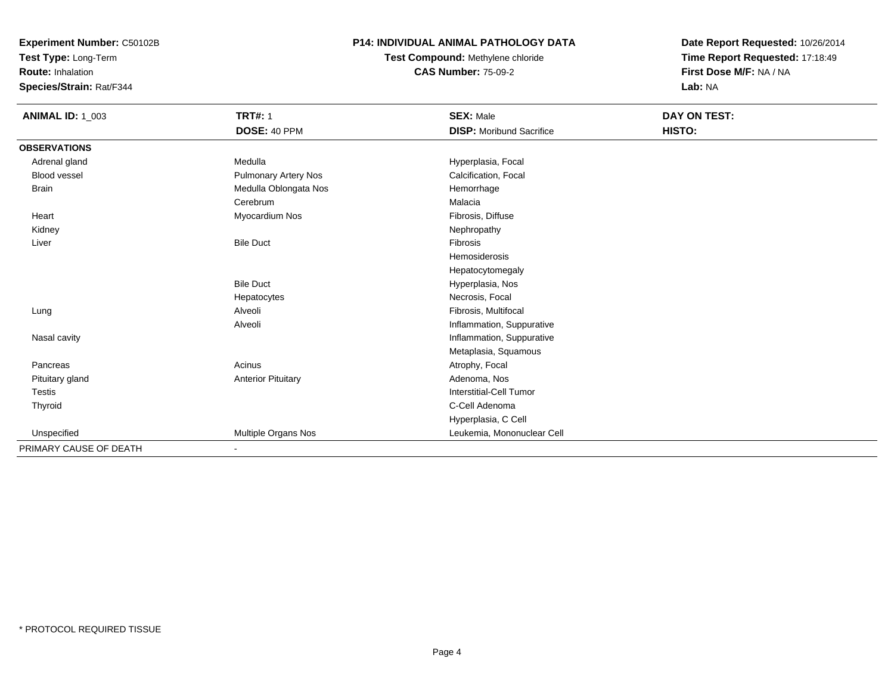**Experiment Number:** C50102B
**Test Type:** Long-Term
**Route:** Inhalation
**Species/Strain:** Rat/F344

**P14: INDIVIDUAL ANIMAL PATHOLOGY DATA**
**Test Compound:** Methylene chloride
**CAS Number:** 75-09-2

**Date Report Requested:** 10/26/2014
**Time Report Requested:** 17:18:49
**First Dose M/F:** NA / NA
**Lab:** NA

| **ANIMAL ID:** 1_003 | **TRT#:** 1 | **SEX:** Male | **DAY ON TEST:** |
|---|---|---|---|
| | **DOSE:** 40 PPM | **DISP:** Moribund Sacrifice | **HISTO:** |
| **OBSERVATIONS** | | | |
| Adrenal gland | Medulla | Hyperplasia, Focal | |
| Blood vessel | Pulmonary Artery Nos | Calcification, Focal | |
| Brain | Medulla Oblongata Nos | Hemorrhage | |
| | Cerebrum | Malacia | |
| Heart | Myocardium Nos | Fibrosis, Diffuse | |
| Kidney | | Nephropathy | |
| Liver | Bile Duct | Fibrosis | |
| | | Hemosiderosis | |
| | | Hepatocytomegaly | |
| | Bile Duct | Hyperplasia, Nos | |
| | Hepatocytes | Necrosis, Focal | |
| Lung | Alveoli | Fibrosis, Multifocal | |
| | Alveoli | Inflammation, Suppurative | |
| Nasal cavity | | Inflammation, Suppurative | |
| | | Metaplasia, Squamous | |
| Pancreas | Acinus | Atrophy, Focal | |
| Pituitary gland | Anterior Pituitary | Adenoma, Nos | |
| Testis | | Interstitial-Cell Tumor | |
| Thyroid | | C-Cell Adenoma | |
| | | Hyperplasia, C Cell | |
| Unspecified | Multiple Organs Nos | Leukemia, Mononuclear Cell | |
| PRIMARY CAUSE OF DEATH | - | | |

\* PROTOCOL REQUIRED TISSUE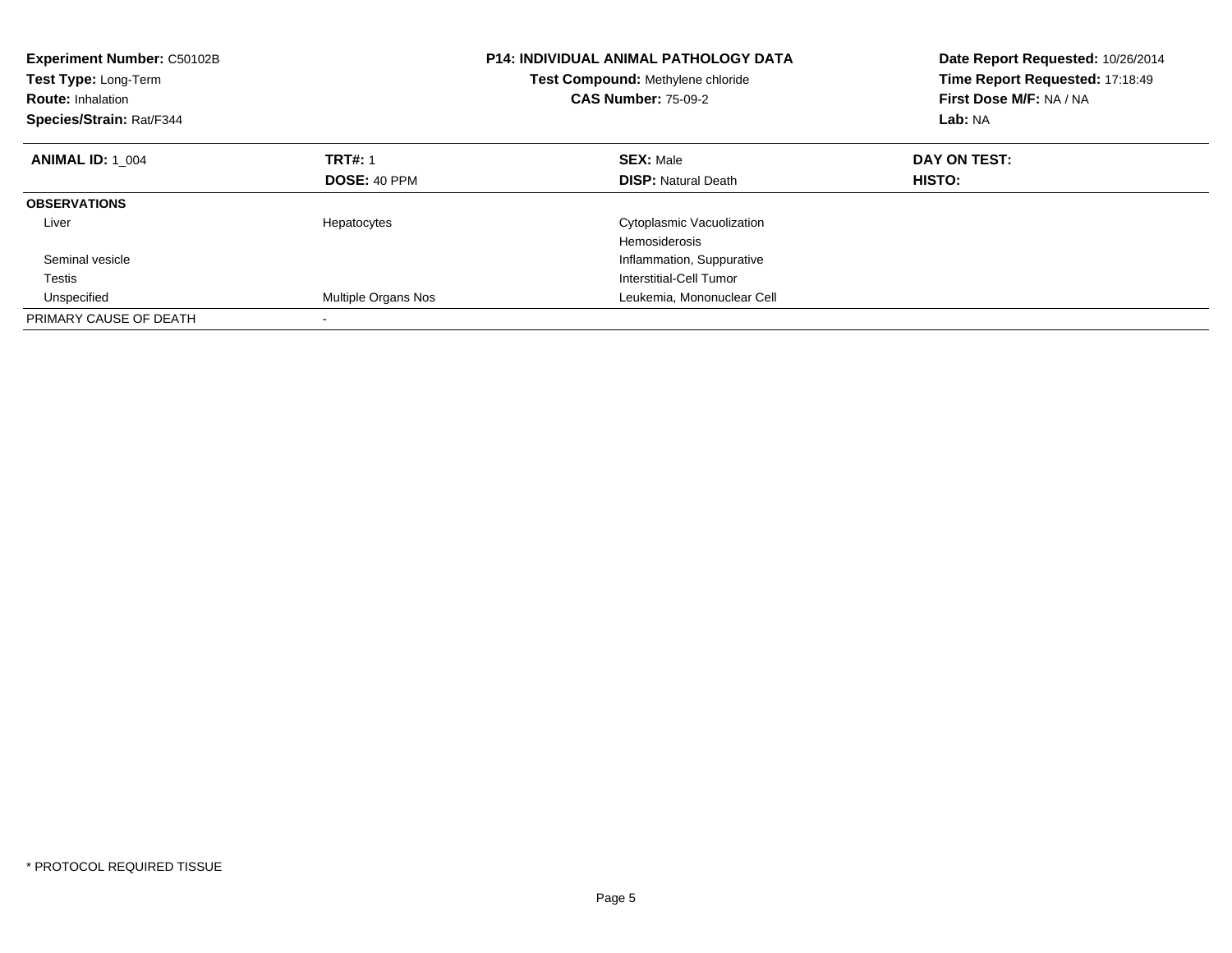**Experiment Number:** C50102B
**Test Type:** Long-Term
**Route:** Inhalation
**Species/Strain:** Rat/F344

**P14: INDIVIDUAL ANIMAL PATHOLOGY DATA**
**Test Compound:** Methylene chloride
**CAS Number:** 75-09-2

**Date Report Requested:** 10/26/2014
**Time Report Requested:** 17:18:49
**First Dose M/F:** NA / NA
**Lab:** NA

| **ANIMAL ID:** 1_004 | **TRT#:** 1 | **SEX:** Male | **DAY ON TEST:** |
|---|---|---|---|
| | **DOSE:** 40 PPM | **DISP:** Natural Death | **HISTO:** |
| **OBSERVATIONS** | | | |
| Liver | Hepatocytes | Cytoplasmic Vacuolization | |
| | | Hemosiderosis | |
| Seminal vesicle | | Inflammation, Suppurative | |
| Testis | | Interstitial-Cell Tumor | |
| Unspecified | Multiple Organs Nos | Leukemia, Mononuclear Cell | |
| PRIMARY CAUSE OF DEATH | - | | |

* PROTOCOL REQUIRED TISSUE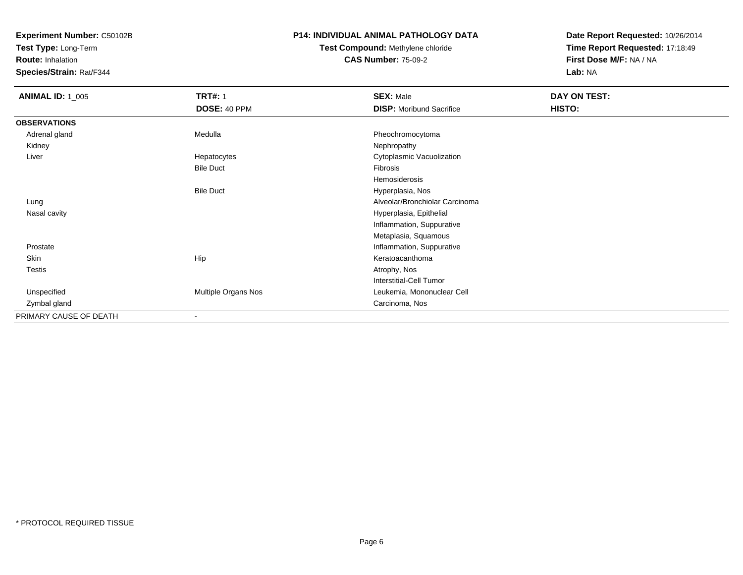**Experiment Number:** C50102B
**Test Type:** Long-Term
**Route:** Inhalation
**Species/Strain:** Rat/F344

**P14: INDIVIDUAL ANIMAL PATHOLOGY DATA**
**Test Compound:** Methylene chloride
**CAS Number:** 75-09-2

**Date Report Requested:** 10/26/2014
**Time Report Requested:** 17:18:49
**First Dose M/F:** NA / NA
**Lab:** NA

| **ANIMAL ID:** 1_005 | **TRT#:** 1 | **SEX:** Male | **DAY ON TEST:** |
|---|---|---|---|
| | **DOSE:** 40 PPM | **DISP:** Moribund Sacrifice | **HISTO:** |
| **OBSERVATIONS** | | | |
| Adrenal gland | Medulla | Pheochromocytoma | |
| Kidney | | Nephropathy | |
| Liver | Hepatocytes | Cytoplasmic Vacuolization | |
| | Bile Duct | Fibrosis | |
| | | Hemosiderosis | |
| | Bile Duct | Hyperplasia, Nos | |
| Lung | | Alveolar/Bronchiolar Carcinoma | |
| Nasal cavity | | Hyperplasia, Epithelial | |
| | | Inflammation, Suppurative | |
| | | Metaplasia, Squamous | |
| Prostate | | Inflammation, Suppurative | |
| Skin | Hip | Keratoacanthoma | |
| Testis | | Atrophy, Nos | |
| | | Interstitial-Cell Tumor | |
| Unspecified | Multiple Organs Nos | Leukemia, Mononuclear Cell | |
| Zymbal gland | | Carcinoma, Nos | |
| PRIMARY CAUSE OF DEATH | - | | |

* PROTOCOL REQUIRED TISSUE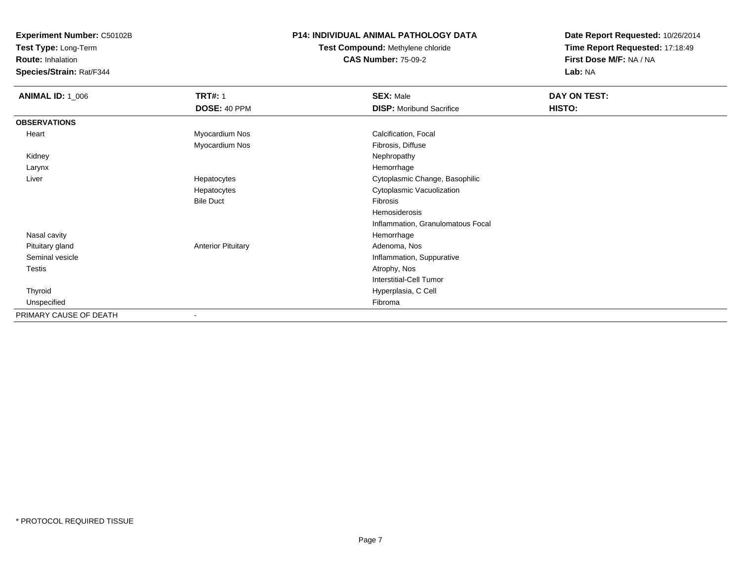**Experiment Number:** C50102B
**Test Type:** Long-Term
**Route:** Inhalation
**Species/Strain:** Rat/F344

**P14: INDIVIDUAL ANIMAL PATHOLOGY DATA**
**Test Compound:** Methylene chloride
**CAS Number:** 75-09-2

**Date Report Requested:** 10/26/2014
**Time Report Requested:** 17:18:49
**First Dose M/F:** NA / NA
**Lab:** NA

| **ANIMAL ID:** 1_006 | **TRT#:** 1 | **SEX:** Male | **DAY ON TEST:** |
|---|---|---|---|
| | **DOSE:** 40 PPM | **DISP:** Moribund Sacrifice | **HISTO:** |
| **OBSERVATIONS** | | | |
| Heart | Myocardium Nos | Calcification, Focal | |
| | Myocardium Nos | Fibrosis, Diffuse | |
| Kidney | | Nephropathy | |
| Larynx | | Hemorrhage | |
| Liver | Hepatocytes | Cytoplasmic Change, Basophilic | |
| | Hepatocytes | Cytoplasmic Vacuolization | |
| | Bile Duct | Fibrosis | |
| | | Hemosiderosis | |
| | | Inflammation, Granulomatous Focal | |
| Nasal cavity | | Hemorrhage | |
| Pituitary gland | Anterior Pituitary | Adenoma, Nos | |
| Seminal vesicle | | Inflammation, Suppurative | |
| Testis | | Atrophy, Nos | |
| | | Interstitial-Cell Tumor | |
| Thyroid | | Hyperplasia, C Cell | |
| Unspecified | | Fibroma | |
| PRIMARY CAUSE OF DEATH | - | | |

* PROTOCOL REQUIRED TISSUE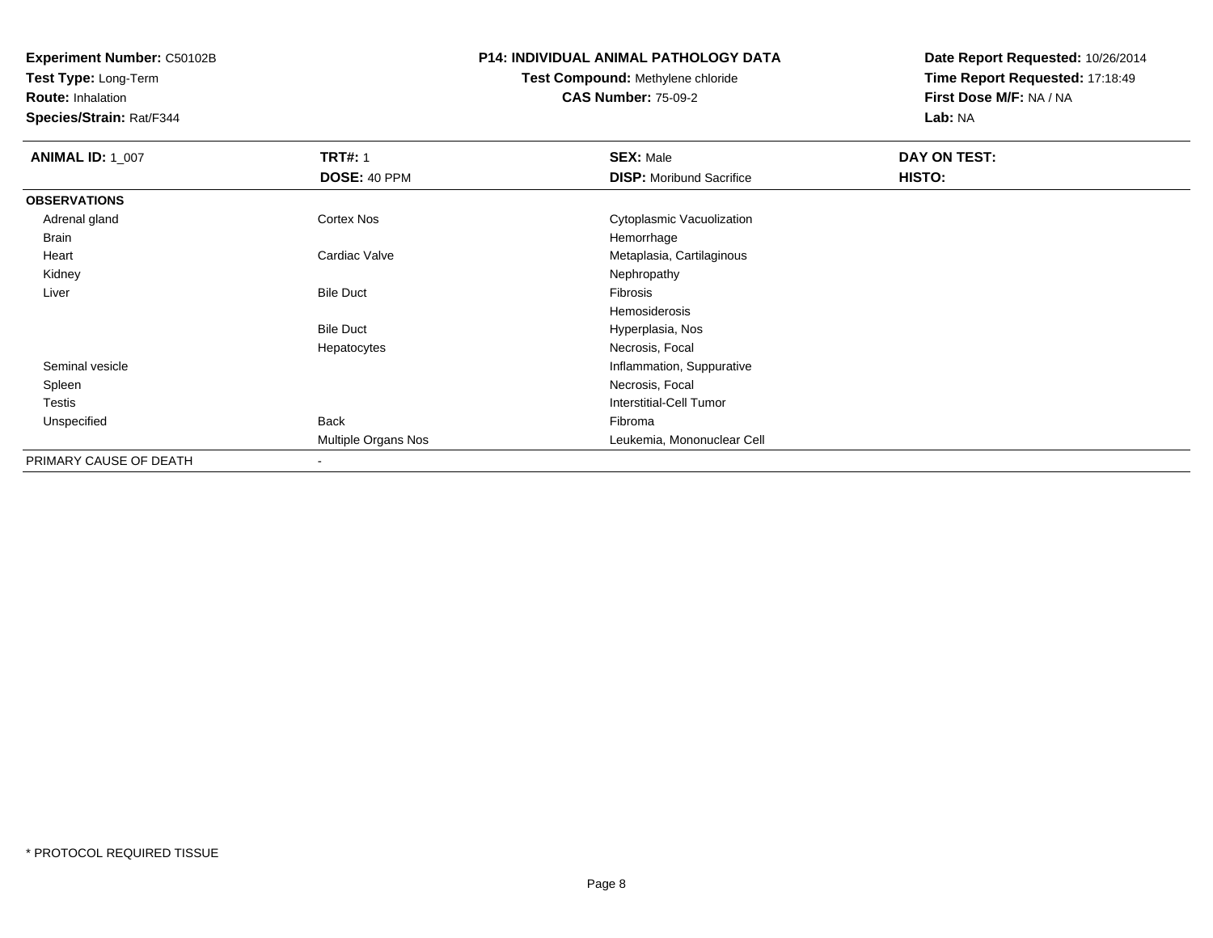**Experiment Number:** C50102B
**Test Type:** Long-Term
**Route:** Inhalation
**Species/Strain:** Rat/F344

**P14: INDIVIDUAL ANIMAL PATHOLOGY DATA**
**Test Compound:** Methylene chloride
**CAS Number:** 75-09-2

**Date Report Requested:** 10/26/2014
**Time Report Requested:** 17:18:49
**First Dose M/F:** NA / NA
**Lab:** NA

| **ANIMAL ID:** 1_007 | **TRT#:** 1 | **SEX:** Male | **DAY ON TEST:** |
|---|---|---|---|
| | **DOSE:** 40 PPM | **DISP:** Moribund Sacrifice | **HISTO:** |
| **OBSERVATIONS** | | | |
| Adrenal gland | Cortex Nos | Cytoplasmic Vacuolization | |
| Brain | | Hemorrhage | |
| Heart | Cardiac Valve | Metaplasia, Cartilaginous | |
| Kidney | | Nephropathy | |
| Liver | Bile Duct | Fibrosis | |
| | | Hemosiderosis | |
| | Bile Duct | Hyperplasia, Nos | |
| | Hepatocytes | Necrosis, Focal | |
| Seminal vesicle | | Inflammation, Suppurative | |
| Spleen | | Necrosis, Focal | |
| Testis | | Interstitial-Cell Tumor | |
| Unspecified | Back | Fibroma | |
| | Multiple Organs Nos | Leukemia, Mononuclear Cell | |
| PRIMARY CAUSE OF DEATH | - | | |

* PROTOCOL REQUIRED TISSUE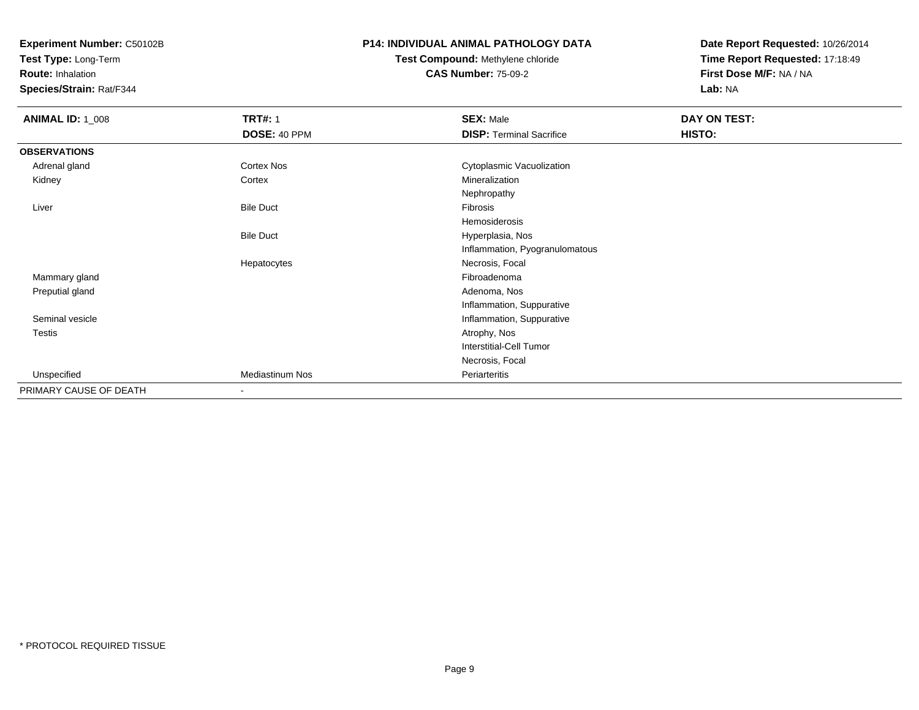**Experiment Number:** C50102B
**Test Type:** Long-Term
**Route:** Inhalation
**Species/Strain:** Rat/F344

# P14: INDIVIDUAL ANIMAL PATHOLOGY DATA

**Test Compound:** Methylene chloride
**CAS Number:** 75-09-2

**Date Report Requested:** 10/26/2014
**Time Report Requested:** 17:18:49
**First Dose M/F:** NA / NA
**Lab:** NA

| **ANIMAL ID:** 1_008 | **TRT#:** 1 | **SEX:** Male | **DAY ON TEST:** |
|---|---|---|---|
| | **DOSE:** 40 PPM | **DISP:** Terminal Sacrifice | **HISTO:** |
| **OBSERVATIONS** | | | |
| Adrenal gland | Cortex Nos | Cytoplasmic Vacuolization | |
| Kidney | Cortex | Mineralization | |
| | | Nephropathy | |
| Liver | Bile Duct | Fibrosis | |
| | | Hemosiderosis | |
| | Bile Duct | Hyperplasia, Nos | |
| | | Inflammation, Pyogranulomatous | |
| | Hepatocytes | Necrosis, Focal | |
| Mammary gland | | Fibroadenoma | |
| Preputial gland | | Adenoma, Nos | |
| | | Inflammation, Suppurative | |
| Seminal vesicle | | Inflammation, Suppurative | |
| Testis | | Atrophy, Nos | |
| | | Interstitial-Cell Tumor | |
| | | Necrosis, Focal | |
| Unspecified | Mediastinum Nos | Periarteritis | |
| PRIMARY CAUSE OF DEATH | - | | |

* PROTOCOL REQUIRED TISSUE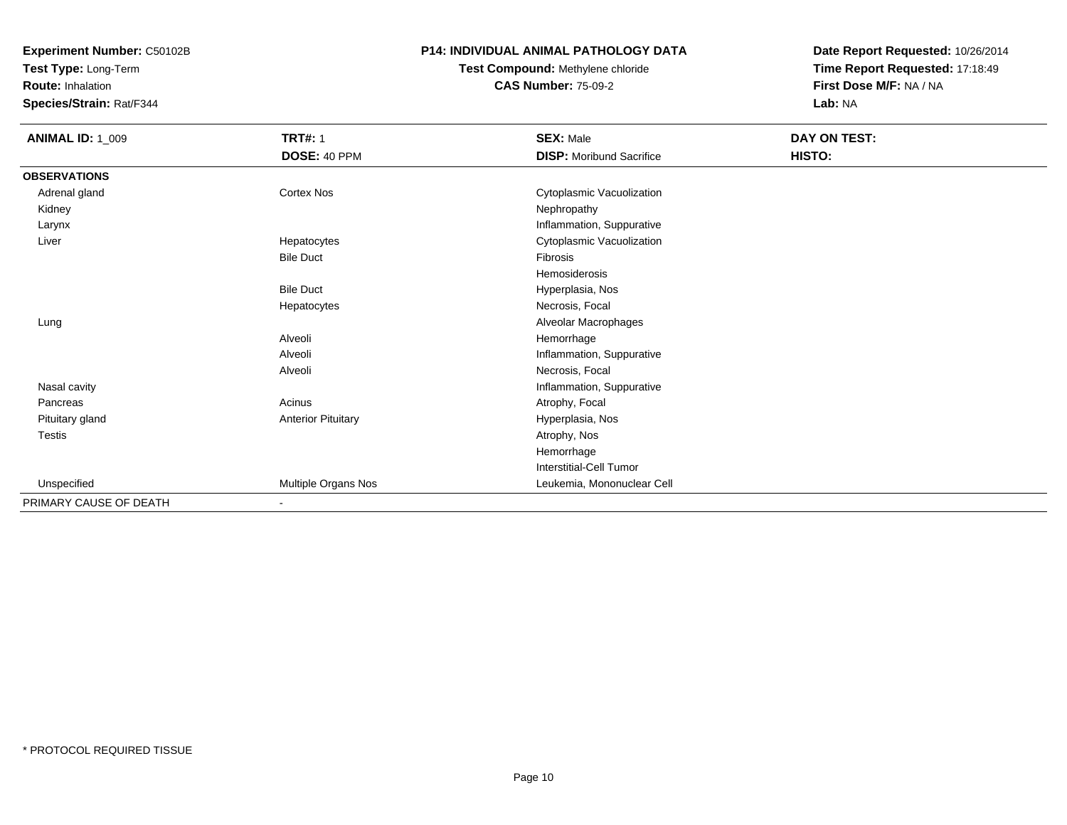**Experiment Number:** C50102B
**Test Type:** Long-Term
**Route:** Inhalation
**Species/Strain:** Rat/F344

# P14: INDIVIDUAL ANIMAL PATHOLOGY DATA

**Test Compound:** Methylene chloride
**CAS Number:** 75-09-2

**Date Report Requested:** 10/26/2014
**Time Report Requested:** 17:18:49
**First Dose M/F:** NA / NA
**Lab:** NA

| **ANIMAL ID:** 1_009 | **TRT#:** 1 | **SEX:** Male | **DAY ON TEST:** |
|---|---|---|---|
| | **DOSE:** 40 PPM | **DISP:** Moribund Sacrifice | **HISTO:** |
| **OBSERVATIONS** | | | |
| Adrenal gland | Cortex Nos | Cytoplasmic Vacuolization | |
| Kidney | | Nephropathy | |
| Larynx | | Inflammation, Suppurative | |
| Liver | Hepatocytes | Cytoplasmic Vacuolization | |
| | Bile Duct | Fibrosis | |
| | | Hemosiderosis | |
| | Bile Duct | Hyperplasia, Nos | |
| | Hepatocytes | Necrosis, Focal | |
| Lung | | Alveolar Macrophages | |
| | Alveoli | Hemorrhage | |
| | Alveoli | Inflammation, Suppurative | |
| | Alveoli | Necrosis, Focal | |
| Nasal cavity | | Inflammation, Suppurative | |
| Pancreas | Acinus | Atrophy, Focal | |
| Pituitary gland | Anterior Pituitary | Hyperplasia, Nos | |
| Testis | | Atrophy, Nos | |
| | | Hemorrhage | |
| | | Interstitial-Cell Tumor | |
| Unspecified | Multiple Organs Nos | Leukemia, Mononuclear Cell | |
| PRIMARY CAUSE OF DEATH | - | | |

* PROTOCOL REQUIRED TISSUE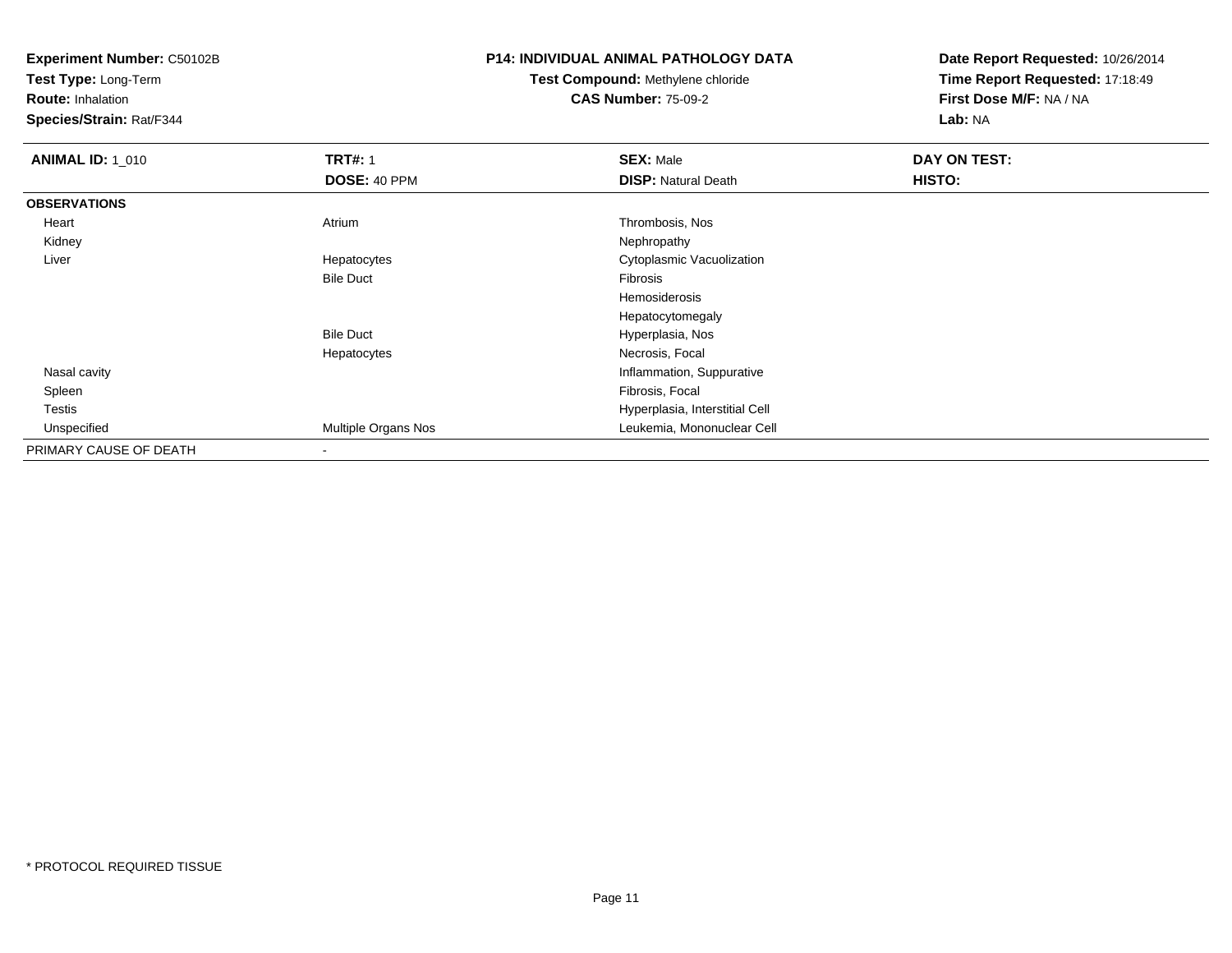**Experiment Number:** C50102B
**Test Type:** Long-Term
**Route:** Inhalation
**Species/Strain:** Rat/F344

**P14: INDIVIDUAL ANIMAL PATHOLOGY DATA**
**Test Compound:** Methylene chloride
**CAS Number:** 75-09-2

**Date Report Requested:** 10/26/2014
**Time Report Requested:** 17:18:49
**First Dose M/F:** NA / NA
**Lab:** NA

| **ANIMAL ID:** 1_010 | **TRT#:** 1 | **SEX:** Male | **DAY ON TEST:** |
|---|---|---|---|
| | **DOSE:** 40 PPM | **DISP:** Natural Death | **HISTO:** |
| **OBSERVATIONS** | | | |
| Heart | Atrium | Thrombosis, Nos | |
| Kidney | | Nephropathy | |
| Liver | Hepatocytes | Cytoplasmic Vacuolization | |
| | Bile Duct | Fibrosis | |
| | | Hemosiderosis | |
| | | Hepatocytomegaly | |
| | Bile Duct | Hyperplasia, Nos | |
| | Hepatocytes | Necrosis, Focal | |
| Nasal cavity | | Inflammation, Suppurative | |
| Spleen | | Fibrosis, Focal | |
| Testis | | Hyperplasia, Interstitial Cell | |
| Unspecified | Multiple Organs Nos | Leukemia, Mononuclear Cell | |
| PRIMARY CAUSE OF DEATH | - | | |

\* PROTOCOL REQUIRED TISSUE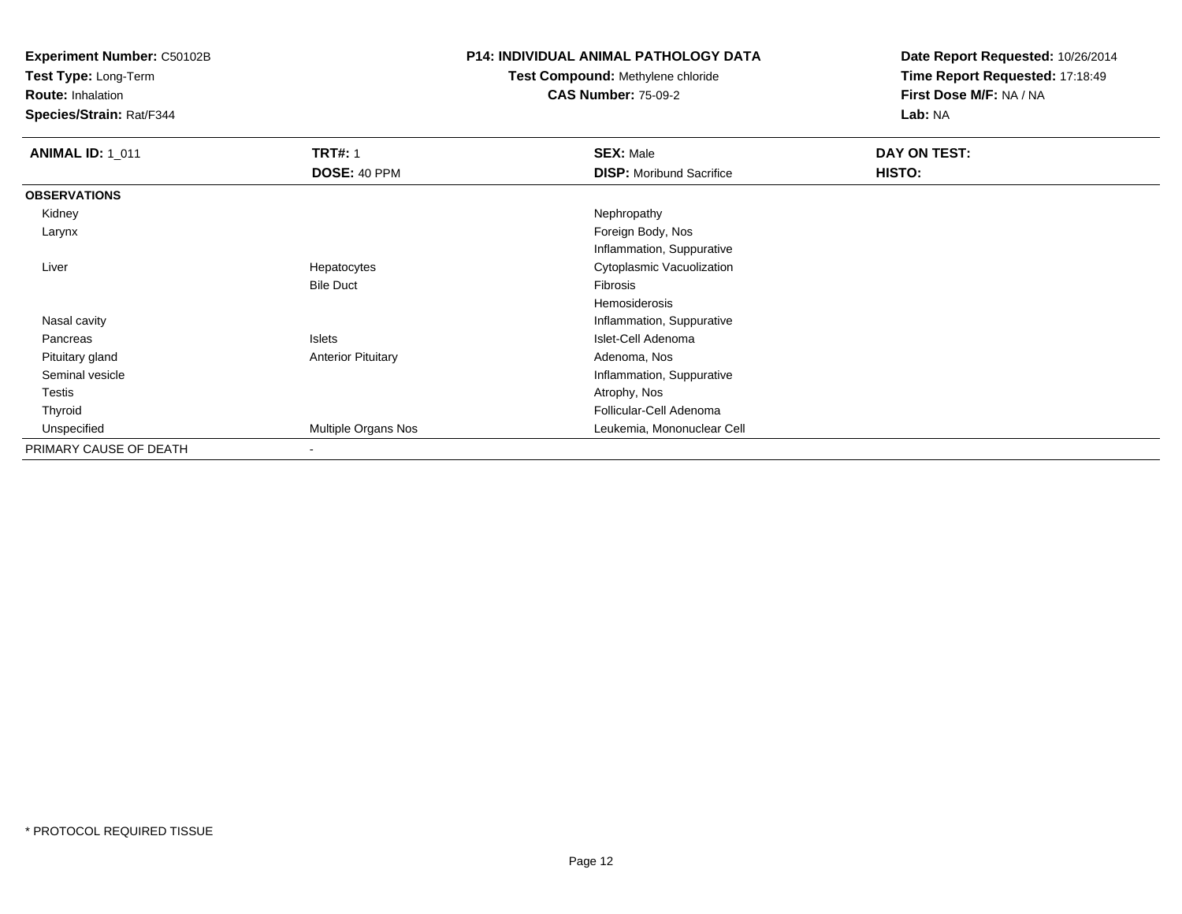**Experiment Number:** C50102B
**Test Type:** Long-Term
**Route:** Inhalation
**Species/Strain:** Rat/F344

**P14: INDIVIDUAL ANIMAL PATHOLOGY DATA**
**Test Compound:** Methylene chloride
**CAS Number:** 75-09-2

**Date Report Requested:** 10/26/2014
**Time Report Requested:** 17:18:49
**First Dose M/F:** NA / NA
**Lab:** NA

| **ANIMAL ID:** 1_011 | **TRT#:** 1 | **SEX:** Male | **DAY ON TEST:** |
|---|---|---|---|
| | **DOSE:** 40 PPM | **DISP:** Moribund Sacrifice | **HISTO:** |
| **OBSERVATIONS** | | | |
| Kidney | | Nephropathy | |
| Larynx | | Foreign Body, Nos | |
| | | Inflammation, Suppurative | |
| Liver | Hepatocytes | Cytoplasmic Vacuolization | |
| | Bile Duct | Fibrosis | |
| | | Hemosiderosis | |
| Nasal cavity | | Inflammation, Suppurative | |
| Pancreas | Islets | Islet-Cell Adenoma | |
| Pituitary gland | Anterior Pituitary | Adenoma, Nos | |
| Seminal vesicle | | Inflammation, Suppurative | |
| Testis | | Atrophy, Nos | |
| Thyroid | | Follicular-Cell Adenoma | |
| Unspecified | Multiple Organs Nos | Leukemia, Mononuclear Cell | |
| PRIMARY CAUSE OF DEATH | - | | |

* PROTOCOL REQUIRED TISSUE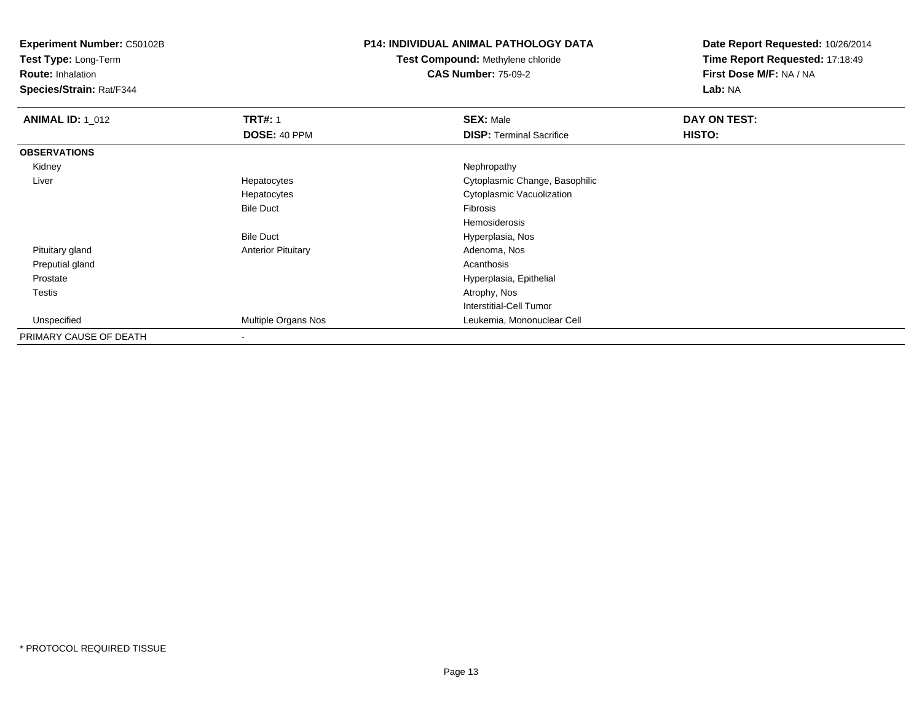**Experiment Number:** C50102B
**Test Type:** Long-Term
**Route:** Inhalation
**Species/Strain:** Rat/F344

**P14: INDIVIDUAL ANIMAL PATHOLOGY DATA**
**Test Compound:** Methylene chloride
**CAS Number:** 75-09-2

**Date Report Requested:** 10/26/2014
**Time Report Requested:** 17:18:49
**First Dose M/F:** NA / NA
**Lab:** NA

| **ANIMAL ID:** 1_012 | **TRT#:** 1 | **SEX:** Male | **DAY ON TEST:** |
|---|---|---|---|
| | **DOSE:** 40 PPM | **DISP:** Terminal Sacrifice | **HISTO:** |
| **OBSERVATIONS** | | | |
| Kidney | | Nephropathy | |
| Liver | Hepatocytes | Cytoplasmic Change, Basophilic | |
| | Hepatocytes | Cytoplasmic Vacuolization | |
| | Bile Duct | Fibrosis | |
| | | Hemosiderosis | |
| | Bile Duct | Hyperplasia, Nos | |
| Pituitary gland | Anterior Pituitary | Adenoma, Nos | |
| Preputial gland | | Acanthosis | |
| Prostate | | Hyperplasia, Epithelial | |
| Testis | | Atrophy, Nos | |
| | | Interstitial-Cell Tumor | |
| Unspecified | Multiple Organs Nos | Leukemia, Mononuclear Cell | |
| PRIMARY CAUSE OF DEATH | - | | |

* PROTOCOL REQUIRED TISSUE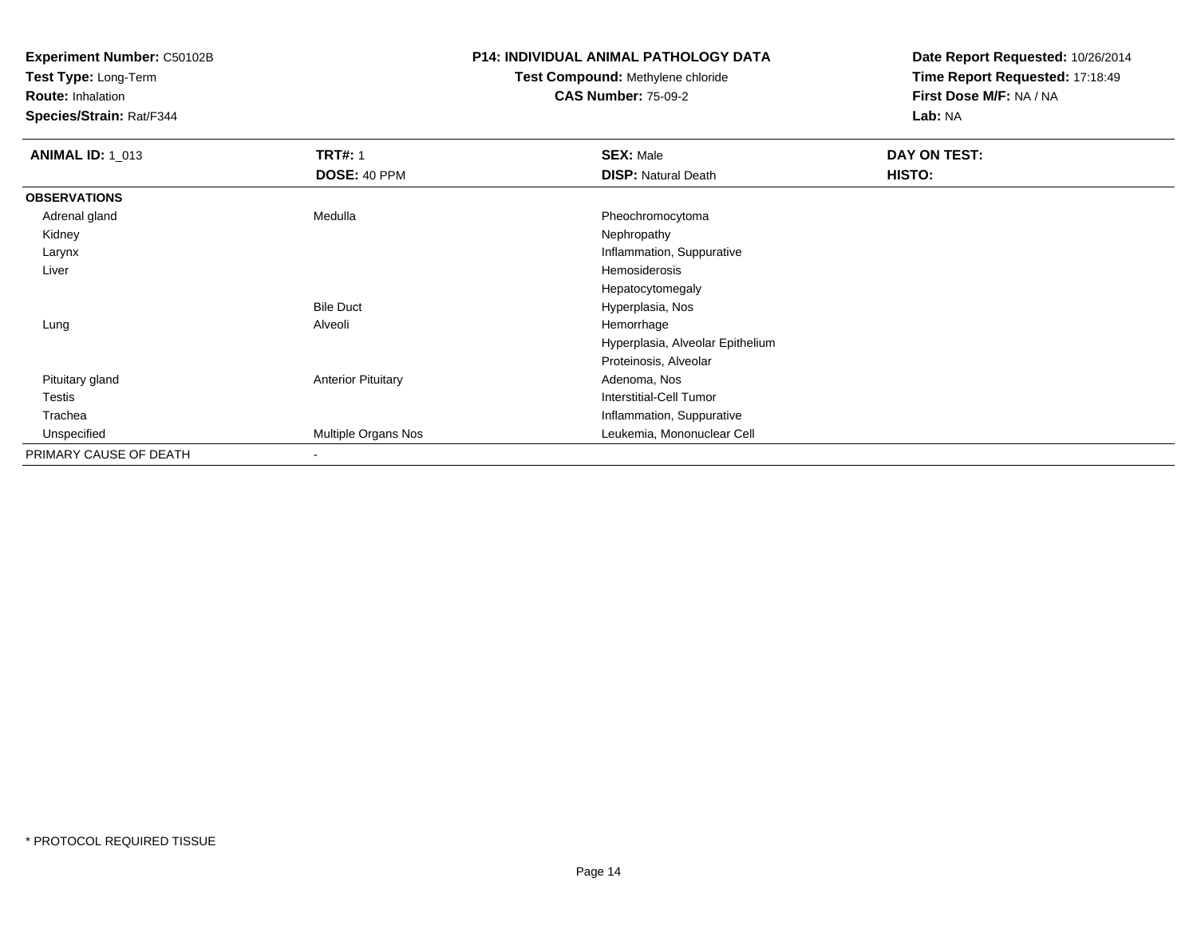**Experiment Number:** C50102B
**Test Type:** Long-Term
**Route:** Inhalation
**Species/Strain:** Rat/F344

**P14: INDIVIDUAL ANIMAL PATHOLOGY DATA**
**Test Compound:** Methylene chloride
**CAS Number:** 75-09-2

**Date Report Requested:** 10/26/2014
**Time Report Requested:** 17:18:49
**First Dose M/F:** NA / NA
**Lab:** NA

| **ANIMAL ID:** 1_013 | **TRT#:** 1 | **SEX:** Male | **DAY ON TEST:** |
|---|---|---|---|
| | **DOSE:** 40 PPM | **DISP:** Natural Death | **HISTO:** |
| **OBSERVATIONS** | | | |
| Adrenal gland | Medulla | Pheochromocytoma | |
| Kidney | | Nephropathy | |
| Larynx | | Inflammation, Suppurative | |
| Liver | | Hemosiderosis | |
| | | Hepatocytomegaly | |
| | Bile Duct | Hyperplasia, Nos | |
| Lung | Alveoli | Hemorrhage | |
| | | Hyperplasia, Alveolar Epithelium | |
| | | Proteinosis, Alveolar | |
| Pituitary gland | Anterior Pituitary | Adenoma, Nos | |
| Testis | | Interstitial-Cell Tumor | |
| Trachea | | Inflammation, Suppurative | |
| Unspecified | Multiple Organs Nos | Leukemia, Mononuclear Cell | |
| PRIMARY CAUSE OF DEATH | - | | |

\* PROTOCOL REQUIRED TISSUE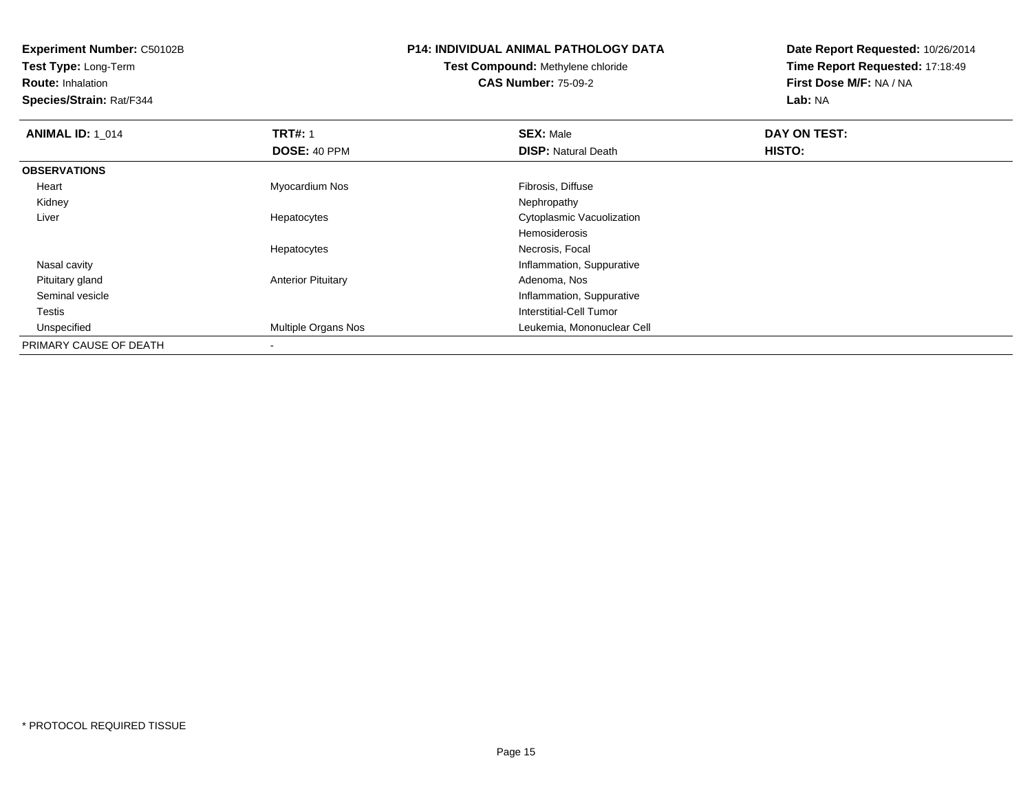**Experiment Number:** C50102B
**Test Type:** Long-Term
**Route:** Inhalation
**Species/Strain:** Rat/F344

**P14: INDIVIDUAL ANIMAL PATHOLOGY DATA**
**Test Compound:** Methylene chloride
**CAS Number:** 75-09-2

**Date Report Requested:** 10/26/2014
**Time Report Requested:** 17:18:49
**First Dose M/F:** NA / NA
**Lab:** NA

| **ANIMAL ID:** 1_014 | **TRT#:** 1 | **SEX:** Male | **DAY ON TEST:** |
|---|---|---|---|
| | **DOSE:** 40 PPM | **DISP:** Natural Death | **HISTO:** |
| **OBSERVATIONS** | | | |
| Heart | Myocardium Nos | Fibrosis, Diffuse | |
| Kidney | | Nephropathy | |
| Liver | Hepatocytes | Cytoplasmic Vacuolization | |
| | | Hemosiderosis | |
| | Hepatocytes | Necrosis, Focal | |
| Nasal cavity | | Inflammation, Suppurative | |
| Pituitary gland | Anterior Pituitary | Adenoma, Nos | |
| Seminal vesicle | | Inflammation, Suppurative | |
| Testis | | Interstitial-Cell Tumor | |
| Unspecified | Multiple Organs Nos | Leukemia, Mononuclear Cell | |
| PRIMARY CAUSE OF DEATH | - | | |

* PROTOCOL REQUIRED TISSUE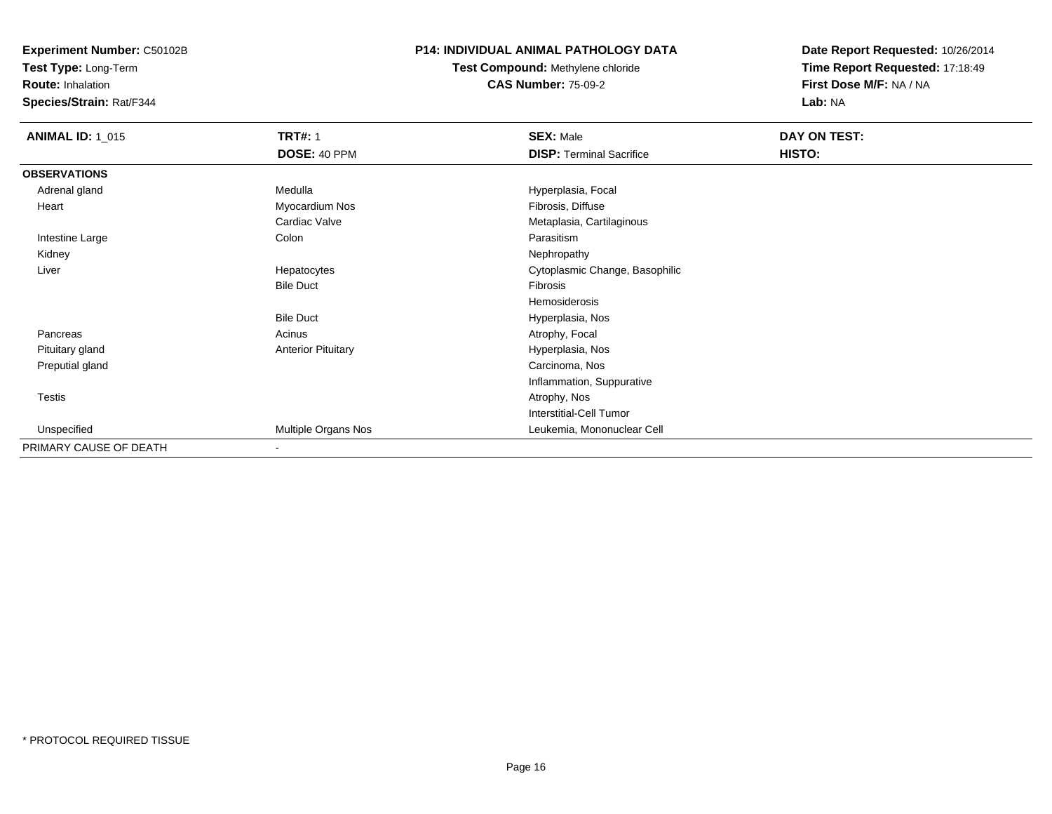**Experiment Number:** C50102B
**Test Type:** Long-Term
**Route:** Inhalation
**Species/Strain:** Rat/F344

**P14: INDIVIDUAL ANIMAL PATHOLOGY DATA**
**Test Compound:** Methylene chloride
**CAS Number:** 75-09-2

**Date Report Requested:** 10/26/2014
**Time Report Requested:** 17:18:49
**First Dose M/F:** NA / NA
**Lab:** NA

| **ANIMAL ID:** 1_015 | **TRT#:** 1 | **SEX:** Male | **DAY ON TEST:** |
|---|---|---|---|
| | **DOSE:** 40 PPM | **DISP:** Terminal Sacrifice | **HISTO:** |
| **OBSERVATIONS** | | | |
| Adrenal gland | Medulla | Hyperplasia, Focal | |
| Heart | Myocardium Nos | Fibrosis, Diffuse | |
| | Cardiac Valve | Metaplasia, Cartilaginous | |
| Intestine Large | Colon | Parasitism | |
| Kidney | | Nephropathy | |
| Liver | Hepatocytes | Cytoplasmic Change, Basophilic | |
| | Bile Duct | Fibrosis | |
| | | Hemosiderosis | |
| | Bile Duct | Hyperplasia, Nos | |
| Pancreas | Acinus | Atrophy, Focal | |
| Pituitary gland | Anterior Pituitary | Hyperplasia, Nos | |
| Preputial gland | | Carcinoma, Nos | |
| | | Inflammation, Suppurative | |
| Testis | | Atrophy, Nos | |
| | | Interstitial-Cell Tumor | |
| Unspecified | Multiple Organs Nos | Leukemia, Mononuclear Cell | |
| PRIMARY CAUSE OF DEATH | - | | |

* PROTOCOL REQUIRED TISSUE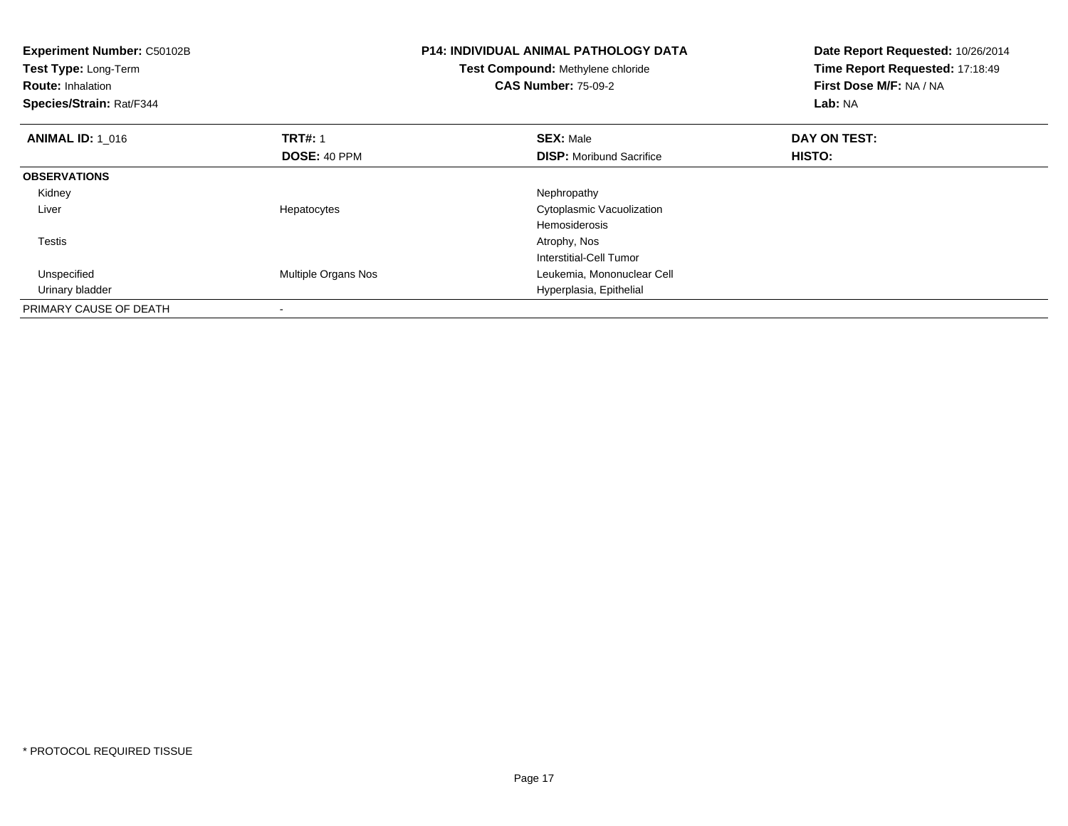**Experiment Number:** C50102B
**Test Type:** Long-Term
**Route:** Inhalation
**Species/Strain:** Rat/F344

**P14: INDIVIDUAL ANIMAL PATHOLOGY DATA**
**Test Compound:** Methylene chloride
**CAS Number:** 75-09-2

**Date Report Requested:** 10/26/2014
**Time Report Requested:** 17:18:49
**First Dose M/F:** NA / NA
**Lab:** NA

| **ANIMAL ID:** 1_016 | **TRT#:** 1 | **SEX:** Male | **DAY ON TEST:** |
|---|---|---|---|
| | **DOSE:** 40 PPM | **DISP:** Moribund Sacrifice | **HISTO:** |
| **OBSERVATIONS** | | | |
| Kidney | | Nephropathy | |
| Liver | Hepatocytes | Cytoplasmic Vacuolization | |
| | | Hemosiderosis | |
| Testis | | Atrophy, Nos | |
| | | Interstitial-Cell Tumor | |
| Unspecified | Multiple Organs Nos | Leukemia, Mononuclear Cell | |
| Urinary bladder | | Hyperplasia, Epithelial | |
| PRIMARY CAUSE OF DEATH | - | | |

* PROTOCOL REQUIRED TISSUE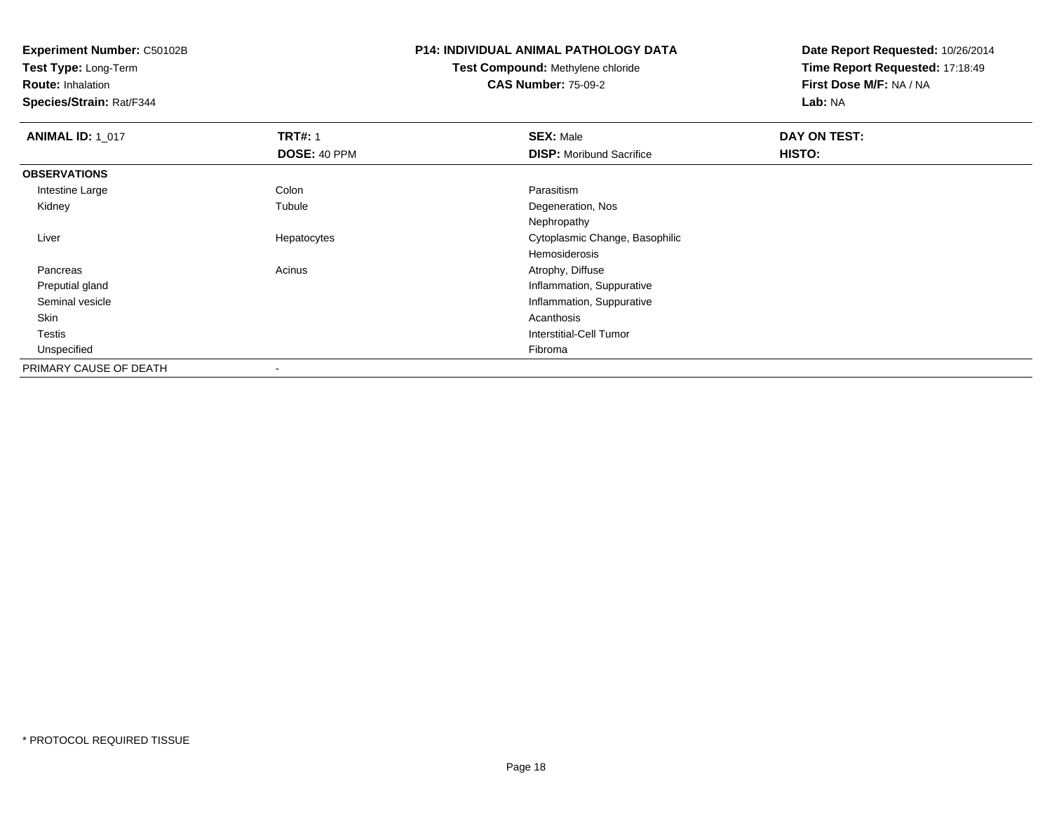**Experiment Number:** C50102B
**Test Type:** Long-Term
**Route:** Inhalation
**Species/Strain:** Rat/F344

**P14: INDIVIDUAL ANIMAL PATHOLOGY DATA**
**Test Compound:** Methylene chloride
**CAS Number:** 75-09-2

**Date Report Requested:** 10/26/2014
**Time Report Requested:** 17:18:49
**First Dose M/F:** NA / NA
**Lab:** NA

| **ANIMAL ID:** 1_017 | **TRT#:** 1 | **SEX:** Male | **DAY ON TEST:** |
|---|---|---|---|
| | **DOSE:** 40 PPM | **DISP:** Moribund Sacrifice | **HISTO:** |
| **OBSERVATIONS** | | | |
| Intestine Large | Colon | Parasitism | |
| Kidney | Tubule | Degeneration, Nos | |
| | | Nephropathy | |
| Liver | Hepatocytes | Cytoplasmic Change, Basophilic | |
| | | Hemosiderosis | |
| Pancreas | Acinus | Atrophy, Diffuse | |
| Preputial gland | | Inflammation, Suppurative | |
| Seminal vesicle | | Inflammation, Suppurative | |
| Skin | | Acanthosis | |
| Testis | | Interstitial-Cell Tumor | |
| Unspecified | | Fibroma | |
| PRIMARY CAUSE OF DEATH | - | | |

* PROTOCOL REQUIRED TISSUE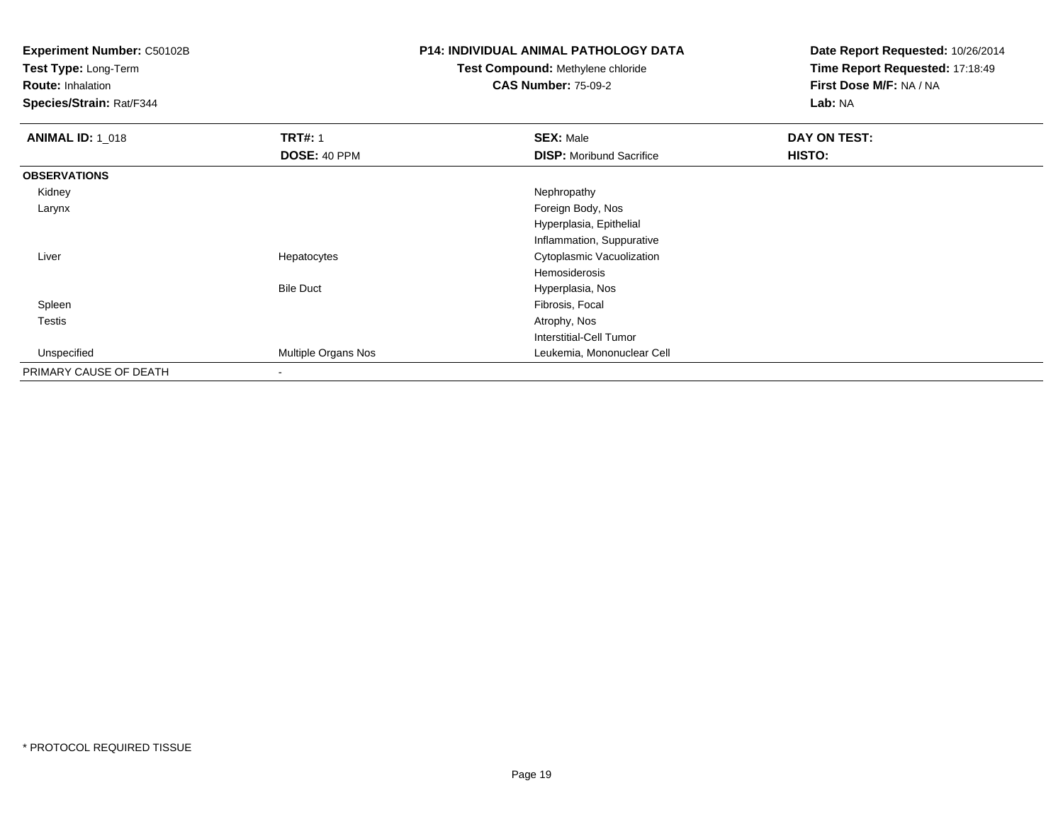**Experiment Number:** C50102B
**Test Type:** Long-Term
**Route:** Inhalation
**Species/Strain:** Rat/F344

**P14: INDIVIDUAL ANIMAL PATHOLOGY DATA**
**Test Compound:** Methylene chloride
**CAS Number:** 75-09-2

**Date Report Requested:** 10/26/2014
**Time Report Requested:** 17:18:49
**First Dose M/F:** NA / NA
**Lab:** NA

| **ANIMAL ID:** 1_018 | **TRT#:** 1 | **SEX:** Male | **DAY ON TEST:** |
|---|---|---|---|
| | **DOSE:** 40 PPM | **DISP:** Moribund Sacrifice | **HISTO:** |
| **OBSERVATIONS** | | | |
| Kidney | | Nephropathy | |
| Larynx | | Foreign Body, Nos | |
| | | Hyperplasia, Epithelial | |
| | | Inflammation, Suppurative | |
| Liver | Hepatocytes | Cytoplasmic Vacuolization | |
| | | Hemosiderosis | |
| | Bile Duct | Hyperplasia, Nos | |
| Spleen | | Fibrosis, Focal | |
| Testis | | Atrophy, Nos | |
| | | Interstitial-Cell Tumor | |
| Unspecified | Multiple Organs Nos | Leukemia, Mononuclear Cell | |
| PRIMARY CAUSE OF DEATH | - | | |

* PROTOCOL REQUIRED TISSUE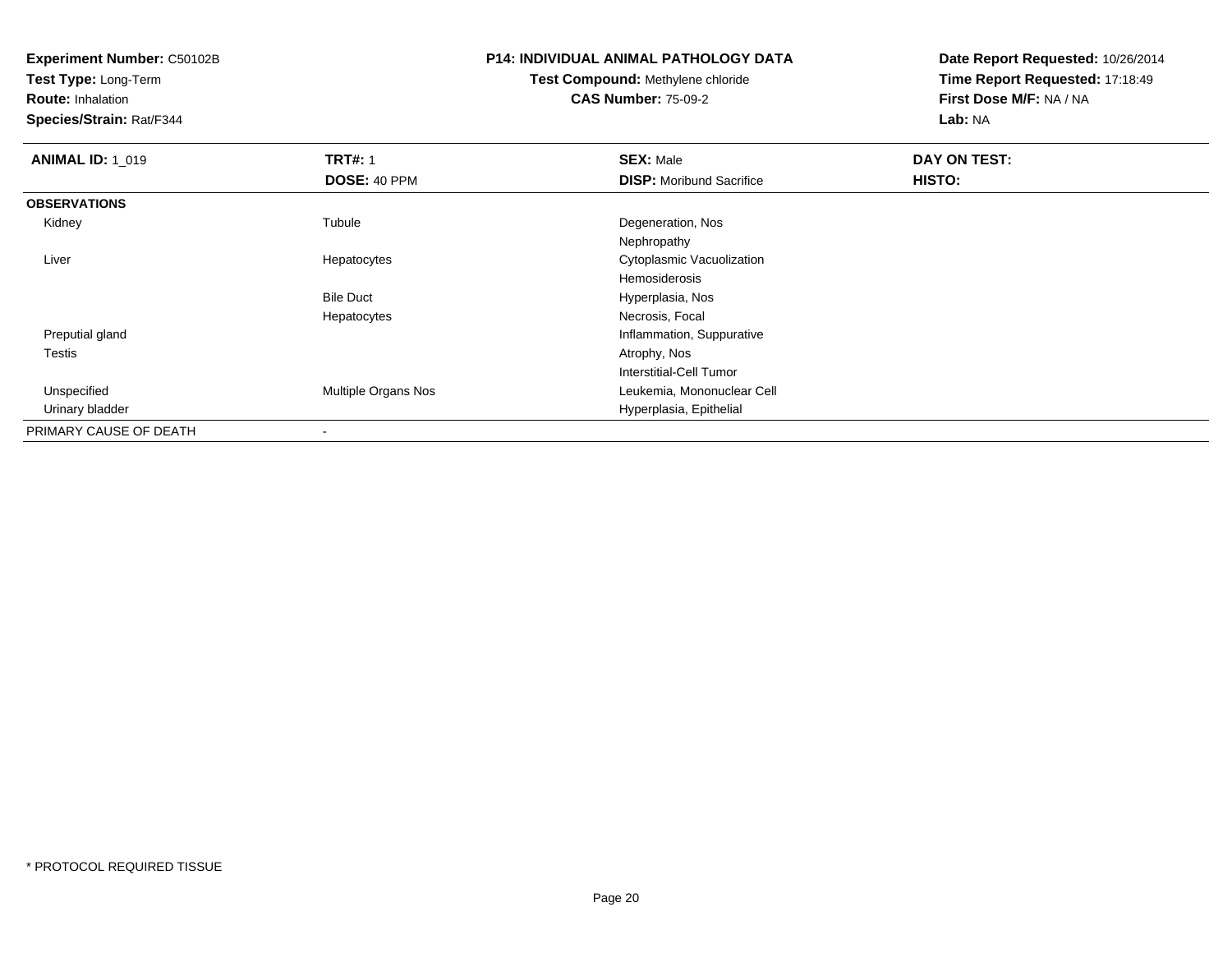**Experiment Number:** C50102B
**Test Type:** Long-Term
**Route:** Inhalation
**Species/Strain:** Rat/F344

**P14: INDIVIDUAL ANIMAL PATHOLOGY DATA**
**Test Compound:** Methylene chloride
**CAS Number:** 75-09-2

**Date Report Requested:** 10/26/2014
**Time Report Requested:** 17:18:49
**First Dose M/F:** NA / NA
**Lab:** NA

| **ANIMAL ID:** 1_019 | **TRT#:** 1 | **SEX:** Male | **DAY ON TEST:** |
|---|---|---|---|
| | **DOSE:** 40 PPM | **DISP:** Moribund Sacrifice | **HISTO:** |
| **OBSERVATIONS** | | | |
| Kidney | Tubule | Degeneration, Nos | |
| | | Nephropathy | |
| Liver | Hepatocytes | Cytoplasmic Vacuolization | |
| | | Hemosiderosis | |
| | Bile Duct | Hyperplasia, Nos | |
| | Hepatocytes | Necrosis, Focal | |
| Preputial gland | | Inflammation, Suppurative | |
| Testis | | Atrophy, Nos | |
| | | Interstitial-Cell Tumor | |
| Unspecified | Multiple Organs Nos | Leukemia, Mononuclear Cell | |
| Urinary bladder | | Hyperplasia, Epithelial | |
| PRIMARY CAUSE OF DEATH | - | | |

* PROTOCOL REQUIRED TISSUE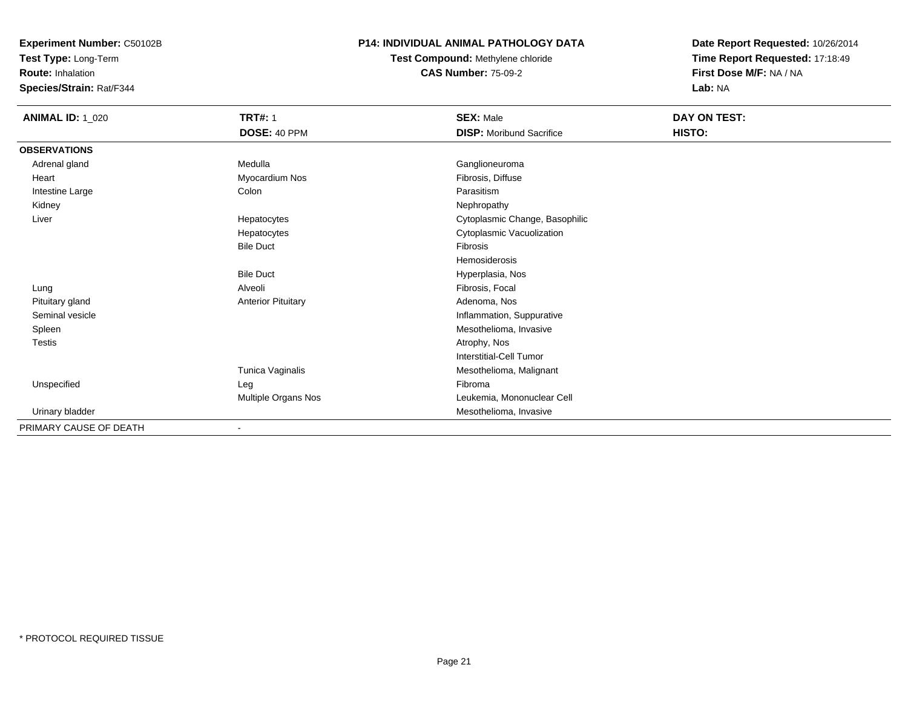**Experiment Number:** C50102B
**Test Type:** Long-Term
**Route:** Inhalation
**Species/Strain:** Rat/F344

**P14: INDIVIDUAL ANIMAL PATHOLOGY DATA**
**Test Compound:** Methylene chloride
**CAS Number:** 75-09-2

**Date Report Requested:** 10/26/2014
**Time Report Requested:** 17:18:49
**First Dose M/F:** NA / NA
**Lab:** NA

| **ANIMAL ID:** 1_020 | **TRT#:** 1 | **SEX:** Male | **DAY ON TEST:** |
|---|---|---|---|
| | **DOSE:** 40 PPM | **DISP:** Moribund Sacrifice | **HISTO:** |
| **OBSERVATIONS** | | | |
| Adrenal gland | Medulla | Ganglioneuroma | |
| Heart | Myocardium Nos | Fibrosis, Diffuse | |
| Intestine Large | Colon | Parasitism | |
| Kidney | | Nephropathy | |
| Liver | Hepatocytes | Cytoplasmic Change, Basophilic | |
| | Hepatocytes | Cytoplasmic Vacuolization | |
| | Bile Duct | Fibrosis | |
| | | Hemosiderosis | |
| | Bile Duct | Hyperplasia, Nos | |
| Lung | Alveoli | Fibrosis, Focal | |
| Pituitary gland | Anterior Pituitary | Adenoma, Nos | |
| Seminal vesicle | | Inflammation, Suppurative | |
| Spleen | | Mesothelioma, Invasive | |
| Testis | | Atrophy, Nos | |
| | | Interstitial-Cell Tumor | |
| | Tunica Vaginalis | Mesothelioma, Malignant | |
| Unspecified | Leg | Fibroma | |
| | Multiple Organs Nos | Leukemia, Mononuclear Cell | |
| Urinary bladder | | Mesothelioma, Invasive | |
| PRIMARY CAUSE OF DEATH | - | | |

* PROTOCOL REQUIRED TISSUE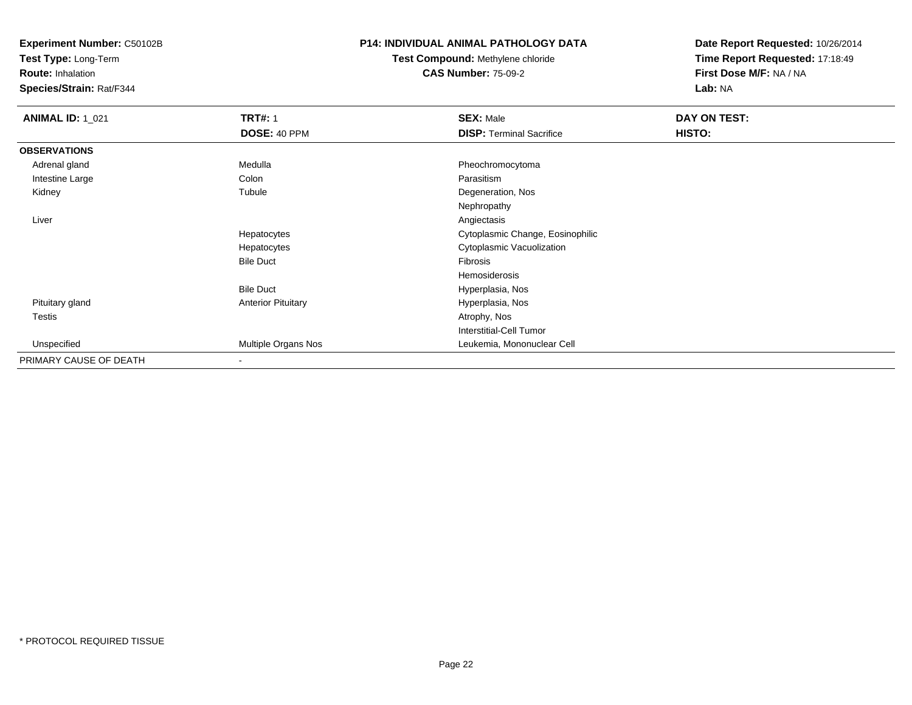**Experiment Number:** C50102B
**Test Type:** Long-Term
**Route:** Inhalation
**Species/Strain:** Rat/F344

**P14: INDIVIDUAL ANIMAL PATHOLOGY DATA**
**Test Compound:** Methylene chloride
**CAS Number:** 75-09-2

**Date Report Requested:** 10/26/2014
**Time Report Requested:** 17:18:49
**First Dose M/F:** NA / NA
**Lab:** NA

| **ANIMAL ID:** 1_021 | **TRT#:** 1 | **SEX:** Male | **DAY ON TEST:** |
|---|---|---|---|
| | **DOSE:** 40 PPM | **DISP:** Terminal Sacrifice | **HISTO:** |
| **OBSERVATIONS** | | | |
| Adrenal gland | Medulla | Pheochromocytoma | |
| Intestine Large | Colon | Parasitism | |
| Kidney | Tubule | Degeneration, Nos | |
| | | Nephropathy | |
| Liver | | Angiectasis | |
| | Hepatocytes | Cytoplasmic Change, Eosinophilic | |
| | Hepatocytes | Cytoplasmic Vacuolization | |
| | Bile Duct | Fibrosis | |
| | | Hemosiderosis | |
| | Bile Duct | Hyperplasia, Nos | |
| Pituitary gland | Anterior Pituitary | Hyperplasia, Nos | |
| Testis | | Atrophy, Nos | |
| | | Interstitial-Cell Tumor | |
| Unspecified | Multiple Organs Nos | Leukemia, Mononuclear Cell | |
| PRIMARY CAUSE OF DEATH | - | | |

* PROTOCOL REQUIRED TISSUE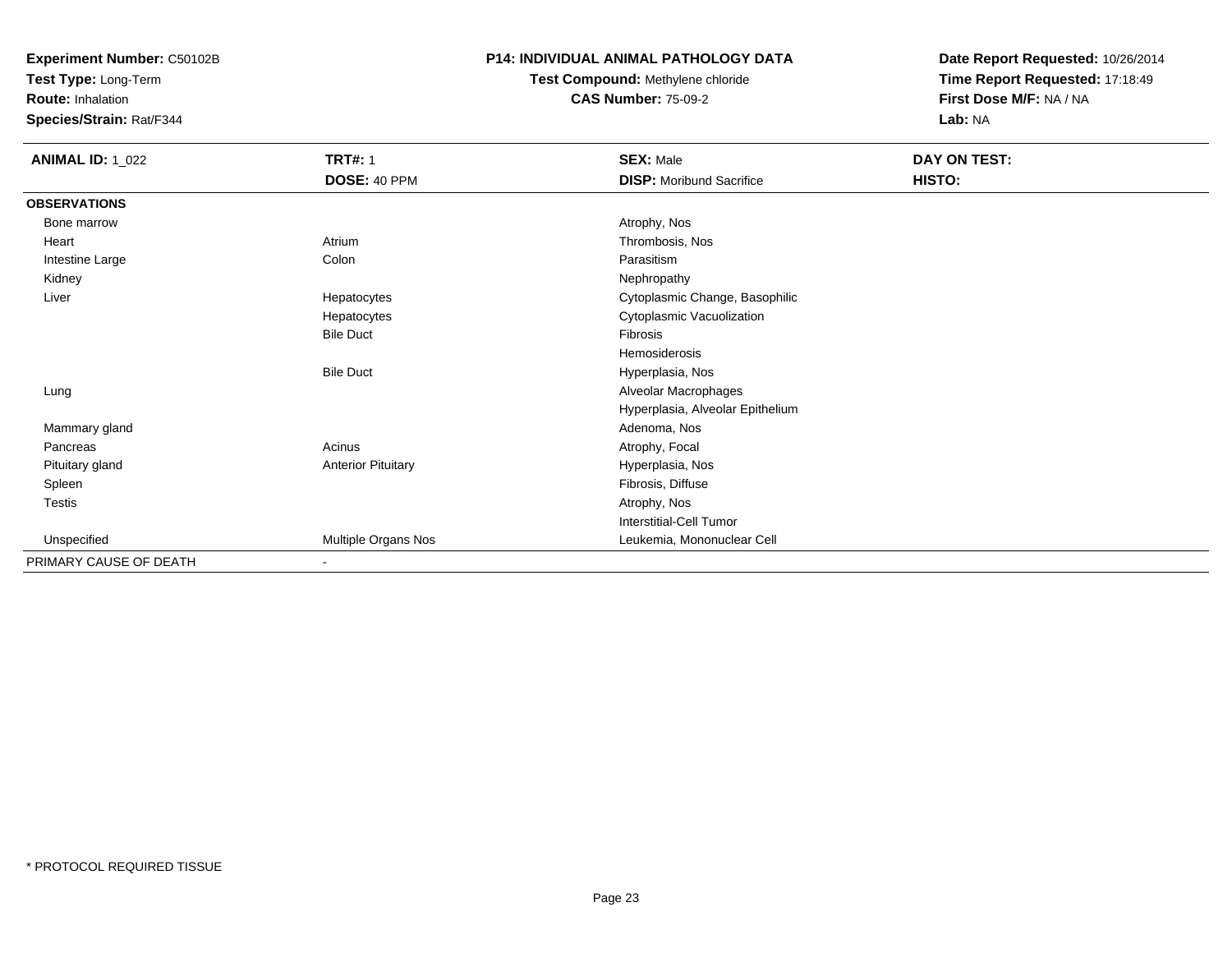**Experiment Number:** C50102B
**Test Type:** Long-Term
**Route:** Inhalation
**Species/Strain:** Rat/F344

**P14: INDIVIDUAL ANIMAL PATHOLOGY DATA**
**Test Compound:** Methylene chloride
**CAS Number:** 75-09-2

**Date Report Requested:** 10/26/2014
**Time Report Requested:** 17:18:49
**First Dose M/F:** NA / NA
**Lab:** NA

| **ANIMAL ID:** 1_022 | **TRT#:** 1 | **SEX:** Male | **DAY ON TEST:** |
|---|---|---|---|
| | **DOSE:** 40 PPM | **DISP:** Moribund Sacrifice | **HISTO:** |
| **OBSERVATIONS** | | | |
| Bone marrow | | Atrophy, Nos | |
| Heart | Atrium | Thrombosis, Nos | |
| Intestine Large | Colon | Parasitism | |
| Kidney | | Nephropathy | |
| Liver | Hepatocytes | Cytoplasmic Change, Basophilic | |
| | Hepatocytes | Cytoplasmic Vacuolization | |
| | Bile Duct | Fibrosis | |
| | | Hemosiderosis | |
| | Bile Duct | Hyperplasia, Nos | |
| Lung | | Alveolar Macrophages | |
| | | Hyperplasia, Alveolar Epithelium | |
| Mammary gland | | Adenoma, Nos | |
| Pancreas | Acinus | Atrophy, Focal | |
| Pituitary gland | Anterior Pituitary | Hyperplasia, Nos | |
| Spleen | | Fibrosis, Diffuse | |
| Testis | | Atrophy, Nos | |
| | | Interstitial-Cell Tumor | |
| Unspecified | Multiple Organs Nos | Leukemia, Mononuclear Cell | |
| PRIMARY CAUSE OF DEATH | - | | |

* PROTOCOL REQUIRED TISSUE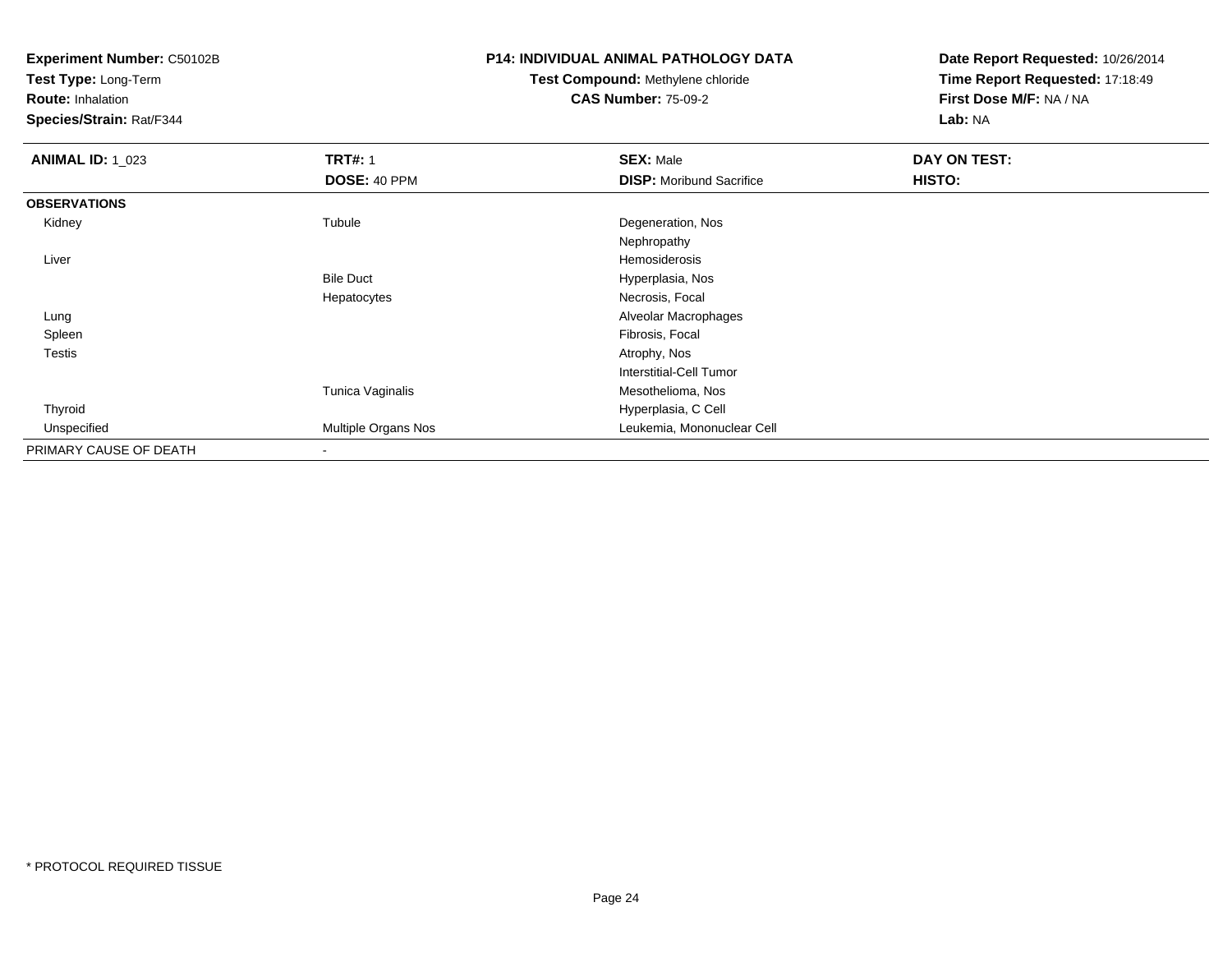**Experiment Number:** C50102B
**Test Type:** Long-Term
**Route:** Inhalation
**Species/Strain:** Rat/F344

**P14: INDIVIDUAL ANIMAL PATHOLOGY DATA**
**Test Compound:** Methylene chloride
**CAS Number:** 75-09-2

**Date Report Requested:** 10/26/2014
**Time Report Requested:** 17:18:49
**First Dose M/F:** NA / NA
**Lab:** NA

| **ANIMAL ID:** 1_023 | **TRT#:** 1 | **SEX:** Male | **DAY ON TEST:** |
|---|---|---|---|
| | **DOSE:** 40 PPM | **DISP:** Moribund Sacrifice | **HISTO:** |
| **OBSERVATIONS** | | | |
| Kidney | Tubule | Degeneration, Nos | |
| | | Nephropathy | |
| Liver | | Hemosiderosis | |
| | Bile Duct | Hyperplasia, Nos | |
| | Hepatocytes | Necrosis, Focal | |
| Lung | | Alveolar Macrophages | |
| Spleen | | Fibrosis, Focal | |
| Testis | | Atrophy, Nos | |
| | | Interstitial-Cell Tumor | |
| | Tunica Vaginalis | Mesothelioma, Nos | |
| Thyroid | | Hyperplasia, C Cell | |
| Unspecified | Multiple Organs Nos | Leukemia, Mononuclear Cell | |
| PRIMARY CAUSE OF DEATH | - | | |

* PROTOCOL REQUIRED TISSUE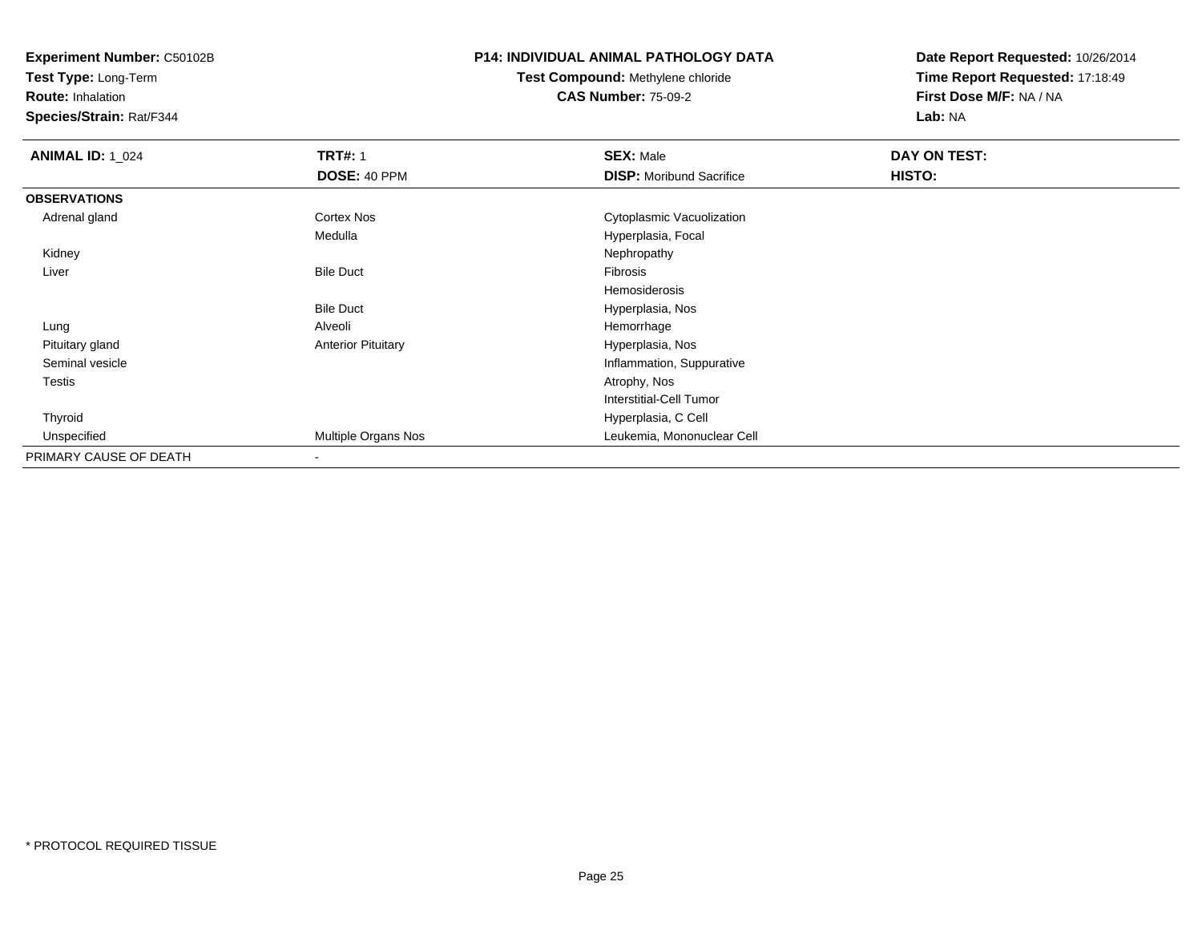**Experiment Number:** C50102B
**Test Type:** Long-Term
**Route:** Inhalation
**Species/Strain:** Rat/F344

**P14: INDIVIDUAL ANIMAL PATHOLOGY DATA**
**Test Compound:** Methylene chloride
**CAS Number:** 75-09-2

**Date Report Requested:** 10/26/2014
**Time Report Requested:** 17:18:49
**First Dose M/F:** NA / NA
**Lab:** NA

| **ANIMAL ID:** 1_024 | **TRT#:** 1 | **SEX:** Male | **DAY ON TEST:** |
|---|---|---|---|
| | **DOSE:** 40 PPM | **DISP:** Moribund Sacrifice | **HISTO:** |
| **OBSERVATIONS** | | | |
| Adrenal gland | Cortex Nos | Cytoplasmic Vacuolization | |
| | Medulla | Hyperplasia, Focal | |
| Kidney | | Nephropathy | |
| Liver | Bile Duct | Fibrosis | |
| | | Hemosiderosis | |
| | Bile Duct | Hyperplasia, Nos | |
| Lung | Alveoli | Hemorrhage | |
| Pituitary gland | Anterior Pituitary | Hyperplasia, Nos | |
| Seminal vesicle | | Inflammation, Suppurative | |
| Testis | | Atrophy, Nos | |
| | | Interstitial-Cell Tumor | |
| Thyroid | | Hyperplasia, C Cell | |
| Unspecified | Multiple Organs Nos | Leukemia, Mononuclear Cell | |
| PRIMARY CAUSE OF DEATH | - | | |

* PROTOCOL REQUIRED TISSUE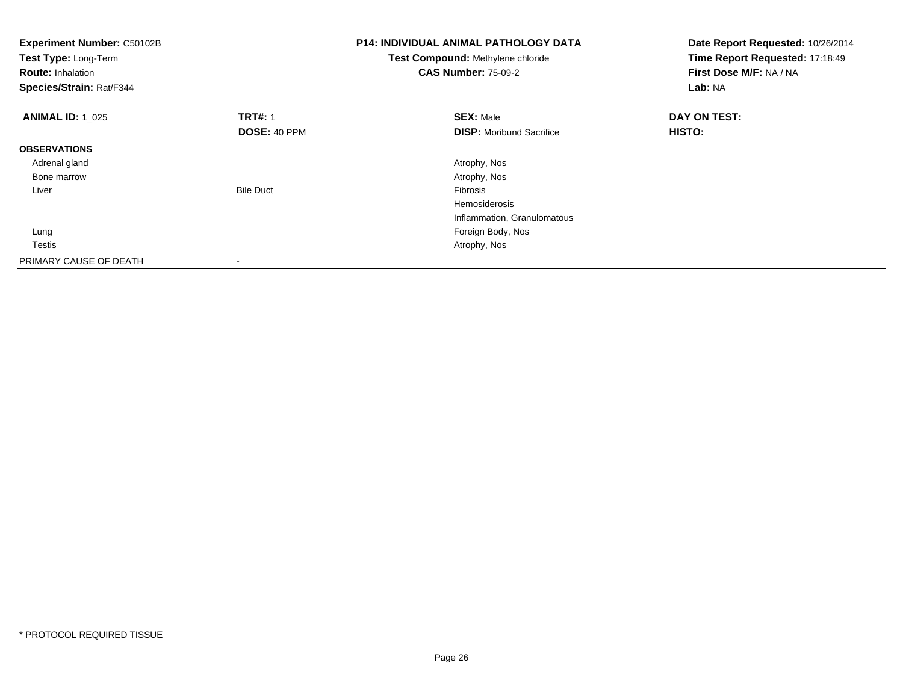**Experiment Number:** C50102B
**Test Type:** Long-Term
**Route:** Inhalation
**Species/Strain:** Rat/F344

**P14: INDIVIDUAL ANIMAL PATHOLOGY DATA**
**Test Compound:** Methylene chloride
**CAS Number:** 75-09-2

**Date Report Requested:** 10/26/2014
**Time Report Requested:** 17:18:49
**First Dose M/F:** NA / NA
**Lab:** NA

| **ANIMAL ID:** 1_025 | **TRT#:** 1 | **SEX:** Male | **DAY ON TEST:** |
|---|---|---|---|
| | **DOSE:** 40 PPM | **DISP:** Moribund Sacrifice | **HISTO:** |
| **OBSERVATIONS** | | | |
| Adrenal gland | | Atrophy, Nos | |
| Bone marrow | | Atrophy, Nos | |
| Liver | Bile Duct | Fibrosis | |
| | | Hemosiderosis | |
| | | Inflammation, Granulomatous | |
| Lung | | Foreign Body, Nos | |
| Testis | | Atrophy, Nos | |
| PRIMARY CAUSE OF DEATH | - | | |

* PROTOCOL REQUIRED TISSUE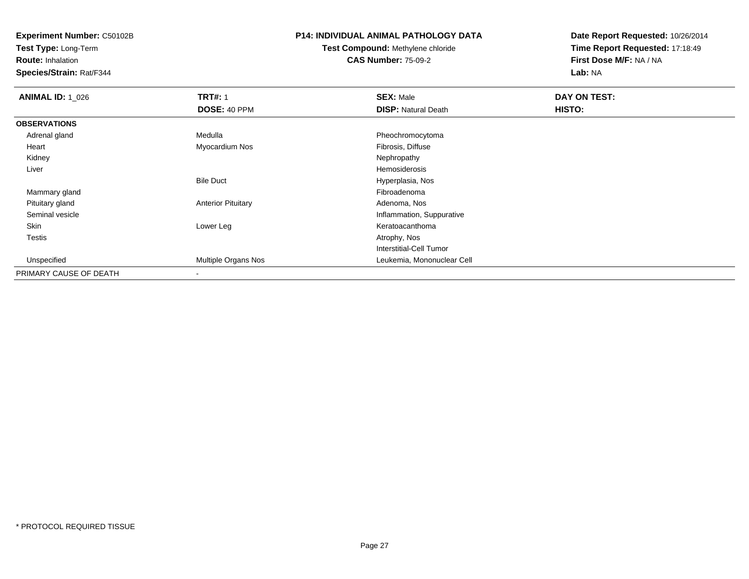**Experiment Number:** C50102B
**Test Type:** Long-Term
**Route:** Inhalation
**Species/Strain:** Rat/F344

**P14: INDIVIDUAL ANIMAL PATHOLOGY DATA**
**Test Compound:** Methylene chloride
**CAS Number:** 75-09-2

**Date Report Requested:** 10/26/2014
**Time Report Requested:** 17:18:49
**First Dose M/F:** NA / NA
**Lab:** NA

| **ANIMAL ID:** 1_026 | **TRT#:** 1 | **SEX:** Male | **DAY ON TEST:** |
|---|---|---|---|
| | **DOSE:** 40 PPM | **DISP:** Natural Death | **HISTO:** |
| **OBSERVATIONS** | | | |
| Adrenal gland | Medulla | Pheochromocytoma | |
| Heart | Myocardium Nos | Fibrosis, Diffuse | |
| Kidney | | Nephropathy | |
| Liver | | Hemosiderosis | |
| | Bile Duct | Hyperplasia, Nos | |
| Mammary gland | | Fibroadenoma | |
| Pituitary gland | Anterior Pituitary | Adenoma, Nos | |
| Seminal vesicle | | Inflammation, Suppurative | |
| Skin | Lower Leg | Keratoacanthoma | |
| Testis | | Atrophy, Nos | |
| | | Interstitial-Cell Tumor | |
| Unspecified | Multiple Organs Nos | Leukemia, Mononuclear Cell | |
| PRIMARY CAUSE OF DEATH | - | | |

* PROTOCOL REQUIRED TISSUE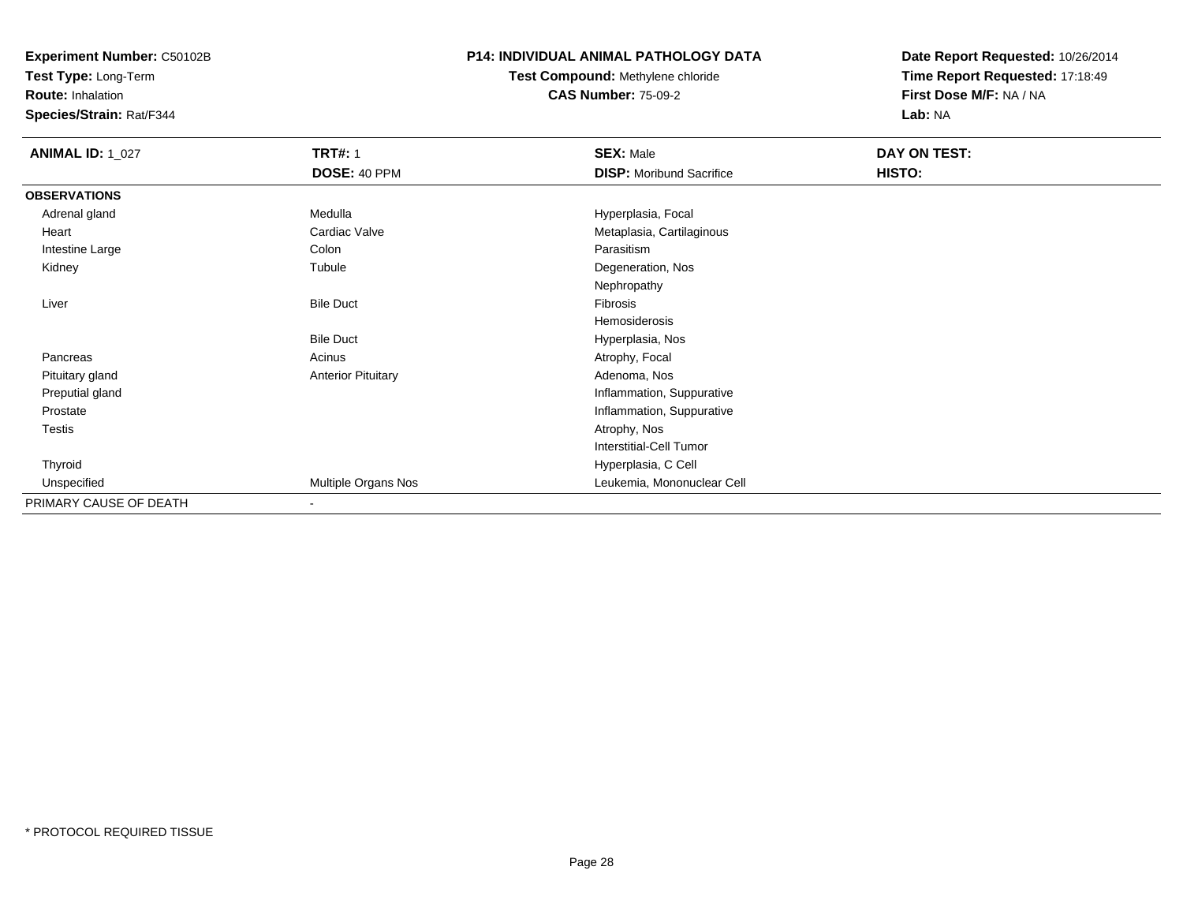**Experiment Number:** C50102B
**Test Type:** Long-Term
**Route:** Inhalation
**Species/Strain:** Rat/F344

**P14: INDIVIDUAL ANIMAL PATHOLOGY DATA**
**Test Compound:** Methylene chloride
**CAS Number:** 75-09-2

**Date Report Requested:** 10/26/2014
**Time Report Requested:** 17:18:49
**First Dose M/F:** NA / NA
**Lab:** NA

| **ANIMAL ID:** 1_027 | **TRT#:** 1 | **SEX:** Male | **DAY ON TEST:** |
|---|---|---|---|
| | **DOSE:** 40 PPM | **DISP:** Moribund Sacrifice | **HISTO:** |
| **OBSERVATIONS** | | | |
| Adrenal gland | Medulla | Hyperplasia, Focal | |
| Heart | Cardiac Valve | Metaplasia, Cartilaginous | |
| Intestine Large | Colon | Parasitism | |
| Kidney | Tubule | Degeneration, Nos | |
| | | Nephropathy | |
| Liver | Bile Duct | Fibrosis | |
| | | Hemosiderosis | |
| | Bile Duct | Hyperplasia, Nos | |
| Pancreas | Acinus | Atrophy, Focal | |
| Pituitary gland | Anterior Pituitary | Adenoma, Nos | |
| Preputial gland | | Inflammation, Suppurative | |
| Prostate | | Inflammation, Suppurative | |
| Testis | | Atrophy, Nos | |
| | | Interstitial-Cell Tumor | |
| Thyroid | | Hyperplasia, C Cell | |
| Unspecified | Multiple Organs Nos | Leukemia, Mononuclear Cell | |
| PRIMARY CAUSE OF DEATH | - | | |

* PROTOCOL REQUIRED TISSUE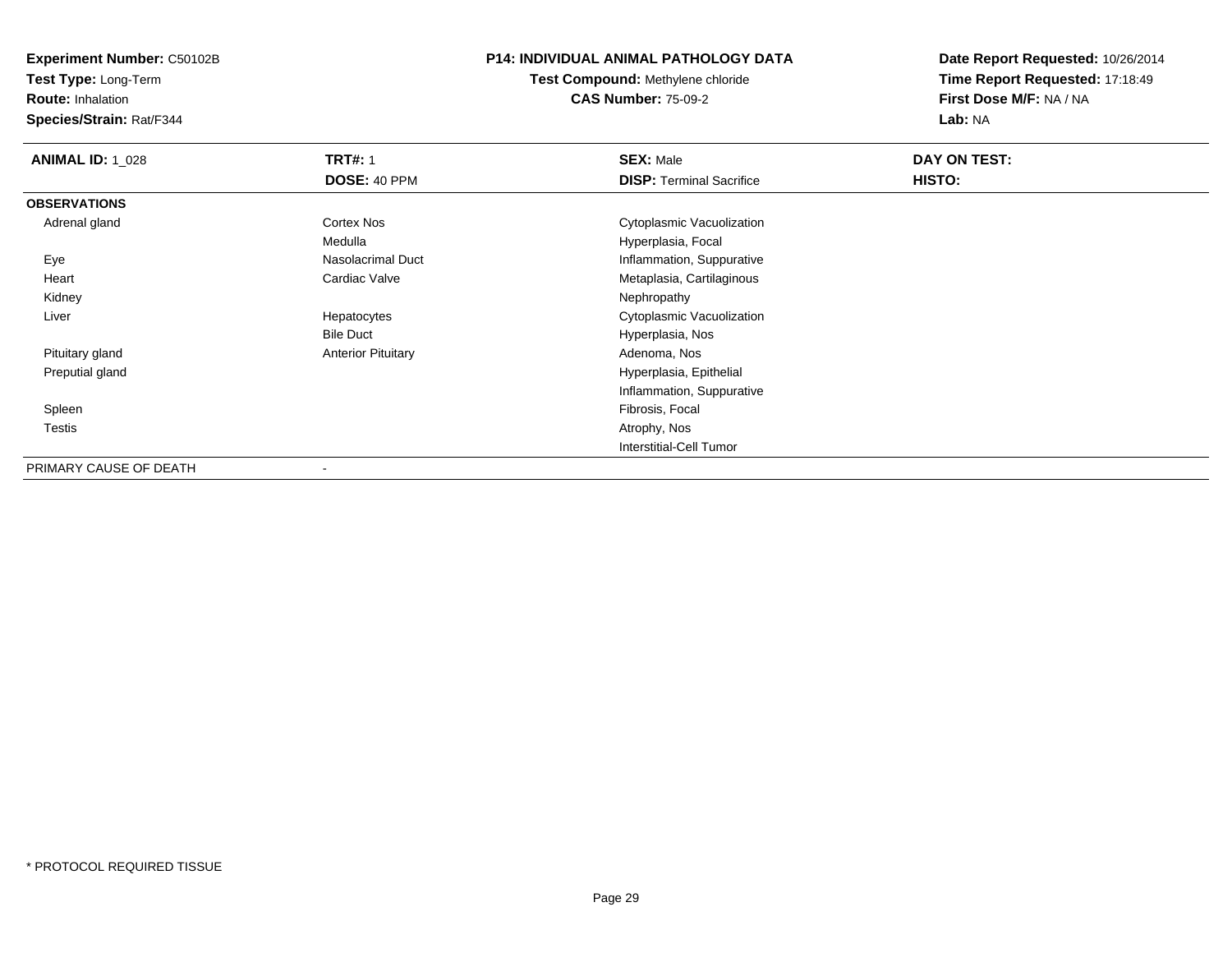**Experiment Number:** C50102B
**Test Type:** Long-Term
**Route:** Inhalation
**Species/Strain:** Rat/F344

**P14: INDIVIDUAL ANIMAL PATHOLOGY DATA**
**Test Compound:** Methylene chloride
**CAS Number:** 75-09-2

**Date Report Requested:** 10/26/2014
**Time Report Requested:** 17:18:49
**First Dose M/F:** NA / NA
**Lab:** NA

| **ANIMAL ID:** 1_028 | **TRT#:** 1 | **SEX:** Male | **DAY ON TEST:** |
|---|---|---|---|
| | **DOSE:** 40 PPM | **DISP:** Terminal Sacrifice | **HISTO:** |
| **OBSERVATIONS** | | | |
| Adrenal gland | Cortex Nos | Cytoplasmic Vacuolization | |
| | Medulla | Hyperplasia, Focal | |
| Eye | Nasolacrimal Duct | Inflammation, Suppurative | |
| Heart | Cardiac Valve | Metaplasia, Cartilaginous | |
| Kidney | | Nephropathy | |
| Liver | Hepatocytes | Cytoplasmic Vacuolization | |
| | Bile Duct | Hyperplasia, Nos | |
| Pituitary gland | Anterior Pituitary | Adenoma, Nos | |
| Preputial gland | | Hyperplasia, Epithelial | |
| | | Inflammation, Suppurative | |
| Spleen | | Fibrosis, Focal | |
| Testis | | Atrophy, Nos | |
| | | Interstitial-Cell Tumor | |
| PRIMARY CAUSE OF DEATH | - | | |

\* PROTOCOL REQUIRED TISSUE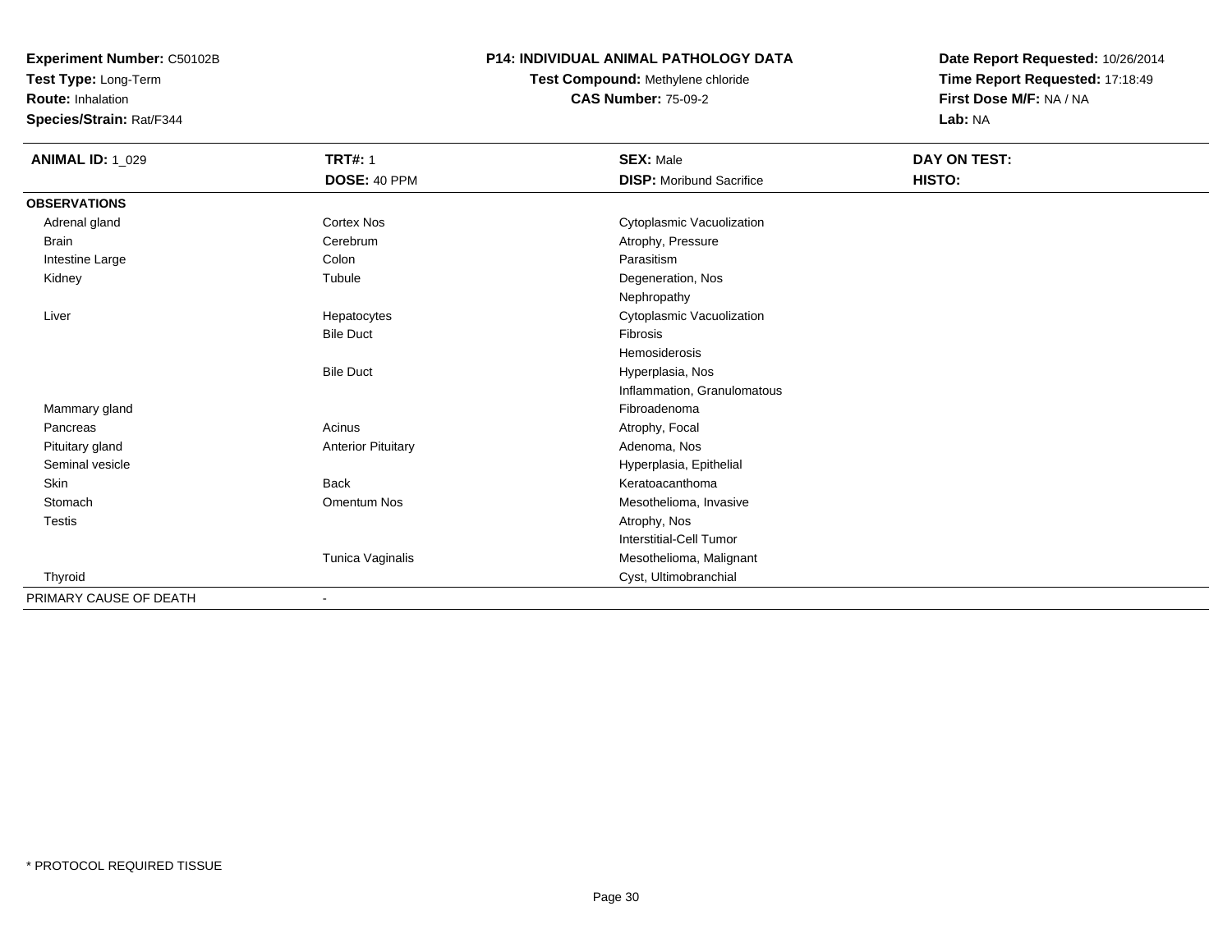**Experiment Number:** C50102B
**Test Type:** Long-Term
**Route:** Inhalation
**Species/Strain:** Rat/F344

**P14: INDIVIDUAL ANIMAL PATHOLOGY DATA**
**Test Compound:** Methylene chloride
**CAS Number:** 75-09-2

**Date Report Requested:** 10/26/2014
**Time Report Requested:** 17:18:49
**First Dose M/F:** NA / NA
**Lab:** NA

| **ANIMAL ID:** 1_029 | **TRT#:** 1 | **SEX:** Male | **DAY ON TEST:** |
|---|---|---|---|
| | **DOSE:** 40 PPM | **DISP:** Moribund Sacrifice | **HISTO:** |
| **OBSERVATIONS** | | | |
| Adrenal gland | Cortex Nos | Cytoplasmic Vacuolization | |
| Brain | Cerebrum | Atrophy, Pressure | |
| Intestine Large | Colon | Parasitism | |
| Kidney | Tubule | Degeneration, Nos | |
| | | Nephropathy | |
| Liver | Hepatocytes | Cytoplasmic Vacuolization | |
| | Bile Duct | Fibrosis | |
| | | Hemosiderosis | |
| | Bile Duct | Hyperplasia, Nos | |
| | | Inflammation, Granulomatous | |
| Mammary gland | | Fibroadenoma | |
| Pancreas | Acinus | Atrophy, Focal | |
| Pituitary gland | Anterior Pituitary | Adenoma, Nos | |
| Seminal vesicle | | Hyperplasia, Epithelial | |
| Skin | Back | Keratoacanthoma | |
| Stomach | Omentum Nos | Mesothelioma, Invasive | |
| Testis | | Atrophy, Nos | |
| | | Interstitial-Cell Tumor | |
| | Tunica Vaginalis | Mesothelioma, Malignant | |
| Thyroid | | Cyst, Ultimobranchial | |
| PRIMARY CAUSE OF DEATH | - | | |

\* PROTOCOL REQUIRED TISSUE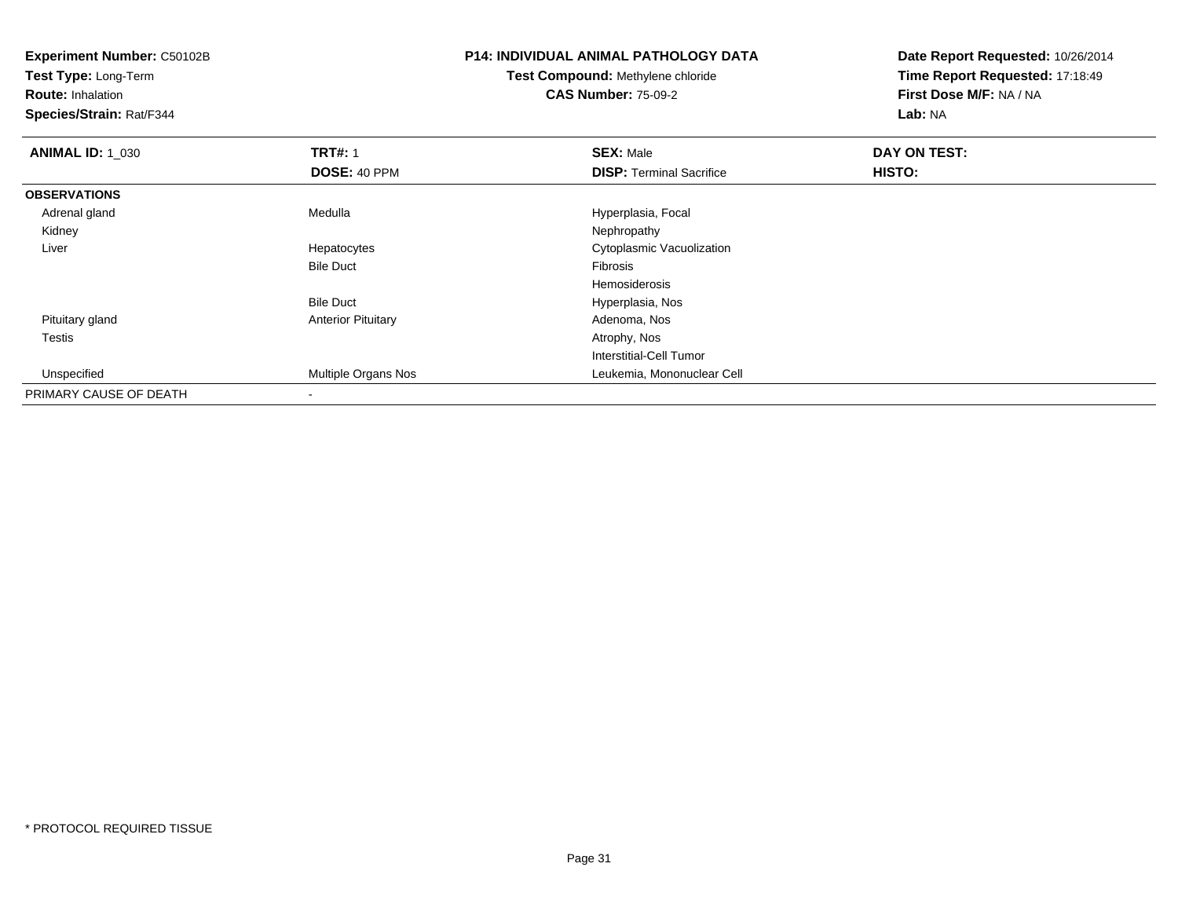**Experiment Number:** C50102B
**Test Type:** Long-Term
**Route:** Inhalation
**Species/Strain:** Rat/F344

**P14: INDIVIDUAL ANIMAL PATHOLOGY DATA**
**Test Compound:** Methylene chloride
**CAS Number:** 75-09-2

**Date Report Requested:** 10/26/2014
**Time Report Requested:** 17:18:49
**First Dose M/F:** NA / NA
**Lab:** NA

| **ANIMAL ID:** 1_030 | **TRT#:** 1 | **SEX:** Male | **DAY ON TEST:** |
|---|---|---|---|
| | **DOSE:** 40 PPM | **DISP:** Terminal Sacrifice | **HISTO:** |
| **OBSERVATIONS** | | | |
| Adrenal gland | Medulla | Hyperplasia, Focal | |
| Kidney | | Nephropathy | |
| Liver | Hepatocytes | Cytoplasmic Vacuolization | |
| | Bile Duct | Fibrosis | |
| | | Hemosiderosis | |
| | Bile Duct | Hyperplasia, Nos | |
| Pituitary gland | Anterior Pituitary | Adenoma, Nos | |
| Testis | | Atrophy, Nos | |
| | | Interstitial-Cell Tumor | |
| Unspecified | Multiple Organs Nos | Leukemia, Mononuclear Cell | |
| PRIMARY CAUSE OF DEATH | - | | |

* PROTOCOL REQUIRED TISSUE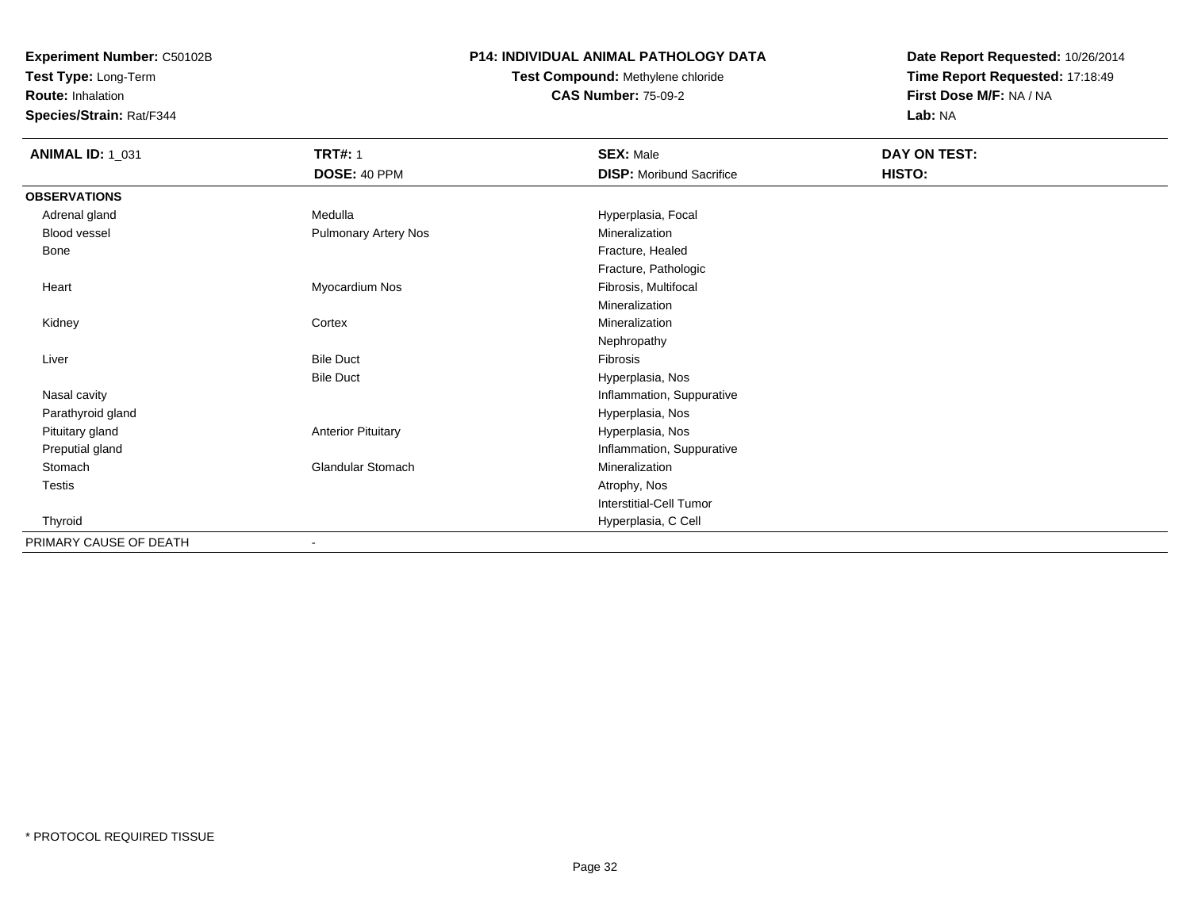**Experiment Number:** C50102B
**Test Type:** Long-Term
**Route:** Inhalation
**Species/Strain:** Rat/F344

**P14: INDIVIDUAL ANIMAL PATHOLOGY DATA**
**Test Compound:** Methylene chloride
**CAS Number:** 75-09-2

**Date Report Requested:** 10/26/2014
**Time Report Requested:** 17:18:49
**First Dose M/F:** NA / NA
**Lab:** NA

| **ANIMAL ID:** 1_031 | **TRT#:** 1 | **SEX:** Male | **DAY ON TEST:** |
|---|---|---|---|
| | **DOSE:** 40 PPM | **DISP:** Moribund Sacrifice | **HISTO:** |
| **OBSERVATIONS** | | | |
| Adrenal gland | Medulla | Hyperplasia, Focal | |
| Blood vessel | Pulmonary Artery Nos | Mineralization | |
| Bone | | Fracture, Healed | |
| | | Fracture, Pathologic | |
| Heart | Myocardium Nos | Fibrosis, Multifocal | |
| | | Mineralization | |
| Kidney | Cortex | Mineralization | |
| | | Nephropathy | |
| Liver | Bile Duct | Fibrosis | |
| | Bile Duct | Hyperplasia, Nos | |
| Nasal cavity | | Inflammation, Suppurative | |
| Parathyroid gland | | Hyperplasia, Nos | |
| Pituitary gland | Anterior Pituitary | Hyperplasia, Nos | |
| Preputial gland | | Inflammation, Suppurative | |
| Stomach | Glandular Stomach | Mineralization | |
| Testis | | Atrophy, Nos | |
| | | Interstitial-Cell Tumor | |
| Thyroid | | Hyperplasia, C Cell | |
| PRIMARY CAUSE OF DEATH | - | | |

* PROTOCOL REQUIRED TISSUE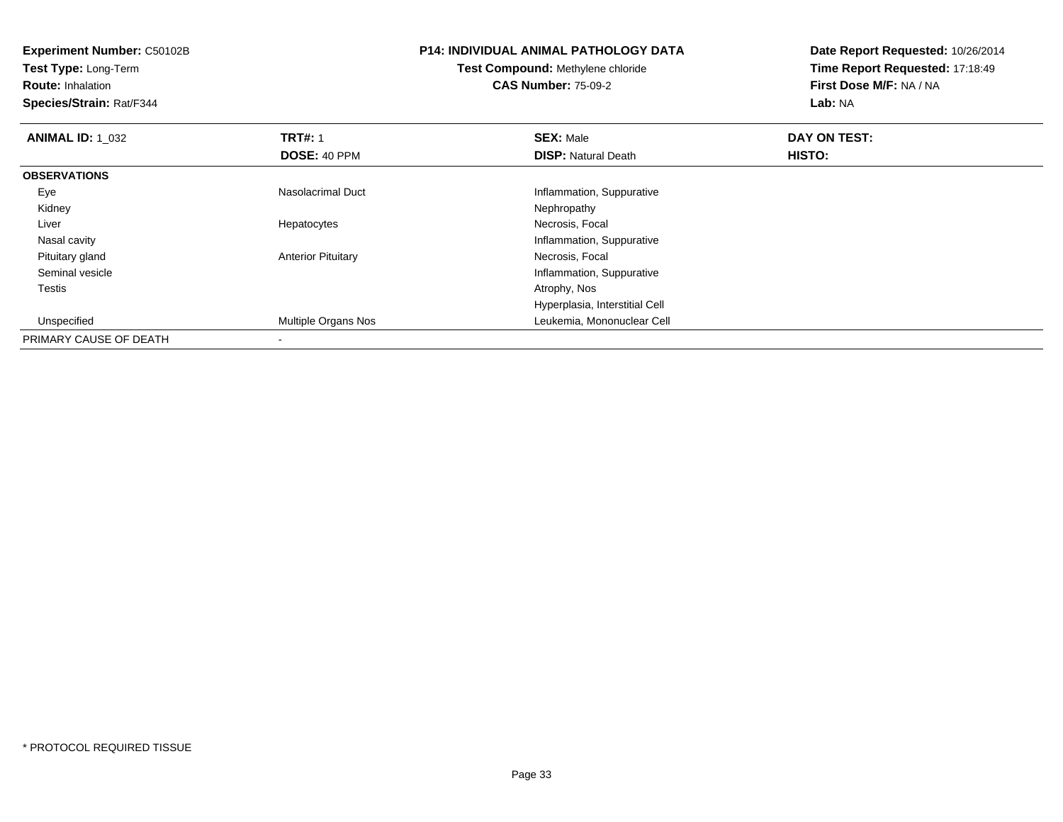**Experiment Number:** C50102B
**Test Type:** Long-Term
**Route:** Inhalation
**Species/Strain:** Rat/F344

**P14: INDIVIDUAL ANIMAL PATHOLOGY DATA**
**Test Compound:** Methylene chloride
**CAS Number:** 75-09-2

**Date Report Requested:** 10/26/2014
**Time Report Requested:** 17:18:49
**First Dose M/F:** NA / NA
**Lab:** NA

| **ANIMAL ID:** 1_032 | **TRT#:** 1 | **SEX:** Male | **DAY ON TEST:** |
|---|---|---|---|
| | **DOSE:** 40 PPM | **DISP:** Natural Death | **HISTO:** |
| **OBSERVATIONS** | | | |
| Eye | Nasolacrimal Duct | Inflammation, Suppurative | |
| Kidney | | Nephropathy | |
| Liver | Hepatocytes | Necrosis, Focal | |
| Nasal cavity | | Inflammation, Suppurative | |
| Pituitary gland | Anterior Pituitary | Necrosis, Focal | |
| Seminal vesicle | | Inflammation, Suppurative | |
| Testis | | Atrophy, Nos | |
| | | Hyperplasia, Interstitial Cell | |
| Unspecified | Multiple Organs Nos | Leukemia, Mononuclear Cell | |
| PRIMARY CAUSE OF DEATH | - | | |

* PROTOCOL REQUIRED TISSUE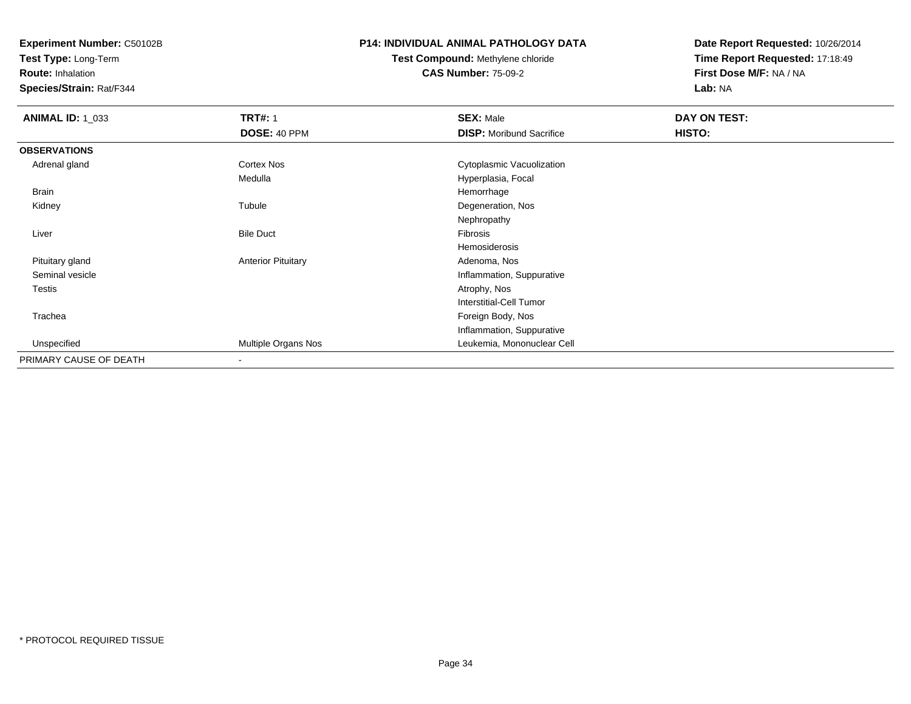**Experiment Number:** C50102B
**Test Type:** Long-Term
**Route:** Inhalation
**Species/Strain:** Rat/F344

**P14: INDIVIDUAL ANIMAL PATHOLOGY DATA**
**Test Compound:** Methylene chloride
**CAS Number:** 75-09-2

**Date Report Requested:** 10/26/2014
**Time Report Requested:** 17:18:49
**First Dose M/F:** NA / NA
**Lab:** NA

| **ANIMAL ID:** 1_033 | **TRT#:** 1 | **SEX:** Male | **DAY ON TEST:** |
|---|---|---|---|
| | **DOSE:** 40 PPM | **DISP:** Moribund Sacrifice | **HISTO:** |
| **OBSERVATIONS** | | | |
| Adrenal gland | Cortex Nos | Cytoplasmic Vacuolization | |
| | Medulla | Hyperplasia, Focal | |
| Brain | | Hemorrhage | |
| Kidney | Tubule | Degeneration, Nos | |
| | | Nephropathy | |
| Liver | Bile Duct | Fibrosis | |
| | | Hemosiderosis | |
| Pituitary gland | Anterior Pituitary | Adenoma, Nos | |
| Seminal vesicle | | Inflammation, Suppurative | |
| Testis | | Atrophy, Nos | |
| | | Interstitial-Cell Tumor | |
| Trachea | | Foreign Body, Nos | |
| | | Inflammation, Suppurative | |
| Unspecified | Multiple Organs Nos | Leukemia, Mononuclear Cell | |
| PRIMARY CAUSE OF DEATH | - | | |

* PROTOCOL REQUIRED TISSUE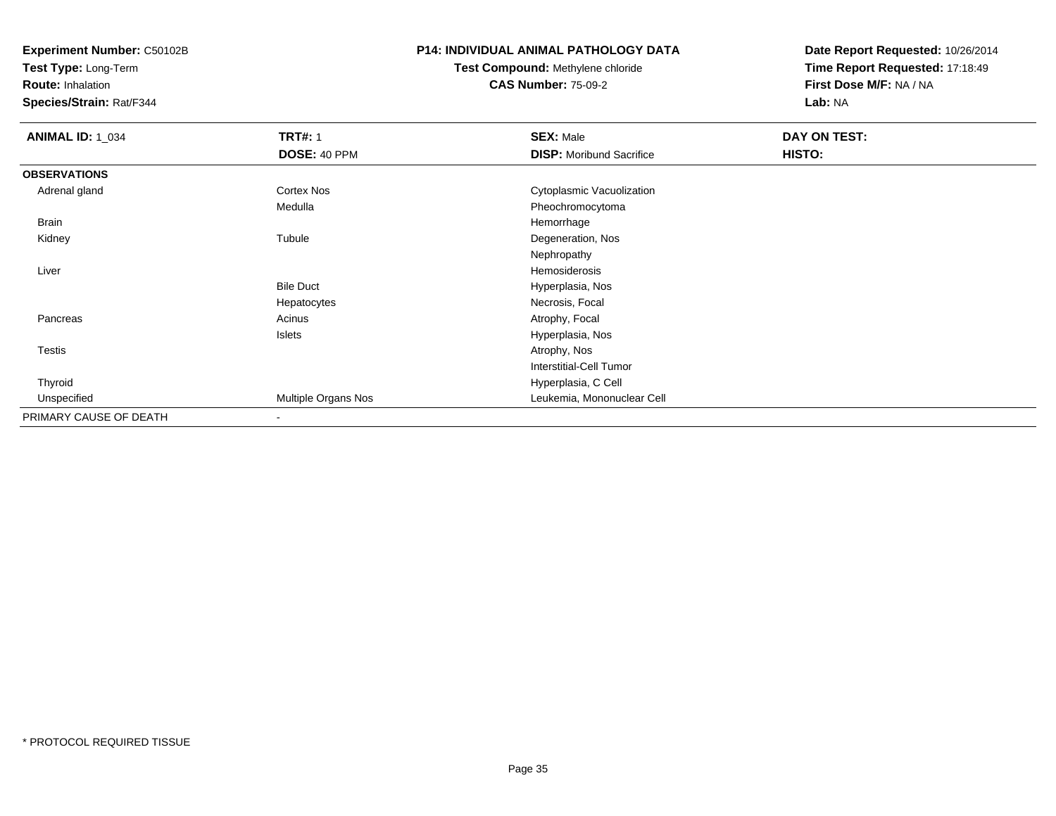**Experiment Number:** C50102B
**Test Type:** Long-Term
**Route:** Inhalation
**Species/Strain:** Rat/F344

**P14: INDIVIDUAL ANIMAL PATHOLOGY DATA**
**Test Compound:** Methylene chloride
**CAS Number:** 75-09-2

**Date Report Requested:** 10/26/2014
**Time Report Requested:** 17:18:49
**First Dose M/F:** NA / NA
**Lab:** NA

| **ANIMAL ID:** 1_034 | **TRT#:** 1 | **SEX:** Male | **DAY ON TEST:** |
|---|---|---|---|
| | **DOSE:** 40 PPM | **DISP:** Moribund Sacrifice | **HISTO:** |
| **OBSERVATIONS** | | | |
| Adrenal gland | Cortex Nos | Cytoplasmic Vacuolization | |
| | Medulla | Pheochromocytoma | |
| Brain | | Hemorrhage | |
| Kidney | Tubule | Degeneration, Nos | |
| | | Nephropathy | |
| Liver | | Hemosiderosis | |
| | Bile Duct | Hyperplasia, Nos | |
| | Hepatocytes | Necrosis, Focal | |
| Pancreas | Acinus | Atrophy, Focal | |
| | Islets | Hyperplasia, Nos | |
| Testis | | Atrophy, Nos | |
| | | Interstitial-Cell Tumor | |
| Thyroid | | Hyperplasia, C Cell | |
| Unspecified | Multiple Organs Nos | Leukemia, Mononuclear Cell | |
| PRIMARY CAUSE OF DEATH | - | | |

* PROTOCOL REQUIRED TISSUE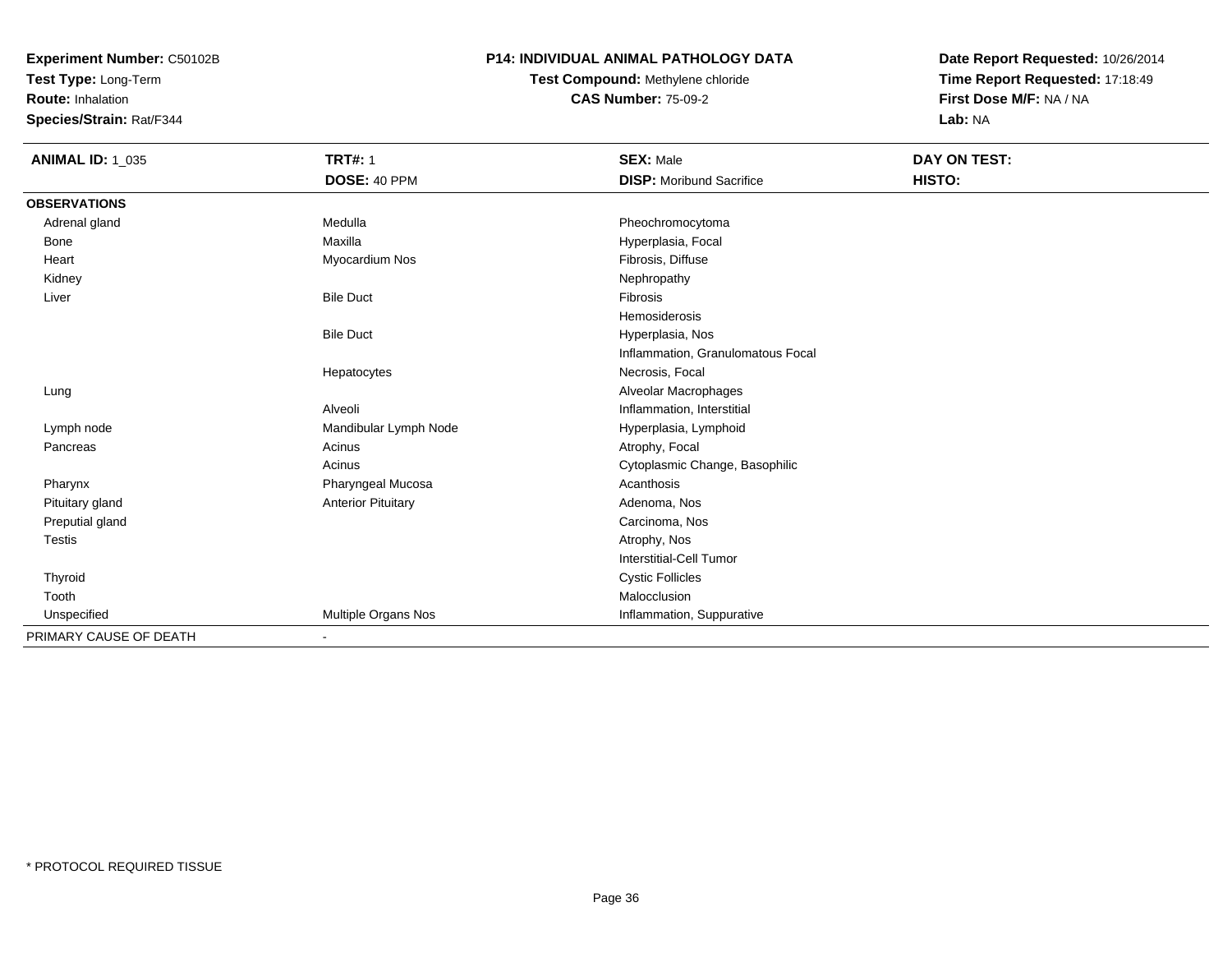**Experiment Number:** C50102B
**Test Type:** Long-Term
**Route:** Inhalation
**Species/Strain:** Rat/F344

**P14: INDIVIDUAL ANIMAL PATHOLOGY DATA**
**Test Compound:** Methylene chloride
**CAS Number:** 75-09-2

**Date Report Requested:** 10/26/2014
**Time Report Requested:** 17:18:49
**First Dose M/F:** NA / NA
**Lab:** NA

| **ANIMAL ID:** 1_035 | **TRT#:** 1 | **SEX:** Male | **DAY ON TEST:** |
|---|---|---|---|
| | **DOSE:** 40 PPM | **DISP:** Moribund Sacrifice | **HISTO:** |
| **OBSERVATIONS** | | | |
| Adrenal gland | Medulla | Pheochromocytoma | |
| Bone | Maxilla | Hyperplasia, Focal | |
| Heart | Myocardium Nos | Fibrosis, Diffuse | |
| Kidney | | Nephropathy | |
| Liver | Bile Duct | Fibrosis | |
| | | Hemosiderosis | |
| | Bile Duct | Hyperplasia, Nos | |
| | | Inflammation, Granulomatous Focal | |
| | Hepatocytes | Necrosis, Focal | |
| Lung | | Alveolar Macrophages | |
| | Alveoli | Inflammation, Interstitial | |
| Lymph node | Mandibular Lymph Node | Hyperplasia, Lymphoid | |
| Pancreas | Acinus | Atrophy, Focal | |
| | Acinus | Cytoplasmic Change, Basophilic | |
| Pharynx | Pharyngeal Mucosa | Acanthosis | |
| Pituitary gland | Anterior Pituitary | Adenoma, Nos | |
| Preputial gland | | Carcinoma, Nos | |
| Testis | | Atrophy, Nos | |
| | | Interstitial-Cell Tumor | |
| Thyroid | | Cystic Follicles | |
| Tooth | | Malocclusion | |
| Unspecified | Multiple Organs Nos | Inflammation, Suppurative | |
| PRIMARY CAUSE OF DEATH | - | | |

* PROTOCOL REQUIRED TISSUE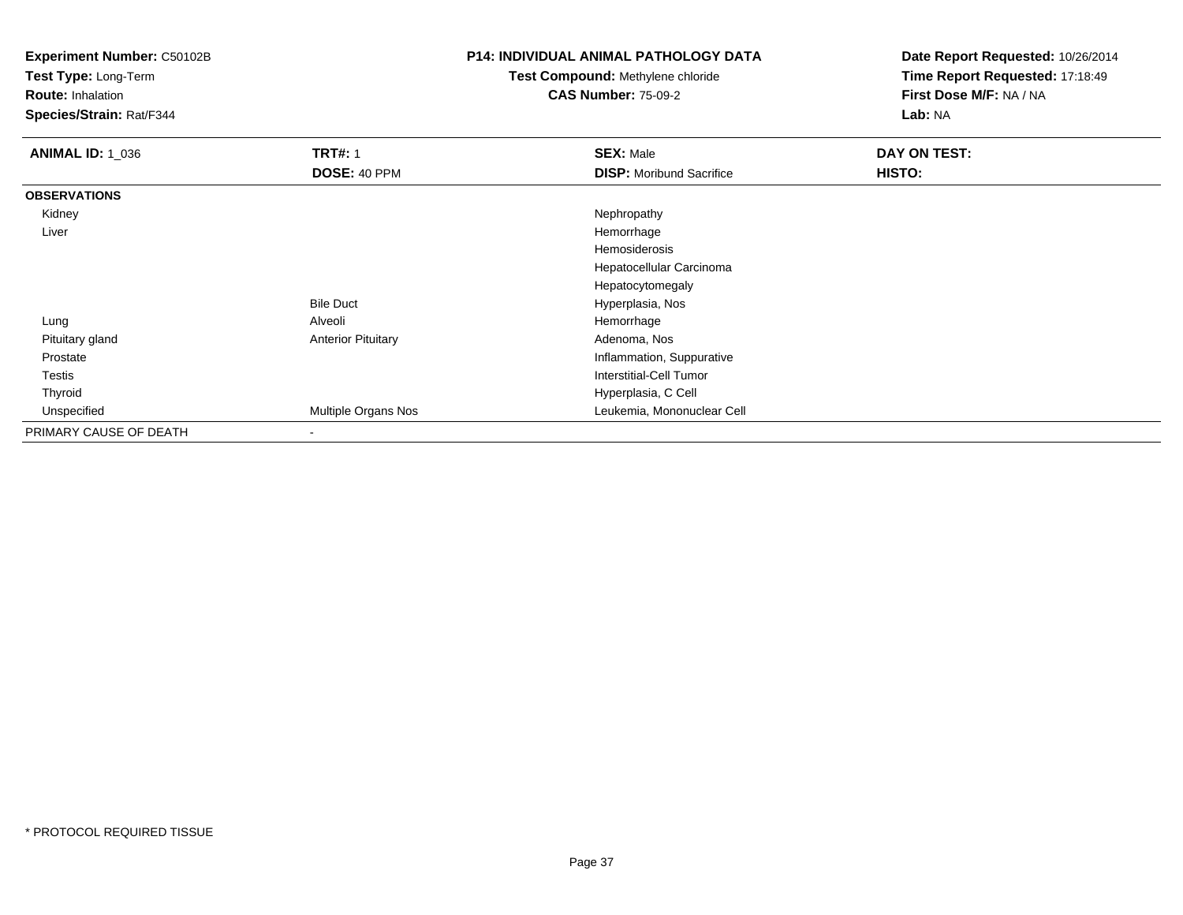**Experiment Number:** C50102B
**Test Type:** Long-Term
**Route:** Inhalation
**Species/Strain:** Rat/F344

**P14: INDIVIDUAL ANIMAL PATHOLOGY DATA**
**Test Compound:** Methylene chloride
**CAS Number:** 75-09-2

**Date Report Requested:** 10/26/2014
**Time Report Requested:** 17:18:49
**First Dose M/F:** NA / NA
**Lab:** NA

| **ANIMAL ID:** 1_036 | **TRT#:** 1 | **SEX:** Male | **DAY ON TEST:** |
|---|---|---|---|
| | **DOSE:** 40 PPM | **DISP:** Moribund Sacrifice | **HISTO:** |
| **OBSERVATIONS** | | | |
| Kidney | | Nephropathy | |
| Liver | | Hemorrhage | |
| | | Hemosiderosis | |
| | | Hepatocellular Carcinoma | |
| | | Hepatocytomegaly | |
| | Bile Duct | Hyperplasia, Nos | |
| Lung | Alveoli | Hemorrhage | |
| Pituitary gland | Anterior Pituitary | Adenoma, Nos | |
| Prostate | | Inflammation, Suppurative | |
| Testis | | Interstitial-Cell Tumor | |
| Thyroid | | Hyperplasia, C Cell | |
| Unspecified | Multiple Organs Nos | Leukemia, Mononuclear Cell | |
| PRIMARY CAUSE OF DEATH | - | | |

* PROTOCOL REQUIRED TISSUE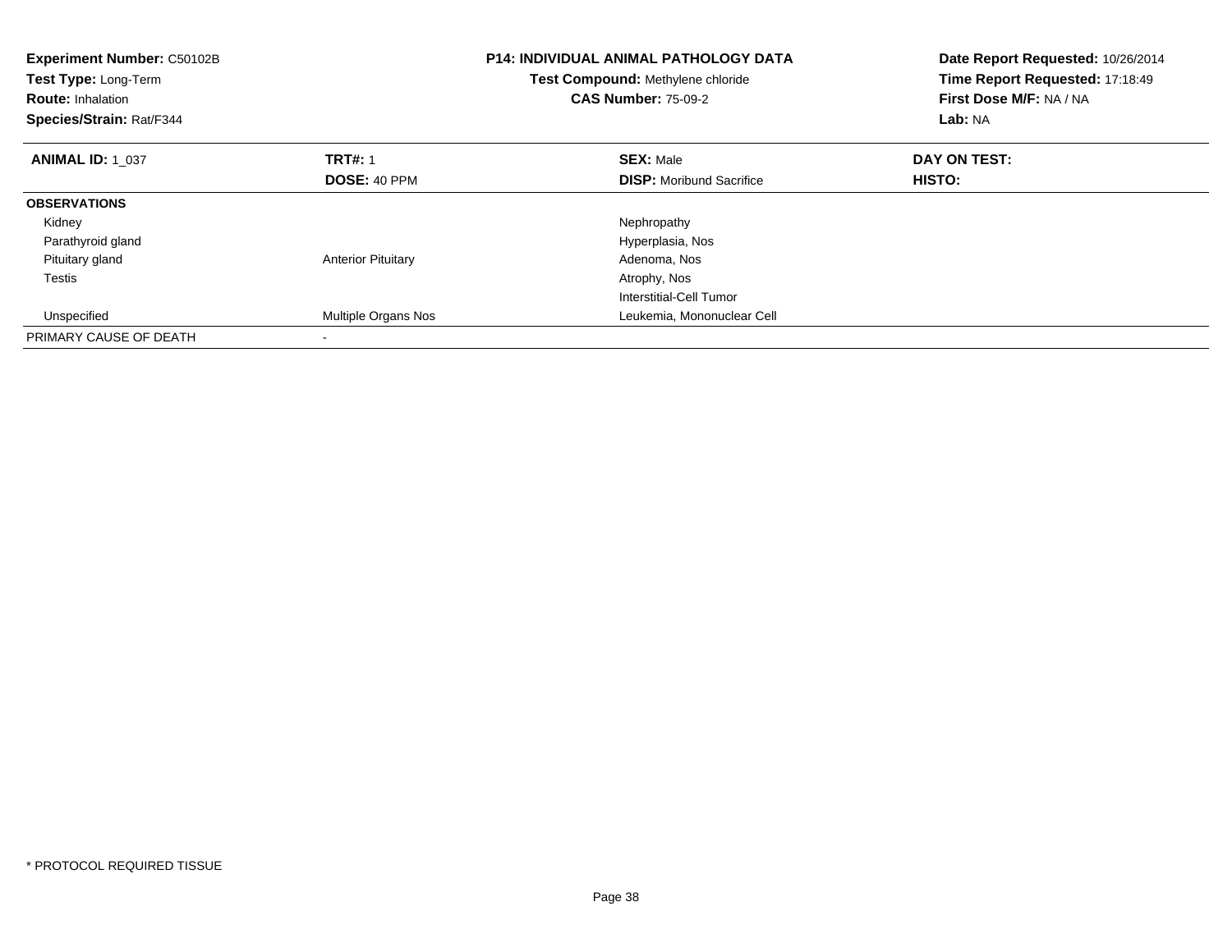**Experiment Number:** C50102B
**Test Type:** Long-Term
**Route:** Inhalation
**Species/Strain:** Rat/F344

**P14: INDIVIDUAL ANIMAL PATHOLOGY DATA**
**Test Compound:** Methylene chloride
**CAS Number:** 75-09-2

**Date Report Requested:** 10/26/2014
**Time Report Requested:** 17:18:49
**First Dose M/F:** NA / NA
**Lab:** NA

| **ANIMAL ID:** 1_037 | **TRT#:** 1 | **SEX:** Male | **DAY ON TEST:** |
|---|---|---|---|
| | **DOSE:** 40 PPM | **DISP:** Moribund Sacrifice | **HISTO:** |
| **OBSERVATIONS** | | | |
| Kidney | | Nephropathy | |
| Parathyroid gland | | Hyperplasia, Nos | |
| Pituitary gland | Anterior Pituitary | Adenoma, Nos | |
| Testis | | Atrophy, Nos | |
| | | Interstitial-Cell Tumor | |
| Unspecified | Multiple Organs Nos | Leukemia, Mononuclear Cell | |
| PRIMARY CAUSE OF DEATH | - | | |

* PROTOCOL REQUIRED TISSUE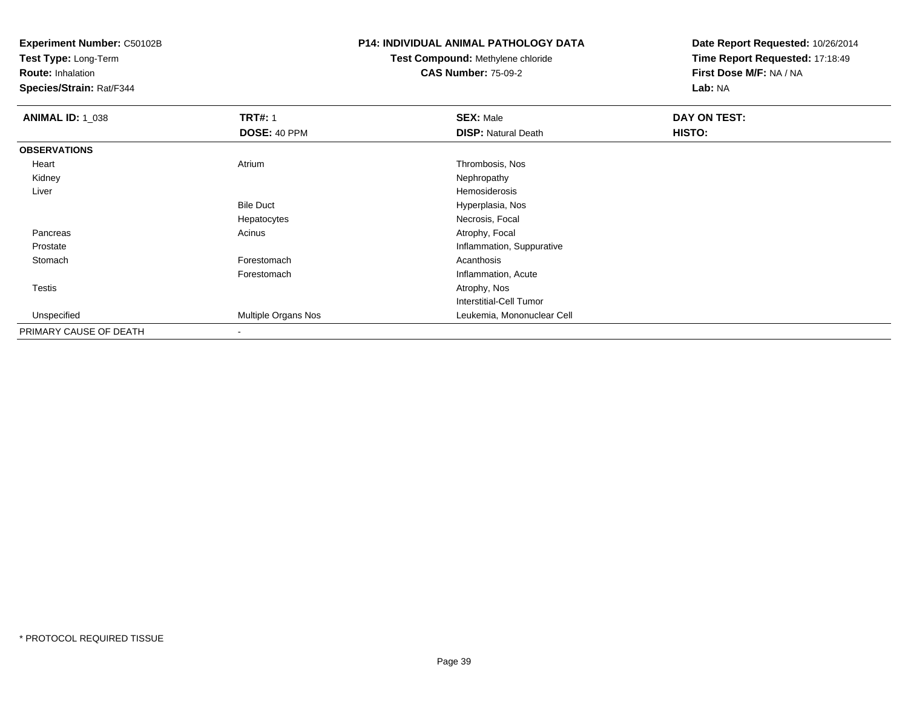**Experiment Number:** C50102B
**Test Type:** Long-Term
**Route:** Inhalation
**Species/Strain:** Rat/F344

**P14: INDIVIDUAL ANIMAL PATHOLOGY DATA**
**Test Compound:** Methylene chloride
**CAS Number:** 75-09-2

**Date Report Requested:** 10/26/2014
**Time Report Requested:** 17:18:49
**First Dose M/F:** NA / NA
**Lab:** NA

| **ANIMAL ID:** 1_038 | **TRT#:** 1 | **SEX:** Male | **DAY ON TEST:** |
|---|---|---|---|
| | **DOSE:** 40 PPM | **DISP:** Natural Death | **HISTO:** |
| **OBSERVATIONS** | | | |
| Heart | Atrium | Thrombosis, Nos | |
| Kidney | | Nephropathy | |
| Liver | | Hemosiderosis | |
| | Bile Duct | Hyperplasia, Nos | |
| | Hepatocytes | Necrosis, Focal | |
| Pancreas | Acinus | Atrophy, Focal | |
| Prostate | | Inflammation, Suppurative | |
| Stomach | Forestomach | Acanthosis | |
| | Forestomach | Inflammation, Acute | |
| Testis | | Atrophy, Nos | |
| | | Interstitial-Cell Tumor | |
| Unspecified | Multiple Organs Nos | Leukemia, Mononuclear Cell | |
| PRIMARY CAUSE OF DEATH | - | | |

* PROTOCOL REQUIRED TISSUE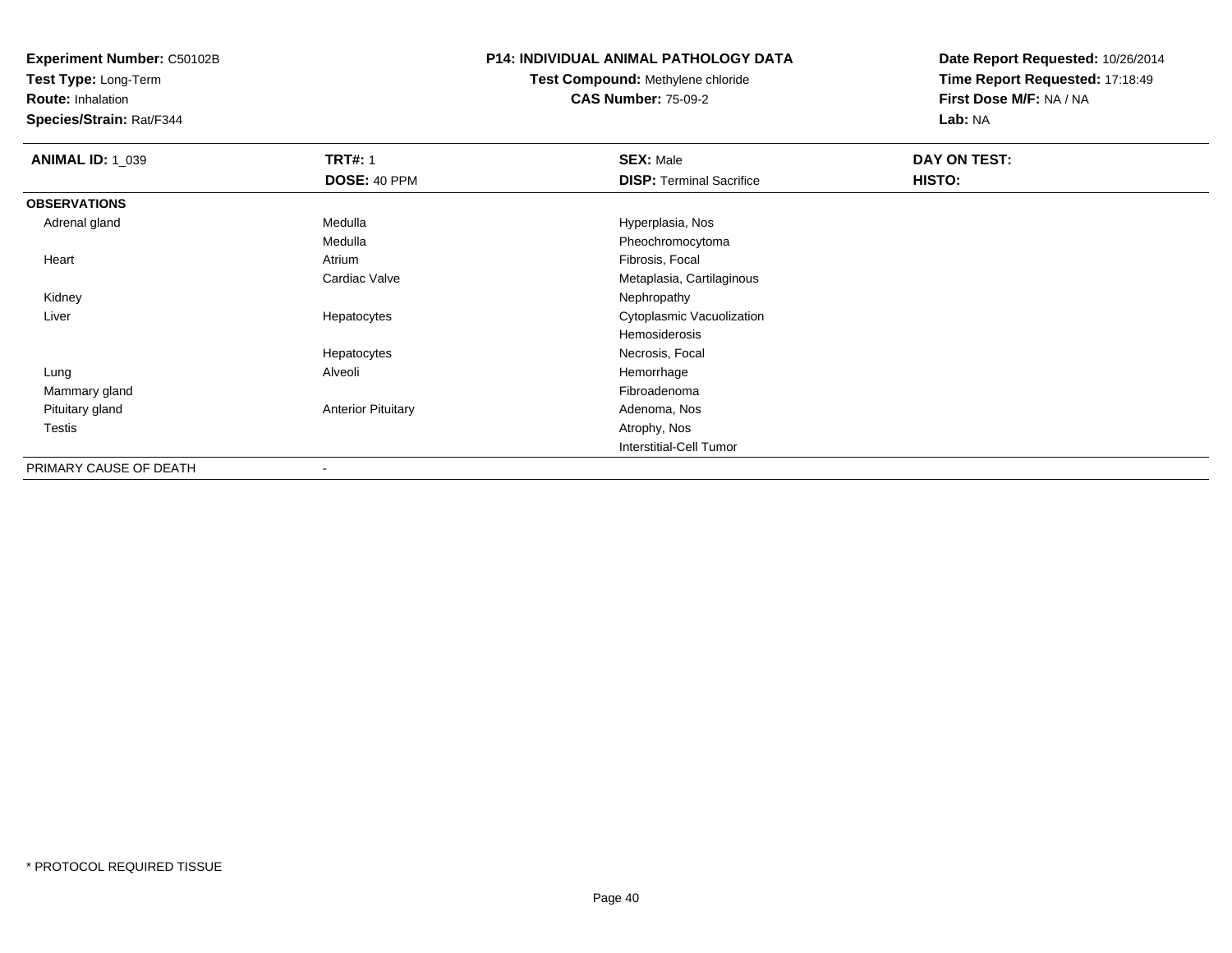**Experiment Number:** C50102B
**Test Type:** Long-Term
**Route:** Inhalation
**Species/Strain:** Rat/F344

**P14: INDIVIDUAL ANIMAL PATHOLOGY DATA**
**Test Compound:** Methylene chloride
**CAS Number:** 75-09-2

**Date Report Requested:** 10/26/2014
**Time Report Requested:** 17:18:49
**First Dose M/F:** NA / NA
**Lab:** NA

| **ANIMAL ID:** 1_039 | **TRT#:** 1 | **SEX:** Male | **DAY ON TEST:** |
|---|---|---|---|
| | **DOSE:** 40 PPM | **DISP:** Terminal Sacrifice | **HISTO:** |
| **OBSERVATIONS** | | | |
| Adrenal gland | Medulla | Hyperplasia, Nos | |
| | Medulla | Pheochromocytoma | |
| Heart | Atrium | Fibrosis, Focal | |
| | Cardiac Valve | Metaplasia, Cartilaginous | |
| Kidney | | Nephropathy | |
| Liver | Hepatocytes | Cytoplasmic Vacuolization | |
| | | Hemosiderosis | |
| | Hepatocytes | Necrosis, Focal | |
| Lung | Alveoli | Hemorrhage | |
| Mammary gland | | Fibroadenoma | |
| Pituitary gland | Anterior Pituitary | Adenoma, Nos | |
| Testis | | Atrophy, Nos | |
| | | Interstitial-Cell Tumor | |
| PRIMARY CAUSE OF DEATH | - | | |

* PROTOCOL REQUIRED TISSUE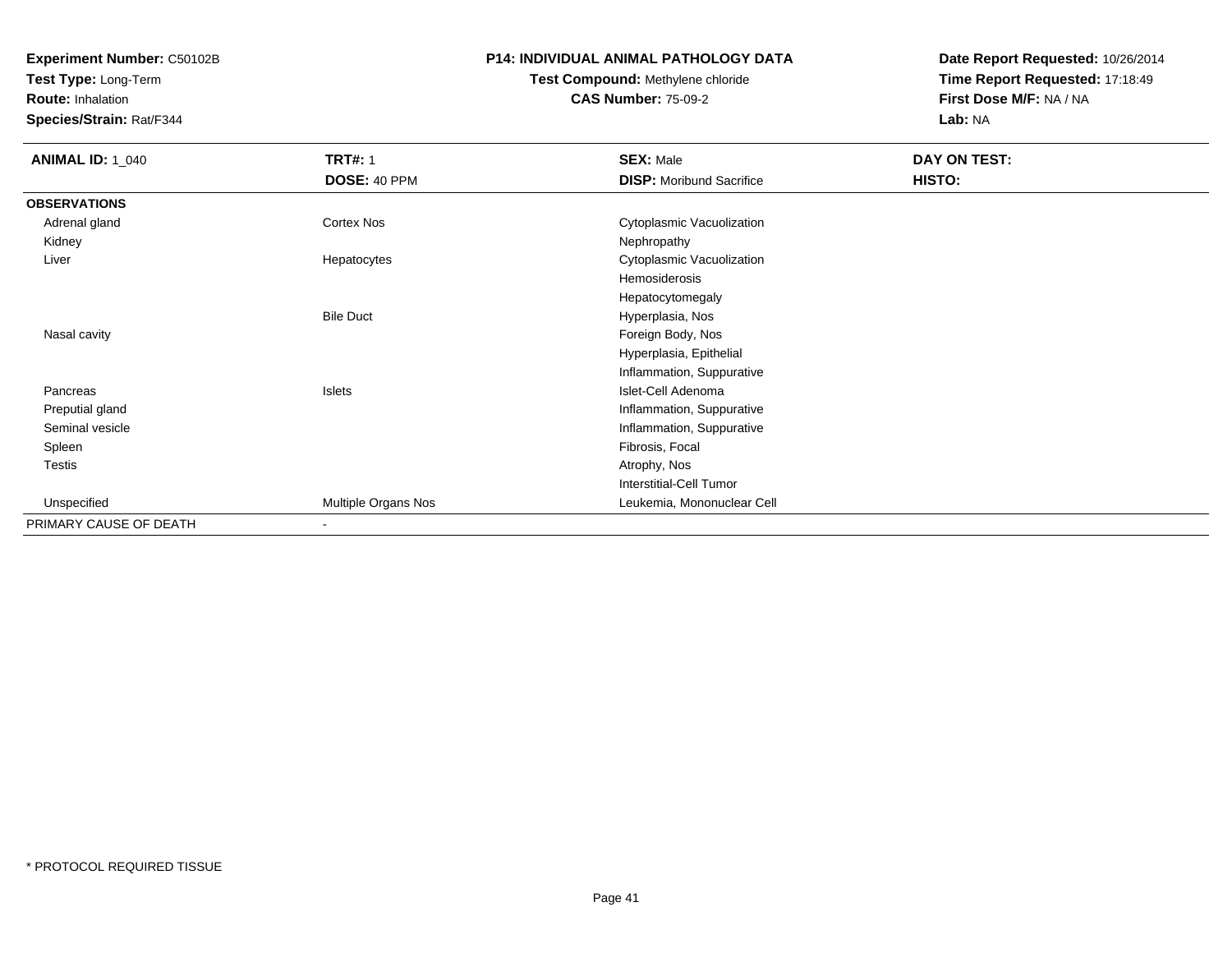**Experiment Number:** C50102B
**Test Type:** Long-Term
**Route:** Inhalation
**Species/Strain:** Rat/F344

**P14: INDIVIDUAL ANIMAL PATHOLOGY DATA**
**Test Compound:** Methylene chloride
**CAS Number:** 75-09-2

**Date Report Requested:** 10/26/2014
**Time Report Requested:** 17:18:49
**First Dose M/F:** NA / NA
**Lab:** NA

| **ANIMAL ID:** 1_040 | **TRT#:** 1 | **SEX:** Male | **DAY ON TEST:** |
|---|---|---|---|
| | **DOSE:** 40 PPM | **DISP:** Moribund Sacrifice | **HISTO:** |
| **OBSERVATIONS** | | | |
| Adrenal gland | Cortex Nos | Cytoplasmic Vacuolization | |
| Kidney | | Nephropathy | |
| Liver | Hepatocytes | Cytoplasmic Vacuolization | |
| | | Hemosiderosis | |
| | | Hepatocytomegaly | |
| | Bile Duct | Hyperplasia, Nos | |
| Nasal cavity | | Foreign Body, Nos | |
| | | Hyperplasia, Epithelial | |
| | | Inflammation, Suppurative | |
| Pancreas | Islets | Islet-Cell Adenoma | |
| Preputial gland | | Inflammation, Suppurative | |
| Seminal vesicle | | Inflammation, Suppurative | |
| Spleen | | Fibrosis, Focal | |
| Testis | | Atrophy, Nos | |
| | | Interstitial-Cell Tumor | |
| Unspecified | Multiple Organs Nos | Leukemia, Mononuclear Cell | |
| PRIMARY CAUSE OF DEATH | - | | |

* PROTOCOL REQUIRED TISSUE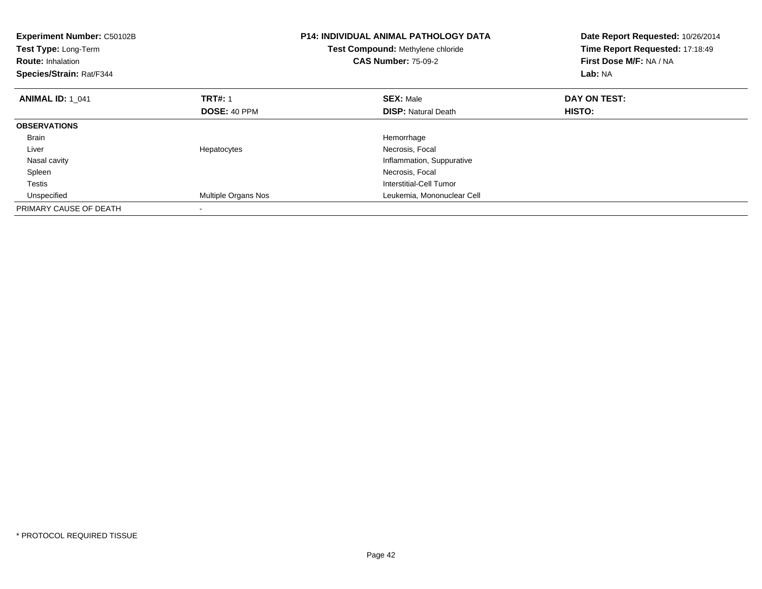**Experiment Number:** C50102B
**Test Type:** Long-Term
**Route:** Inhalation
**Species/Strain:** Rat/F344

**P14: INDIVIDUAL ANIMAL PATHOLOGY DATA**
**Test Compound:** Methylene chloride
**CAS Number:** 75-09-2

**Date Report Requested:** 10/26/2014
**Time Report Requested:** 17:18:49
**First Dose M/F:** NA / NA
**Lab:** NA

| **ANIMAL ID:** 1_041 | **TRT#:** 1 | **SEX:** Male | **DAY ON TEST:** |
|---|---|---|---|
| | **DOSE:** 40 PPM | **DISP:** Natural Death | **HISTO:** |
| **OBSERVATIONS** | | | |
| Brain | | Hemorrhage | |
| Liver | Hepatocytes | Necrosis, Focal | |
| Nasal cavity | | Inflammation, Suppurative | |
| Spleen | | Necrosis, Focal | |
| Testis | | Interstitial-Cell Tumor | |
| Unspecified | Multiple Organs Nos | Leukemia, Mononuclear Cell | |
| PRIMARY CAUSE OF DEATH | - | | |

\* PROTOCOL REQUIRED TISSUE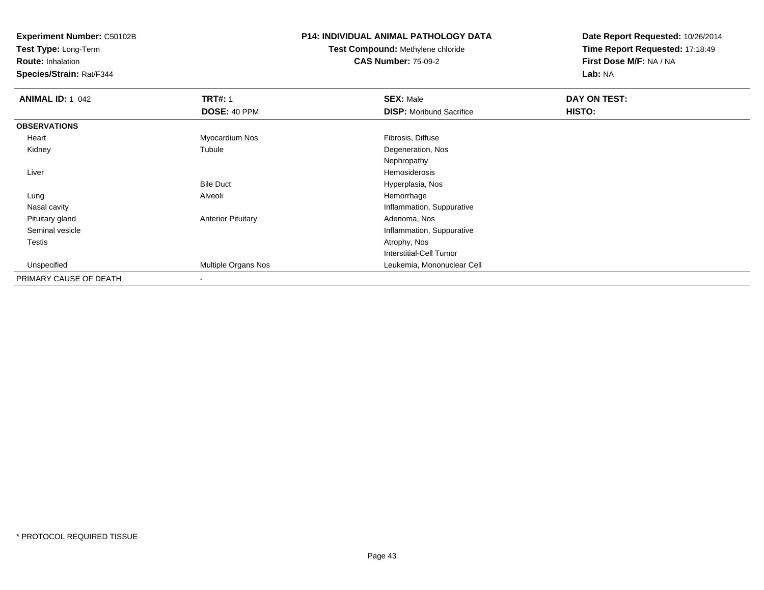**Experiment Number:** C50102B
**Test Type:** Long-Term
**Route:** Inhalation
**Species/Strain:** Rat/F344

**P14: INDIVIDUAL ANIMAL PATHOLOGY DATA**
**Test Compound:** Methylene chloride
**CAS Number:** 75-09-2

**Date Report Requested:** 10/26/2014
**Time Report Requested:** 17:18:49
**First Dose M/F:** NA / NA
**Lab:** NA

| **ANIMAL ID:** 1_042 | **TRT#:** 1 | **SEX:** Male | **DAY ON TEST:** |
|---|---|---|---|
| | **DOSE:** 40 PPM | **DISP:** Moribund Sacrifice | **HISTO:** |
| **OBSERVATIONS** | | | |
| Heart | Myocardium Nos | Fibrosis, Diffuse | |
| Kidney | Tubule | Degeneration, Nos | |
| | | Nephropathy | |
| Liver | | Hemosiderosis | |
| | Bile Duct | Hyperplasia, Nos | |
| Lung | Alveoli | Hemorrhage | |
| Nasal cavity | | Inflammation, Suppurative | |
| Pituitary gland | Anterior Pituitary | Adenoma, Nos | |
| Seminal vesicle | | Inflammation, Suppurative | |
| Testis | | Atrophy, Nos | |
| | | Interstitial-Cell Tumor | |
| Unspecified | Multiple Organs Nos | Leukemia, Mononuclear Cell | |
| PRIMARY CAUSE OF DEATH | - | | |

* PROTOCOL REQUIRED TISSUE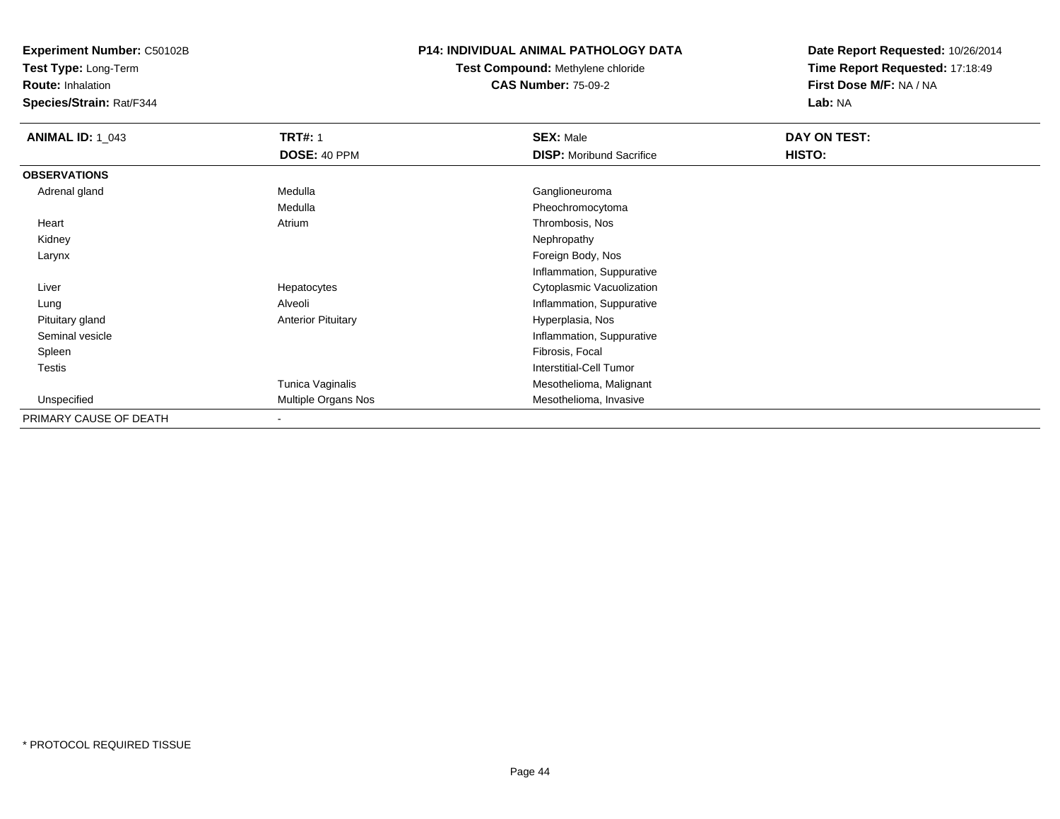**Experiment Number:** C50102B
**Test Type:** Long-Term
**Route:** Inhalation
**Species/Strain:** Rat/F344

**P14: INDIVIDUAL ANIMAL PATHOLOGY DATA**
**Test Compound:** Methylene chloride
**CAS Number:** 75-09-2

**Date Report Requested:** 10/26/2014
**Time Report Requested:** 17:18:49
**First Dose M/F:** NA / NA
**Lab:** NA

| **ANIMAL ID:** 1_043 | **TRT#:** 1 | **SEX:** Male | **DAY ON TEST:** |
|---|---|---|---|
| | **DOSE:** 40 PPM | **DISP:** Moribund Sacrifice | **HISTO:** |
| **OBSERVATIONS** | | | |
| Adrenal gland | Medulla | Ganglioneuroma | |
| | Medulla | Pheochromocytoma | |
| Heart | Atrium | Thrombosis, Nos | |
| Kidney | | Nephropathy | |
| Larynx | | Foreign Body, Nos | |
| | | Inflammation, Suppurative | |
| Liver | Hepatocytes | Cytoplasmic Vacuolization | |
| Lung | Alveoli | Inflammation, Suppurative | |
| Pituitary gland | Anterior Pituitary | Hyperplasia, Nos | |
| Seminal vesicle | | Inflammation, Suppurative | |
| Spleen | | Fibrosis, Focal | |
| Testis | | Interstitial-Cell Tumor | |
| | Tunica Vaginalis | Mesothelioma, Malignant | |
| Unspecified | Multiple Organs Nos | Mesothelioma, Invasive | |
| PRIMARY CAUSE OF DEATH | - | | |

* PROTOCOL REQUIRED TISSUE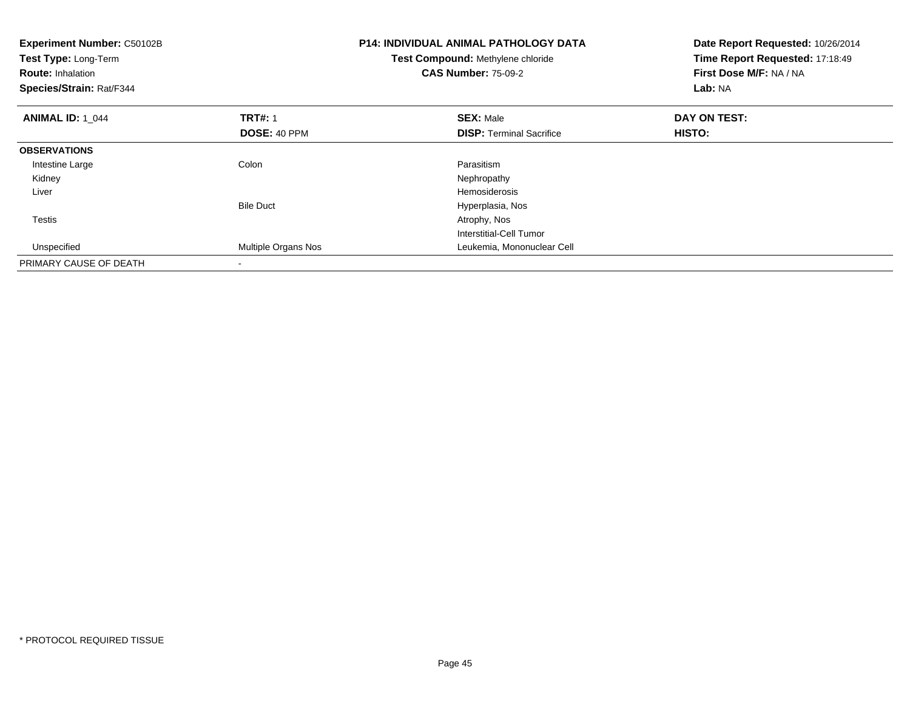**Experiment Number:** C50102B
**Test Type:** Long-Term
**Route:** Inhalation
**Species/Strain:** Rat/F344

**P14: INDIVIDUAL ANIMAL PATHOLOGY DATA**
**Test Compound:** Methylene chloride
**CAS Number:** 75-09-2

**Date Report Requested:** 10/26/2014
**Time Report Requested:** 17:18:49
**First Dose M/F:** NA / NA
**Lab:** NA

| **ANIMAL ID:** 1_044 | **TRT#:** 1 | **SEX:** Male | **DAY ON TEST:** |
|---|---|---|---|
| | **DOSE:** 40 PPM | **DISP:** Terminal Sacrifice | **HISTO:** |
| **OBSERVATIONS** | | | |
| Intestine Large | Colon | Parasitism | |
| Kidney | | Nephropathy | |
| Liver | | Hemosiderosis | |
| | Bile Duct | Hyperplasia, Nos | |
| Testis | | Atrophy, Nos | |
| | | Interstitial-Cell Tumor | |
| Unspecified | Multiple Organs Nos | Leukemia, Mononuclear Cell | |
| PRIMARY CAUSE OF DEATH | - | | |

* PROTOCOL REQUIRED TISSUE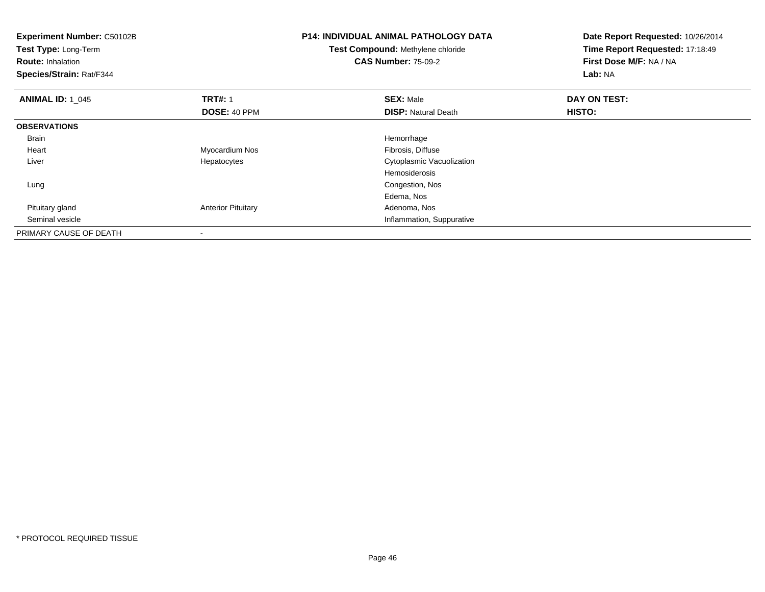**Experiment Number:** C50102B
**Test Type:** Long-Term
**Route:** Inhalation
**Species/Strain:** Rat/F344

**P14: INDIVIDUAL ANIMAL PATHOLOGY DATA**
**Test Compound:** Methylene chloride
**CAS Number:** 75-09-2

**Date Report Requested:** 10/26/2014
**Time Report Requested:** 17:18:49
**First Dose M/F:** NA / NA
**Lab:** NA

| **ANIMAL ID:** 1_045 | **TRT#:** 1 | **SEX:** Male | **DAY ON TEST:** |
|---|---|---|---|
| | **DOSE:** 40 PPM | **DISP:** Natural Death | **HISTO:** |
| **OBSERVATIONS** | | | |
| Brain | | Hemorrhage | |
| Heart | Myocardium Nos | Fibrosis, Diffuse | |
| Liver | Hepatocytes | Cytoplasmic Vacuolization | |
| | | Hemosiderosis | |
| Lung | | Congestion, Nos | |
| | | Edema, Nos | |
| Pituitary gland | Anterior Pituitary | Adenoma, Nos | |
| Seminal vesicle | | Inflammation, Suppurative | |
| PRIMARY CAUSE OF DEATH | - | | |

* PROTOCOL REQUIRED TISSUE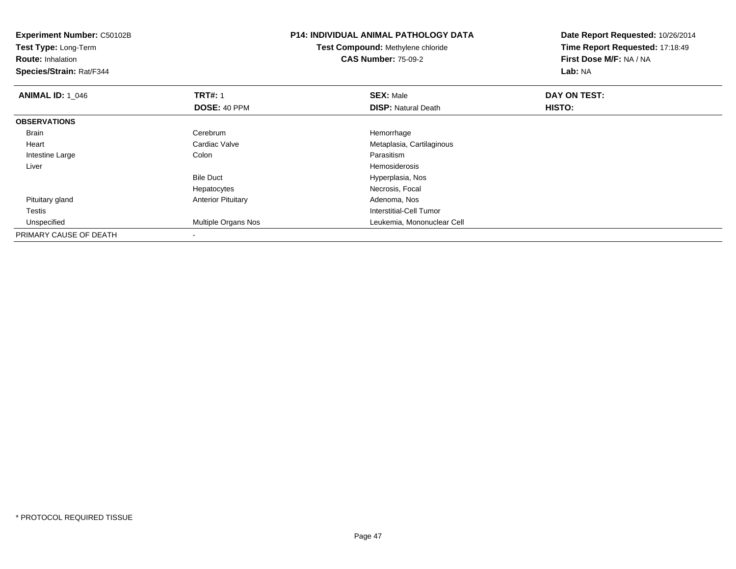**Experiment Number:** C50102B
**Test Type:** Long-Term
**Route:** Inhalation
**Species/Strain:** Rat/F344

**P14: INDIVIDUAL ANIMAL PATHOLOGY DATA**
**Test Compound:** Methylene chloride
**CAS Number:** 75-09-2

**Date Report Requested:** 10/26/2014
**Time Report Requested:** 17:18:49
**First Dose M/F:** NA / NA
**Lab:** NA

| **ANIMAL ID:** 1_046 | **TRT#:** 1 | **SEX:** Male | **DAY ON TEST:** |
|---|---|---|---|
| | **DOSE:** 40 PPM | **DISP:** Natural Death | **HISTO:** |
| **OBSERVATIONS** | | | |
| Brain | Cerebrum | Hemorrhage | |
| Heart | Cardiac Valve | Metaplasia, Cartilaginous | |
| Intestine Large | Colon | Parasitism | |
| Liver | | Hemosiderosis | |
| | Bile Duct | Hyperplasia, Nos | |
| | Hepatocytes | Necrosis, Focal | |
| Pituitary gland | Anterior Pituitary | Adenoma, Nos | |
| Testis | | Interstitial-Cell Tumor | |
| Unspecified | Multiple Organs Nos | Leukemia, Mononuclear Cell | |
| PRIMARY CAUSE OF DEATH | - | | |

* PROTOCOL REQUIRED TISSUE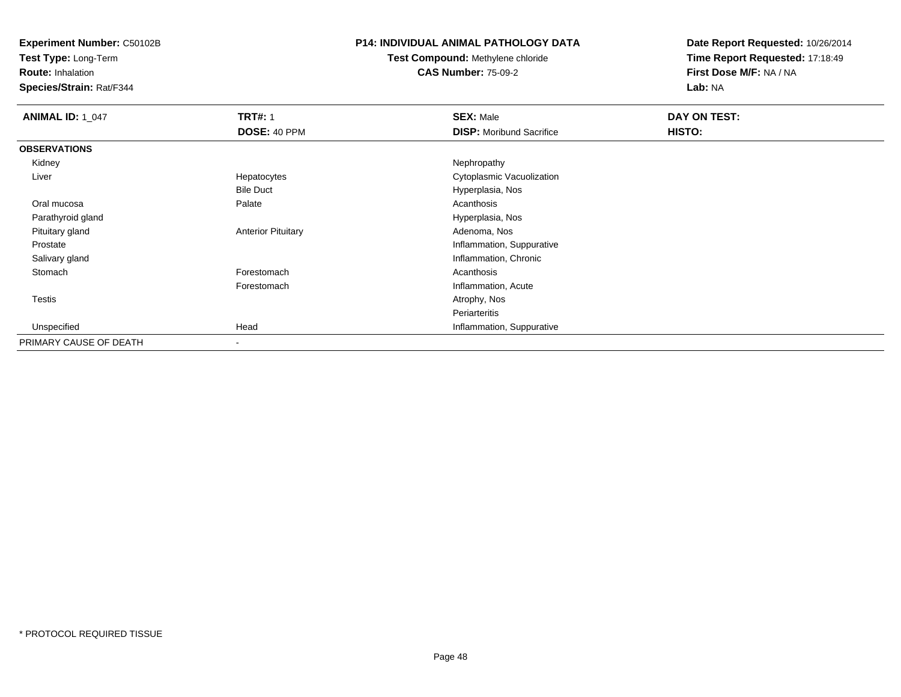**Experiment Number:** C50102B
**Test Type:** Long-Term
**Route:** Inhalation
**Species/Strain:** Rat/F344

## P14: INDIVIDUAL ANIMAL PATHOLOGY DATA

**Test Compound:** Methylene chloride
**CAS Number:** 75-09-2

**Date Report Requested:** 10/26/2014
**Time Report Requested:** 17:18:49
**First Dose M/F:** NA / NA
**Lab:** NA

| **ANIMAL ID:** 1_047 | **TRT#:** 1 | **SEX:** Male | **DAY ON TEST:** |
|---|---|---|---|
| | **DOSE:** 40 PPM | **DISP:** Moribund Sacrifice | **HISTO:** |
| **OBSERVATIONS** | | | |
| Kidney | | Nephropathy | |
| Liver | Hepatocytes | Cytoplasmic Vacuolization | |
| | Bile Duct | Hyperplasia, Nos | |
| Oral mucosa | Palate | Acanthosis | |
| Parathyroid gland | | Hyperplasia, Nos | |
| Pituitary gland | Anterior Pituitary | Adenoma, Nos | |
| Prostate | | Inflammation, Suppurative | |
| Salivary gland | | Inflammation, Chronic | |
| Stomach | Forestomach | Acanthosis | |
| | Forestomach | Inflammation, Acute | |
| Testis | | Atrophy, Nos | |
| | | Periarteritis | |
| Unspecified | Head | Inflammation, Suppurative | |
| PRIMARY CAUSE OF DEATH | - | | |

* PROTOCOL REQUIRED TISSUE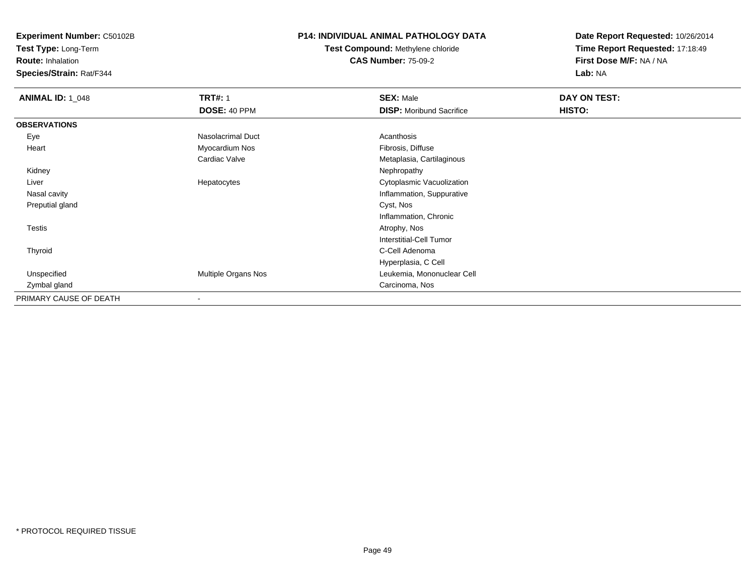**Experiment Number:** C50102B
**Test Type:** Long-Term
**Route:** Inhalation
**Species/Strain:** Rat/F344

**P14: INDIVIDUAL ANIMAL PATHOLOGY DATA**
**Test Compound:** Methylene chloride
**CAS Number:** 75-09-2

**Date Report Requested:** 10/26/2014
**Time Report Requested:** 17:18:49
**First Dose M/F:** NA / NA
**Lab:** NA

| **ANIMAL ID:** 1_048 | **TRT#:** 1 | **SEX:** Male | **DAY ON TEST:** |
|---|---|---|---|
| | **DOSE:** 40 PPM | **DISP:** Moribund Sacrifice | **HISTO:** |
| **OBSERVATIONS** | | | |
| Eye | Nasolacrimal Duct | Acanthosis | |
| Heart | Myocardium Nos | Fibrosis, Diffuse | |
| | Cardiac Valve | Metaplasia, Cartilaginous | |
| Kidney | | Nephropathy | |
| Liver | Hepatocytes | Cytoplasmic Vacuolization | |
| Nasal cavity | | Inflammation, Suppurative | |
| Preputial gland | | Cyst, Nos | |
| | | Inflammation, Chronic | |
| Testis | | Atrophy, Nos | |
| | | Interstitial-Cell Tumor | |
| Thyroid | | C-Cell Adenoma | |
| | | Hyperplasia, C Cell | |
| Unspecified | Multiple Organs Nos | Leukemia, Mononuclear Cell | |
| Zymbal gland | | Carcinoma, Nos | |
| PRIMARY CAUSE OF DEATH | - | | |

* PROTOCOL REQUIRED TISSUE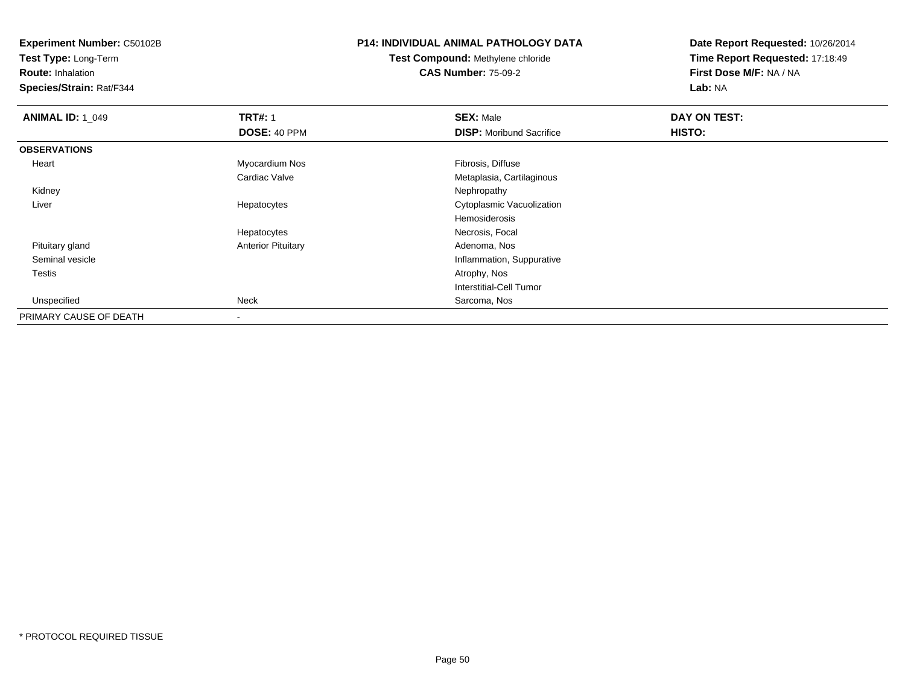**Experiment Number:** C50102B
**Test Type:** Long-Term
**Route:** Inhalation
**Species/Strain:** Rat/F344

**P14: INDIVIDUAL ANIMAL PATHOLOGY DATA**
**Test Compound:** Methylene chloride
**CAS Number:** 75-09-2

**Date Report Requested:** 10/26/2014
**Time Report Requested:** 17:18:49
**First Dose M/F:** NA / NA
**Lab:** NA

| **ANIMAL ID:** 1_049 | **TRT#:** 1 | **SEX:** Male | **DAY ON TEST:** |
|---|---|---|---|
| | **DOSE:** 40 PPM | **DISP:** Moribund Sacrifice | **HISTO:** |
| **OBSERVATIONS** | | | |
| Heart | Myocardium Nos | Fibrosis, Diffuse | |
| | Cardiac Valve | Metaplasia, Cartilaginous | |
| Kidney | | Nephropathy | |
| Liver | Hepatocytes | Cytoplasmic Vacuolization | |
| | | Hemosiderosis | |
| | Hepatocytes | Necrosis, Focal | |
| Pituitary gland | Anterior Pituitary | Adenoma, Nos | |
| Seminal vesicle | | Inflammation, Suppurative | |
| Testis | | Atrophy, Nos | |
| | | Interstitial-Cell Tumor | |
| Unspecified | Neck | Sarcoma, Nos | |
| PRIMARY CAUSE OF DEATH | - | | |

\* PROTOCOL REQUIRED TISSUE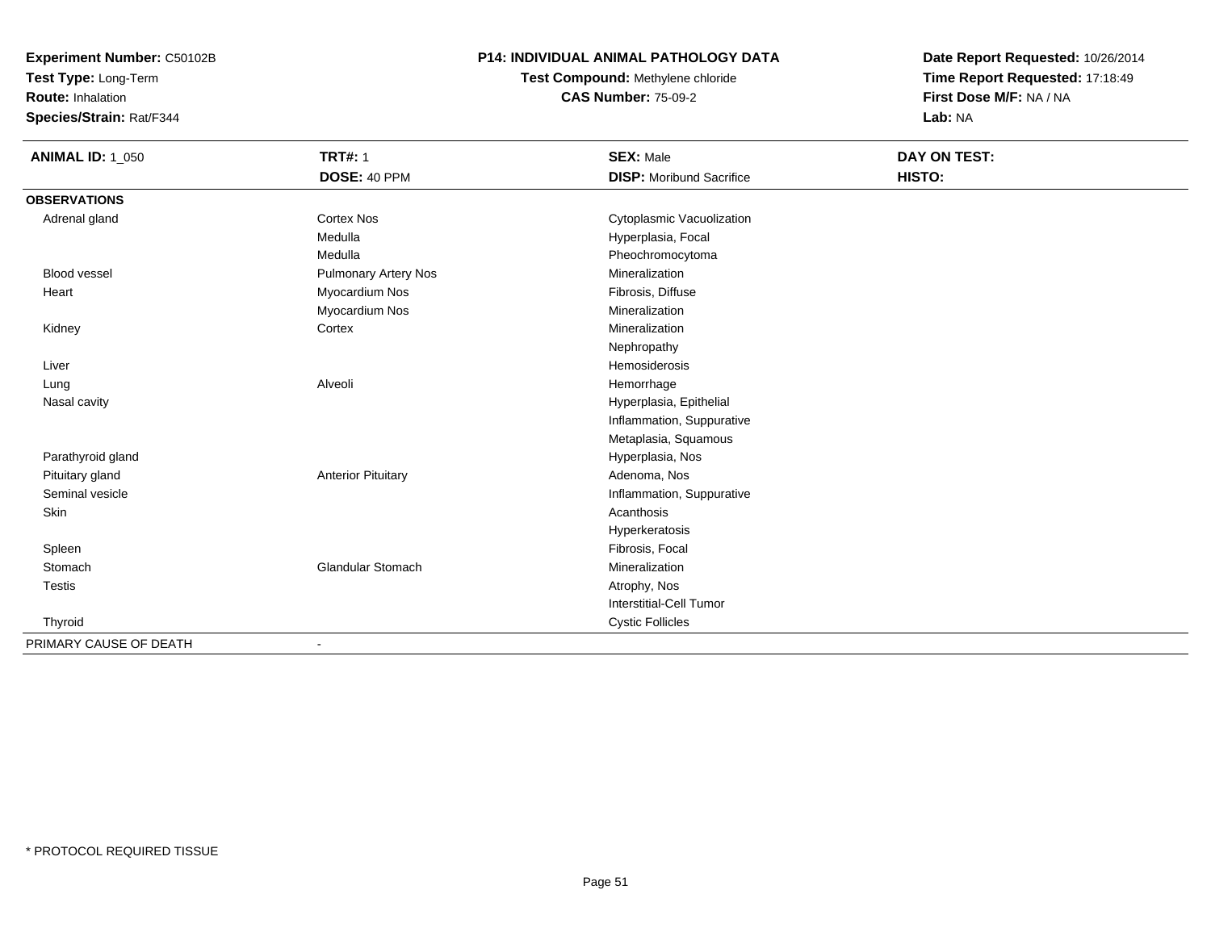**Experiment Number:** C50102B
**Test Type:** Long-Term
**Route:** Inhalation
**Species/Strain:** Rat/F344

**P14: INDIVIDUAL ANIMAL PATHOLOGY DATA**
**Test Compound:** Methylene chloride
**CAS Number:** 75-09-2

**Date Report Requested:** 10/26/2014
**Time Report Requested:** 17:18:49
**First Dose M/F:** NA / NA
**Lab:** NA

| **ANIMAL ID:** 1_050 | **TRT#:** 1 | **SEX:** Male | **DAY ON TEST:** |
|---|---|---|---|
| | **DOSE:** 40 PPM | **DISP:** Moribund Sacrifice | **HISTO:** |
| **OBSERVATIONS** | | | |
| Adrenal gland | Cortex Nos | Cytoplasmic Vacuolization | |
| | Medulla | Hyperplasia, Focal | |
| | Medulla | Pheochromocytoma | |
| Blood vessel | Pulmonary Artery Nos | Mineralization | |
| Heart | Myocardium Nos | Fibrosis, Diffuse | |
| | Myocardium Nos | Mineralization | |
| Kidney | Cortex | Mineralization | |
| | | Nephropathy | |
| Liver | | Hemosiderosis | |
| Lung | Alveoli | Hemorrhage | |
| Nasal cavity | | Hyperplasia, Epithelial | |
| | | Inflammation, Suppurative | |
| | | Metaplasia, Squamous | |
| Parathyroid gland | | Hyperplasia, Nos | |
| Pituitary gland | Anterior Pituitary | Adenoma, Nos | |
| Seminal vesicle | | Inflammation, Suppurative | |
| Skin | | Acanthosis | |
| | | Hyperkeratosis | |
| Spleen | | Fibrosis, Focal | |
| Stomach | Glandular Stomach | Mineralization | |
| Testis | | Atrophy, Nos | |
| | | Interstitial-Cell Tumor | |
| Thyroid | | Cystic Follicles | |
| PRIMARY CAUSE OF DEATH | - | | |

* PROTOCOL REQUIRED TISSUE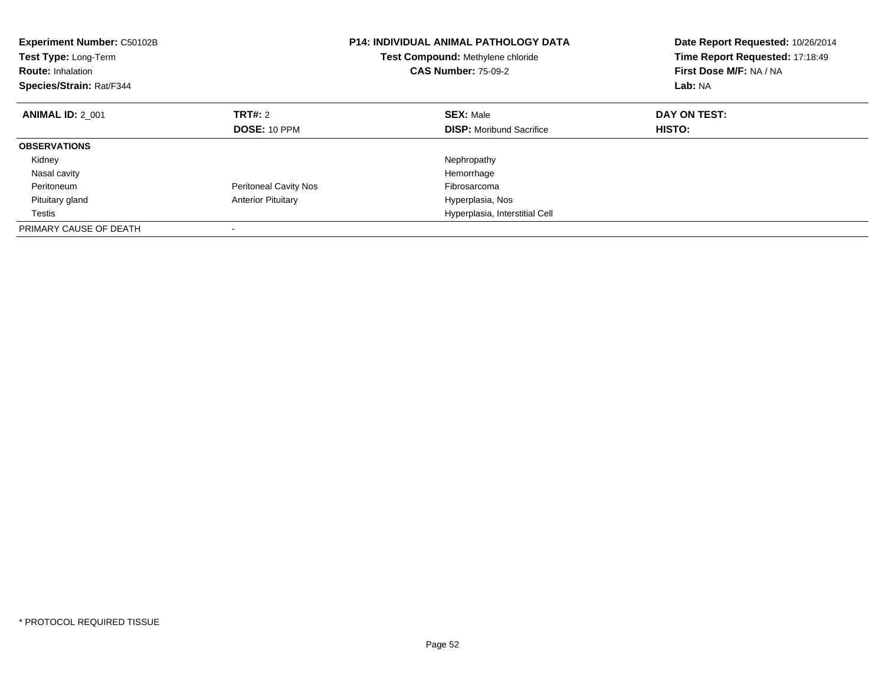**Experiment Number:** C50102B
**Test Type:** Long-Term
**Route:** Inhalation
**Species/Strain:** Rat/F344

**P14: INDIVIDUAL ANIMAL PATHOLOGY DATA**
**Test Compound:** Methylene chloride
**CAS Number:** 75-09-2

**Date Report Requested:** 10/26/2014
**Time Report Requested:** 17:18:49
**First Dose M/F:** NA / NA
**Lab:** NA

| **ANIMAL ID:** 2_001 | **TRT#:** 2 | **SEX:** Male | **DAY ON TEST:** |
|---|---|---|---|
| | **DOSE:** 10 PPM | **DISP:** Moribund Sacrifice | **HISTO:** |
| **OBSERVATIONS** | | | |
| Kidney | | Nephropathy | |
| Nasal cavity | | Hemorrhage | |
| Peritoneum | Peritoneal Cavity Nos | Fibrosarcoma | |
| Pituitary gland | Anterior Pituitary | Hyperplasia, Nos | |
| Testis | | Hyperplasia, Interstitial Cell | |
| PRIMARY CAUSE OF DEATH | - | | |

* PROTOCOL REQUIRED TISSUE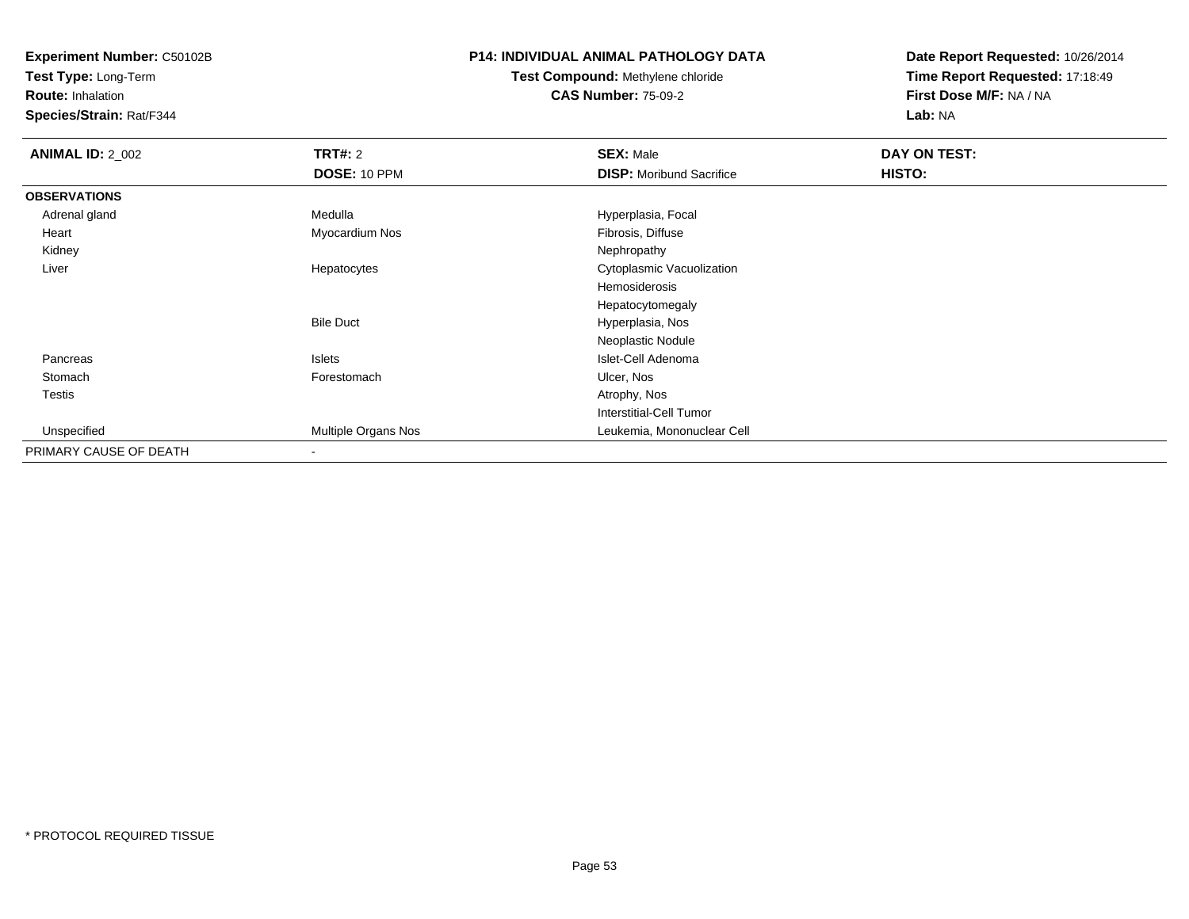**Experiment Number:** C50102B
**Test Type:** Long-Term
**Route:** Inhalation
**Species/Strain:** Rat/F344

**P14: INDIVIDUAL ANIMAL PATHOLOGY DATA**
**Test Compound:** Methylene chloride
**CAS Number:** 75-09-2

**Date Report Requested:** 10/26/2014
**Time Report Requested:** 17:18:49
**First Dose M/F:** NA / NA
**Lab:** NA

| **ANIMAL ID:** 2_002 | **TRT#:** 2 | **SEX:** Male | **DAY ON TEST:** |
|---|---|---|---|
| | **DOSE:** 10 PPM | **DISP:** Moribund Sacrifice | **HISTO:** |
| **OBSERVATIONS** | | | |
| Adrenal gland | Medulla | Hyperplasia, Focal | |
| Heart | Myocardium Nos | Fibrosis, Diffuse | |
| Kidney | | Nephropathy | |
| Liver | Hepatocytes | Cytoplasmic Vacuolization | |
| | | Hemosiderosis | |
| | | Hepatocytomegaly | |
| | Bile Duct | Hyperplasia, Nos | |
| | | Neoplastic Nodule | |
| Pancreas | Islets | Islet-Cell Adenoma | |
| Stomach | Forestomach | Ulcer, Nos | |
| Testis | | Atrophy, Nos | |
| | | Interstitial-Cell Tumor | |
| Unspecified | Multiple Organs Nos | Leukemia, Mononuclear Cell | |
| PRIMARY CAUSE OF DEATH | - | | |

* PROTOCOL REQUIRED TISSUE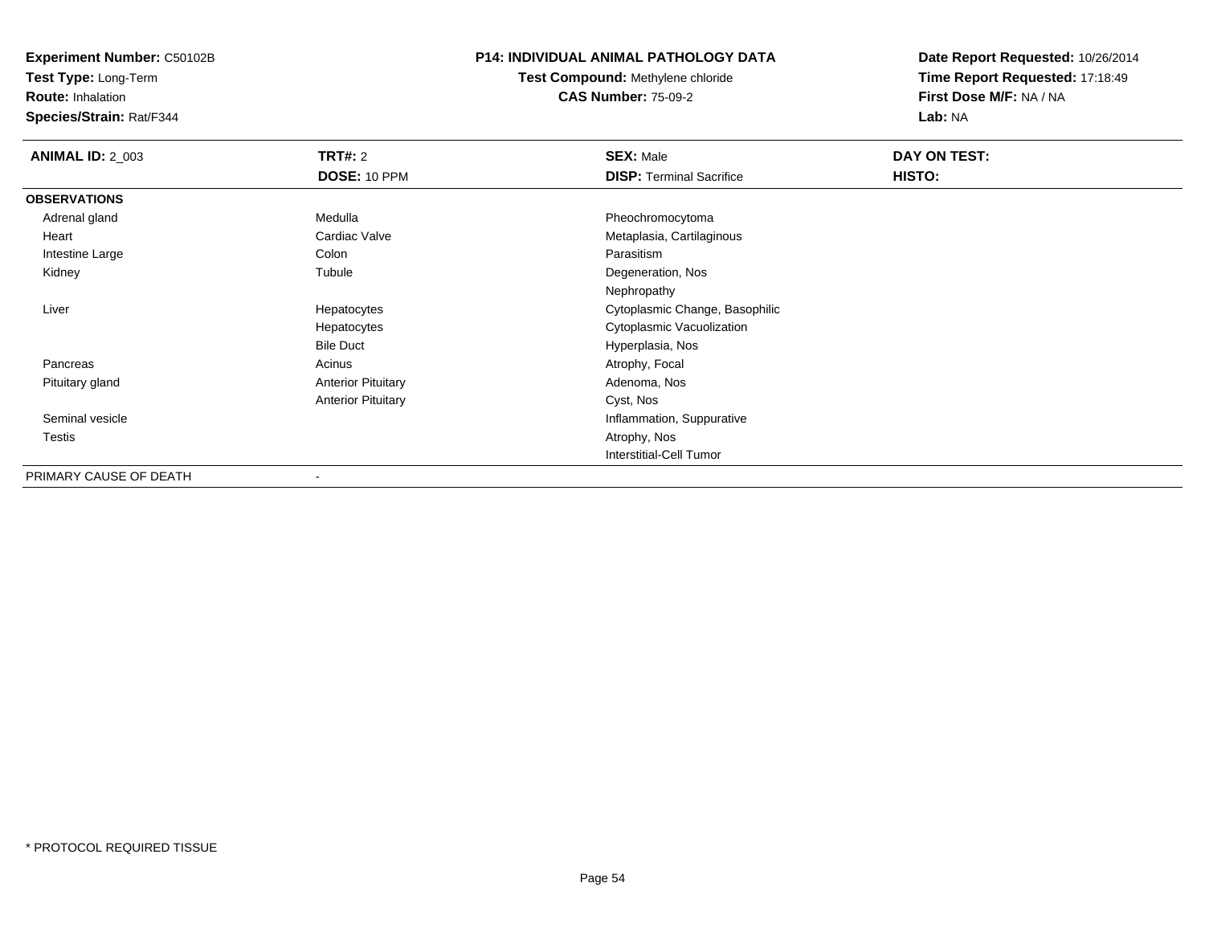**Experiment Number:** C50102B
**Test Type:** Long-Term
**Route:** Inhalation
**Species/Strain:** Rat/F344

**P14: INDIVIDUAL ANIMAL PATHOLOGY DATA**
**Test Compound:** Methylene chloride
**CAS Number:** 75-09-2

**Date Report Requested:** 10/26/2014
**Time Report Requested:** 17:18:49
**First Dose M/F:** NA / NA
**Lab:** NA

| **ANIMAL ID:** 2_003 | **TRT#:** 2 | **SEX:** Male | **DAY ON TEST:** |
|---|---|---|---|
| | **DOSE:** 10 PPM | **DISP:** Terminal Sacrifice | **HISTO:** |
| **OBSERVATIONS** | | | |
| Adrenal gland | Medulla | Pheochromocytoma | |
| Heart | Cardiac Valve | Metaplasia, Cartilaginous | |
| Intestine Large | Colon | Parasitism | |
| Kidney | Tubule | Degeneration, Nos | |
| | | Nephropathy | |
| Liver | Hepatocytes | Cytoplasmic Change, Basophilic | |
| | Hepatocytes | Cytoplasmic Vacuolization | |
| | Bile Duct | Hyperplasia, Nos | |
| Pancreas | Acinus | Atrophy, Focal | |
| Pituitary gland | Anterior Pituitary | Adenoma, Nos | |
| | Anterior Pituitary | Cyst, Nos | |
| Seminal vesicle | | Inflammation, Suppurative | |
| Testis | | Atrophy, Nos | |
| | | Interstitial-Cell Tumor | |
| PRIMARY CAUSE OF DEATH | - | | |

* PROTOCOL REQUIRED TISSUE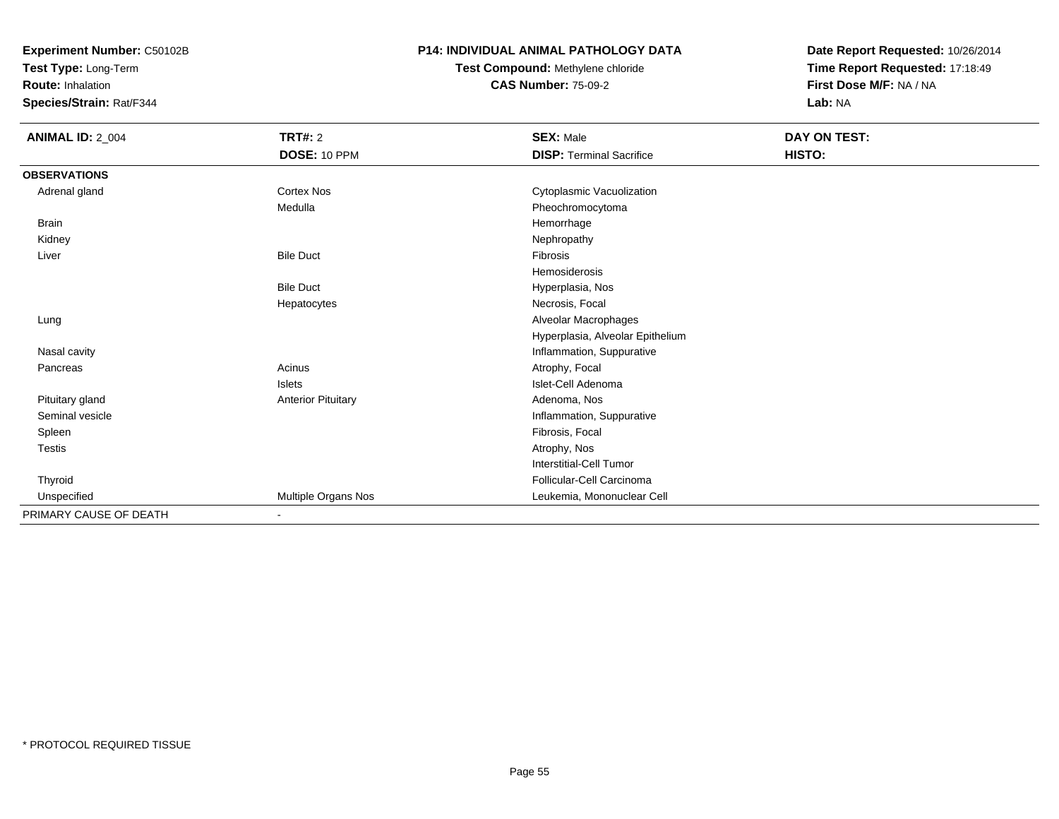**Experiment Number:** C50102B
**Test Type:** Long-Term
**Route:** Inhalation
**Species/Strain:** Rat/F344

**P14: INDIVIDUAL ANIMAL PATHOLOGY DATA**
**Test Compound:** Methylene chloride
**CAS Number:** 75-09-2

**Date Report Requested:** 10/26/2014
**Time Report Requested:** 17:18:49
**First Dose M/F:** NA / NA
**Lab:** NA

| **ANIMAL ID:** 2_004 | **TRT#:** 2 | **SEX:** Male | **DAY ON TEST:** |
|---|---|---|---|
| | **DOSE:** 10 PPM | **DISP:** Terminal Sacrifice | **HISTO:** |
| **OBSERVATIONS** | | | |
| Adrenal gland | Cortex Nos | Cytoplasmic Vacuolization | |
| | Medulla | Pheochromocytoma | |
| Brain | | Hemorrhage | |
| Kidney | | Nephropathy | |
| Liver | Bile Duct | Fibrosis | |
| | | Hemosiderosis | |
| | Bile Duct | Hyperplasia, Nos | |
| | Hepatocytes | Necrosis, Focal | |
| Lung | | Alveolar Macrophages | |
| | | Hyperplasia, Alveolar Epithelium | |
| Nasal cavity | | Inflammation, Suppurative | |
| Pancreas | Acinus | Atrophy, Focal | |
| | Islets | Islet-Cell Adenoma | |
| Pituitary gland | Anterior Pituitary | Adenoma, Nos | |
| Seminal vesicle | | Inflammation, Suppurative | |
| Spleen | | Fibrosis, Focal | |
| Testis | | Atrophy, Nos | |
| | | Interstitial-Cell Tumor | |
| Thyroid | | Follicular-Cell Carcinoma | |
| Unspecified | Multiple Organs Nos | Leukemia, Mononuclear Cell | |
| PRIMARY CAUSE OF DEATH | - | | |

* PROTOCOL REQUIRED TISSUE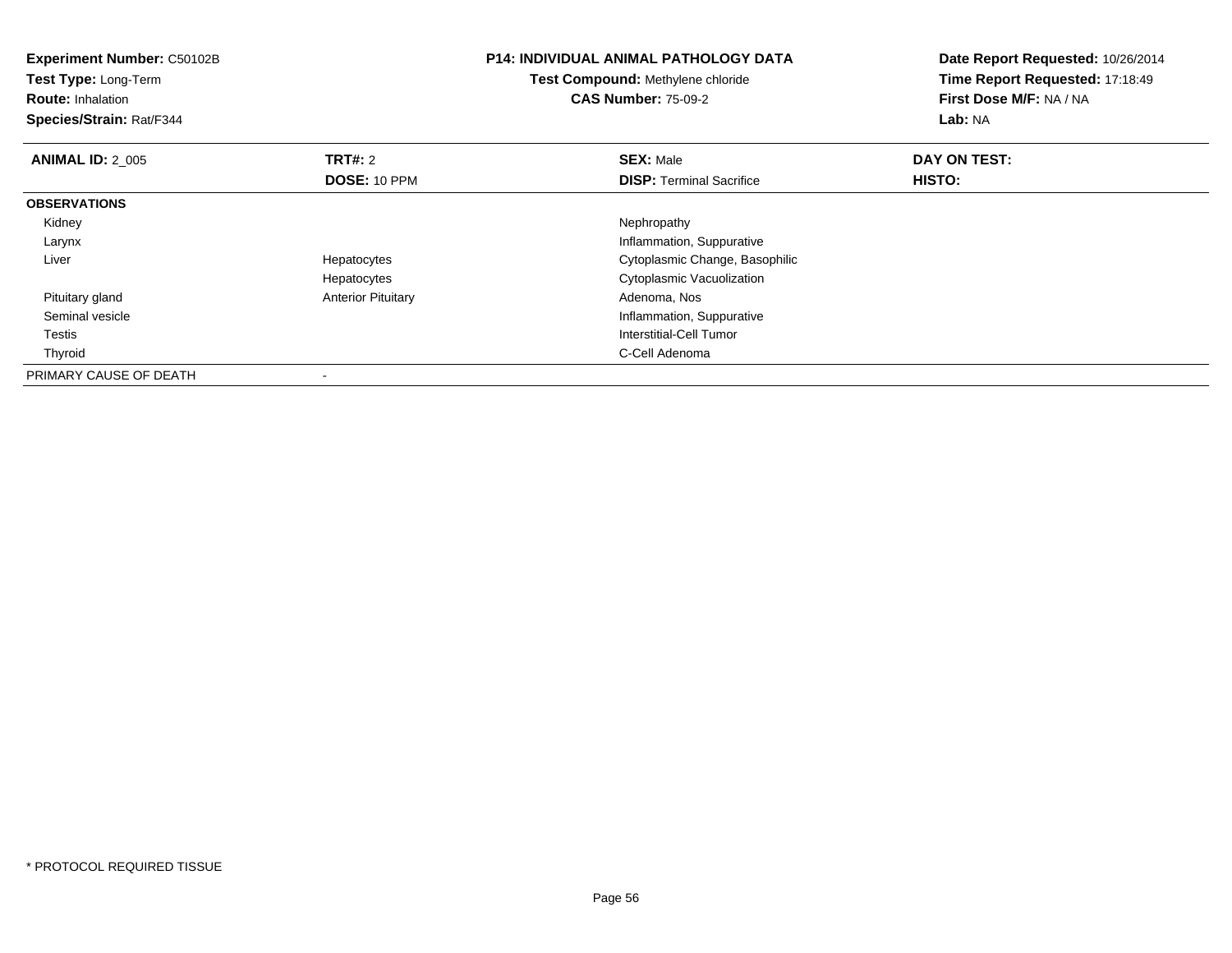**Experiment Number:** C50102B
**Test Type:** Long-Term
**Route:** Inhalation
**Species/Strain:** Rat/F344

**P14: INDIVIDUAL ANIMAL PATHOLOGY DATA**
**Test Compound:** Methylene chloride
**CAS Number:** 75-09-2

**Date Report Requested:** 10/26/2014
**Time Report Requested:** 17:18:49
**First Dose M/F:** NA / NA
**Lab:** NA

| **ANIMAL ID:** 2_005 | **TRT#:** 2 | **SEX:** Male | **DAY ON TEST:** |
|---|---|---|---|
| | **DOSE:** 10 PPM | **DISP:** Terminal Sacrifice | **HISTO:** |
| **OBSERVATIONS** | | | |
| Kidney | | Nephropathy | |
| Larynx | | Inflammation, Suppurative | |
| Liver | Hepatocytes | Cytoplasmic Change, Basophilic | |
| | Hepatocytes | Cytoplasmic Vacuolization | |
| Pituitary gland | Anterior Pituitary | Adenoma, Nos | |
| Seminal vesicle | | Inflammation, Suppurative | |
| Testis | | Interstitial-Cell Tumor | |
| Thyroid | | C-Cell Adenoma | |
| PRIMARY CAUSE OF DEATH | - | | |

* PROTOCOL REQUIRED TISSUE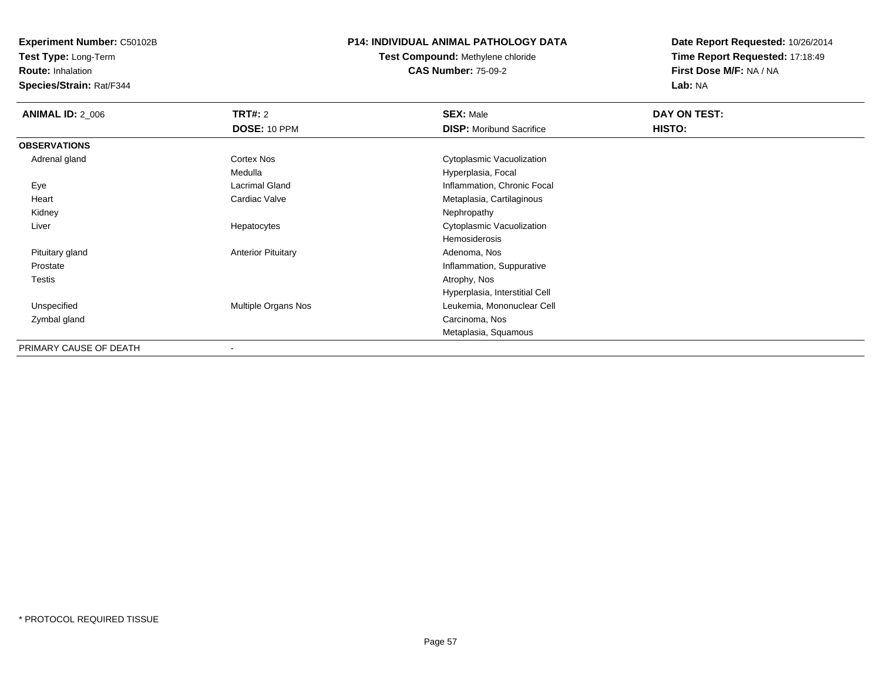**Experiment Number:** C50102B
**Test Type:** Long-Term
**Route:** Inhalation
**Species/Strain:** Rat/F344

**P14: INDIVIDUAL ANIMAL PATHOLOGY DATA**
**Test Compound:** Methylene chloride
**CAS Number:** 75-09-2

**Date Report Requested:** 10/26/2014
**Time Report Requested:** 17:18:49
**First Dose M/F:** NA / NA
**Lab:** NA

| **ANIMAL ID:** 2_006 | **TRT#:** 2 | **SEX:** Male | **DAY ON TEST:** |
|---|---|---|---|
| | **DOSE:** 10 PPM | **DISP:** Moribund Sacrifice | **HISTO:** |
| **OBSERVATIONS** | | | |
| Adrenal gland | Cortex Nos | Cytoplasmic Vacuolization | |
| | Medulla | Hyperplasia, Focal | |
| Eye | Lacrimal Gland | Inflammation, Chronic Focal | |
| Heart | Cardiac Valve | Metaplasia, Cartilaginous | |
| Kidney | | Nephropathy | |
| Liver | Hepatocytes | Cytoplasmic Vacuolization | |
| | | Hemosiderosis | |
| Pituitary gland | Anterior Pituitary | Adenoma, Nos | |
| Prostate | | Inflammation, Suppurative | |
| Testis | | Atrophy, Nos | |
| | | Hyperplasia, Interstitial Cell | |
| Unspecified | Multiple Organs Nos | Leukemia, Mononuclear Cell | |
| Zymbal gland | | Carcinoma, Nos | |
| | | Metaplasia, Squamous | |
| PRIMARY CAUSE OF DEATH | - | | |

* PROTOCOL REQUIRED TISSUE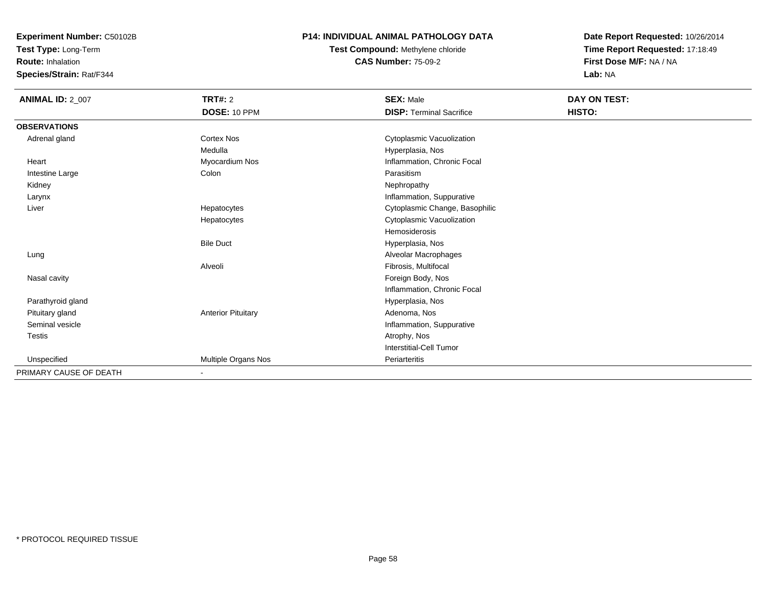**Experiment Number:** C50102B
**Test Type:** Long-Term
**Route:** Inhalation
**Species/Strain:** Rat/F344

**P14: INDIVIDUAL ANIMAL PATHOLOGY DATA**
**Test Compound:** Methylene chloride
**CAS Number:** 75-09-2

**Date Report Requested:** 10/26/2014
**Time Report Requested:** 17:18:49
**First Dose M/F:** NA / NA
**Lab:** NA

| **ANIMAL ID:** 2_007 | **TRT#:** 2 | **SEX:** Male | **DAY ON TEST:** |
|---|---|---|---|
| | **DOSE:** 10 PPM | **DISP:** Terminal Sacrifice | **HISTO:** |
| **OBSERVATIONS** | | | |
| Adrenal gland | Cortex Nos | Cytoplasmic Vacuolization | |
| | Medulla | Hyperplasia, Nos | |
| Heart | Myocardium Nos | Inflammation, Chronic Focal | |
| Intestine Large | Colon | Parasitism | |
| Kidney | | Nephropathy | |
| Larynx | | Inflammation, Suppurative | |
| Liver | Hepatocytes | Cytoplasmic Change, Basophilic | |
| | Hepatocytes | Cytoplasmic Vacuolization | |
| | | Hemosiderosis | |
| | Bile Duct | Hyperplasia, Nos | |
| Lung | | Alveolar Macrophages | |
| | Alveoli | Fibrosis, Multifocal | |
| Nasal cavity | | Foreign Body, Nos | |
| | | Inflammation, Chronic Focal | |
| Parathyroid gland | | Hyperplasia, Nos | |
| Pituitary gland | Anterior Pituitary | Adenoma, Nos | |
| Seminal vesicle | | Inflammation, Suppurative | |
| Testis | | Atrophy, Nos | |
| | | Interstitial-Cell Tumor | |
| Unspecified | Multiple Organs Nos | Periarteritis | |
| PRIMARY CAUSE OF DEATH | - | | |

* PROTOCOL REQUIRED TISSUE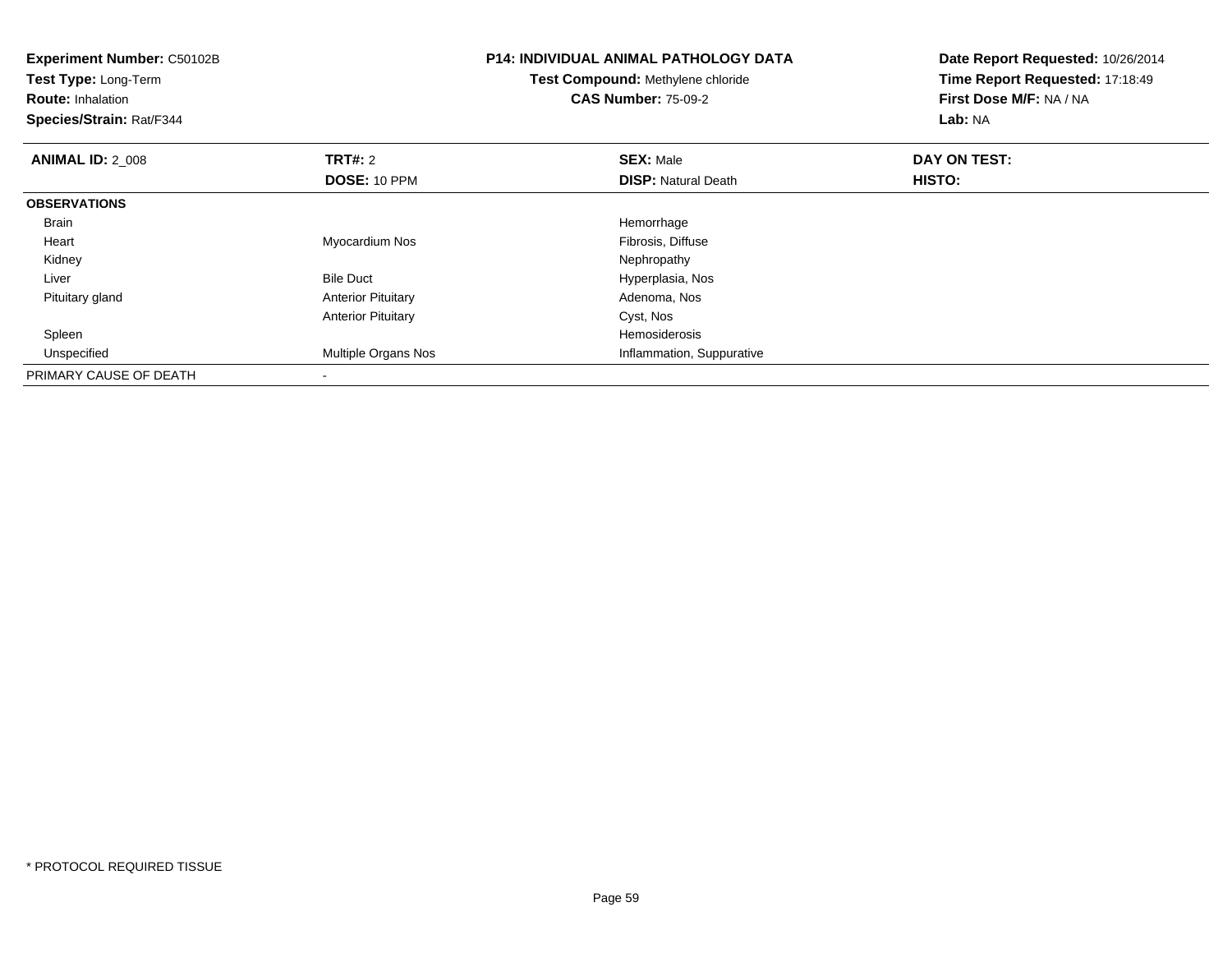**Experiment Number:** C50102B
**Test Type:** Long-Term
**Route:** Inhalation
**Species/Strain:** Rat/F344

## P14: INDIVIDUAL ANIMAL PATHOLOGY DATA

**Test Compound:** Methylene chloride
**CAS Number:** 75-09-2

**Date Report Requested:** 10/26/2014
**Time Report Requested:** 17:18:49
**First Dose M/F:** NA / NA
**Lab:** NA

| **ANIMAL ID:** 2_008 | **TRT#:** 2 | **SEX:** Male | **DAY ON TEST:** |
|---|---|---|---|
| | **DOSE:** 10 PPM | **DISP:** Natural Death | **HISTO:** |
| **OBSERVATIONS** | | | |
| Brain | | Hemorrhage | |
| Heart | Myocardium Nos | Fibrosis, Diffuse | |
| Kidney | | Nephropathy | |
| Liver | Bile Duct | Hyperplasia, Nos | |
| Pituitary gland | Anterior Pituitary | Adenoma, Nos | |
| | Anterior Pituitary | Cyst, Nos | |
| Spleen | | Hemosiderosis | |
| Unspecified | Multiple Organs Nos | Inflammation, Suppurative | |
| PRIMARY CAUSE OF DEATH | - | | |

\* PROTOCOL REQUIRED TISSUE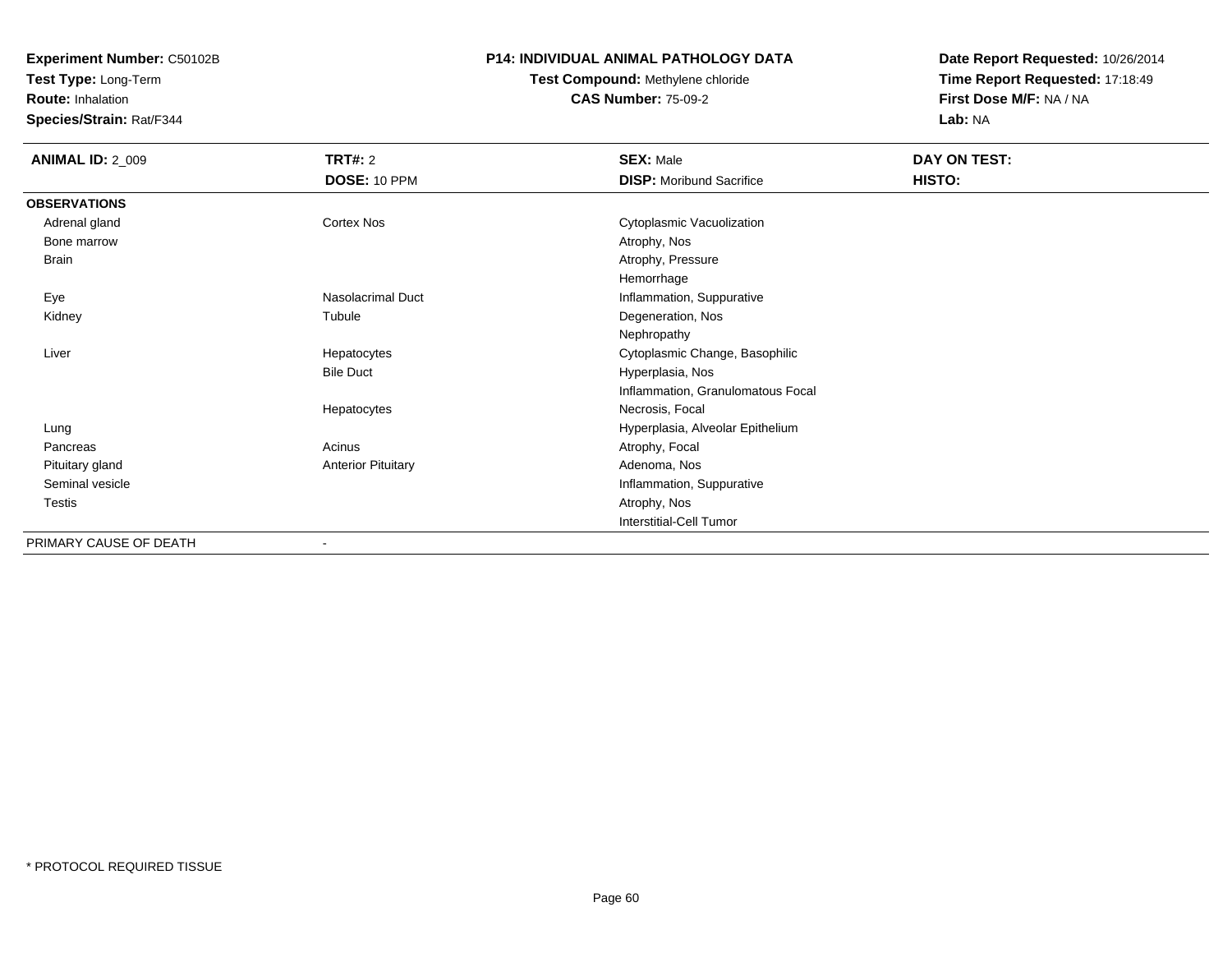**Experiment Number:** C50102B
**Test Type:** Long-Term
**Route:** Inhalation
**Species/Strain:** Rat/F344

**P14: INDIVIDUAL ANIMAL PATHOLOGY DATA**
**Test Compound:** Methylene chloride
**CAS Number:** 75-09-2

**Date Report Requested:** 10/26/2014
**Time Report Requested:** 17:18:49
**First Dose M/F:** NA / NA
**Lab:** NA

| **ANIMAL ID:** 2_009 | **TRT#:** 2 | **SEX:** Male | **DAY ON TEST:** |
|---|---|---|---|
| | **DOSE:** 10 PPM | **DISP:** Moribund Sacrifice | **HISTO:** |
| **OBSERVATIONS** | | | |
| Adrenal gland | Cortex Nos | Cytoplasmic Vacuolization | |
| Bone marrow | | Atrophy, Nos | |
| Brain | | Atrophy, Pressure | |
| | | Hemorrhage | |
| Eye | Nasolacrimal Duct | Inflammation, Suppurative | |
| Kidney | Tubule | Degeneration, Nos | |
| | | Nephropathy | |
| Liver | Hepatocytes | Cytoplasmic Change, Basophilic | |
| | Bile Duct | Hyperplasia, Nos | |
| | | Inflammation, Granulomatous Focal | |
| | Hepatocytes | Necrosis, Focal | |
| Lung | | Hyperplasia, Alveolar Epithelium | |
| Pancreas | Acinus | Atrophy, Focal | |
| Pituitary gland | Anterior Pituitary | Adenoma, Nos | |
| Seminal vesicle | | Inflammation, Suppurative | |
| Testis | | Atrophy, Nos | |
| | | Interstitial-Cell Tumor | |
| PRIMARY CAUSE OF DEATH | - | | |

\* PROTOCOL REQUIRED TISSUE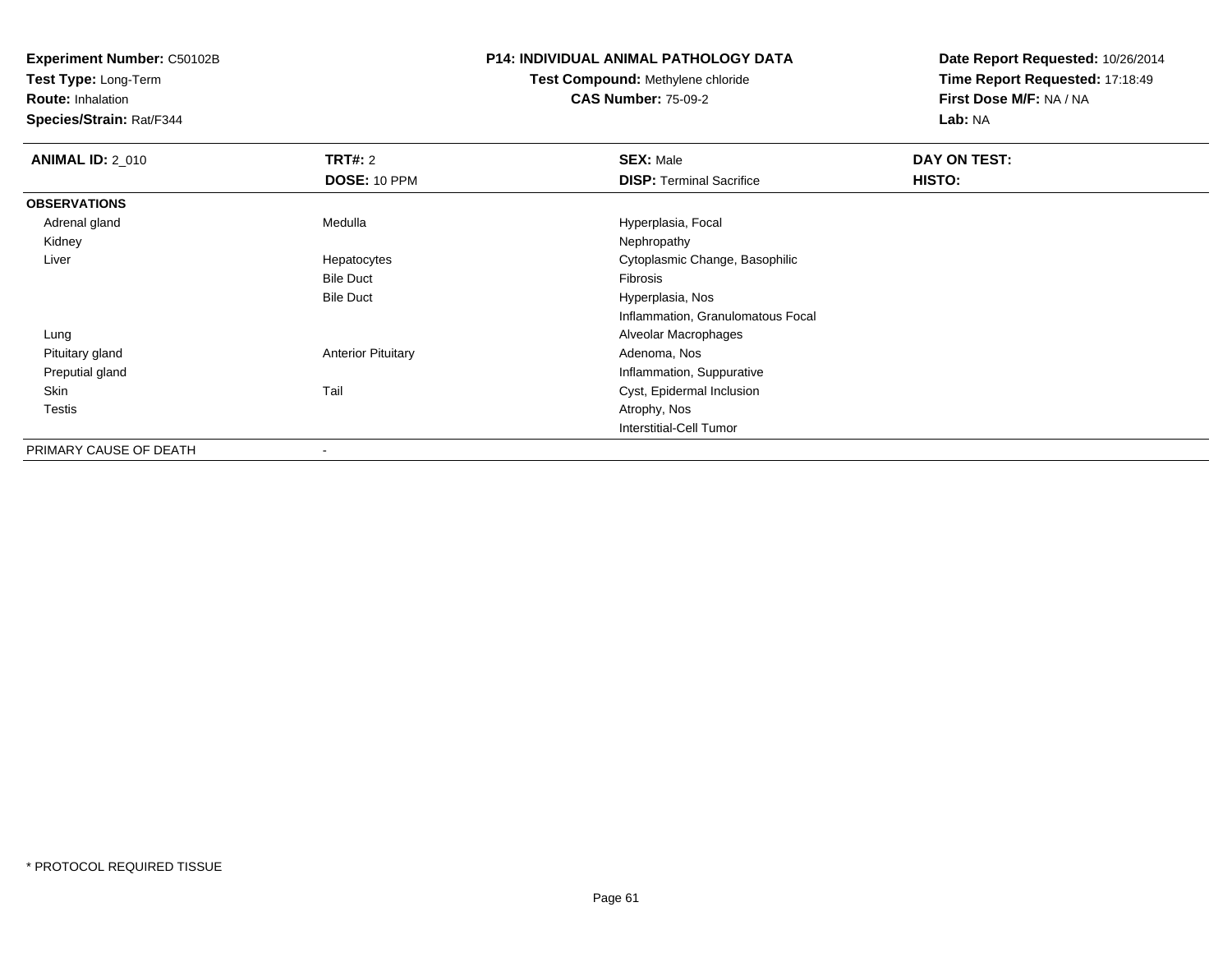**Experiment Number:** C50102B
**Test Type:** Long-Term
**Route:** Inhalation
**Species/Strain:** Rat/F344

**P14: INDIVIDUAL ANIMAL PATHOLOGY DATA**
**Test Compound:** Methylene chloride
**CAS Number:** 75-09-2

**Date Report Requested:** 10/26/2014
**Time Report Requested:** 17:18:49
**First Dose M/F:** NA / NA
**Lab:** NA

| **ANIMAL ID:** 2_010 | **TRT#:** 2 | **SEX:** Male | **DAY ON TEST:** |
|---|---|---|---|
| | **DOSE:** 10 PPM | **DISP:** Terminal Sacrifice | **HISTO:** |
| **OBSERVATIONS** | | | |
| Adrenal gland | Medulla | Hyperplasia, Focal | |
| Kidney | | Nephropathy | |
| Liver | Hepatocytes | Cytoplasmic Change, Basophilic | |
| | Bile Duct | Fibrosis | |
| | Bile Duct | Hyperplasia, Nos | |
| | | Inflammation, Granulomatous Focal | |
| Lung | | Alveolar Macrophages | |
| Pituitary gland | Anterior Pituitary | Adenoma, Nos | |
| Preputial gland | | Inflammation, Suppurative | |
| Skin | Tail | Cyst, Epidermal Inclusion | |
| Testis | | Atrophy, Nos | |
| | | Interstitial-Cell Tumor | |
| PRIMARY CAUSE OF DEATH | - | | |

* PROTOCOL REQUIRED TISSUE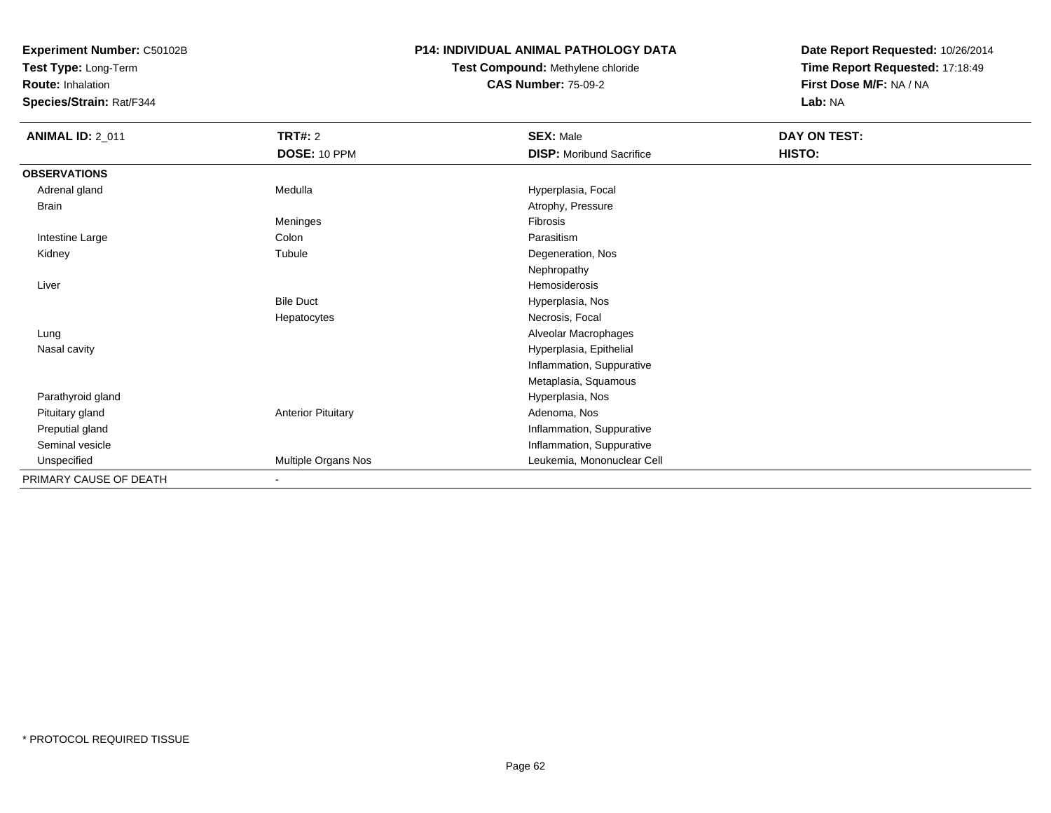**Experiment Number:** C50102B
**Test Type:** Long-Term
**Route:** Inhalation
**Species/Strain:** Rat/F344

**P14: INDIVIDUAL ANIMAL PATHOLOGY DATA**
**Test Compound:** Methylene chloride
**CAS Number:** 75-09-2

**Date Report Requested:** 10/26/2014
**Time Report Requested:** 17:18:49
**First Dose M/F:** NA / NA
**Lab:** NA

| **ANIMAL ID:** 2_011 | **TRT#:** 2 | **SEX:** Male | **DAY ON TEST:** |
|---|---|---|---|
| | **DOSE:** 10 PPM | **DISP:** Moribund Sacrifice | **HISTO:** |
| **OBSERVATIONS** | | | |
| Adrenal gland | Medulla | Hyperplasia, Focal | |
| Brain | | Atrophy, Pressure | |
| | Meninges | Fibrosis | |
| Intestine Large | Colon | Parasitism | |
| Kidney | Tubule | Degeneration, Nos | |
| | | Nephropathy | |
| Liver | | Hemosiderosis | |
| | Bile Duct | Hyperplasia, Nos | |
| | Hepatocytes | Necrosis, Focal | |
| Lung | | Alveolar Macrophages | |
| Nasal cavity | | Hyperplasia, Epithelial | |
| | | Inflammation, Suppurative | |
| | | Metaplasia, Squamous | |
| Parathyroid gland | | Hyperplasia, Nos | |
| Pituitary gland | Anterior Pituitary | Adenoma, Nos | |
| Preputial gland | | Inflammation, Suppurative | |
| Seminal vesicle | | Inflammation, Suppurative | |
| Unspecified | Multiple Organs Nos | Leukemia, Mononuclear Cell | |
| PRIMARY CAUSE OF DEATH | - | | |

\* PROTOCOL REQUIRED TISSUE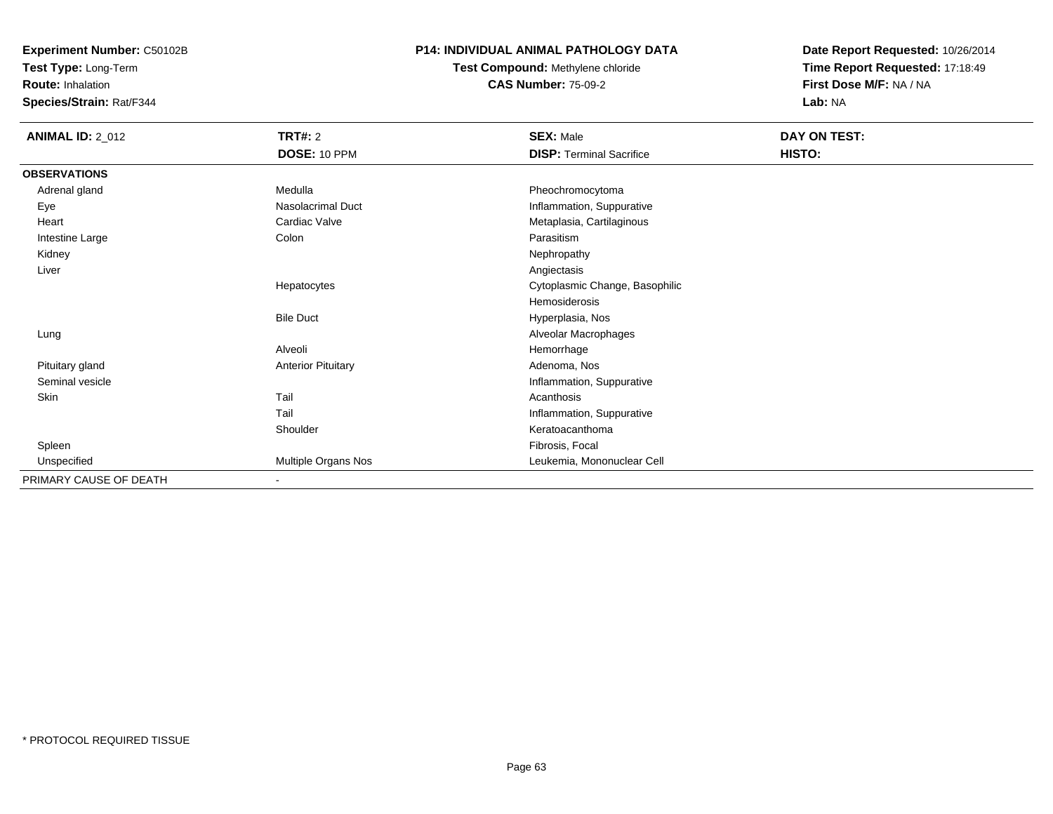**Experiment Number:** C50102B
**Test Type:** Long-Term
**Route:** Inhalation
**Species/Strain:** Rat/F344

**P14: INDIVIDUAL ANIMAL PATHOLOGY DATA**
**Test Compound:** Methylene chloride
**CAS Number:** 75-09-2

**Date Report Requested:** 10/26/2014
**Time Report Requested:** 17:18:49
**First Dose M/F:** NA / NA
**Lab:** NA

| **ANIMAL ID:** 2_012 | **TRT#:** 2 | **SEX:** Male | **DAY ON TEST:** |
|---|---|---|---|
| | **DOSE:** 10 PPM | **DISP:** Terminal Sacrifice | **HISTO:** |
| **OBSERVATIONS** | | | |
| Adrenal gland | Medulla | Pheochromocytoma | |
| Eye | Nasolacrimal Duct | Inflammation, Suppurative | |
| Heart | Cardiac Valve | Metaplasia, Cartilaginous | |
| Intestine Large | Colon | Parasitism | |
| Kidney | | Nephropathy | |
| Liver | | Angiectasis | |
| | Hepatocytes | Cytoplasmic Change, Basophilic | |
| | | Hemosiderosis | |
| | Bile Duct | Hyperplasia, Nos | |
| Lung | | Alveolar Macrophages | |
| | Alveoli | Hemorrhage | |
| Pituitary gland | Anterior Pituitary | Adenoma, Nos | |
| Seminal vesicle | | Inflammation, Suppurative | |
| Skin | Tail | Acanthosis | |
| | Tail | Inflammation, Suppurative | |
| | Shoulder | Keratoacanthoma | |
| Spleen | | Fibrosis, Focal | |
| Unspecified | Multiple Organs Nos | Leukemia, Mononuclear Cell | |
| PRIMARY CAUSE OF DEATH | - | | |

* PROTOCOL REQUIRED TISSUE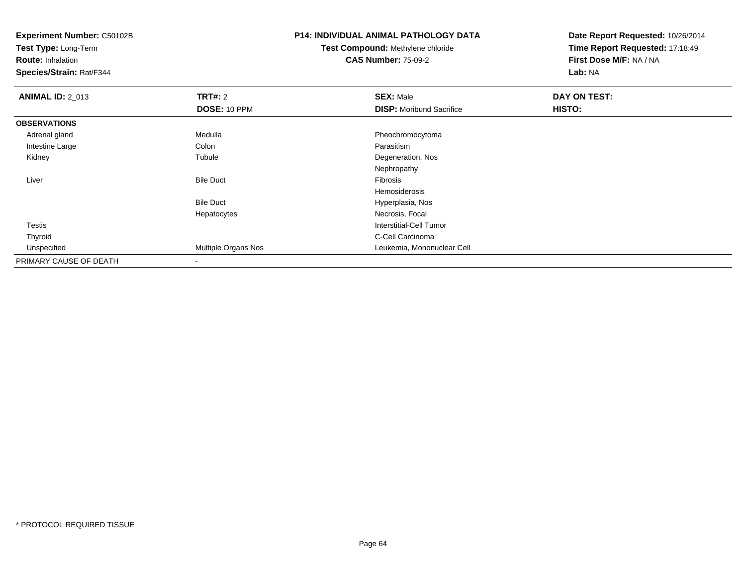**Experiment Number:** C50102B
**Test Type:** Long-Term
**Route:** Inhalation
**Species/Strain:** Rat/F344

**P14: INDIVIDUAL ANIMAL PATHOLOGY DATA**
**Test Compound:** Methylene chloride
**CAS Number:** 75-09-2

**Date Report Requested:** 10/26/2014
**Time Report Requested:** 17:18:49
**First Dose M/F:** NA / NA
**Lab:** NA

| **ANIMAL ID:** 2_013 | **TRT#:** 2 | **SEX:** Male | **DAY ON TEST:** |
|---|---|---|---|
| | **DOSE:** 10 PPM | **DISP:** Moribund Sacrifice | **HISTO:** |
| **OBSERVATIONS** | | | |
| Adrenal gland | Medulla | Pheochromocytoma | |
| Intestine Large | Colon | Parasitism | |
| Kidney | Tubule | Degeneration, Nos | |
| | | Nephropathy | |
| Liver | Bile Duct | Fibrosis | |
| | | Hemosiderosis | |
| | Bile Duct | Hyperplasia, Nos | |
| | Hepatocytes | Necrosis, Focal | |
| Testis | | Interstitial-Cell Tumor | |
| Thyroid | | C-Cell Carcinoma | |
| Unspecified | Multiple Organs Nos | Leukemia, Mononuclear Cell | |
| PRIMARY CAUSE OF DEATH | - | | |

* PROTOCOL REQUIRED TISSUE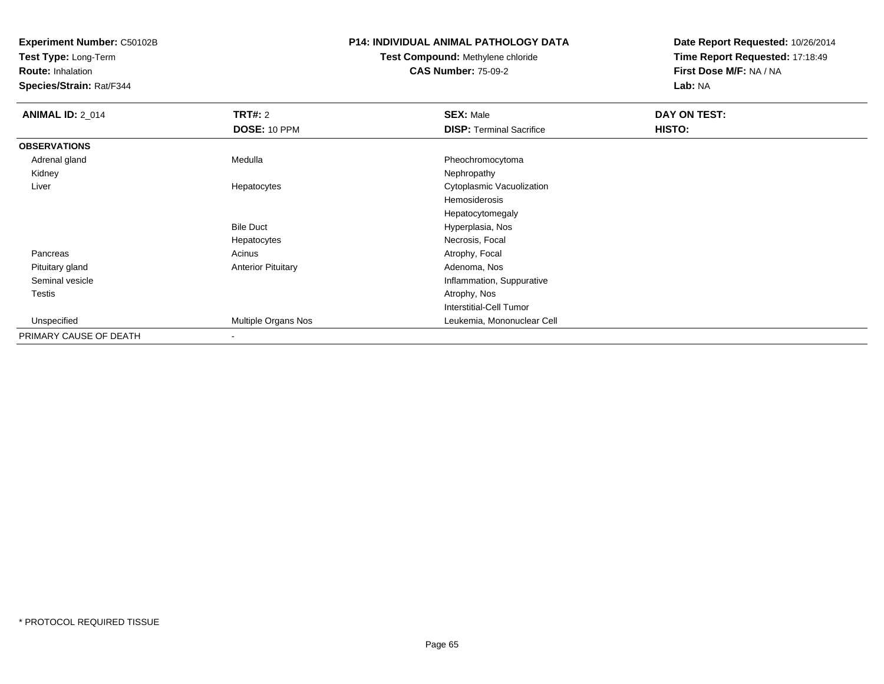**Experiment Number:** C50102B
**Test Type:** Long-Term
**Route:** Inhalation
**Species/Strain:** Rat/F344

**P14: INDIVIDUAL ANIMAL PATHOLOGY DATA**
**Test Compound:** Methylene chloride
**CAS Number:** 75-09-2

**Date Report Requested:** 10/26/2014
**Time Report Requested:** 17:18:49
**First Dose M/F:** NA / NA
**Lab:** NA

| **ANIMAL ID:** 2_014 | **TRT#:** 2 | **SEX:** Male | **DAY ON TEST:** |
|---|---|---|---|
| | **DOSE:** 10 PPM | **DISP:** Terminal Sacrifice | **HISTO:** |
| **OBSERVATIONS** | | | |
| Adrenal gland | Medulla | Pheochromocytoma | |
| Kidney | | Nephropathy | |
| Liver | Hepatocytes | Cytoplasmic Vacuolization | |
| | | Hemosiderosis | |
| | | Hepatocytomegaly | |
| | Bile Duct | Hyperplasia, Nos | |
| | Hepatocytes | Necrosis, Focal | |
| Pancreas | Acinus | Atrophy, Focal | |
| Pituitary gland | Anterior Pituitary | Adenoma, Nos | |
| Seminal vesicle | | Inflammation, Suppurative | |
| Testis | | Atrophy, Nos | |
| | | Interstitial-Cell Tumor | |
| Unspecified | Multiple Organs Nos | Leukemia, Mononuclear Cell | |
| PRIMARY CAUSE OF DEATH | - | | |

* PROTOCOL REQUIRED TISSUE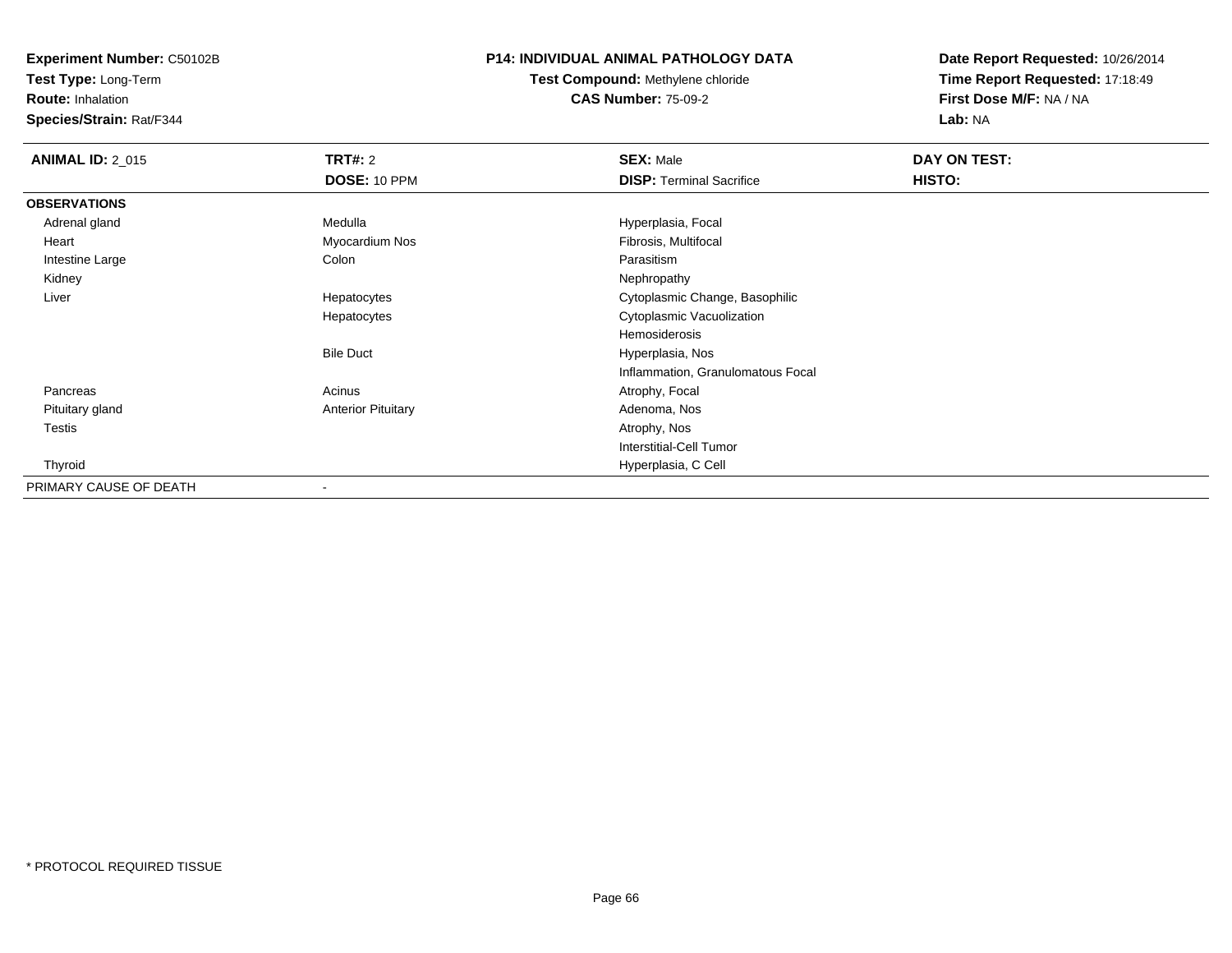**Experiment Number:** C50102B
**Test Type:** Long-Term
**Route:** Inhalation
**Species/Strain:** Rat/F344

# P14: INDIVIDUAL ANIMAL PATHOLOGY DATA

**Test Compound:** Methylene chloride
**CAS Number:** 75-09-2

**Date Report Requested:** 10/26/2014
**Time Report Requested:** 17:18:49
**First Dose M/F:** NA / NA
**Lab:** NA

| **ANIMAL ID:** 2_015 | **TRT#:** 2 | **SEX:** Male | **DAY ON TEST:** |
|---|---|---|---|
| | **DOSE:** 10 PPM | **DISP:** Terminal Sacrifice | **HISTO:** |
| **OBSERVATIONS** | | | |
| Adrenal gland | Medulla | Hyperplasia, Focal | |
| Heart | Myocardium Nos | Fibrosis, Multifocal | |
| Intestine Large | Colon | Parasitism | |
| Kidney | | Nephropathy | |
| Liver | Hepatocytes | Cytoplasmic Change, Basophilic | |
| | Hepatocytes | Cytoplasmic Vacuolization | |
| | | Hemosiderosis | |
| | Bile Duct | Hyperplasia, Nos | |
| | | Inflammation, Granulomatous Focal | |
| Pancreas | Acinus | Atrophy, Focal | |
| Pituitary gland | Anterior Pituitary | Adenoma, Nos | |
| Testis | | Atrophy, Nos | |
| | | Interstitial-Cell Tumor | |
| Thyroid | | Hyperplasia, C Cell | |
| PRIMARY CAUSE OF DEATH | - | | |

* PROTOCOL REQUIRED TISSUE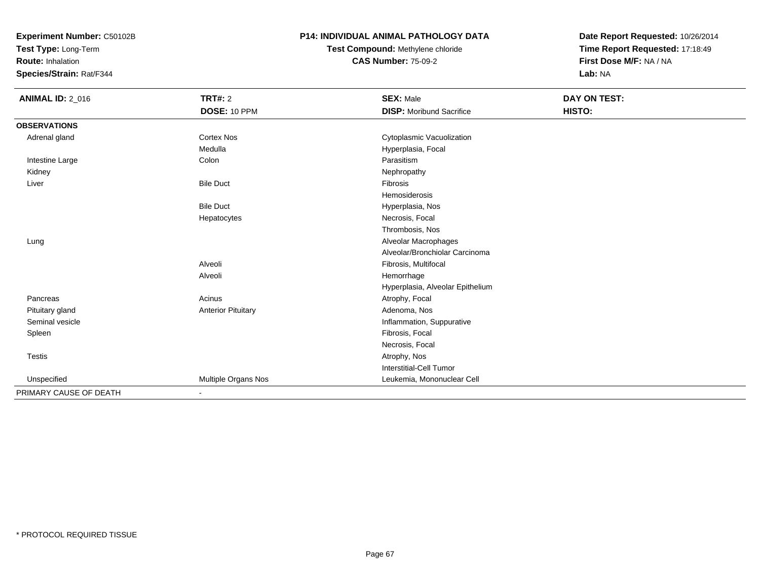**Experiment Number:** C50102B
**Test Type:** Long-Term
**Route:** Inhalation
**Species/Strain:** Rat/F344

**P14: INDIVIDUAL ANIMAL PATHOLOGY DATA**
**Test Compound:** Methylene chloride
**CAS Number:** 75-09-2

**Date Report Requested:** 10/26/2014
**Time Report Requested:** 17:18:49
**First Dose M/F:** NA / NA
**Lab:** NA

| **ANIMAL ID:** 2_016 | **TRT#:** 2 | **SEX:** Male | **DAY ON TEST:** |
|---|---|---|---|
| | **DOSE:** 10 PPM | **DISP:** Moribund Sacrifice | **HISTO:** |
| **OBSERVATIONS** | | | |
| Adrenal gland | Cortex Nos | Cytoplasmic Vacuolization | |
| | Medulla | Hyperplasia, Focal | |
| Intestine Large | Colon | Parasitism | |
| Kidney | | Nephropathy | |
| Liver | Bile Duct | Fibrosis | |
| | | Hemosiderosis | |
| | Bile Duct | Hyperplasia, Nos | |
| | Hepatocytes | Necrosis, Focal | |
| | | Thrombosis, Nos | |
| Lung | | Alveolar Macrophages | |
| | | Alveolar/Bronchiolar Carcinoma | |
| | Alveoli | Fibrosis, Multifocal | |
| | Alveoli | Hemorrhage | |
| | | Hyperplasia, Alveolar Epithelium | |
| Pancreas | Acinus | Atrophy, Focal | |
| Pituitary gland | Anterior Pituitary | Adenoma, Nos | |
| Seminal vesicle | | Inflammation, Suppurative | |
| Spleen | | Fibrosis, Focal | |
| | | Necrosis, Focal | |
| Testis | | Atrophy, Nos | |
| | | Interstitial-Cell Tumor | |
| Unspecified | Multiple Organs Nos | Leukemia, Mononuclear Cell | |
| PRIMARY CAUSE OF DEATH | - | | |

\* PROTOCOL REQUIRED TISSUE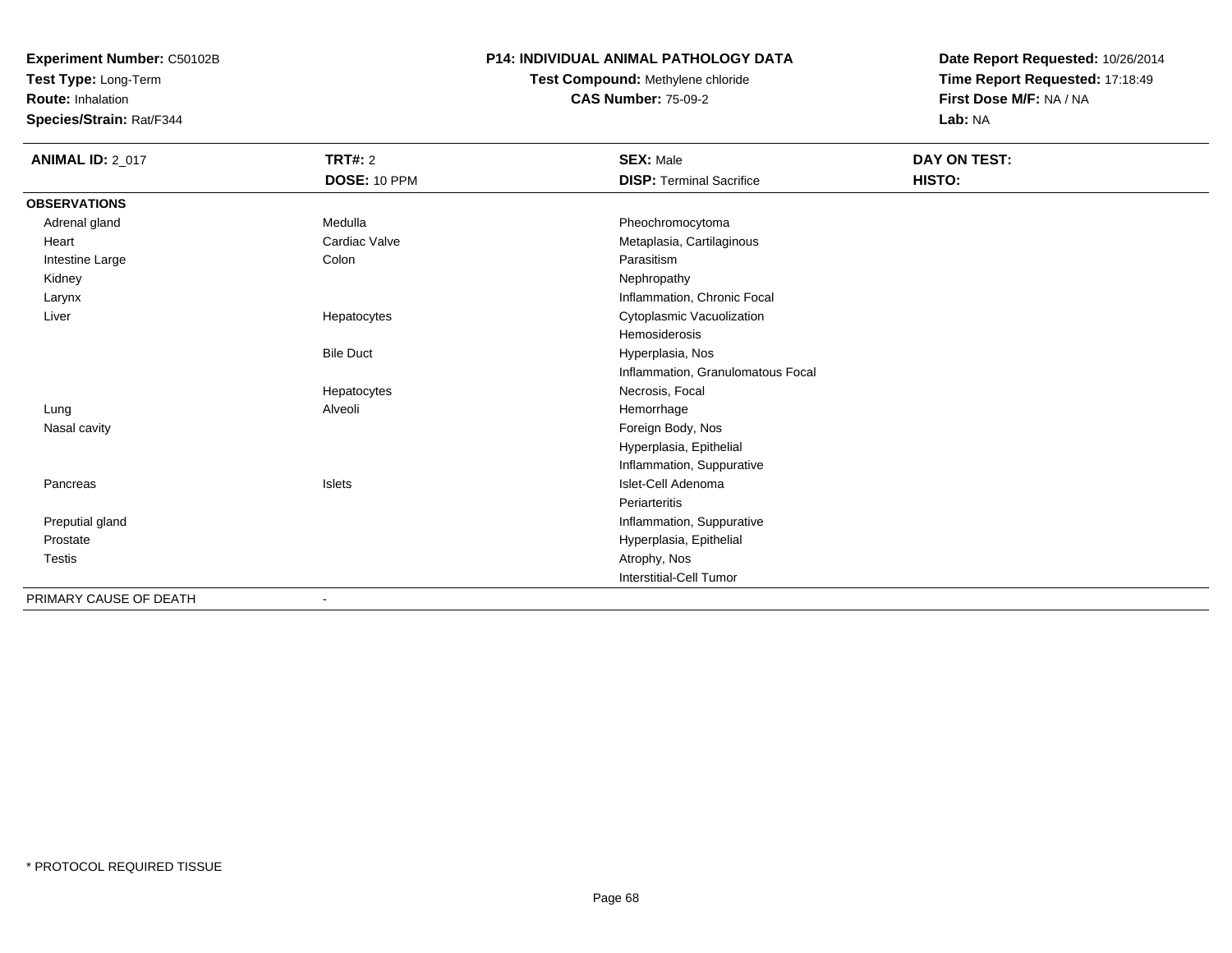**Experiment Number:** C50102B
**Test Type:** Long-Term
**Route:** Inhalation
**Species/Strain:** Rat/F344

**P14: INDIVIDUAL ANIMAL PATHOLOGY DATA**
**Test Compound:** Methylene chloride
**CAS Number:** 75-09-2

**Date Report Requested:** 10/26/2014
**Time Report Requested:** 17:18:49
**First Dose M/F:** NA / NA
**Lab:** NA

| **ANIMAL ID:** 2_017 | **TRT#:** 2 | **SEX:** Male | **DAY ON TEST:** |
|---|---|---|---|
| | **DOSE:** 10 PPM | **DISP:** Terminal Sacrifice | **HISTO:** |
| **OBSERVATIONS** | | | |
| Adrenal gland | Medulla | Pheochromocytoma | |
| Heart | Cardiac Valve | Metaplasia, Cartilaginous | |
| Intestine Large | Colon | Parasitism | |
| Kidney | | Nephropathy | |
| Larynx | | Inflammation, Chronic Focal | |
| Liver | Hepatocytes | Cytoplasmic Vacuolization | |
| | | Hemosiderosis | |
| | Bile Duct | Hyperplasia, Nos | |
| | | Inflammation, Granulomatous Focal | |
| | Hepatocytes | Necrosis, Focal | |
| Lung | Alveoli | Hemorrhage | |
| Nasal cavity | | Foreign Body, Nos | |
| | | Hyperplasia, Epithelial | |
| | | Inflammation, Suppurative | |
| Pancreas | Islets | Islet-Cell Adenoma | |
| | | Periarteritis | |
| Preputial gland | | Inflammation, Suppurative | |
| Prostate | | Hyperplasia, Epithelial | |
| Testis | | Atrophy, Nos | |
| | | Interstitial-Cell Tumor | |
| PRIMARY CAUSE OF DEATH | - | | |

\* PROTOCOL REQUIRED TISSUE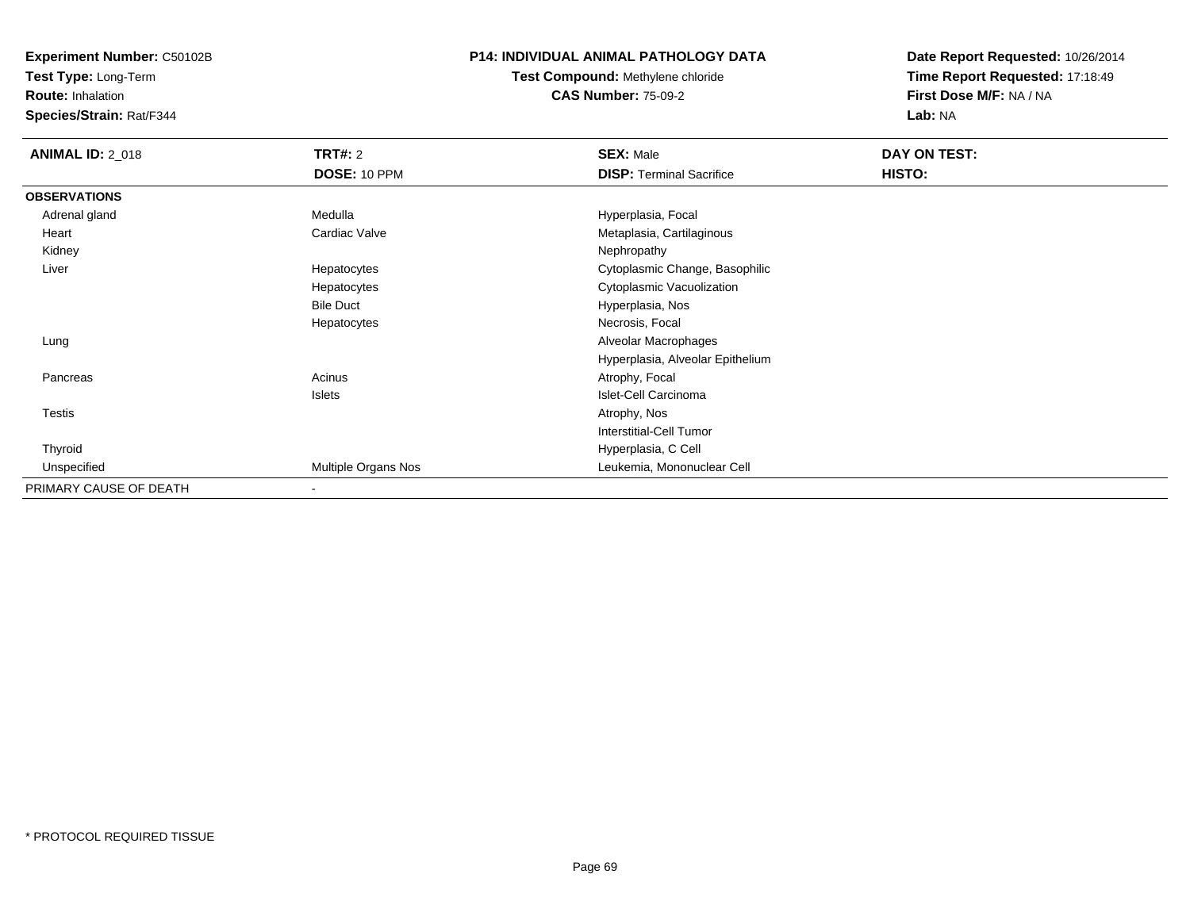**Experiment Number:** C50102B
**Test Type:** Long-Term
**Route:** Inhalation
**Species/Strain:** Rat/F344

**P14: INDIVIDUAL ANIMAL PATHOLOGY DATA**
**Test Compound:** Methylene chloride
**CAS Number:** 75-09-2

**Date Report Requested:** 10/26/2014
**Time Report Requested:** 17:18:49
**First Dose M/F:** NA / NA
**Lab:** NA

| **ANIMAL ID:** 2_018 | **TRT#:** 2 | **SEX:** Male | **DAY ON TEST:** |
|---|---|---|---|
| | **DOSE:** 10 PPM | **DISP:** Terminal Sacrifice | **HISTO:** |
| **OBSERVATIONS** | | | |
| Adrenal gland | Medulla | Hyperplasia, Focal | |
| Heart | Cardiac Valve | Metaplasia, Cartilaginous | |
| Kidney | | Nephropathy | |
| Liver | Hepatocytes | Cytoplasmic Change, Basophilic | |
| | Hepatocytes | Cytoplasmic Vacuolization | |
| | Bile Duct | Hyperplasia, Nos | |
| | Hepatocytes | Necrosis, Focal | |
| Lung | | Alveolar Macrophages | |
| | | Hyperplasia, Alveolar Epithelium | |
| Pancreas | Acinus | Atrophy, Focal | |
| | Islets | Islet-Cell Carcinoma | |
| Testis | | Atrophy, Nos | |
| | | Interstitial-Cell Tumor | |
| Thyroid | | Hyperplasia, C Cell | |
| Unspecified | Multiple Organs Nos | Leukemia, Mononuclear Cell | |
| PRIMARY CAUSE OF DEATH | - | | |

* PROTOCOL REQUIRED TISSUE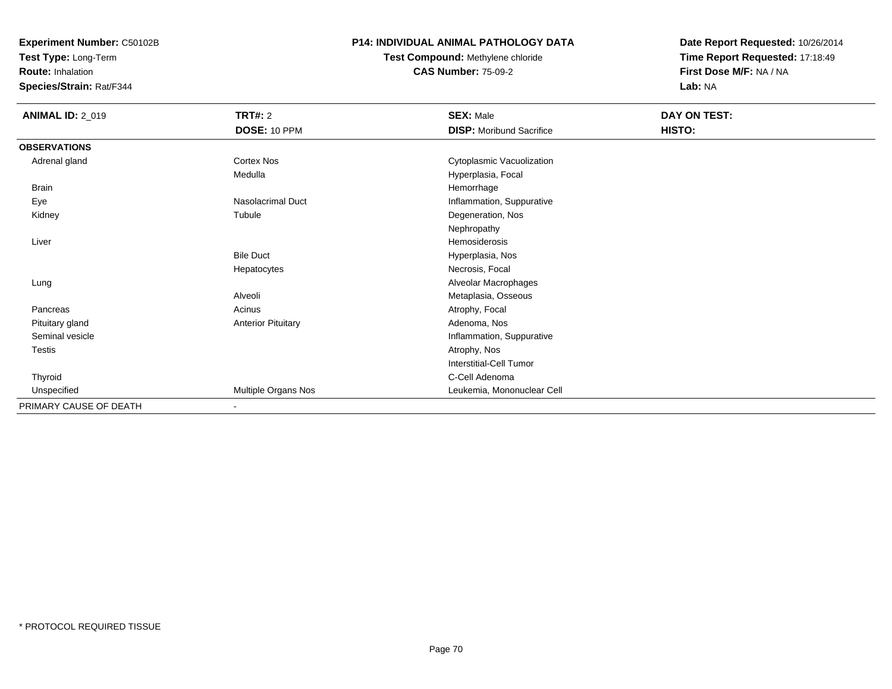**Experiment Number:** C50102B
**Test Type:** Long-Term
**Route:** Inhalation
**Species/Strain:** Rat/F344

**P14: INDIVIDUAL ANIMAL PATHOLOGY DATA**
**Test Compound:** Methylene chloride
**CAS Number:** 75-09-2

**Date Report Requested:** 10/26/2014
**Time Report Requested:** 17:18:49
**First Dose M/F:** NA / NA
**Lab:** NA

| **ANIMAL ID:** 2_019 | **TRT#:** 2 | **SEX:** Male | **DAY ON TEST:** |
|---|---|---|---|
| | **DOSE:** 10 PPM | **DISP:** Moribund Sacrifice | **HISTO:** |
| **OBSERVATIONS** | | | |
| Adrenal gland | Cortex Nos | Cytoplasmic Vacuolization | |
| | Medulla | Hyperplasia, Focal | |
| Brain | | Hemorrhage | |
| Eye | Nasolacrimal Duct | Inflammation, Suppurative | |
| Kidney | Tubule | Degeneration, Nos | |
| | | Nephropathy | |
| Liver | | Hemosiderosis | |
| | Bile Duct | Hyperplasia, Nos | |
| | Hepatocytes | Necrosis, Focal | |
| Lung | | Alveolar Macrophages | |
| | Alveoli | Metaplasia, Osseous | |
| Pancreas | Acinus | Atrophy, Focal | |
| Pituitary gland | Anterior Pituitary | Adenoma, Nos | |
| Seminal vesicle | | Inflammation, Suppurative | |
| Testis | | Atrophy, Nos | |
| | | Interstitial-Cell Tumor | |
| Thyroid | | C-Cell Adenoma | |
| Unspecified | Multiple Organs Nos | Leukemia, Mononuclear Cell | |
| PRIMARY CAUSE OF DEATH | - | | |

* PROTOCOL REQUIRED TISSUE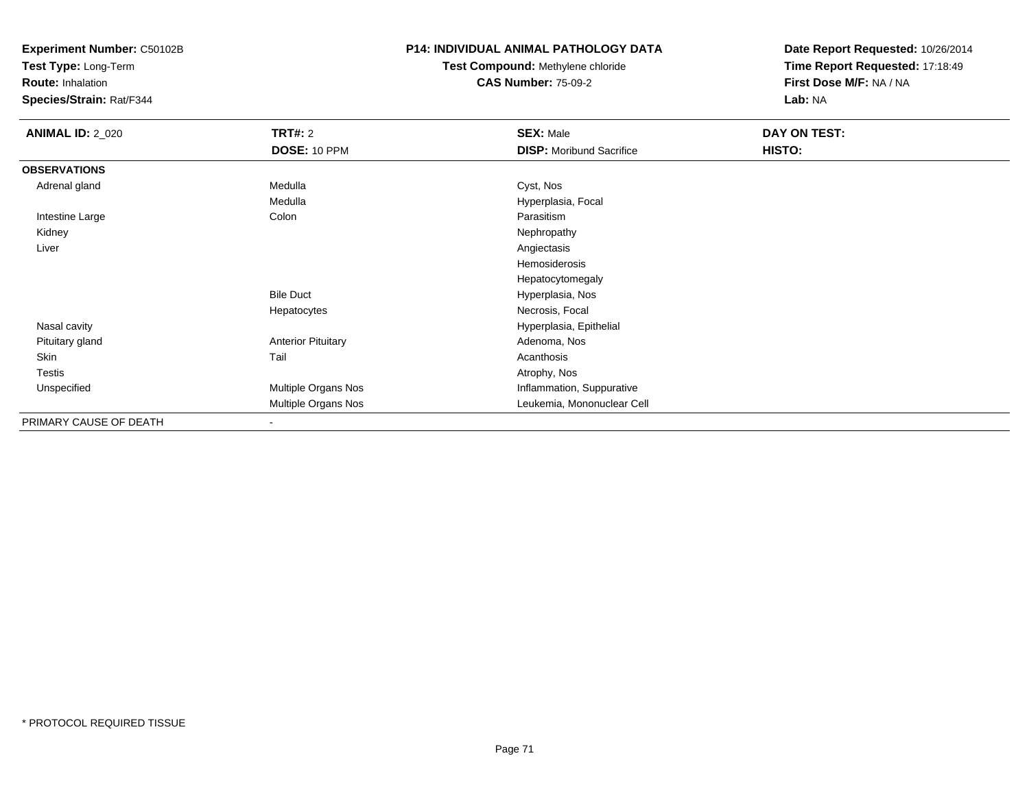**Experiment Number:** C50102B
**Test Type:** Long-Term
**Route:** Inhalation
**Species/Strain:** Rat/F344

**P14: INDIVIDUAL ANIMAL PATHOLOGY DATA**
**Test Compound:** Methylene chloride
**CAS Number:** 75-09-2

**Date Report Requested:** 10/26/2014
**Time Report Requested:** 17:18:49
**First Dose M/F:** NA / NA
**Lab:** NA

| ANIMAL ID: 2_020 | TRT#: 2 | SEX: Male | DAY ON TEST: |
|---|---|---|---|
| | DOSE: 10 PPM | DISP: Moribund Sacrifice | HISTO: |
| **OBSERVATIONS** | | | |
| Adrenal gland | Medulla | Cyst, Nos | |
| | Medulla | Hyperplasia, Focal | |
| Intestine Large | Colon | Parasitism | |
| Kidney | | Nephropathy | |
| Liver | | Angiectasis | |
| | | Hemosiderosis | |
| | | Hepatocytomegaly | |
| | Bile Duct | Hyperplasia, Nos | |
| | Hepatocytes | Necrosis, Focal | |
| Nasal cavity | | Hyperplasia, Epithelial | |
| Pituitary gland | Anterior Pituitary | Adenoma, Nos | |
| Skin | Tail | Acanthosis | |
| Testis | | Atrophy, Nos | |
| Unspecified | Multiple Organs Nos | Inflammation, Suppurative | |
| | Multiple Organs Nos | Leukemia, Mononuclear Cell | |
| PRIMARY CAUSE OF DEATH | - | | |

* PROTOCOL REQUIRED TISSUE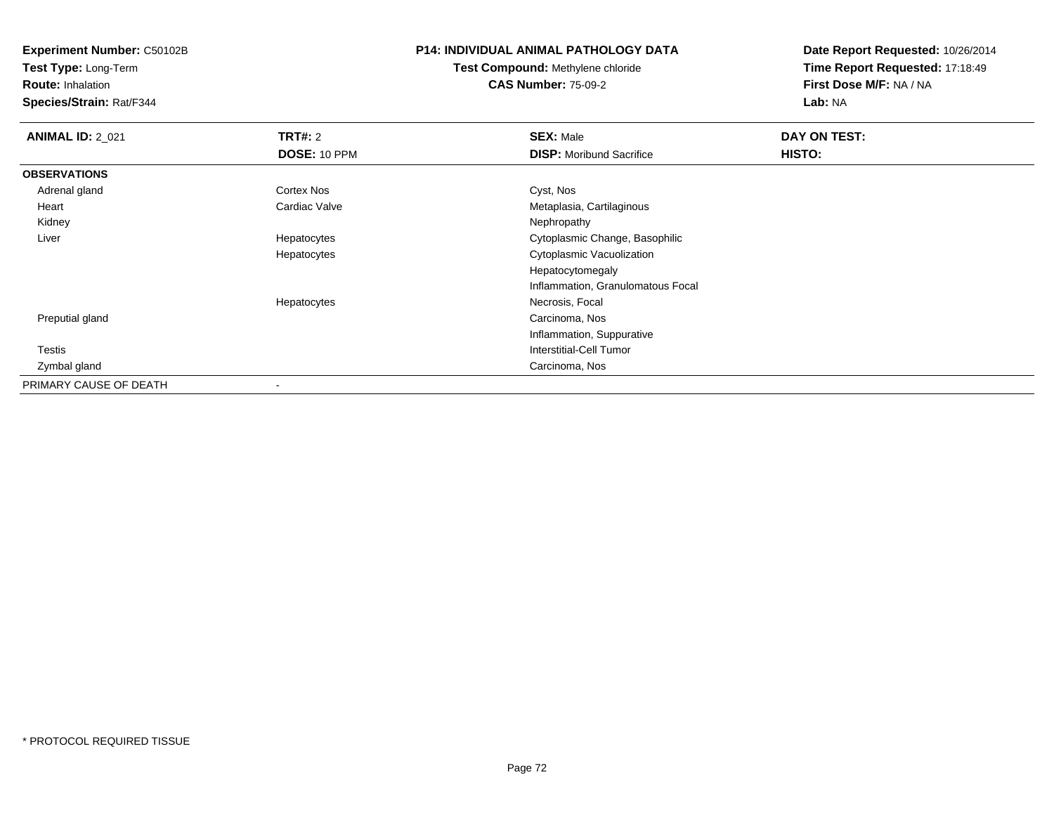**Experiment Number:** C50102B
**Test Type:** Long-Term
**Route:** Inhalation
**Species/Strain:** Rat/F344

**P14: INDIVIDUAL ANIMAL PATHOLOGY DATA**
**Test Compound:** Methylene chloride
**CAS Number:** 75-09-2

**Date Report Requested:** 10/26/2014
**Time Report Requested:** 17:18:49
**First Dose M/F:** NA / NA
**Lab:** NA

| **ANIMAL ID:** 2_021 | **TRT#:** 2 | **SEX:** Male | **DAY ON TEST:** |
|---|---|---|---|
| | **DOSE:** 10 PPM | **DISP:** Moribund Sacrifice | **HISTO:** |
| **OBSERVATIONS** | | | |
| Adrenal gland | Cortex Nos | Cyst, Nos | |
| Heart | Cardiac Valve | Metaplasia, Cartilaginous | |
| Kidney | | Nephropathy | |
| Liver | Hepatocytes | Cytoplasmic Change, Basophilic | |
| | Hepatocytes | Cytoplasmic Vacuolization | |
| | | Hepatocytomegaly | |
| | | Inflammation, Granulomatous Focal | |
| | Hepatocytes | Necrosis, Focal | |
| Preputial gland | | Carcinoma, Nos | |
| | | Inflammation, Suppurative | |
| Testis | | Interstitial-Cell Tumor | |
| Zymbal gland | | Carcinoma, Nos | |
| PRIMARY CAUSE OF DEATH | - | | |

* PROTOCOL REQUIRED TISSUE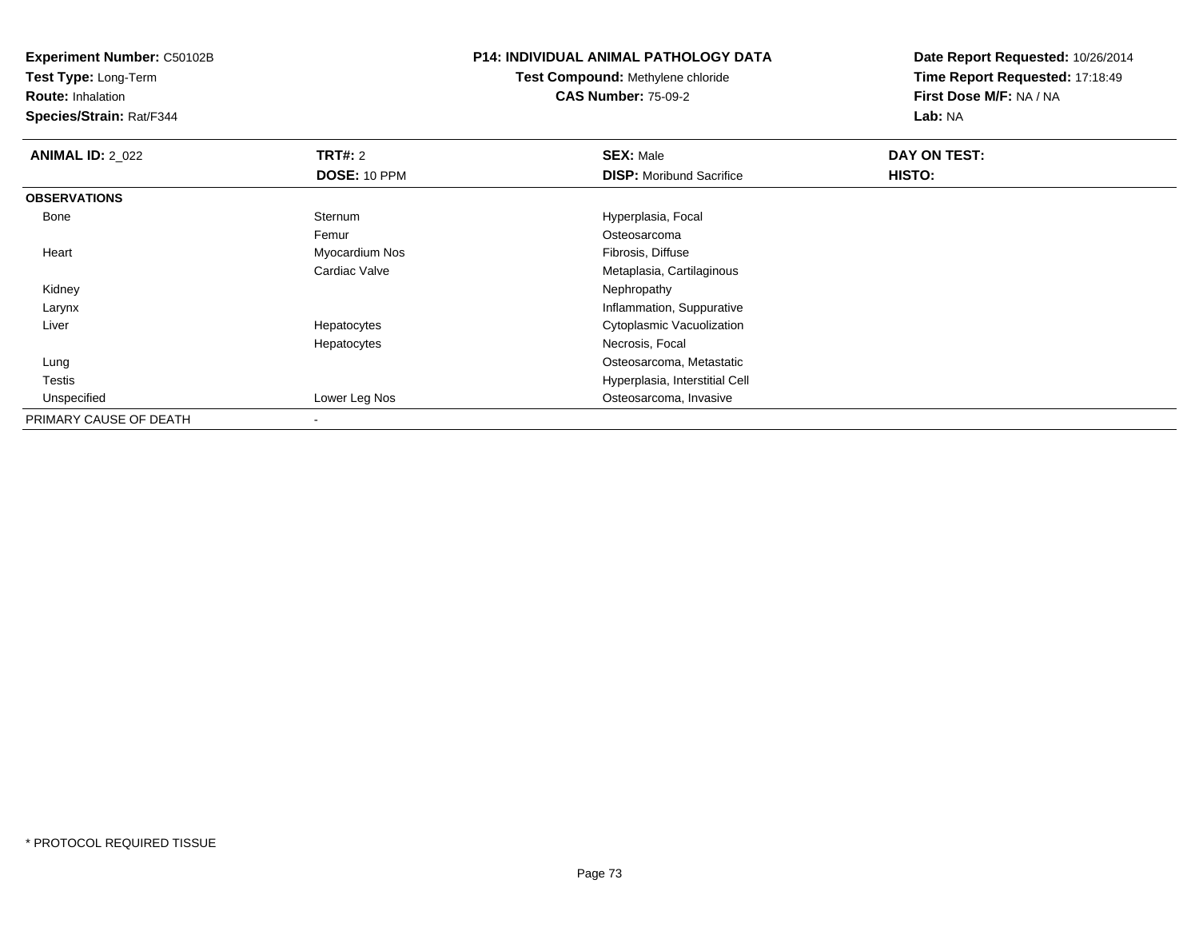**Experiment Number:** C50102B
**Test Type:** Long-Term
**Route:** Inhalation
**Species/Strain:** Rat/F344

**P14: INDIVIDUAL ANIMAL PATHOLOGY DATA**
**Test Compound:** Methylene chloride
**CAS Number:** 75-09-2

**Date Report Requested:** 10/26/2014
**Time Report Requested:** 17:18:49
**First Dose M/F:** NA / NA
**Lab:** NA

| **ANIMAL ID:** 2_022 | **TRT#:** 2 | **SEX:** Male | **DAY ON TEST:** |
|---|---|---|---|
| | **DOSE:** 10 PPM | **DISP:** Moribund Sacrifice | **HISTO:** |
| **OBSERVATIONS** | | | |
| Bone | Sternum | Hyperplasia, Focal | |
| | Femur | Osteosarcoma | |
| Heart | Myocardium Nos | Fibrosis, Diffuse | |
| | Cardiac Valve | Metaplasia, Cartilaginous | |
| Kidney | | Nephropathy | |
| Larynx | | Inflammation, Suppurative | |
| Liver | Hepatocytes | Cytoplasmic Vacuolization | |
| | Hepatocytes | Necrosis, Focal | |
| Lung | | Osteosarcoma, Metastatic | |
| Testis | | Hyperplasia, Interstitial Cell | |
| Unspecified | Lower Leg Nos | Osteosarcoma, Invasive | |
| PRIMARY CAUSE OF DEATH | - | | |

* PROTOCOL REQUIRED TISSUE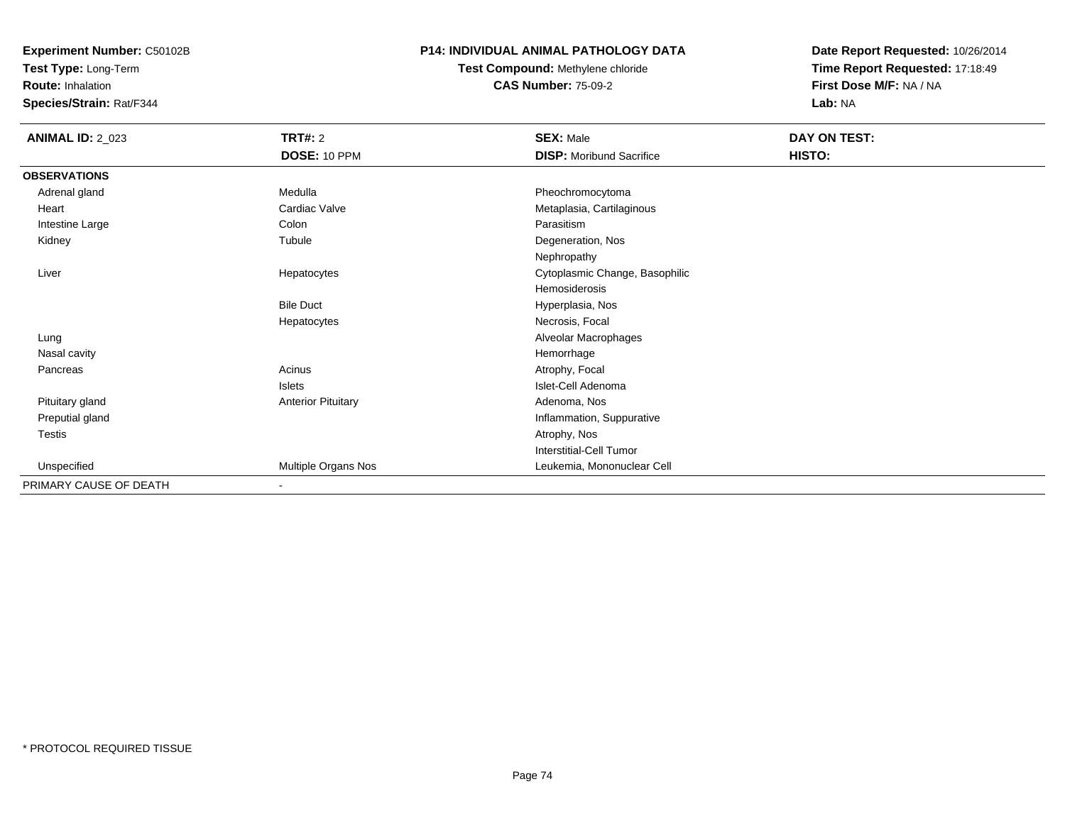**Experiment Number:** C50102B
**Test Type:** Long-Term
**Route:** Inhalation
**Species/Strain:** Rat/F344

**P14: INDIVIDUAL ANIMAL PATHOLOGY DATA**
**Test Compound:** Methylene chloride
**CAS Number:** 75-09-2

**Date Report Requested:** 10/26/2014
**Time Report Requested:** 17:18:49
**First Dose M/F:** NA / NA
**Lab:** NA

| **ANIMAL ID:** 2_023 | **TRT#:** 2 | **SEX:** Male | **DAY ON TEST:** |
|---|---|---|---|
| | **DOSE:** 10 PPM | **DISP:** Moribund Sacrifice | **HISTO:** |
| **OBSERVATIONS** | | | |
| Adrenal gland | Medulla | Pheochromocytoma | |
| Heart | Cardiac Valve | Metaplasia, Cartilaginous | |
| Intestine Large | Colon | Parasitism | |
| Kidney | Tubule | Degeneration, Nos | |
| | | Nephropathy | |
| Liver | Hepatocytes | Cytoplasmic Change, Basophilic | |
| | | Hemosiderosis | |
| | Bile Duct | Hyperplasia, Nos | |
| | Hepatocytes | Necrosis, Focal | |
| Lung | | Alveolar Macrophages | |
| Nasal cavity | | Hemorrhage | |
| Pancreas | Acinus | Atrophy, Focal | |
| | Islets | Islet-Cell Adenoma | |
| Pituitary gland | Anterior Pituitary | Adenoma, Nos | |
| Preputial gland | | Inflammation, Suppurative | |
| Testis | | Atrophy, Nos | |
| | | Interstitial-Cell Tumor | |
| Unspecified | Multiple Organs Nos | Leukemia, Mononuclear Cell | |
| PRIMARY CAUSE OF DEATH | - | | |

\* PROTOCOL REQUIRED TISSUE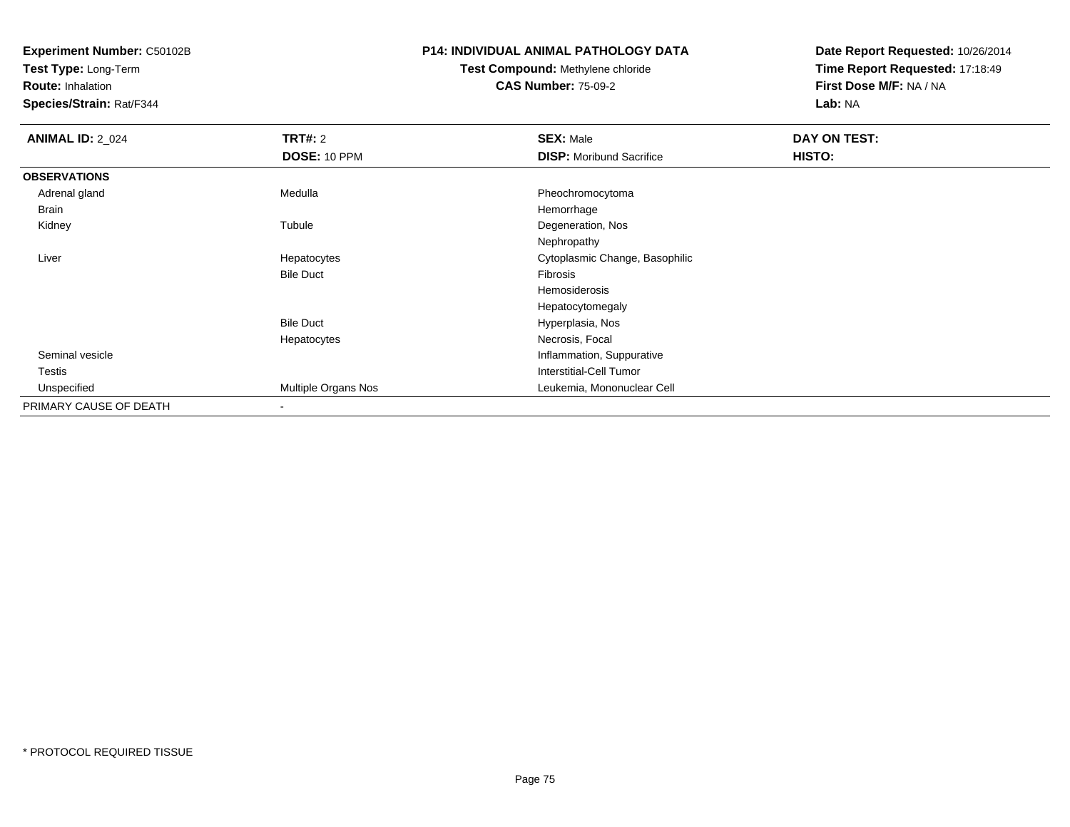**Experiment Number:** C50102B
**Test Type:** Long-Term
**Route:** Inhalation
**Species/Strain:** Rat/F344

**P14: INDIVIDUAL ANIMAL PATHOLOGY DATA**
**Test Compound:** Methylene chloride
**CAS Number:** 75-09-2

**Date Report Requested:** 10/26/2014
**Time Report Requested:** 17:18:49
**First Dose M/F:** NA / NA
**Lab:** NA

| **ANIMAL ID:** 2_024 | **TRT#:** 2 | **SEX:** Male | **DAY ON TEST:** |
|---|---|---|---|
| | **DOSE:** 10 PPM | **DISP:** Moribund Sacrifice | **HISTO:** |
| **OBSERVATIONS** | | | |
| Adrenal gland | Medulla | Pheochromocytoma | |
| Brain | | Hemorrhage | |
| Kidney | Tubule | Degeneration, Nos | |
| | | Nephropathy | |
| Liver | Hepatocytes | Cytoplasmic Change, Basophilic | |
| | Bile Duct | Fibrosis | |
| | | Hemosiderosis | |
| | | Hepatocytomegaly | |
| | Bile Duct | Hyperplasia, Nos | |
| | Hepatocytes | Necrosis, Focal | |
| Seminal vesicle | | Inflammation, Suppurative | |
| Testis | | Interstitial-Cell Tumor | |
| Unspecified | Multiple Organs Nos | Leukemia, Mononuclear Cell | |
| PRIMARY CAUSE OF DEATH | - | | |

\* PROTOCOL REQUIRED TISSUE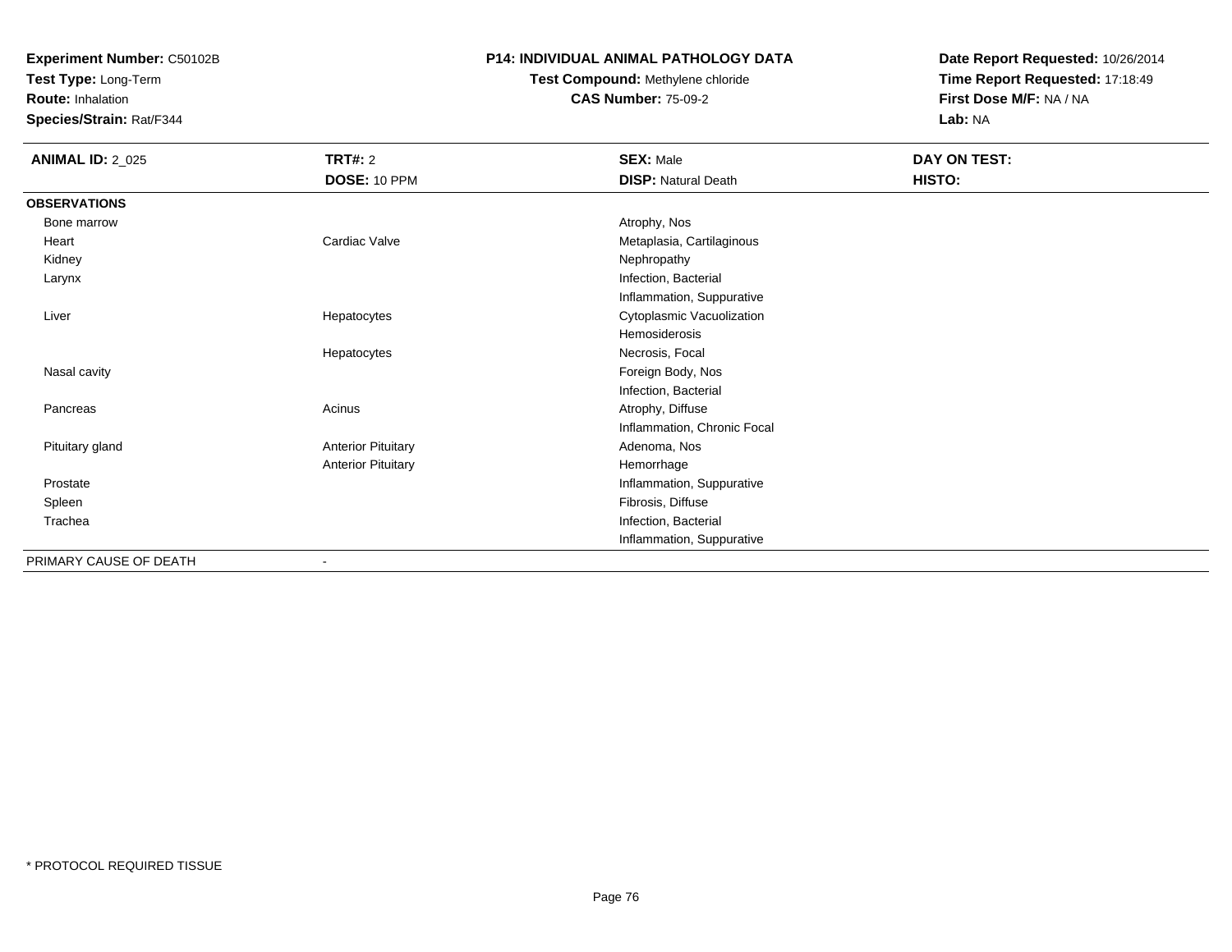**Experiment Number:** C50102B
**Test Type:** Long-Term
**Route:** Inhalation
**Species/Strain:** Rat/F344

**P14: INDIVIDUAL ANIMAL PATHOLOGY DATA**
**Test Compound:** Methylene chloride
**CAS Number:** 75-09-2

**Date Report Requested:** 10/26/2014
**Time Report Requested:** 17:18:49
**First Dose M/F:** NA / NA
**Lab:** NA

| **ANIMAL ID:** 2_025 | **TRT#:** 2 | **SEX:** Male | **DAY ON TEST:** |
|---|---|---|---|
| | **DOSE:** 10 PPM | **DISP:** Natural Death | **HISTO:** |
| **OBSERVATIONS** | | | |
| Bone marrow | | Atrophy, Nos | |
| Heart | Cardiac Valve | Metaplasia, Cartilaginous | |
| Kidney | | Nephropathy | |
| Larynx | | Infection, Bacterial | |
| | | Inflammation, Suppurative | |
| Liver | Hepatocytes | Cytoplasmic Vacuolization | |
| | | Hemosiderosis | |
| | Hepatocytes | Necrosis, Focal | |
| Nasal cavity | | Foreign Body, Nos | |
| | | Infection, Bacterial | |
| Pancreas | Acinus | Atrophy, Diffuse | |
| | | Inflammation, Chronic Focal | |
| Pituitary gland | Anterior Pituitary | Adenoma, Nos | |
| | Anterior Pituitary | Hemorrhage | |
| Prostate | | Inflammation, Suppurative | |
| Spleen | | Fibrosis, Diffuse | |
| Trachea | | Infection, Bacterial | |
| | | Inflammation, Suppurative | |
| PRIMARY CAUSE OF DEATH | - | | |

* PROTOCOL REQUIRED TISSUE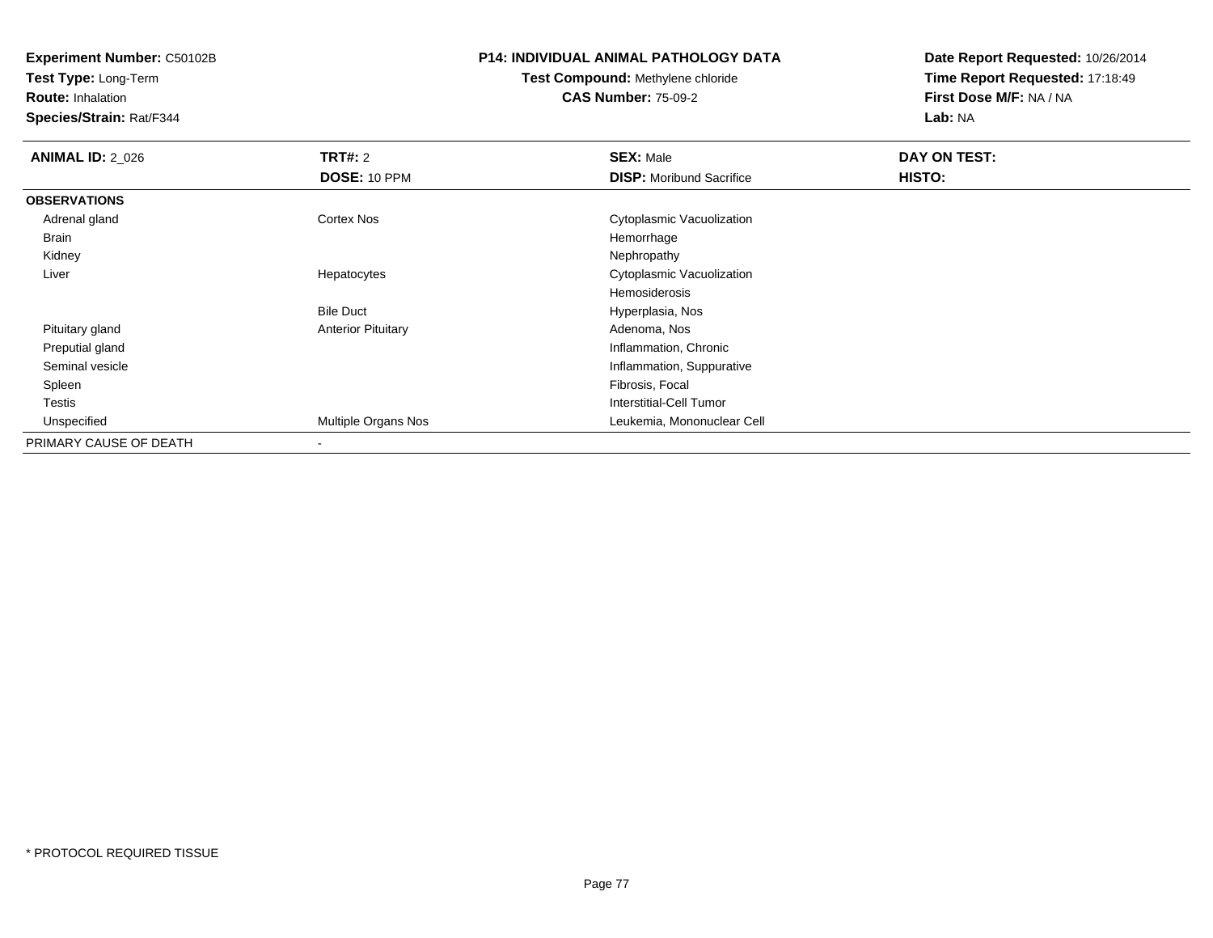**Experiment Number:** C50102B
**Test Type:** Long-Term
**Route:** Inhalation
**Species/Strain:** Rat/F344

**P14: INDIVIDUAL ANIMAL PATHOLOGY DATA**
**Test Compound:** Methylene chloride
**CAS Number:** 75-09-2

**Date Report Requested:** 10/26/2014
**Time Report Requested:** 17:18:49
**First Dose M/F:** NA / NA
**Lab:** NA

| **ANIMAL ID:** 2_026 | **TRT#:** 2 | **SEX:** Male | **DAY ON TEST:** |
|---|---|---|---|
| | **DOSE:** 10 PPM | **DISP:** Moribund Sacrifice | **HISTO:** |
| **OBSERVATIONS** | | | |
| Adrenal gland | Cortex Nos | Cytoplasmic Vacuolization | |
| Brain | | Hemorrhage | |
| Kidney | | Nephropathy | |
| Liver | Hepatocytes | Cytoplasmic Vacuolization | |
| | | Hemosiderosis | |
| | Bile Duct | Hyperplasia, Nos | |
| Pituitary gland | Anterior Pituitary | Adenoma, Nos | |
| Preputial gland | | Inflammation, Chronic | |
| Seminal vesicle | | Inflammation, Suppurative | |
| Spleen | | Fibrosis, Focal | |
| Testis | | Interstitial-Cell Tumor | |
| Unspecified | Multiple Organs Nos | Leukemia, Mononuclear Cell | |
| PRIMARY CAUSE OF DEATH | - | | |

* PROTOCOL REQUIRED TISSUE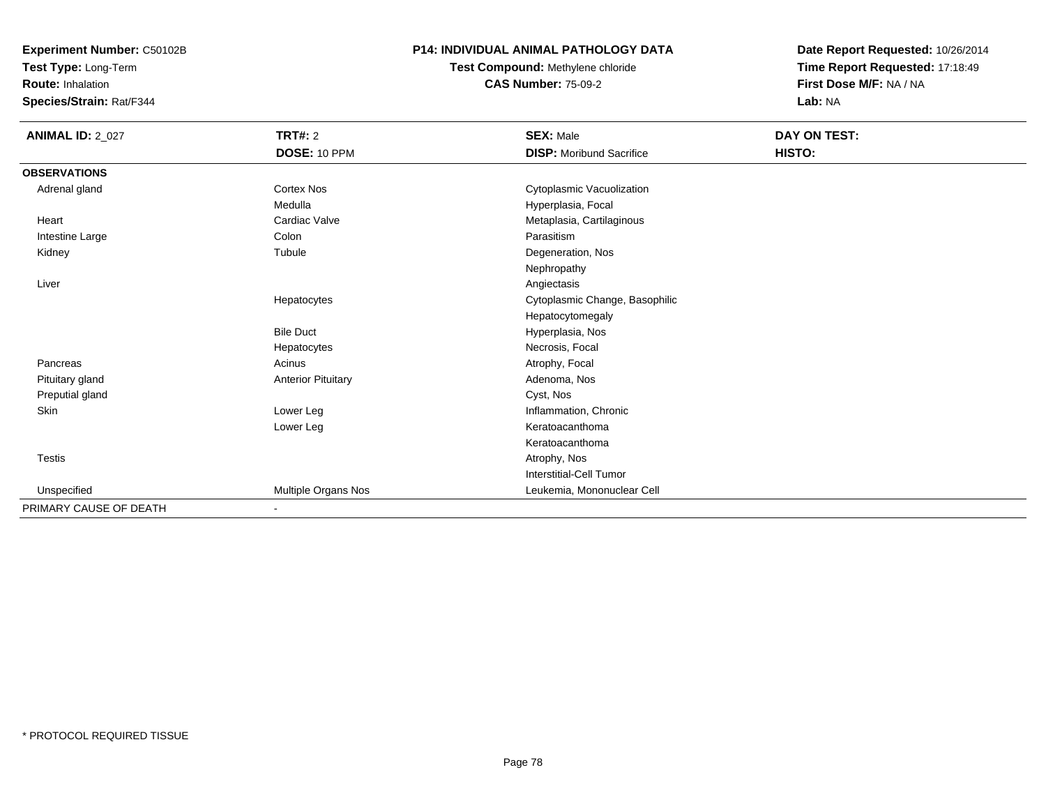**Experiment Number:** C50102B
**Test Type:** Long-Term
**Route:** Inhalation
**Species/Strain:** Rat/F344

**P14: INDIVIDUAL ANIMAL PATHOLOGY DATA**
**Test Compound:** Methylene chloride
**CAS Number:** 75-09-2

**Date Report Requested:** 10/26/2014
**Time Report Requested:** 17:18:49
**First Dose M/F:** NA / NA
**Lab:** NA

| **ANIMAL ID:** 2_027 | **TRT#:** 2 | **SEX:** Male | **DAY ON TEST:** |
|---|---|---|---|
| | **DOSE:** 10 PPM | **DISP:** Moribund Sacrifice | **HISTO:** |
| **OBSERVATIONS** | | | |
| Adrenal gland | Cortex Nos | Cytoplasmic Vacuolization | |
| | Medulla | Hyperplasia, Focal | |
| Heart | Cardiac Valve | Metaplasia, Cartilaginous | |
| Intestine Large | Colon | Parasitism | |
| Kidney | Tubule | Degeneration, Nos | |
| | | Nephropathy | |
| Liver | | Angiectasis | |
| | Hepatocytes | Cytoplasmic Change, Basophilic | |
| | | Hepatocytomegaly | |
| | Bile Duct | Hyperplasia, Nos | |
| | Hepatocytes | Necrosis, Focal | |
| Pancreas | Acinus | Atrophy, Focal | |
| Pituitary gland | Anterior Pituitary | Adenoma, Nos | |
| Preputial gland | | Cyst, Nos | |
| Skin | Lower Leg | Inflammation, Chronic | |
| | Lower Leg | Keratoacanthoma | |
| | | Keratoacanthoma | |
| Testis | | Atrophy, Nos | |
| | | Interstitial-Cell Tumor | |
| Unspecified | Multiple Organs Nos | Leukemia, Mononuclear Cell | |
| PRIMARY CAUSE OF DEATH | - | | |

\* PROTOCOL REQUIRED TISSUE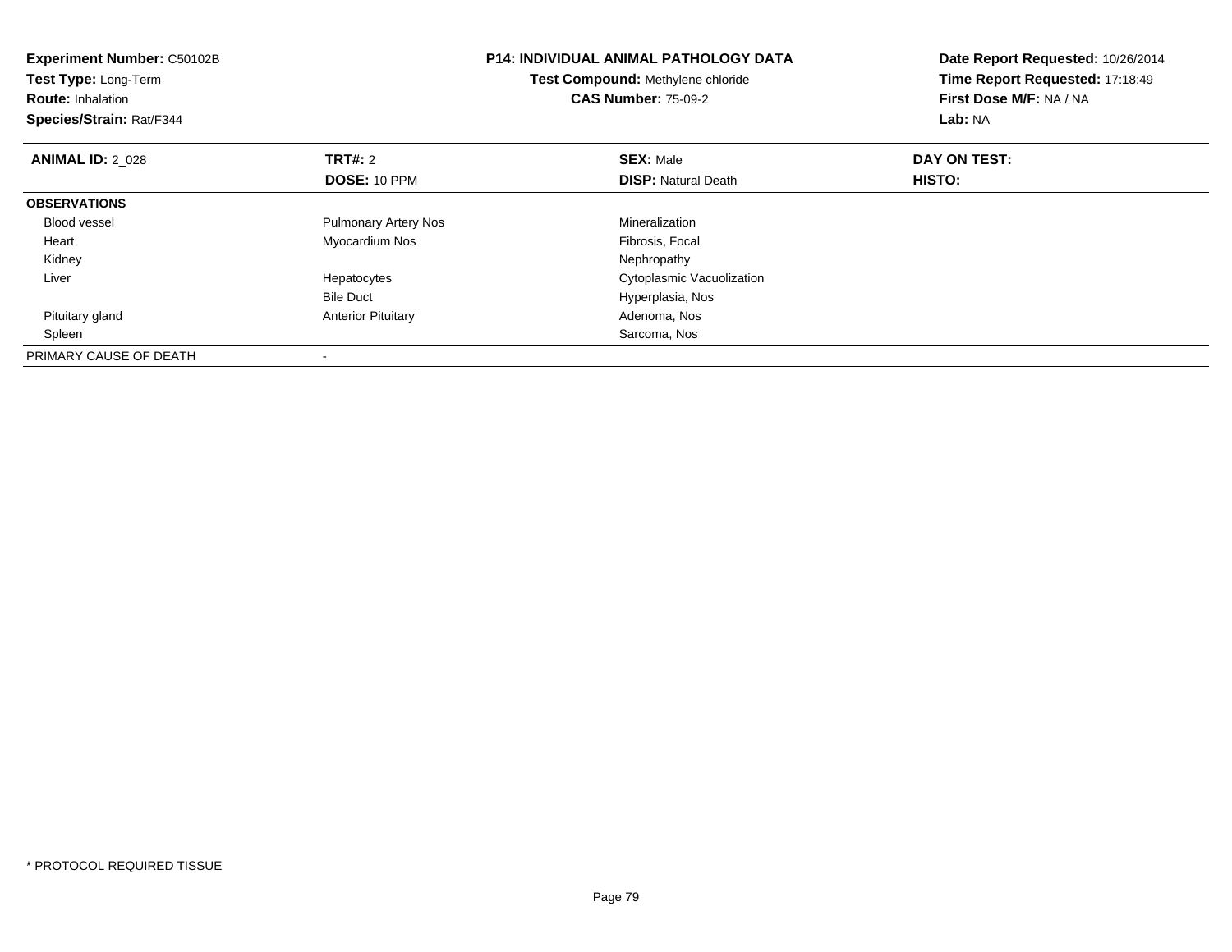**Experiment Number:** C50102B
**Test Type:** Long-Term
**Route:** Inhalation
**Species/Strain:** Rat/F344

**P14: INDIVIDUAL ANIMAL PATHOLOGY DATA**
**Test Compound:** Methylene chloride
**CAS Number:** 75-09-2

**Date Report Requested:** 10/26/2014
**Time Report Requested:** 17:18:49
**First Dose M/F:** NA / NA
**Lab:** NA

| **ANIMAL ID:** 2_028 | **TRT#:** 2 | **SEX:** Male | **DAY ON TEST:** |
|---|---|---|---|
| | **DOSE:** 10 PPM | **DISP:** Natural Death | **HISTO:** |
| **OBSERVATIONS** | | | |
| Blood vessel | Pulmonary Artery Nos | Mineralization | |
| Heart | Myocardium Nos | Fibrosis, Focal | |
| Kidney | | Nephropathy | |
| Liver | Hepatocytes | Cytoplasmic Vacuolization | |
| | Bile Duct | Hyperplasia, Nos | |
| Pituitary gland | Anterior Pituitary | Adenoma, Nos | |
| Spleen | | Sarcoma, Nos | |
| PRIMARY CAUSE OF DEATH | - | | |

* PROTOCOL REQUIRED TISSUE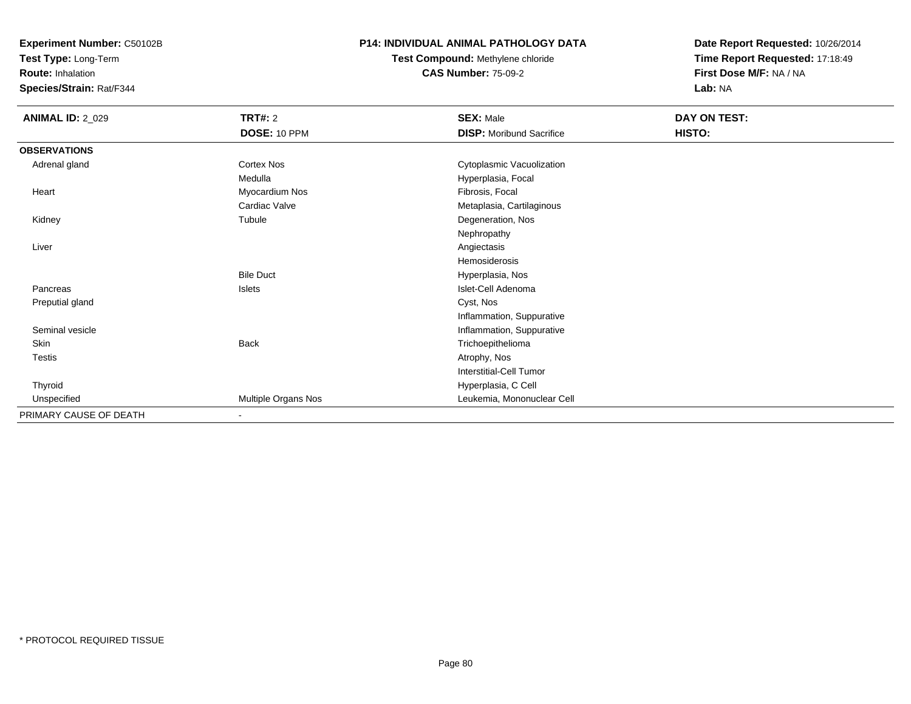**Experiment Number:** C50102B
**Test Type:** Long-Term
**Route:** Inhalation
**Species/Strain:** Rat/F344

**P14: INDIVIDUAL ANIMAL PATHOLOGY DATA**
**Test Compound:** Methylene chloride
**CAS Number:** 75-09-2

**Date Report Requested:** 10/26/2014
**Time Report Requested:** 17:18:49
**First Dose M/F:** NA / NA
**Lab:** NA

| **ANIMAL ID:** 2_029 | **TRT#:** 2 | **SEX:** Male | **DAY ON TEST:** |
|---|---|---|---|
| | **DOSE:** 10 PPM | **DISP:** Moribund Sacrifice | **HISTO:** |
| **OBSERVATIONS** | | | |
| Adrenal gland | Cortex Nos | Cytoplasmic Vacuolization | |
| | Medulla | Hyperplasia, Focal | |
| Heart | Myocardium Nos | Fibrosis, Focal | |
| | Cardiac Valve | Metaplasia, Cartilaginous | |
| Kidney | Tubule | Degeneration, Nos | |
| | | Nephropathy | |
| Liver | | Angiectasis | |
| | | Hemosiderosis | |
| | Bile Duct | Hyperplasia, Nos | |
| Pancreas | Islets | Islet-Cell Adenoma | |
| Preputial gland | | Cyst, Nos | |
| | | Inflammation, Suppurative | |
| Seminal vesicle | | Inflammation, Suppurative | |
| Skin | Back | Trichoepithelioma | |
| Testis | | Atrophy, Nos | |
| | | Interstitial-Cell Tumor | |
| Thyroid | | Hyperplasia, C Cell | |
| Unspecified | Multiple Organs Nos | Leukemia, Mononuclear Cell | |
| PRIMARY CAUSE OF DEATH | - | | |

* PROTOCOL REQUIRED TISSUE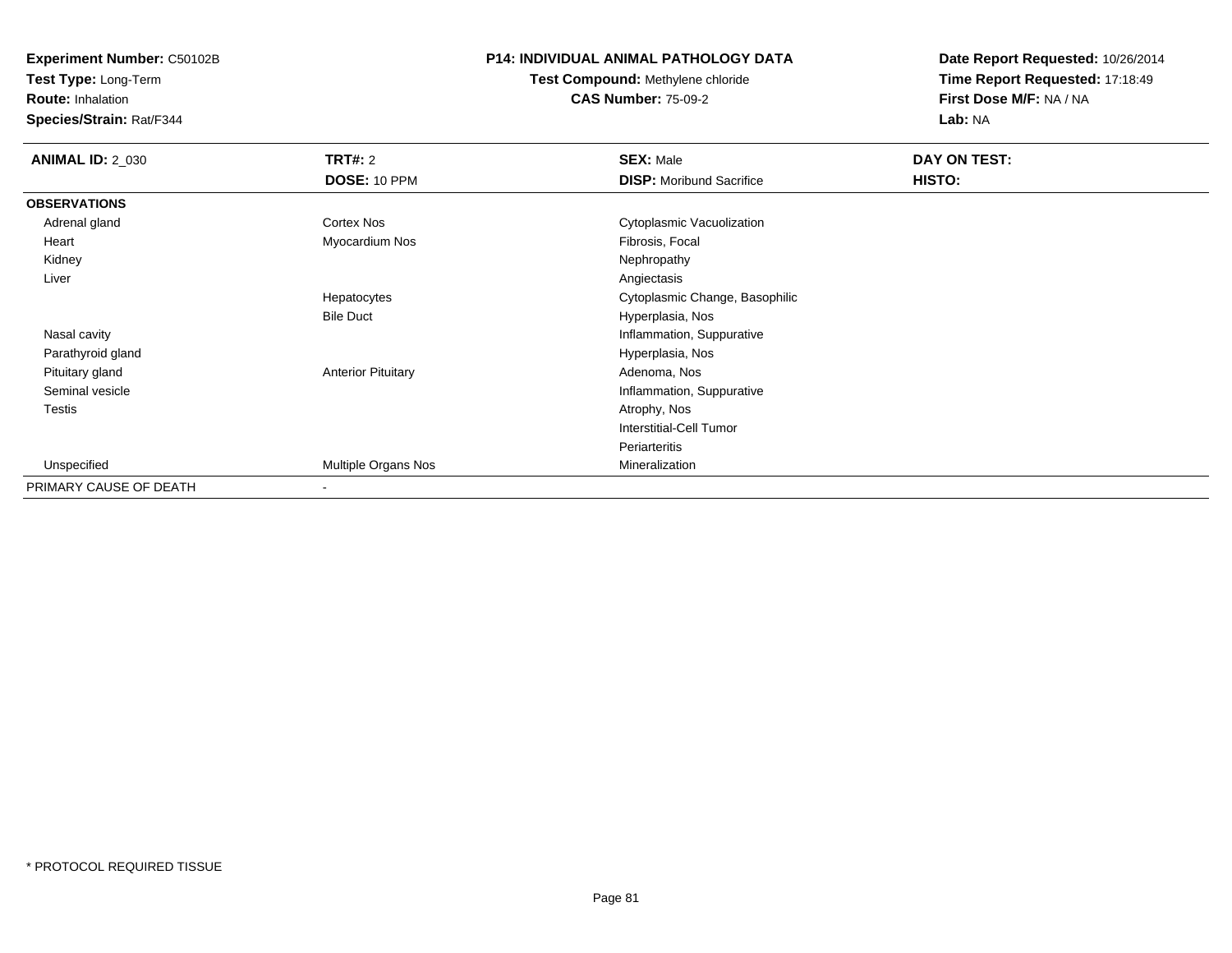**Experiment Number:** C50102B
**Test Type:** Long-Term
**Route:** Inhalation
**Species/Strain:** Rat/F344

## P14: INDIVIDUAL ANIMAL PATHOLOGY DATA

**Test Compound:** Methylene chloride
**CAS Number:** 75-09-2

**Date Report Requested:** 10/26/2014
**Time Report Requested:** 17:18:49
**First Dose M/F:** NA / NA
**Lab:** NA

| **ANIMAL ID:** 2_030 | **TRT#:** 2 | **SEX:** Male | **DAY ON TEST:** |
|---|---|---|---|
| | **DOSE:** 10 PPM | **DISP:** Moribund Sacrifice | **HISTO:** |
| **OBSERVATIONS** | | | |
| Adrenal gland | Cortex Nos | Cytoplasmic Vacuolization | |
| Heart | Myocardium Nos | Fibrosis, Focal | |
| Kidney | | Nephropathy | |
| Liver | | Angiectasis | |
| | Hepatocytes | Cytoplasmic Change, Basophilic | |
| | Bile Duct | Hyperplasia, Nos | |
| Nasal cavity | | Inflammation, Suppurative | |
| Parathyroid gland | | Hyperplasia, Nos | |
| Pituitary gland | Anterior Pituitary | Adenoma, Nos | |
| Seminal vesicle | | Inflammation, Suppurative | |
| Testis | | Atrophy, Nos | |
| | | Interstitial-Cell Tumor | |
| | | Periarteritis | |
| Unspecified | Multiple Organs Nos | Mineralization | |
| PRIMARY CAUSE OF DEATH | - | | |

* PROTOCOL REQUIRED TISSUE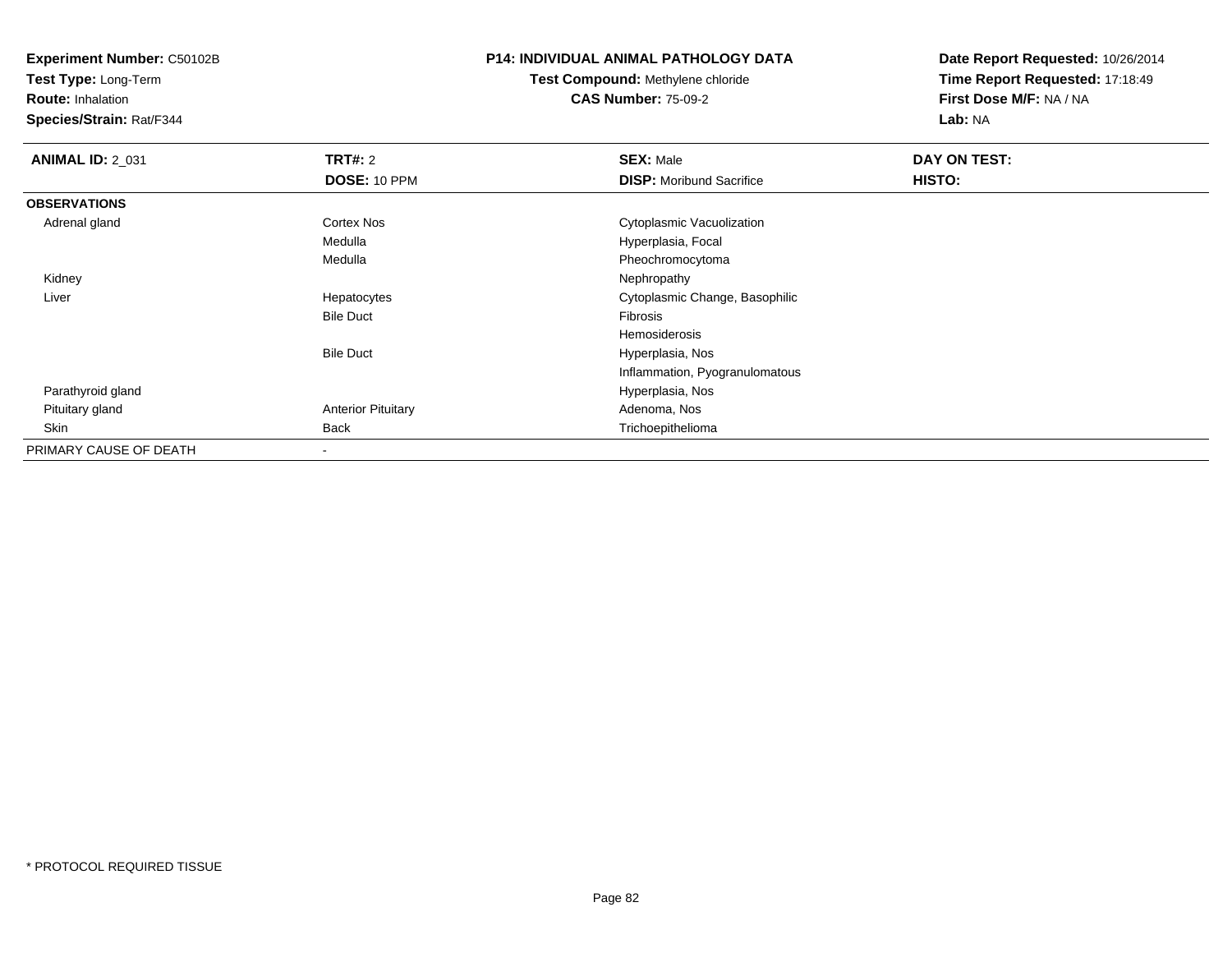**Experiment Number:** C50102B
**Test Type:** Long-Term
**Route:** Inhalation
**Species/Strain:** Rat/F344

**P14: INDIVIDUAL ANIMAL PATHOLOGY DATA**
**Test Compound:** Methylene chloride
**CAS Number:** 75-09-2

**Date Report Requested:** 10/26/2014
**Time Report Requested:** 17:18:49
**First Dose M/F:** NA / NA
**Lab:** NA

| **ANIMAL ID:** 2_031 | **TRT#:** 2 | **SEX:** Male | **DAY ON TEST:** |
|---|---|---|---|
| | **DOSE:** 10 PPM | **DISP:** Moribund Sacrifice | **HISTO:** |
| **OBSERVATIONS** | | | |
| Adrenal gland | Cortex Nos | Cytoplasmic Vacuolization | |
| | Medulla | Hyperplasia, Focal | |
| | Medulla | Pheochromocytoma | |
| Kidney | | Nephropathy | |
| Liver | Hepatocytes | Cytoplasmic Change, Basophilic | |
| | Bile Duct | Fibrosis | |
| | | Hemosiderosis | |
| | Bile Duct | Hyperplasia, Nos | |
| | | Inflammation, Pyogranulomatous | |
| Parathyroid gland | | Hyperplasia, Nos | |
| Pituitary gland | Anterior Pituitary | Adenoma, Nos | |
| Skin | Back | Trichoepithelioma | |
| PRIMARY CAUSE OF DEATH | - | | |

* PROTOCOL REQUIRED TISSUE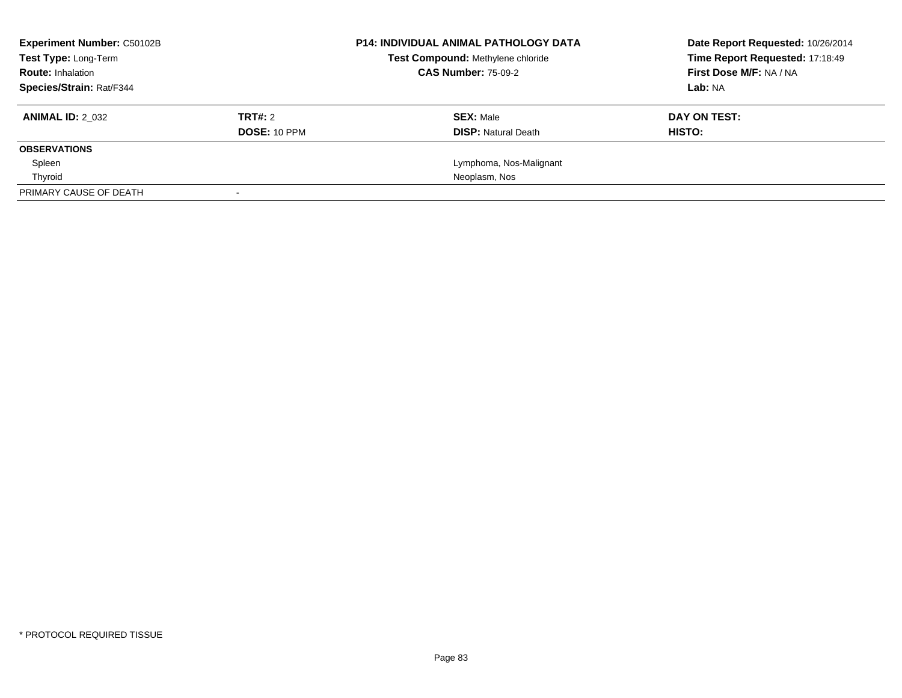**Experiment Number:** C50102B
**Test Type:** Long-Term
**Route:** Inhalation
**Species/Strain:** Rat/F344

**P14: INDIVIDUAL ANIMAL PATHOLOGY DATA**
**Test Compound:** Methylene chloride
**CAS Number:** 75-09-2

**Date Report Requested:** 10/26/2014
**Time Report Requested:** 17:18:49
**First Dose M/F:** NA / NA
**Lab:** NA

| **ANIMAL ID:** 2_032 | **TRT#:** 2 | **SEX:** Male | **DAY ON TEST:** |
|---|---|---|---|
| | **DOSE:** 10 PPM | **DISP:** Natural Death | **HISTO:** |
| **OBSERVATIONS** | | | |
| Spleen | | Lymphoma, Nos-Malignant | |
| Thyroid | | Neoplasm, Nos | |
| PRIMARY CAUSE OF DEATH | - | | |

* PROTOCOL REQUIRED TISSUE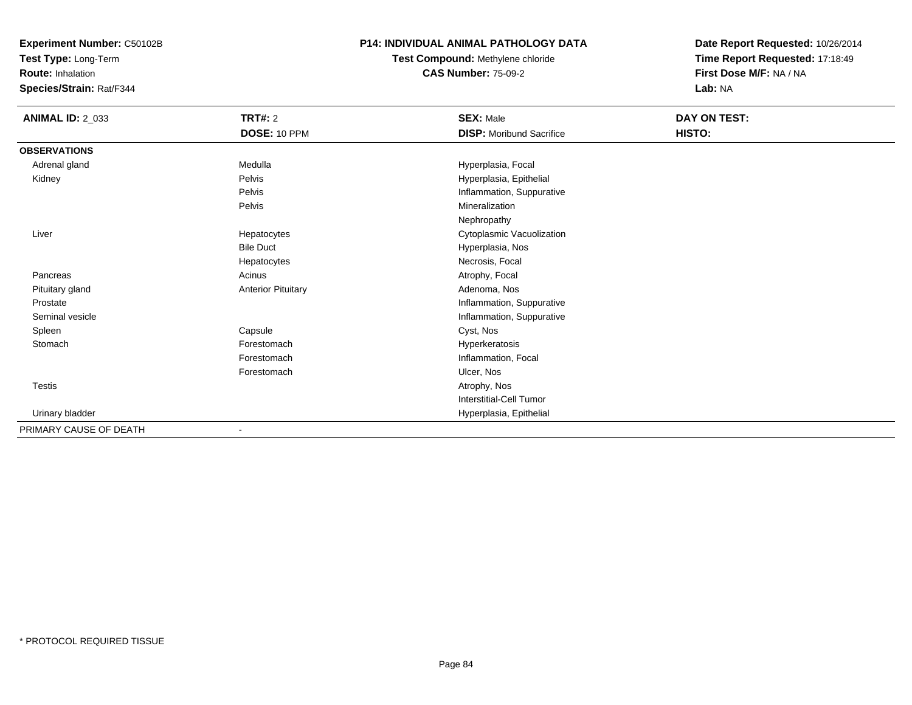**Experiment Number:** C50102B
**Test Type:** Long-Term
**Route:** Inhalation
**Species/Strain:** Rat/F344

**P14: INDIVIDUAL ANIMAL PATHOLOGY DATA**
**Test Compound:** Methylene chloride
**CAS Number:** 75-09-2

**Date Report Requested:** 10/26/2014
**Time Report Requested:** 17:18:49
**First Dose M/F:** NA / NA
**Lab:** NA

| **ANIMAL ID:** 2_033 | **TRT#:** 2 | **SEX:** Male | **DAY ON TEST:** |
|---|---|---|---|
| | **DOSE:** 10 PPM | **DISP:** Moribund Sacrifice | **HISTO:** |
| **OBSERVATIONS** | | | |
| Adrenal gland | Medulla | Hyperplasia, Focal | |
| Kidney | Pelvis | Hyperplasia, Epithelial | |
| | Pelvis | Inflammation, Suppurative | |
| | Pelvis | Mineralization | |
| | | Nephropathy | |
| Liver | Hepatocytes | Cytoplasmic Vacuolization | |
| | Bile Duct | Hyperplasia, Nos | |
| | Hepatocytes | Necrosis, Focal | |
| Pancreas | Acinus | Atrophy, Focal | |
| Pituitary gland | Anterior Pituitary | Adenoma, Nos | |
| Prostate | | Inflammation, Suppurative | |
| Seminal vesicle | | Inflammation, Suppurative | |
| Spleen | Capsule | Cyst, Nos | |
| Stomach | Forestomach | Hyperkeratosis | |
| | Forestomach | Inflammation, Focal | |
| | Forestomach | Ulcer, Nos | |
| Testis | | Atrophy, Nos | |
| | | Interstitial-Cell Tumor | |
| Urinary bladder | | Hyperplasia, Epithelial | |
| PRIMARY CAUSE OF DEATH | - | | |

* PROTOCOL REQUIRED TISSUE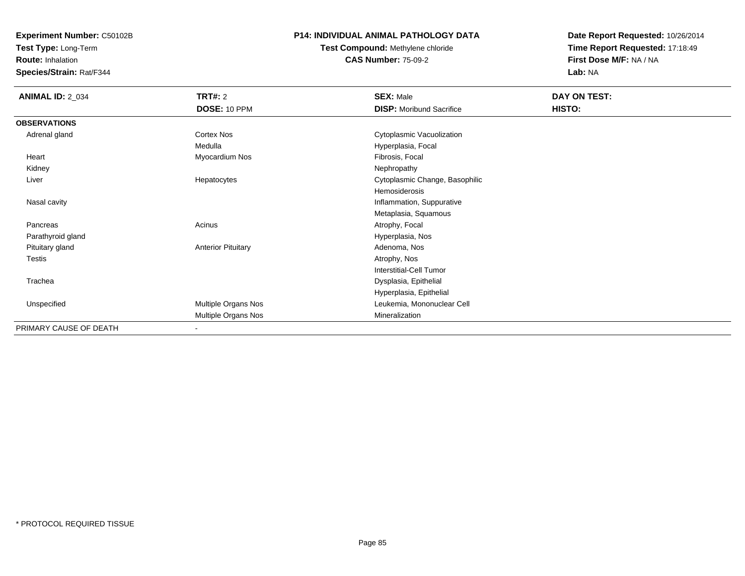**Experiment Number:** C50102B
**Test Type:** Long-Term
**Route:** Inhalation
**Species/Strain:** Rat/F344

**P14: INDIVIDUAL ANIMAL PATHOLOGY DATA**
**Test Compound:** Methylene chloride
**CAS Number:** 75-09-2

**Date Report Requested:** 10/26/2014
**Time Report Requested:** 17:18:49
**First Dose M/F:** NA / NA
**Lab:** NA

| **ANIMAL ID:** 2_034 | **TRT#:** 2 | **SEX:** Male | **DAY ON TEST:** |
|---|---|---|---|
| | **DOSE:** 10 PPM | **DISP:** Moribund Sacrifice | **HISTO:** |
| **OBSERVATIONS** | | | |
| Adrenal gland | Cortex Nos | Cytoplasmic Vacuolization | |
| | Medulla | Hyperplasia, Focal | |
| Heart | Myocardium Nos | Fibrosis, Focal | |
| Kidney | | Nephropathy | |
| Liver | Hepatocytes | Cytoplasmic Change, Basophilic | |
| | | Hemosiderosis | |
| Nasal cavity | | Inflammation, Suppurative | |
| | | Metaplasia, Squamous | |
| Pancreas | Acinus | Atrophy, Focal | |
| Parathyroid gland | | Hyperplasia, Nos | |
| Pituitary gland | Anterior Pituitary | Adenoma, Nos | |
| Testis | | Atrophy, Nos | |
| | | Interstitial-Cell Tumor | |
| Trachea | | Dysplasia, Epithelial | |
| | | Hyperplasia, Epithelial | |
| Unspecified | Multiple Organs Nos | Leukemia, Mononuclear Cell | |
| | Multiple Organs Nos | Mineralization | |
| PRIMARY CAUSE OF DEATH | - | | |

* PROTOCOL REQUIRED TISSUE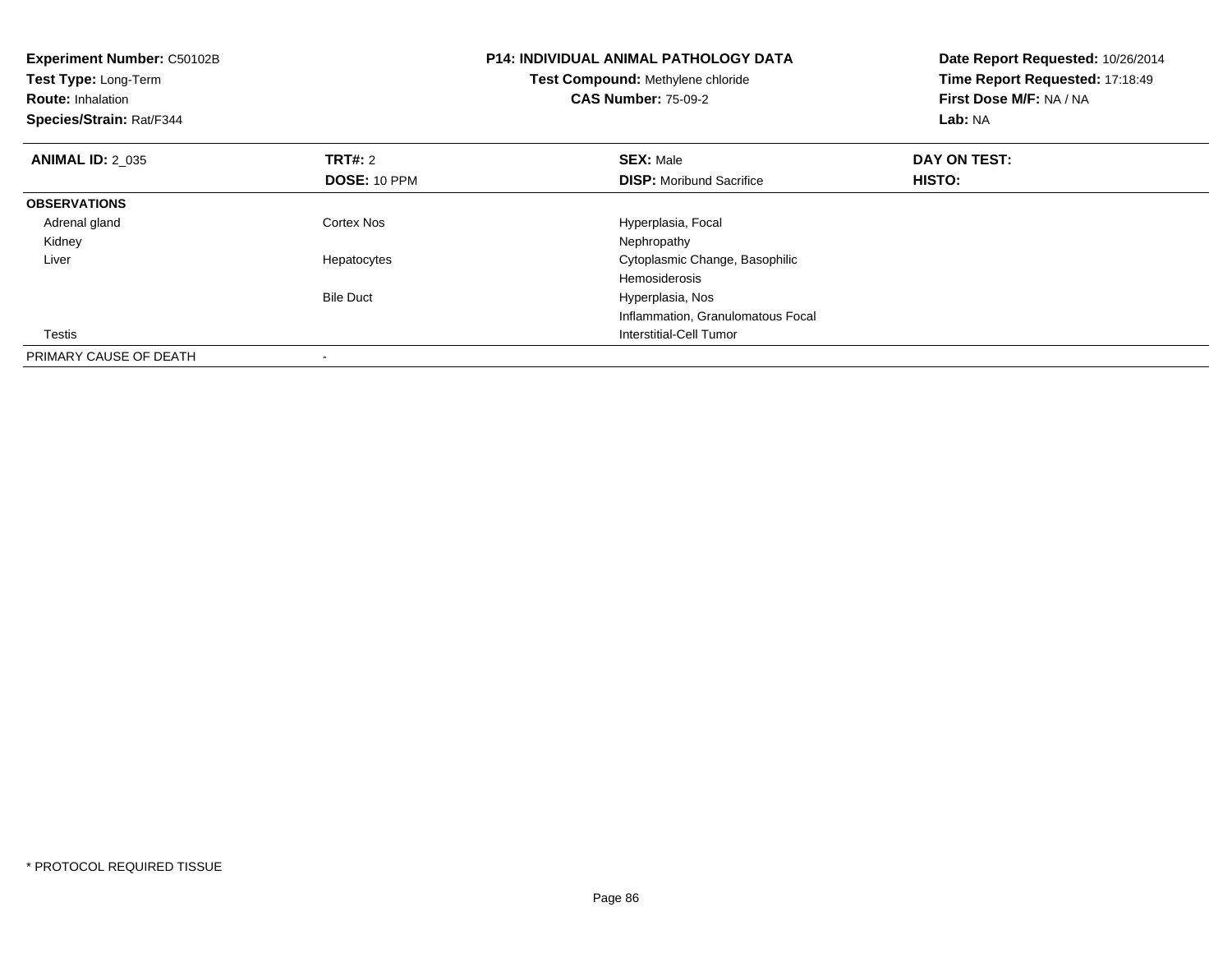**Experiment Number:** C50102B
**Test Type:** Long-Term
**Route:** Inhalation
**Species/Strain:** Rat/F344

**P14: INDIVIDUAL ANIMAL PATHOLOGY DATA**
**Test Compound:** Methylene chloride
**CAS Number:** 75-09-2

**Date Report Requested:** 10/26/2014
**Time Report Requested:** 17:18:49
**First Dose M/F:** NA / NA
**Lab:** NA

| **ANIMAL ID:** 2_035 | **TRT#:** 2 | **SEX:** Male | **DAY ON TEST:** |
|---|---|---|---|
| | **DOSE:** 10 PPM | **DISP:** Moribund Sacrifice | **HISTO:** |
| **OBSERVATIONS** | | | |
| Adrenal gland | Cortex Nos | Hyperplasia, Focal | |
| Kidney | | Nephropathy | |
| Liver | Hepatocytes | Cytoplasmic Change, Basophilic | |
| | | Hemosiderosis | |
| | Bile Duct | Hyperplasia, Nos | |
| | | Inflammation, Granulomatous Focal | |
| Testis | | Interstitial-Cell Tumor | |
| PRIMARY CAUSE OF DEATH | - | | |

* PROTOCOL REQUIRED TISSUE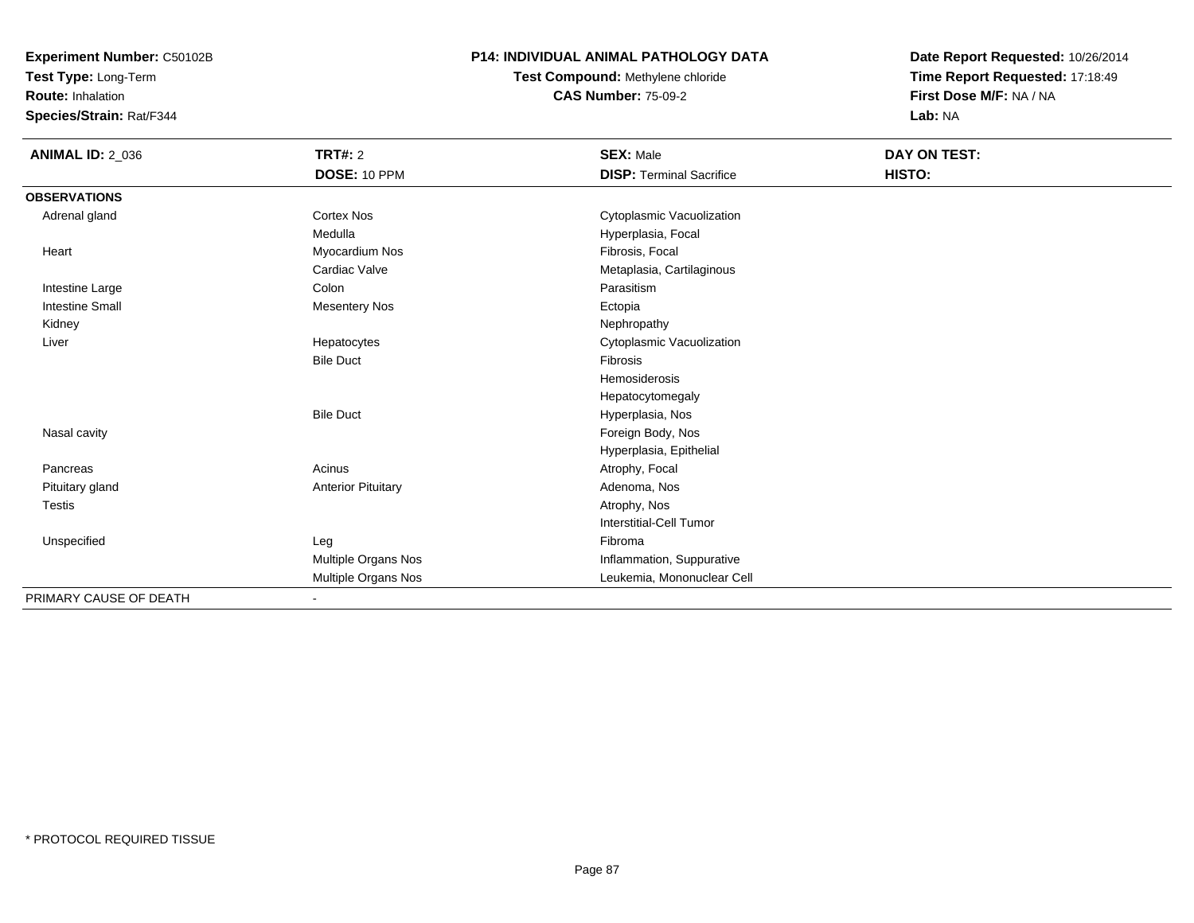**Experiment Number:** C50102B
**Test Type:** Long-Term
**Route:** Inhalation
**Species/Strain:** Rat/F344

**P14: INDIVIDUAL ANIMAL PATHOLOGY DATA**
**Test Compound:** Methylene chloride
**CAS Number:** 75-09-2

**Date Report Requested:** 10/26/2014
**Time Report Requested:** 17:18:49
**First Dose M/F:** NA / NA
**Lab:** NA

| **ANIMAL ID:** 2_036 | **TRT#:** 2 | **SEX:** Male | **DAY ON TEST:** |
|---|---|---|---|
| | **DOSE:** 10 PPM | **DISP:** Terminal Sacrifice | **HISTO:** |
| **OBSERVATIONS** | | | |
| Adrenal gland | Cortex Nos | Cytoplasmic Vacuolization | |
| | Medulla | Hyperplasia, Focal | |
| Heart | Myocardium Nos | Fibrosis, Focal | |
| | Cardiac Valve | Metaplasia, Cartilaginous | |
| Intestine Large | Colon | Parasitism | |
| Intestine Small | Mesentery Nos | Ectopia | |
| Kidney | | Nephropathy | |
| Liver | Hepatocytes | Cytoplasmic Vacuolization | |
| | Bile Duct | Fibrosis | |
| | | Hemosiderosis | |
| | | Hepatocytomegaly | |
| | Bile Duct | Hyperplasia, Nos | |
| Nasal cavity | | Foreign Body, Nos | |
| | | Hyperplasia, Epithelial | |
| Pancreas | Acinus | Atrophy, Focal | |
| Pituitary gland | Anterior Pituitary | Adenoma, Nos | |
| Testis | | Atrophy, Nos | |
| | | Interstitial-Cell Tumor | |
| Unspecified | Leg | Fibroma | |
| | Multiple Organs Nos | Inflammation, Suppurative | |
| | Multiple Organs Nos | Leukemia, Mononuclear Cell | |
| PRIMARY CAUSE OF DEATH | - | | |

* PROTOCOL REQUIRED TISSUE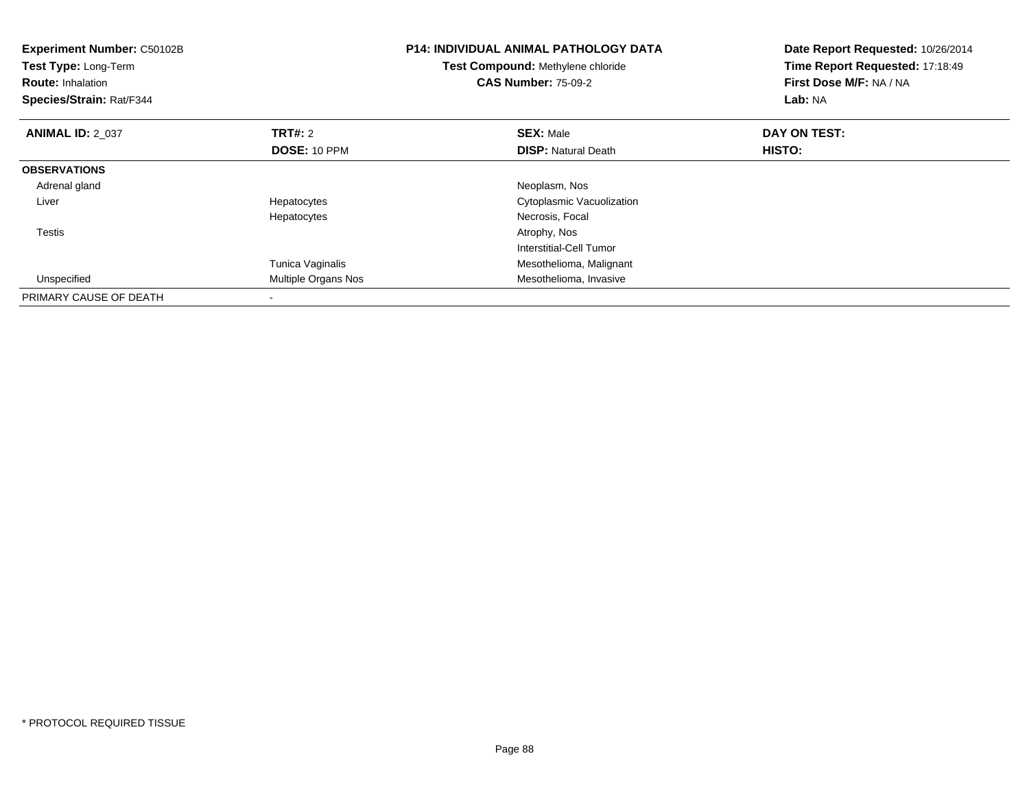**Experiment Number:** C50102B
**Test Type:** Long-Term
**Route:** Inhalation
**Species/Strain:** Rat/F344

**P14: INDIVIDUAL ANIMAL PATHOLOGY DATA**
**Test Compound:** Methylene chloride
**CAS Number:** 75-09-2

**Date Report Requested:** 10/26/2014
**Time Report Requested:** 17:18:49
**First Dose M/F:** NA / NA
**Lab:** NA

| **ANIMAL ID:** 2_037 | **TRT#:** 2 | **SEX:** Male | **DAY ON TEST:** |
|---|---|---|---|
| | **DOSE:** 10 PPM | **DISP:** Natural Death | **HISTO:** |
| **OBSERVATIONS** | | | |
| Adrenal gland | | Neoplasm, Nos | |
| Liver | Hepatocytes | Cytoplasmic Vacuolization | |
| | Hepatocytes | Necrosis, Focal | |
| Testis | | Atrophy, Nos | |
| | | Interstitial-Cell Tumor | |
| | Tunica Vaginalis | Mesothelioma, Malignant | |
| Unspecified | Multiple Organs Nos | Mesothelioma, Invasive | |
| PRIMARY CAUSE OF DEATH | - | | |

* PROTOCOL REQUIRED TISSUE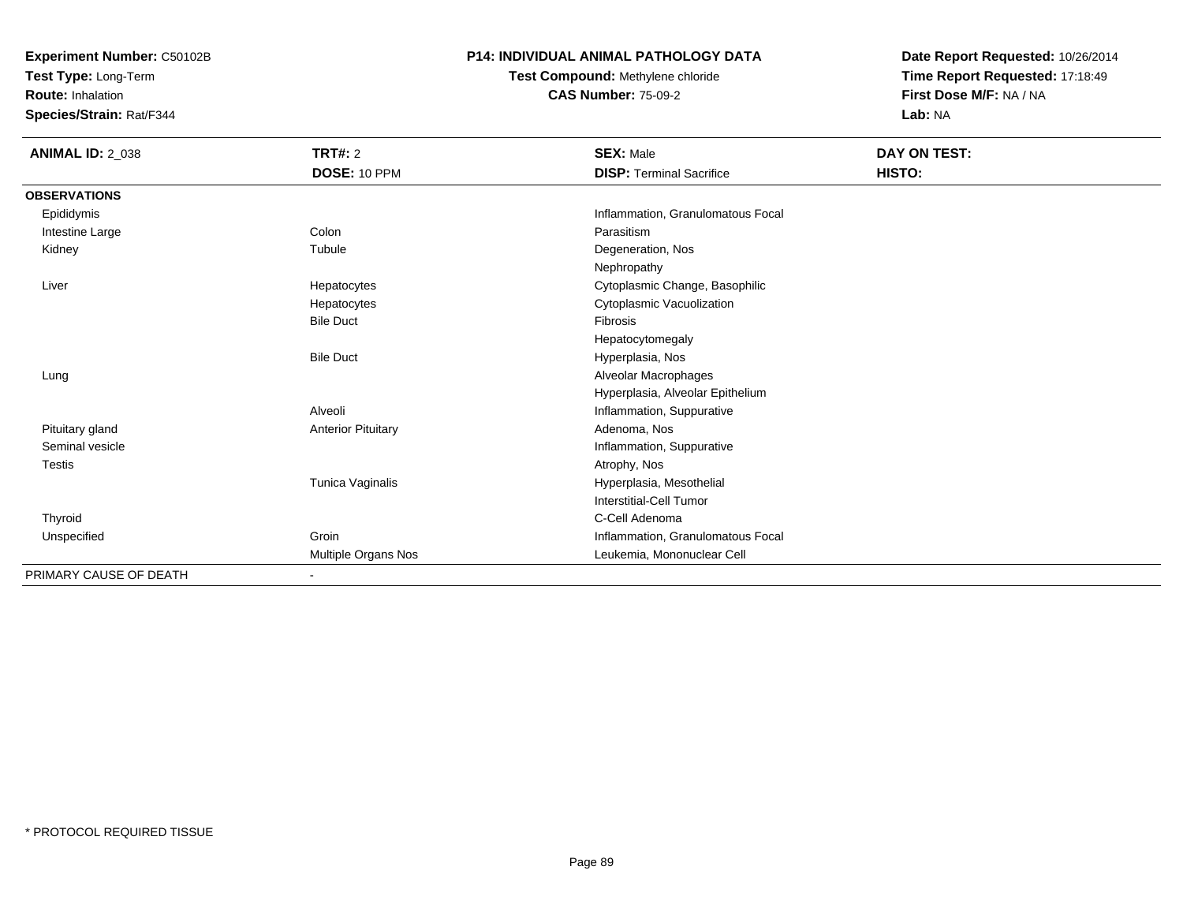**Experiment Number:** C50102B
**Test Type:** Long-Term
**Route:** Inhalation
**Species/Strain:** Rat/F344

**P14: INDIVIDUAL ANIMAL PATHOLOGY DATA**
**Test Compound:** Methylene chloride
**CAS Number:** 75-09-2

**Date Report Requested:** 10/26/2014
**Time Report Requested:** 17:18:49
**First Dose M/F:** NA / NA
**Lab:** NA

| **ANIMAL ID:** 2_038 | **TRT#:** 2 | **SEX:** Male | **DAY ON TEST:** |
|---|---|---|---|
| | **DOSE:** 10 PPM | **DISP:** Terminal Sacrifice | **HISTO:** |
| **OBSERVATIONS** | | | |
| Epididymis | | Inflammation, Granulomatous Focal | |
| Intestine Large | Colon | Parasitism | |
| Kidney | Tubule | Degeneration, Nos | |
| | | Nephropathy | |
| Liver | Hepatocytes | Cytoplasmic Change, Basophilic | |
| | Hepatocytes | Cytoplasmic Vacuolization | |
| | Bile Duct | Fibrosis | |
| | | Hepatocytomegaly | |
| | Bile Duct | Hyperplasia, Nos | |
| Lung | | Alveolar Macrophages | |
| | | Hyperplasia, Alveolar Epithelium | |
| | Alveoli | Inflammation, Suppurative | |
| Pituitary gland | Anterior Pituitary | Adenoma, Nos | |
| Seminal vesicle | | Inflammation, Suppurative | |
| Testis | | Atrophy, Nos | |
| | Tunica Vaginalis | Hyperplasia, Mesothelial | |
| | | Interstitial-Cell Tumor | |
| Thyroid | | C-Cell Adenoma | |
| Unspecified | Groin | Inflammation, Granulomatous Focal | |
| | Multiple Organs Nos | Leukemia, Mononuclear Cell | |
| PRIMARY CAUSE OF DEATH | - | | |

* PROTOCOL REQUIRED TISSUE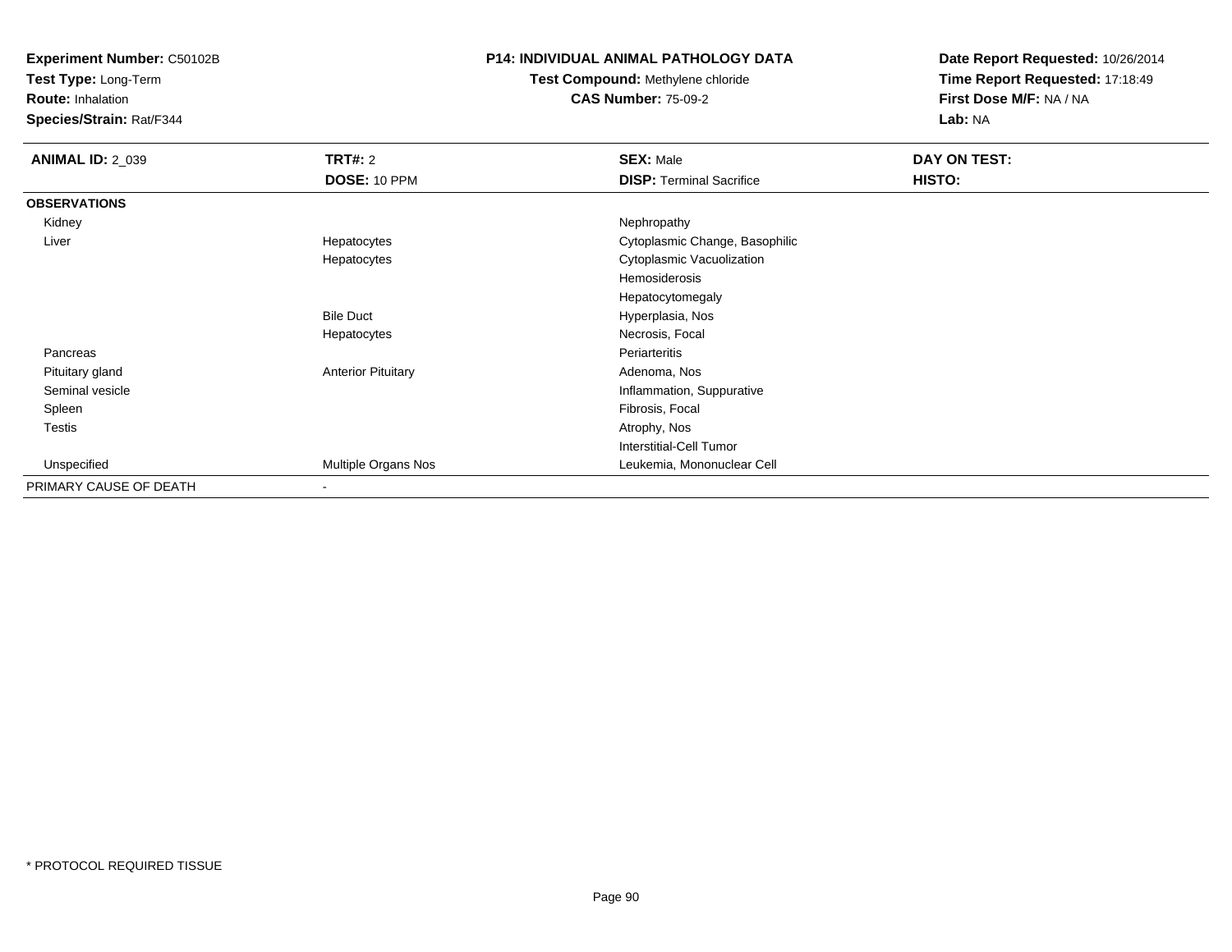**Experiment Number:** C50102B
**Test Type:** Long-Term
**Route:** Inhalation
**Species/Strain:** Rat/F344

**P14: INDIVIDUAL ANIMAL PATHOLOGY DATA**
**Test Compound:** Methylene chloride
**CAS Number:** 75-09-2

**Date Report Requested:** 10/26/2014
**Time Report Requested:** 17:18:49
**First Dose M/F:** NA / NA
**Lab:** NA

| **ANIMAL ID:** 2_039 | **TRT#:** 2 | **SEX:** Male | **DAY ON TEST:** |
|---|---|---|---|
| | **DOSE:** 10 PPM | **DISP:** Terminal Sacrifice | **HISTO:** |
| **OBSERVATIONS** | | | |
| Kidney | | Nephropathy | |
| Liver | Hepatocytes | Cytoplasmic Change, Basophilic | |
| | Hepatocytes | Cytoplasmic Vacuolization | |
| | | Hemosiderosis | |
| | | Hepatocytomegaly | |
| | Bile Duct | Hyperplasia, Nos | |
| | Hepatocytes | Necrosis, Focal | |
| Pancreas | | Periarteritis | |
| Pituitary gland | Anterior Pituitary | Adenoma, Nos | |
| Seminal vesicle | | Inflammation, Suppurative | |
| Spleen | | Fibrosis, Focal | |
| Testis | | Atrophy, Nos | |
| | | Interstitial-Cell Tumor | |
| Unspecified | Multiple Organs Nos | Leukemia, Mononuclear Cell | |
| PRIMARY CAUSE OF DEATH | - | | |

\* PROTOCOL REQUIRED TISSUE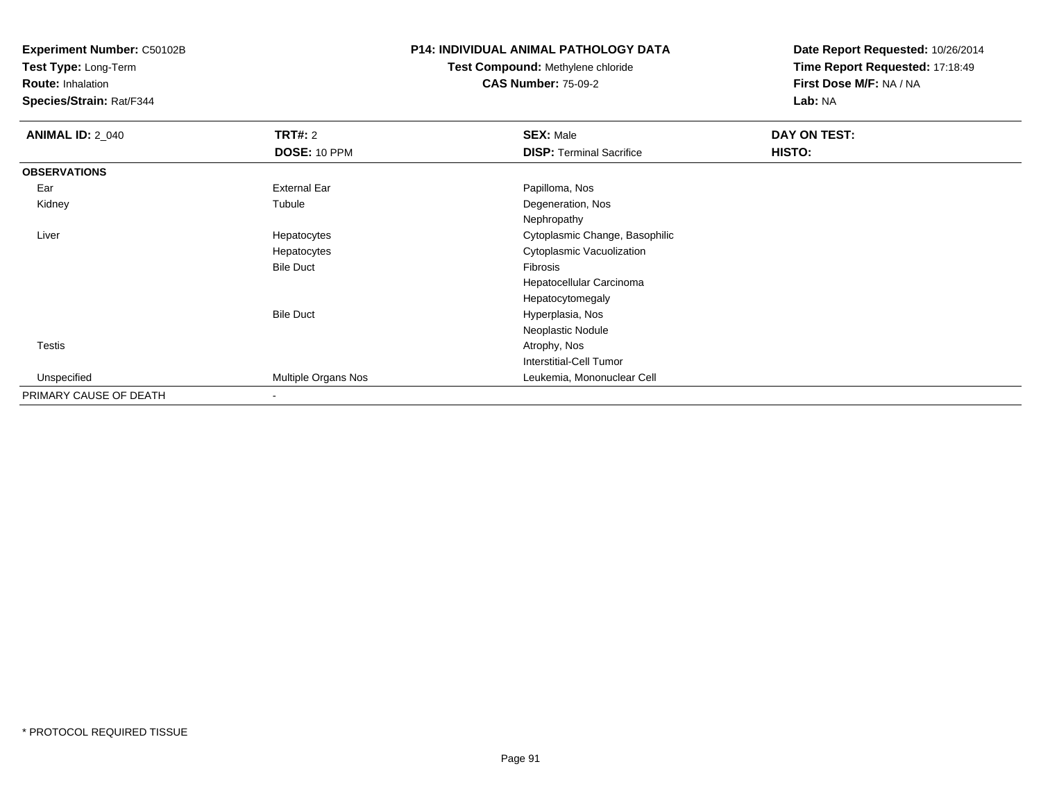**Experiment Number:** C50102B
**Test Type:** Long-Term
**Route:** Inhalation
**Species/Strain:** Rat/F344

**P14: INDIVIDUAL ANIMAL PATHOLOGY DATA**
**Test Compound:** Methylene chloride
**CAS Number:** 75-09-2

**Date Report Requested:** 10/26/2014
**Time Report Requested:** 17:18:49
**First Dose M/F:** NA / NA
**Lab:** NA

| **ANIMAL ID:** 2_040 | **TRT#:** 2 | **SEX:** Male | **DAY ON TEST:** |
|---|---|---|---|
| | **DOSE:** 10 PPM | **DISP:** Terminal Sacrifice | **HISTO:** |
| **OBSERVATIONS** | | | |
| Ear | External Ear | Papilloma, Nos | |
| Kidney | Tubule | Degeneration, Nos | |
| | | Nephropathy | |
| Liver | Hepatocytes | Cytoplasmic Change, Basophilic | |
| | Hepatocytes | Cytoplasmic Vacuolization | |
| | Bile Duct | Fibrosis | |
| | | Hepatocellular Carcinoma | |
| | | Hepatocytomegaly | |
| | Bile Duct | Hyperplasia, Nos | |
| | | Neoplastic Nodule | |
| Testis | | Atrophy, Nos | |
| | | Interstitial-Cell Tumor | |
| Unspecified | Multiple Organs Nos | Leukemia, Mononuclear Cell | |
| PRIMARY CAUSE OF DEATH | - | | |

* PROTOCOL REQUIRED TISSUE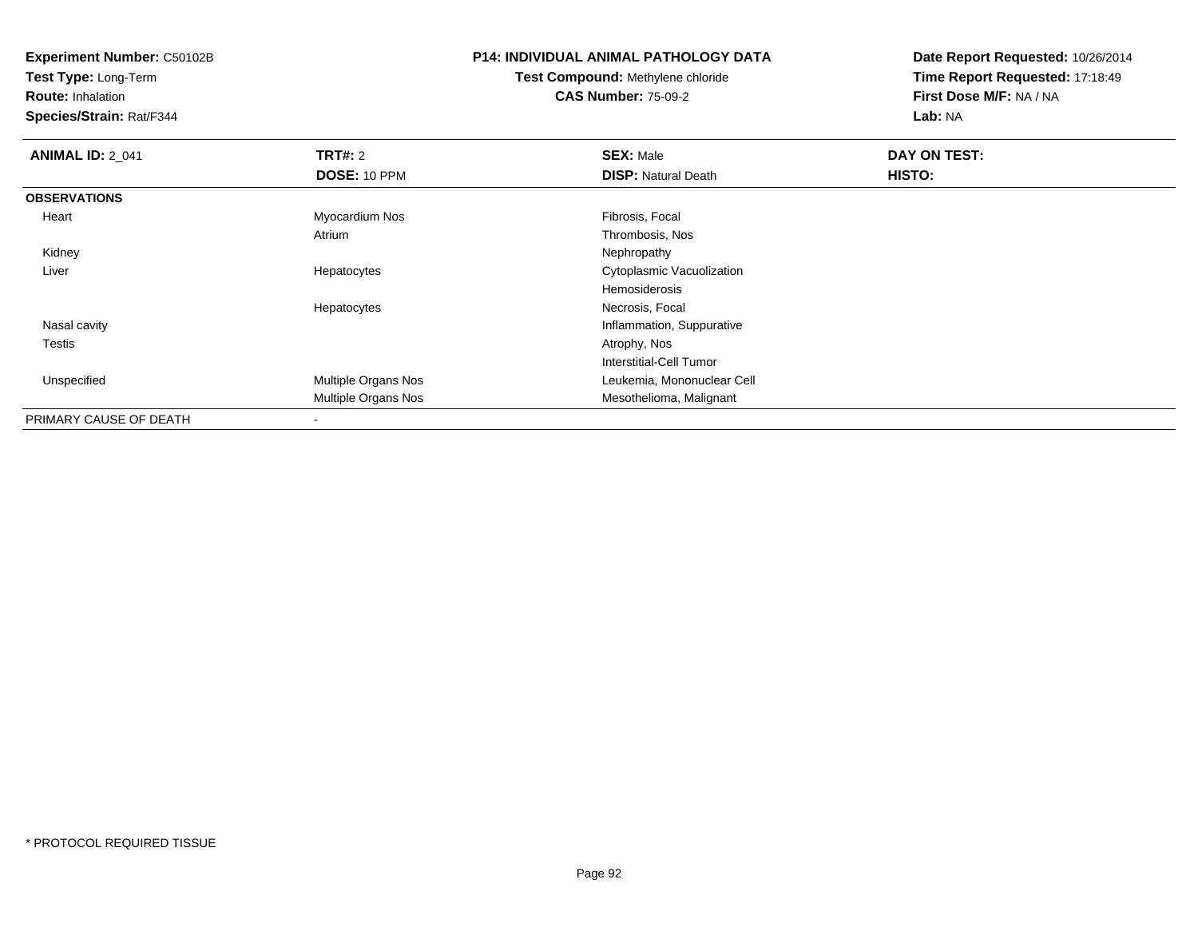**Experiment Number:** C50102B
**Test Type:** Long-Term
**Route:** Inhalation
**Species/Strain:** Rat/F344

**P14: INDIVIDUAL ANIMAL PATHOLOGY DATA**
**Test Compound:** Methylene chloride
**CAS Number:** 75-09-2

**Date Report Requested:** 10/26/2014
**Time Report Requested:** 17:18:49
**First Dose M/F:** NA / NA
**Lab:** NA

| **ANIMAL ID:** 2_041 | **TRT#:** 2 | **SEX:** Male | **DAY ON TEST:** |
|---|---|---|---|
| | **DOSE:** 10 PPM | **DISP:** Natural Death | **HISTO:** |
| **OBSERVATIONS** | | | |
| Heart | Myocardium Nos | Fibrosis, Focal | |
| | Atrium | Thrombosis, Nos | |
| Kidney | | Nephropathy | |
| Liver | Hepatocytes | Cytoplasmic Vacuolization | |
| | | Hemosiderosis | |
| | Hepatocytes | Necrosis, Focal | |
| Nasal cavity | | Inflammation, Suppurative | |
| Testis | | Atrophy, Nos | |
| | | Interstitial-Cell Tumor | |
| Unspecified | Multiple Organs Nos | Leukemia, Mononuclear Cell | |
| | Multiple Organs Nos | Mesothelioma, Malignant | |
| PRIMARY CAUSE OF DEATH | - | | |

\* PROTOCOL REQUIRED TISSUE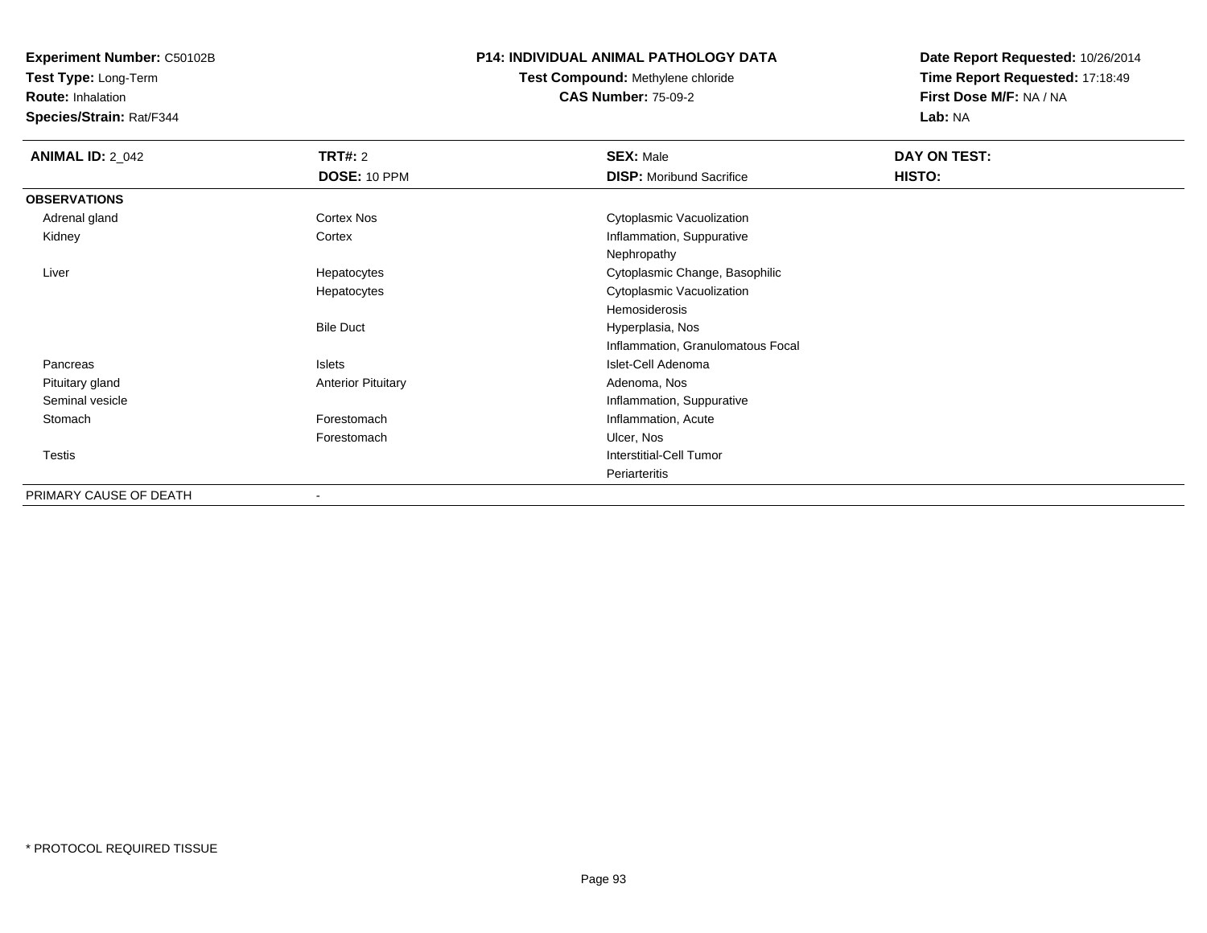**Experiment Number:** C50102B
**Test Type:** Long-Term
**Route:** Inhalation
**Species/Strain:** Rat/F344

**P14: INDIVIDUAL ANIMAL PATHOLOGY DATA**
**Test Compound:** Methylene chloride
**CAS Number:** 75-09-2

**Date Report Requested:** 10/26/2014
**Time Report Requested:** 17:18:49
**First Dose M/F:** NA / NA
**Lab:** NA

| **ANIMAL ID:** 2_042 | **TRT#:** 2 | **SEX:** Male | **DAY ON TEST:** |
|---|---|---|---|
| | **DOSE:** 10 PPM | **DISP:** Moribund Sacrifice | **HISTO:** |
| **OBSERVATIONS** | | | |
| Adrenal gland | Cortex Nos | Cytoplasmic Vacuolization | |
| Kidney | Cortex | Inflammation, Suppurative | |
| | | Nephropathy | |
| Liver | Hepatocytes | Cytoplasmic Change, Basophilic | |
| | Hepatocytes | Cytoplasmic Vacuolization | |
| | | Hemosiderosis | |
| | Bile Duct | Hyperplasia, Nos | |
| | | Inflammation, Granulomatous Focal | |
| Pancreas | Islets | Islet-Cell Adenoma | |
| Pituitary gland | Anterior Pituitary | Adenoma, Nos | |
| Seminal vesicle | | Inflammation, Suppurative | |
| Stomach | Forestomach | Inflammation, Acute | |
| | Forestomach | Ulcer, Nos | |
| Testis | | Interstitial-Cell Tumor | |
| | | Periarteritis | |
| PRIMARY CAUSE OF DEATH | - | | |

* PROTOCOL REQUIRED TISSUE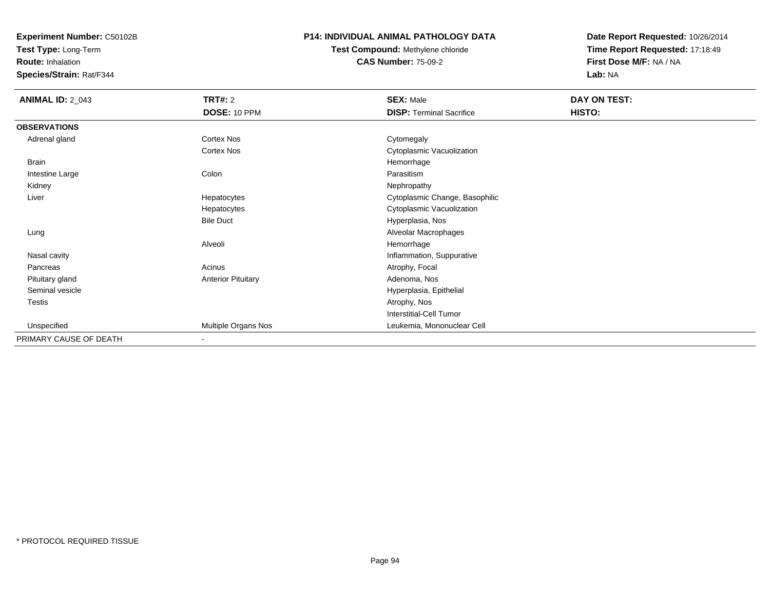**Experiment Number:** C50102B
**Test Type:** Long-Term
**Route:** Inhalation
**Species/Strain:** Rat/F344

**P14: INDIVIDUAL ANIMAL PATHOLOGY DATA**
**Test Compound:** Methylene chloride
**CAS Number:** 75-09-2

**Date Report Requested:** 10/26/2014
**Time Report Requested:** 17:18:49
**First Dose M/F:** NA / NA
**Lab:** NA

| **ANIMAL ID:** 2_043 | **TRT#:** 2 | **SEX:** Male | **DAY ON TEST:** |
|---|---|---|---|
| | **DOSE:** 10 PPM | **DISP:** Terminal Sacrifice | **HISTO:** |
| **OBSERVATIONS** | | | |
| Adrenal gland | Cortex Nos | Cytomegaly | |
| | Cortex Nos | Cytoplasmic Vacuolization | |
| Brain | | Hemorrhage | |
| Intestine Large | Colon | Parasitism | |
| Kidney | | Nephropathy | |
| Liver | Hepatocytes | Cytoplasmic Change, Basophilic | |
| | Hepatocytes | Cytoplasmic Vacuolization | |
| | Bile Duct | Hyperplasia, Nos | |
| Lung | | Alveolar Macrophages | |
| | Alveoli | Hemorrhage | |
| Nasal cavity | | Inflammation, Suppurative | |
| Pancreas | Acinus | Atrophy, Focal | |
| Pituitary gland | Anterior Pituitary | Adenoma, Nos | |
| Seminal vesicle | | Hyperplasia, Epithelial | |
| Testis | | Atrophy, Nos | |
| | | Interstitial-Cell Tumor | |
| Unspecified | Multiple Organs Nos | Leukemia, Mononuclear Cell | |
| PRIMARY CAUSE OF DEATH | - | | |

* PROTOCOL REQUIRED TISSUE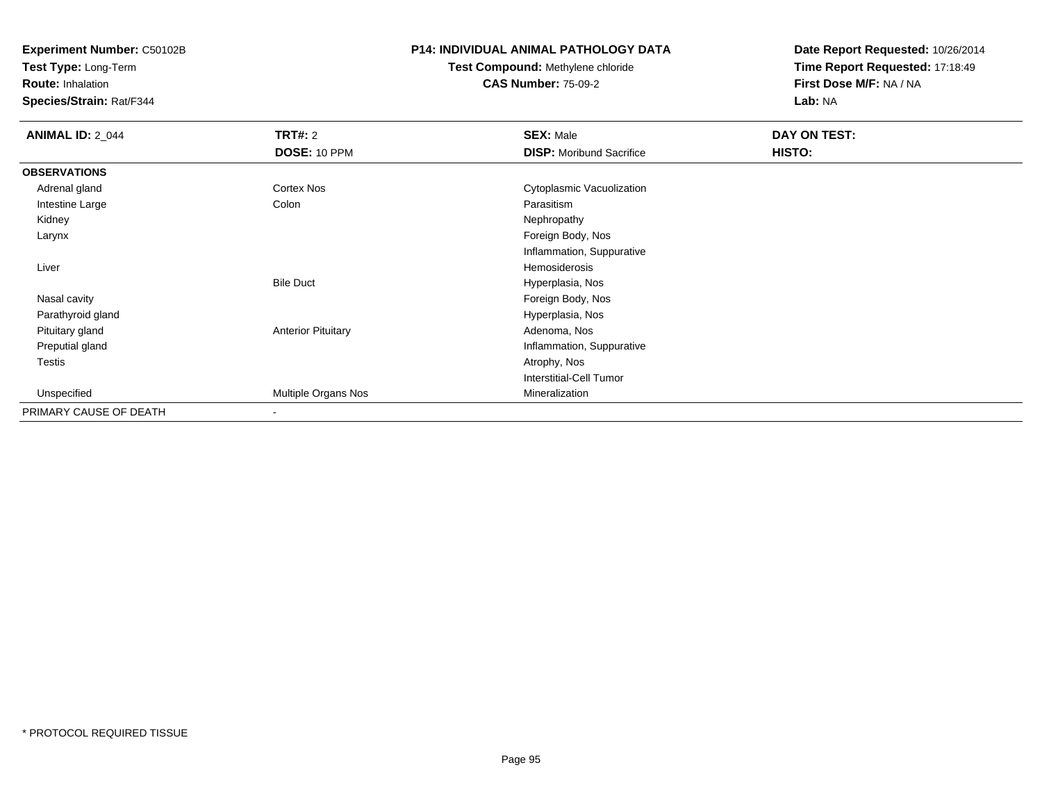**Experiment Number:** C50102B
**Test Type:** Long-Term
**Route:** Inhalation
**Species/Strain:** Rat/F344

**P14: INDIVIDUAL ANIMAL PATHOLOGY DATA**
**Test Compound:** Methylene chloride
**CAS Number:** 75-09-2

**Date Report Requested:** 10/26/2014
**Time Report Requested:** 17:18:49
**First Dose M/F:** NA / NA
**Lab:** NA

| **ANIMAL ID:** 2_044 | **TRT#:** 2 | **SEX:** Male | **DAY ON TEST:** |
|---|---|---|---|
| | **DOSE:** 10 PPM | **DISP:** Moribund Sacrifice | **HISTO:** |
| **OBSERVATIONS** | | | |
| Adrenal gland | Cortex Nos | Cytoplasmic Vacuolization | |
| Intestine Large | Colon | Parasitism | |
| Kidney | | Nephropathy | |
| Larynx | | Foreign Body, Nos | |
| | | Inflammation, Suppurative | |
| Liver | | Hemosiderosis | |
| | Bile Duct | Hyperplasia, Nos | |
| Nasal cavity | | Foreign Body, Nos | |
| Parathyroid gland | | Hyperplasia, Nos | |
| Pituitary gland | Anterior Pituitary | Adenoma, Nos | |
| Preputial gland | | Inflammation, Suppurative | |
| Testis | | Atrophy, Nos | |
| | | Interstitial-Cell Tumor | |
| Unspecified | Multiple Organs Nos | Mineralization | |
| PRIMARY CAUSE OF DEATH | - | | |

* PROTOCOL REQUIRED TISSUE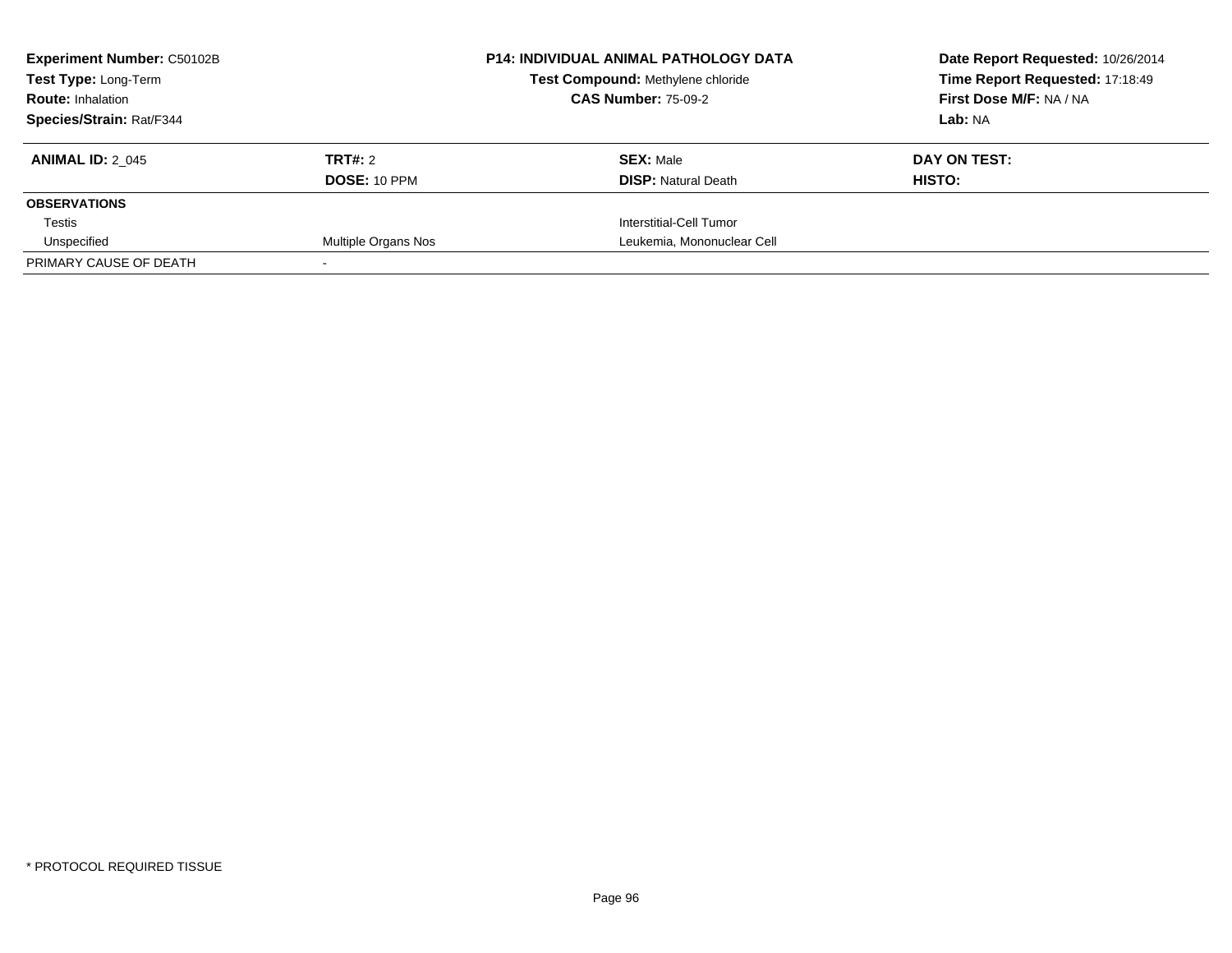**Experiment Number:** C50102B
**Test Type:** Long-Term
**Route:** Inhalation
**Species/Strain:** Rat/F344

**P14: INDIVIDUAL ANIMAL PATHOLOGY DATA**
**Test Compound:** Methylene chloride
**CAS Number:** 75-09-2

**Date Report Requested:** 10/26/2014
**Time Report Requested:** 17:18:49
**First Dose M/F:** NA / NA
**Lab:** NA

| **ANIMAL ID:** 2_045 | **TRT#:** 2 | **SEX:** Male | **DAY ON TEST:** |
|---|---|---|---|
| | **DOSE:** 10 PPM | **DISP:** Natural Death | **HISTO:** |
| **OBSERVATIONS** | | | |
| Testis | | Interstitial-Cell Tumor | |
| Unspecified | Multiple Organs Nos | Leukemia, Mononuclear Cell | |
| PRIMARY CAUSE OF DEATH | - | | |

* PROTOCOL REQUIRED TISSUE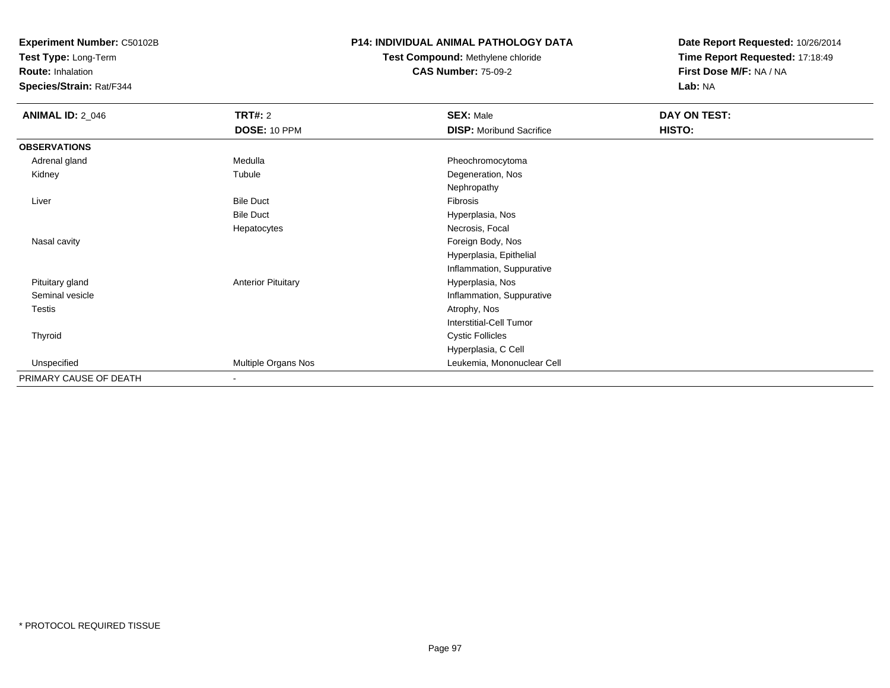**Experiment Number:** C50102B
**Test Type:** Long-Term
**Route:** Inhalation
**Species/Strain:** Rat/F344

**P14: INDIVIDUAL ANIMAL PATHOLOGY DATA**
**Test Compound:** Methylene chloride
**CAS Number:** 75-09-2

**Date Report Requested:** 10/26/2014
**Time Report Requested:** 17:18:49
**First Dose M/F:** NA / NA
**Lab:** NA

| **ANIMAL ID:** 2_046 | **TRT#:** 2 | **SEX:** Male | **DAY ON TEST:** |
|---|---|---|---|
| | **DOSE:** 10 PPM | **DISP:** Moribund Sacrifice | **HISTO:** |
| **OBSERVATIONS** | | | |
| Adrenal gland | Medulla | Pheochromocytoma | |
| Kidney | Tubule | Degeneration, Nos | |
| | | Nephropathy | |
| Liver | Bile Duct | Fibrosis | |
| | Bile Duct | Hyperplasia, Nos | |
| | Hepatocytes | Necrosis, Focal | |
| Nasal cavity | | Foreign Body, Nos | |
| | | Hyperplasia, Epithelial | |
| | | Inflammation, Suppurative | |
| Pituitary gland | Anterior Pituitary | Hyperplasia, Nos | |
| Seminal vesicle | | Inflammation, Suppurative | |
| Testis | | Atrophy, Nos | |
| | | Interstitial-Cell Tumor | |
| Thyroid | | Cystic Follicles | |
| | | Hyperplasia, C Cell | |
| Unspecified | Multiple Organs Nos | Leukemia, Mononuclear Cell | |
| PRIMARY CAUSE OF DEATH | - | | |

* PROTOCOL REQUIRED TISSUE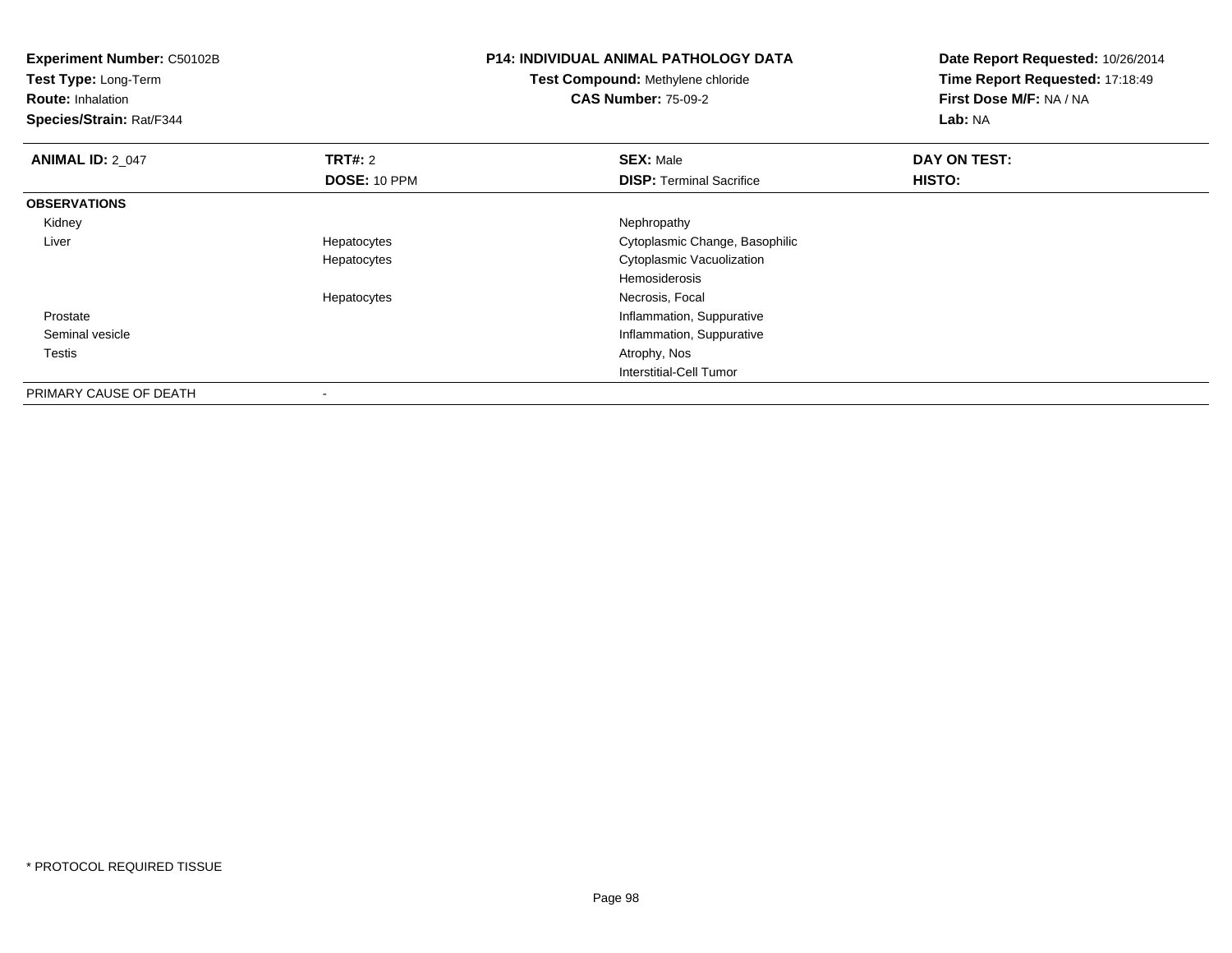**Experiment Number:** C50102B
**Test Type:** Long-Term
**Route:** Inhalation
**Species/Strain:** Rat/F344

**P14: INDIVIDUAL ANIMAL PATHOLOGY DATA**
**Test Compound:** Methylene chloride
**CAS Number:** 75-09-2

**Date Report Requested:** 10/26/2014
**Time Report Requested:** 17:18:49
**First Dose M/F:** NA / NA
**Lab:** NA

| **ANIMAL ID:** 2_047 | **TRT#:** 2 | **SEX:** Male | **DAY ON TEST:** |
|---|---|---|---|
| | **DOSE:** 10 PPM | **DISP:** Terminal Sacrifice | **HISTO:** |
| **OBSERVATIONS** | | | |
| Kidney | | Nephropathy | |
| Liver | Hepatocytes | Cytoplasmic Change, Basophilic | |
| | Hepatocytes | Cytoplasmic Vacuolization | |
| | | Hemosiderosis | |
| | Hepatocytes | Necrosis, Focal | |
| Prostate | | Inflammation, Suppurative | |
| Seminal vesicle | | Inflammation, Suppurative | |
| Testis | | Atrophy, Nos | |
| | | Interstitial-Cell Tumor | |
| PRIMARY CAUSE OF DEATH | - | | |

* PROTOCOL REQUIRED TISSUE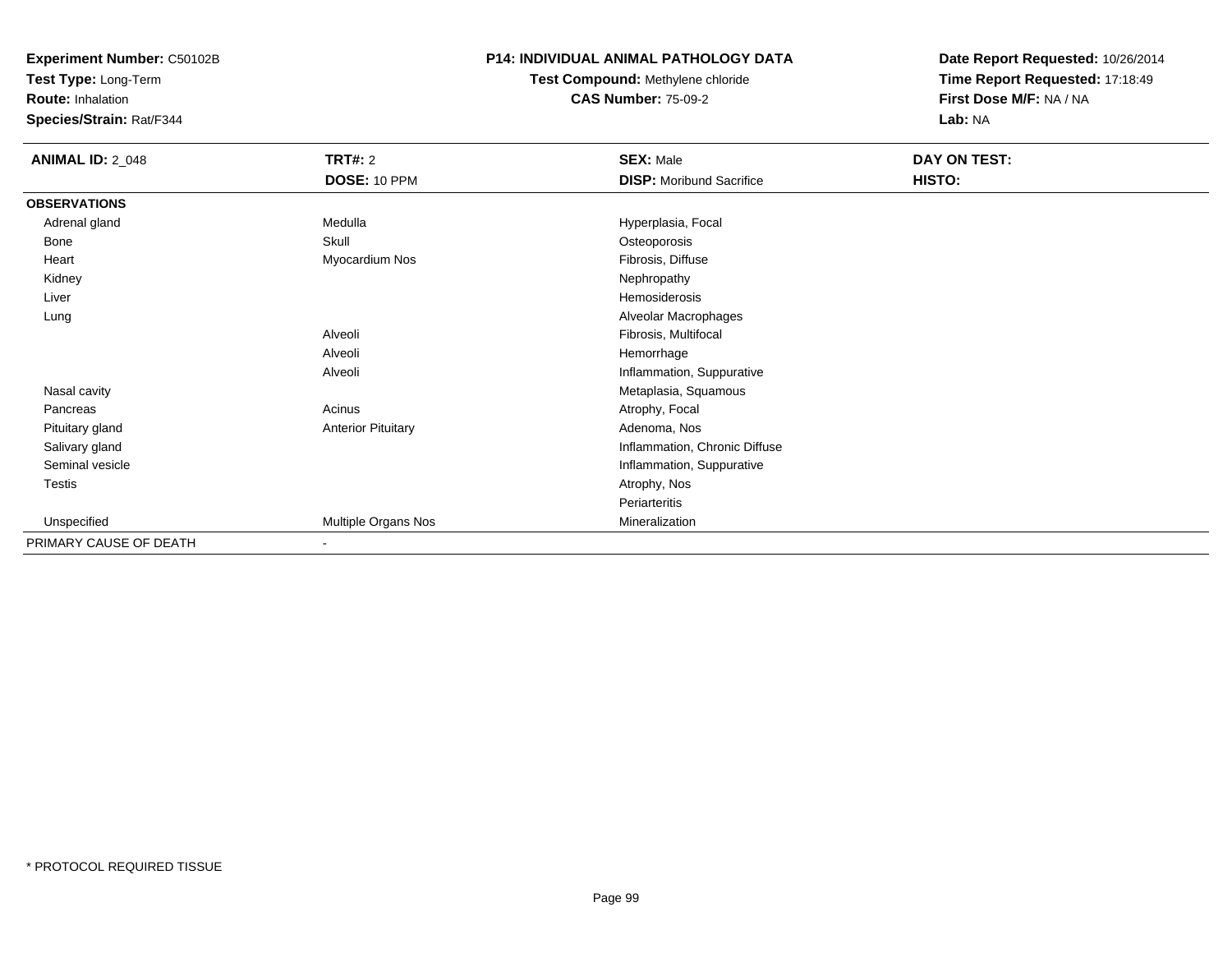**Experiment Number:** C50102B
**Test Type:** Long-Term
**Route:** Inhalation
**Species/Strain:** Rat/F344

**P14: INDIVIDUAL ANIMAL PATHOLOGY DATA**
**Test Compound:** Methylene chloride
**CAS Number:** 75-09-2

**Date Report Requested:** 10/26/2014
**Time Report Requested:** 17:18:49
**First Dose M/F:** NA / NA
**Lab:** NA

| **ANIMAL ID:** 2_048 | **TRT#:** 2 | **SEX:** Male | **DAY ON TEST:** |
|---|---|---|---|
| | **DOSE:** 10 PPM | **DISP:** Moribund Sacrifice | **HISTO:** |
| **OBSERVATIONS** | | | |
| Adrenal gland | Medulla | Hyperplasia, Focal | |
| Bone | Skull | Osteoporosis | |
| Heart | Myocardium Nos | Fibrosis, Diffuse | |
| Kidney | | Nephropathy | |
| Liver | | Hemosiderosis | |
| Lung | | Alveolar Macrophages | |
| | Alveoli | Fibrosis, Multifocal | |
| | Alveoli | Hemorrhage | |
| | Alveoli | Inflammation, Suppurative | |
| Nasal cavity | | Metaplasia, Squamous | |
| Pancreas | Acinus | Atrophy, Focal | |
| Pituitary gland | Anterior Pituitary | Adenoma, Nos | |
| Salivary gland | | Inflammation, Chronic Diffuse | |
| Seminal vesicle | | Inflammation, Suppurative | |
| Testis | | Atrophy, Nos | |
| | | Periarteritis | |
| Unspecified | Multiple Organs Nos | Mineralization | |
| PRIMARY CAUSE OF DEATH | - | | |

* PROTOCOL REQUIRED TISSUE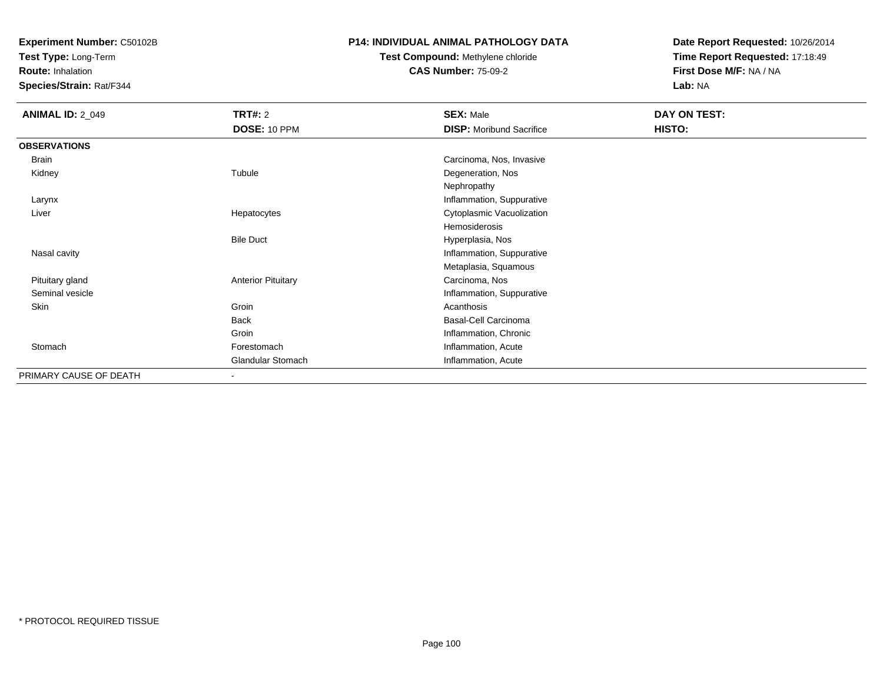**Experiment Number:** C50102B
**Test Type:** Long-Term
**Route:** Inhalation
**Species/Strain:** Rat/F344

**P14: INDIVIDUAL ANIMAL PATHOLOGY DATA**
**Test Compound:** Methylene chloride
**CAS Number:** 75-09-2

**Date Report Requested:** 10/26/2014
**Time Report Requested:** 17:18:49
**First Dose M/F:** NA / NA
**Lab:** NA

| **ANIMAL ID:** 2_049 | **TRT#:** 2 | **SEX:** Male | **DAY ON TEST:** |
|---|---|---|---|
| | **DOSE:** 10 PPM | **DISP:** Moribund Sacrifice | **HISTO:** |
| **OBSERVATIONS** | | | |
| Brain | | Carcinoma, Nos, Invasive | |
| Kidney | Tubule | Degeneration, Nos | |
| | | Nephropathy | |
| Larynx | | Inflammation, Suppurative | |
| Liver | Hepatocytes | Cytoplasmic Vacuolization | |
| | | Hemosiderosis | |
| | Bile Duct | Hyperplasia, Nos | |
| Nasal cavity | | Inflammation, Suppurative | |
| | | Metaplasia, Squamous | |
| Pituitary gland | Anterior Pituitary | Carcinoma, Nos | |
| Seminal vesicle | | Inflammation, Suppurative | |
| Skin | Groin | Acanthosis | |
| | Back | Basal-Cell Carcinoma | |
| | Groin | Inflammation, Chronic | |
| Stomach | Forestomach | Inflammation, Acute | |
| | Glandular Stomach | Inflammation, Acute | |
| PRIMARY CAUSE OF DEATH | - | | |

* PROTOCOL REQUIRED TISSUE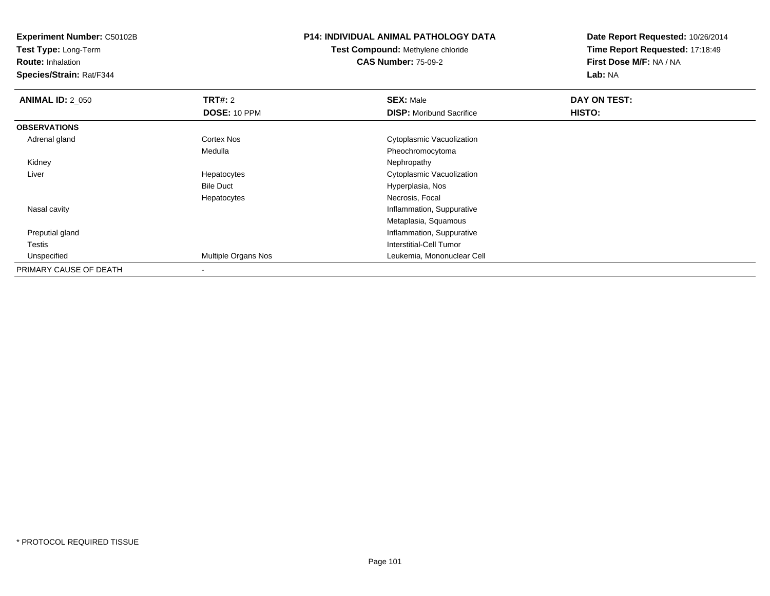**Experiment Number:** C50102B
**Test Type:** Long-Term
**Route:** Inhalation
**Species/Strain:** Rat/F344

**P14: INDIVIDUAL ANIMAL PATHOLOGY DATA**
**Test Compound:** Methylene chloride
**CAS Number:** 75-09-2

**Date Report Requested:** 10/26/2014
**Time Report Requested:** 17:18:49
**First Dose M/F:** NA / NA
**Lab:** NA

| **ANIMAL ID:** 2_050 | **TRT#:** 2 | **SEX:** Male | **DAY ON TEST:** |
|---|---|---|---|
| | **DOSE:** 10 PPM | **DISP:** Moribund Sacrifice | **HISTO:** |
| **OBSERVATIONS** | | | |
| Adrenal gland | Cortex Nos | Cytoplasmic Vacuolization | |
| | Medulla | Pheochromocytoma | |
| Kidney | | Nephropathy | |
| Liver | Hepatocytes | Cytoplasmic Vacuolization | |
| | Bile Duct | Hyperplasia, Nos | |
| | Hepatocytes | Necrosis, Focal | |
| Nasal cavity | | Inflammation, Suppurative | |
| | | Metaplasia, Squamous | |
| Preputial gland | | Inflammation, Suppurative | |
| Testis | | Interstitial-Cell Tumor | |
| Unspecified | Multiple Organs Nos | Leukemia, Mononuclear Cell | |
| PRIMARY CAUSE OF DEATH | - | | |

* PROTOCOL REQUIRED TISSUE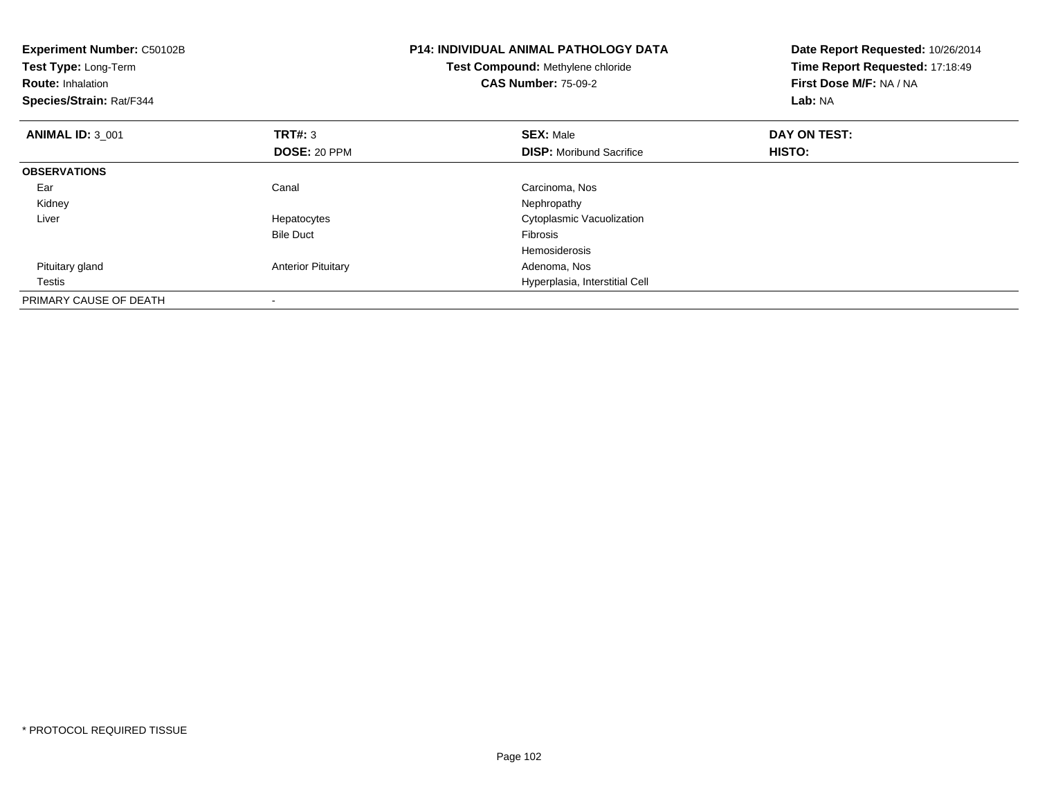**Experiment Number:** C50102B
**Test Type:** Long-Term
**Route:** Inhalation
**Species/Strain:** Rat/F344

**P14: INDIVIDUAL ANIMAL PATHOLOGY DATA**
**Test Compound:** Methylene chloride
**CAS Number:** 75-09-2

**Date Report Requested:** 10/26/2014
**Time Report Requested:** 17:18:49
**First Dose M/F:** NA / NA
**Lab:** NA

| **ANIMAL ID:** 3_001 | **TRT#:** 3 | **SEX:** Male | **DAY ON TEST:** |
|---|---|---|---|
| | **DOSE:** 20 PPM | **DISP:** Moribund Sacrifice | **HISTO:** |
| **OBSERVATIONS** | | | |
| Ear | Canal | Carcinoma, Nos | |
| Kidney | | Nephropathy | |
| Liver | Hepatocytes | Cytoplasmic Vacuolization | |
| | Bile Duct | Fibrosis | |
| | | Hemosiderosis | |
| Pituitary gland | Anterior Pituitary | Adenoma, Nos | |
| Testis | | Hyperplasia, Interstitial Cell | |
| PRIMARY CAUSE OF DEATH | - | | |

* PROTOCOL REQUIRED TISSUE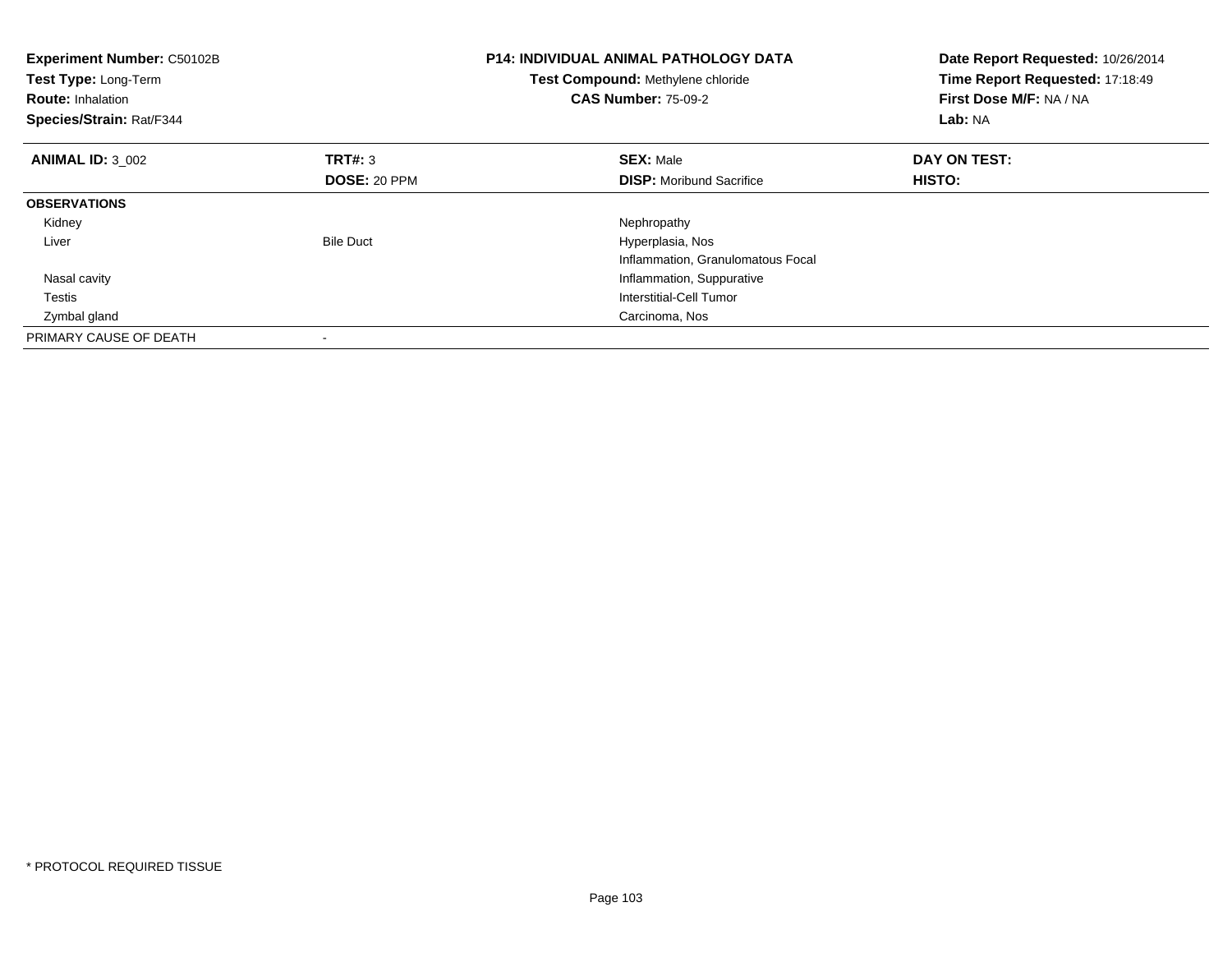**Experiment Number:** C50102B
**Test Type:** Long-Term
**Route:** Inhalation
**Species/Strain:** Rat/F344

**P14: INDIVIDUAL ANIMAL PATHOLOGY DATA**
**Test Compound:** Methylene chloride
**CAS Number:** 75-09-2

**Date Report Requested:** 10/26/2014
**Time Report Requested:** 17:18:49
**First Dose M/F:** NA / NA
**Lab:** NA

| **ANIMAL ID:** 3_002 | **TRT#:** 3 | **SEX:** Male | **DAY ON TEST:** |
|---|---|---|---|
| | **DOSE:** 20 PPM | **DISP:** Moribund Sacrifice | **HISTO:** |
| **OBSERVATIONS** | | | |
| Kidney | | Nephropathy | |
| Liver | Bile Duct | Hyperplasia, Nos | |
| | | Inflammation, Granulomatous Focal | |
| Nasal cavity | | Inflammation, Suppurative | |
| Testis | | Interstitial-Cell Tumor | |
| Zymbal gland | | Carcinoma, Nos | |
| PRIMARY CAUSE OF DEATH | - | | |

* PROTOCOL REQUIRED TISSUE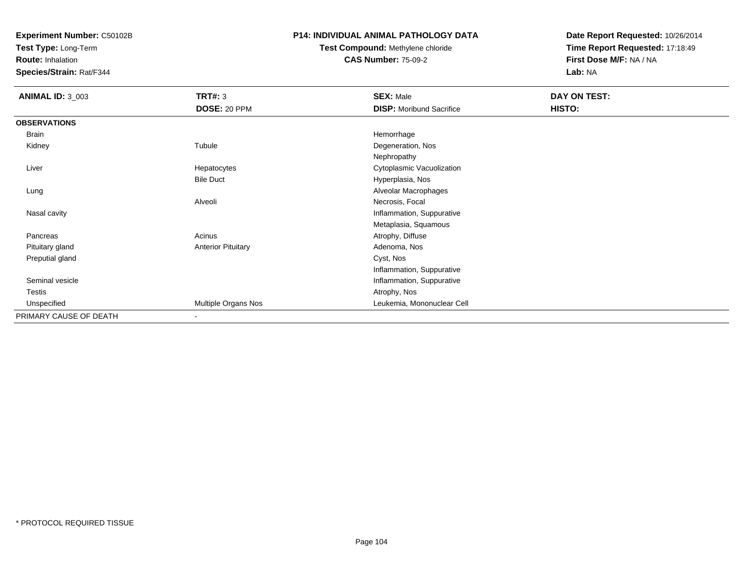**Experiment Number:** C50102B
**Test Type:** Long-Term
**Route:** Inhalation
**Species/Strain:** Rat/F344

**P14: INDIVIDUAL ANIMAL PATHOLOGY DATA**
**Test Compound:** Methylene chloride
**CAS Number:** 75-09-2

**Date Report Requested:** 10/26/2014
**Time Report Requested:** 17:18:49
**First Dose M/F:** NA / NA
**Lab:** NA

| **ANIMAL ID:** 3_003 | **TRT#:** 3 | **SEX:** Male | **DAY ON TEST:** |
|---|---|---|---|
| | **DOSE:** 20 PPM | **DISP:** Moribund Sacrifice | **HISTO:** |
| **OBSERVATIONS** | | | |
| Brain | | Hemorrhage | |
| Kidney | Tubule | Degeneration, Nos | |
| | | Nephropathy | |
| Liver | Hepatocytes | Cytoplasmic Vacuolization | |
| | Bile Duct | Hyperplasia, Nos | |
| Lung | | Alveolar Macrophages | |
| | Alveoli | Necrosis, Focal | |
| Nasal cavity | | Inflammation, Suppurative | |
| | | Metaplasia, Squamous | |
| Pancreas | Acinus | Atrophy, Diffuse | |
| Pituitary gland | Anterior Pituitary | Adenoma, Nos | |
| Preputial gland | | Cyst, Nos | |
| | | Inflammation, Suppurative | |
| Seminal vesicle | | Inflammation, Suppurative | |
| Testis | | Atrophy, Nos | |
| Unspecified | Multiple Organs Nos | Leukemia, Mononuclear Cell | |
| PRIMARY CAUSE OF DEATH | - | | |

* PROTOCOL REQUIRED TISSUE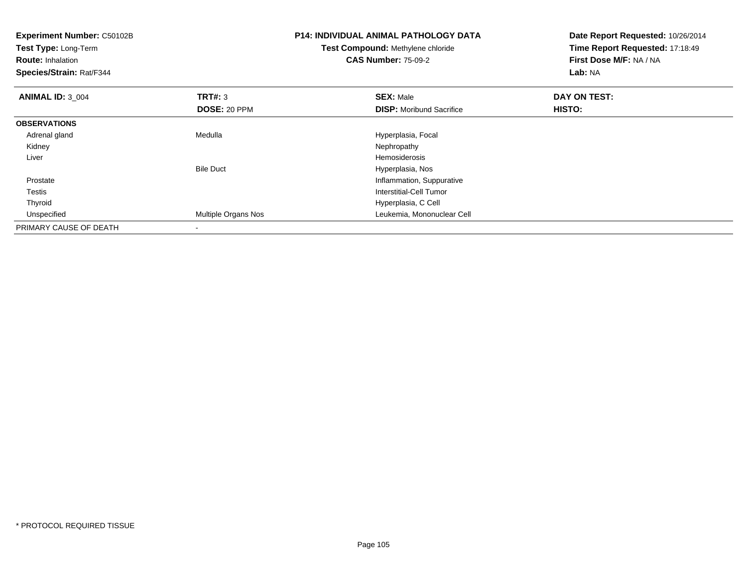**Experiment Number:** C50102B
**Test Type:** Long-Term
**Route:** Inhalation
**Species/Strain:** Rat/F344

**P14: INDIVIDUAL ANIMAL PATHOLOGY DATA**
**Test Compound:** Methylene chloride
**CAS Number:** 75-09-2

**Date Report Requested:** 10/26/2014
**Time Report Requested:** 17:18:49
**First Dose M/F:** NA / NA
**Lab:** NA

| **ANIMAL ID:** 3_004 | **TRT#:** 3 | **SEX:** Male | **DAY ON TEST:** |
|---|---|---|---|
| | **DOSE:** 20 PPM | **DISP:** Moribund Sacrifice | **HISTO:** |
| **OBSERVATIONS** | | | |
| Adrenal gland | Medulla | Hyperplasia, Focal | |
| Kidney | | Nephropathy | |
| Liver | | Hemosiderosis | |
| | Bile Duct | Hyperplasia, Nos | |
| Prostate | | Inflammation, Suppurative | |
| Testis | | Interstitial-Cell Tumor | |
| Thyroid | | Hyperplasia, C Cell | |
| Unspecified | Multiple Organs Nos | Leukemia, Mononuclear Cell | |
| PRIMARY CAUSE OF DEATH | - | | |

* PROTOCOL REQUIRED TISSUE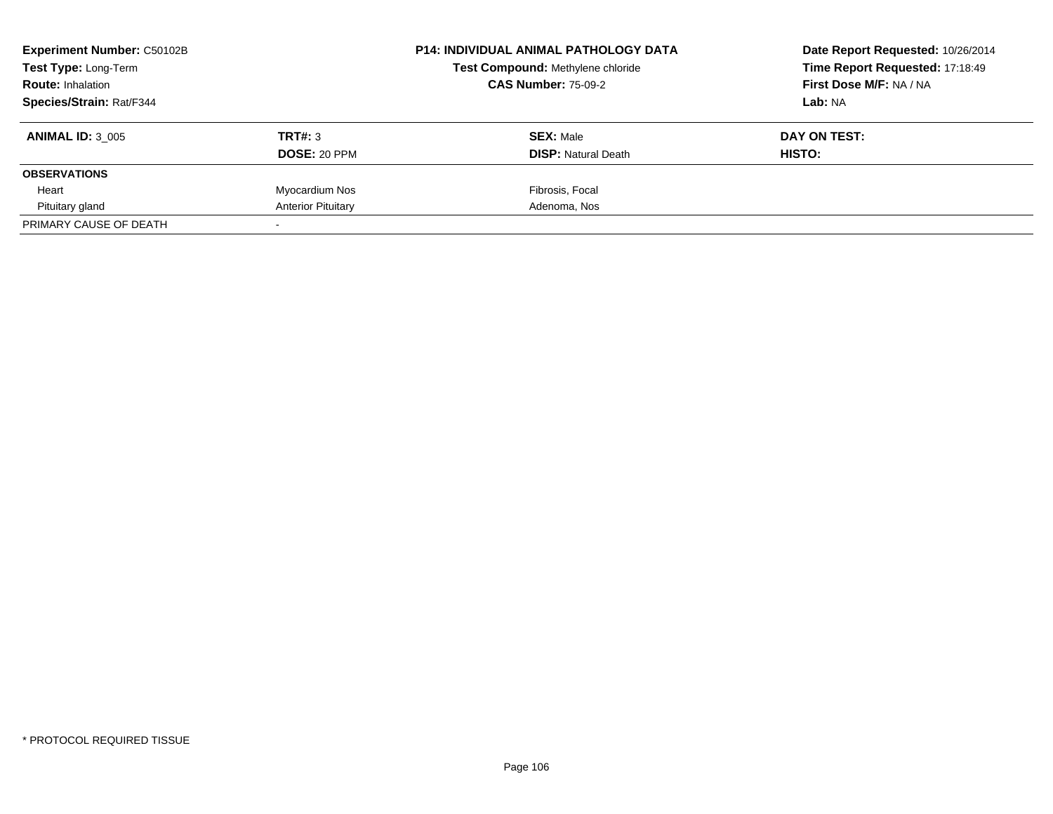**Experiment Number:** C50102B
**Test Type:** Long-Term
**Route:** Inhalation
**Species/Strain:** Rat/F344

**P14: INDIVIDUAL ANIMAL PATHOLOGY DATA**
**Test Compound:** Methylene chloride
**CAS Number:** 75-09-2

**Date Report Requested:** 10/26/2014
**Time Report Requested:** 17:18:49
**First Dose M/F:** NA / NA
**Lab:** NA

| **ANIMAL ID:** 3_005 | **TRT#:** 3 | **SEX:** Male | **DAY ON TEST:** |
|---|---|---|---|
| | **DOSE:** 20 PPM | **DISP:** Natural Death | **HISTO:** |
| **OBSERVATIONS** | | | |
| Heart | Myocardium Nos | Fibrosis, Focal | |
| Pituitary gland | Anterior Pituitary | Adenoma, Nos | |
| PRIMARY CAUSE OF DEATH | - | | |

* PROTOCOL REQUIRED TISSUE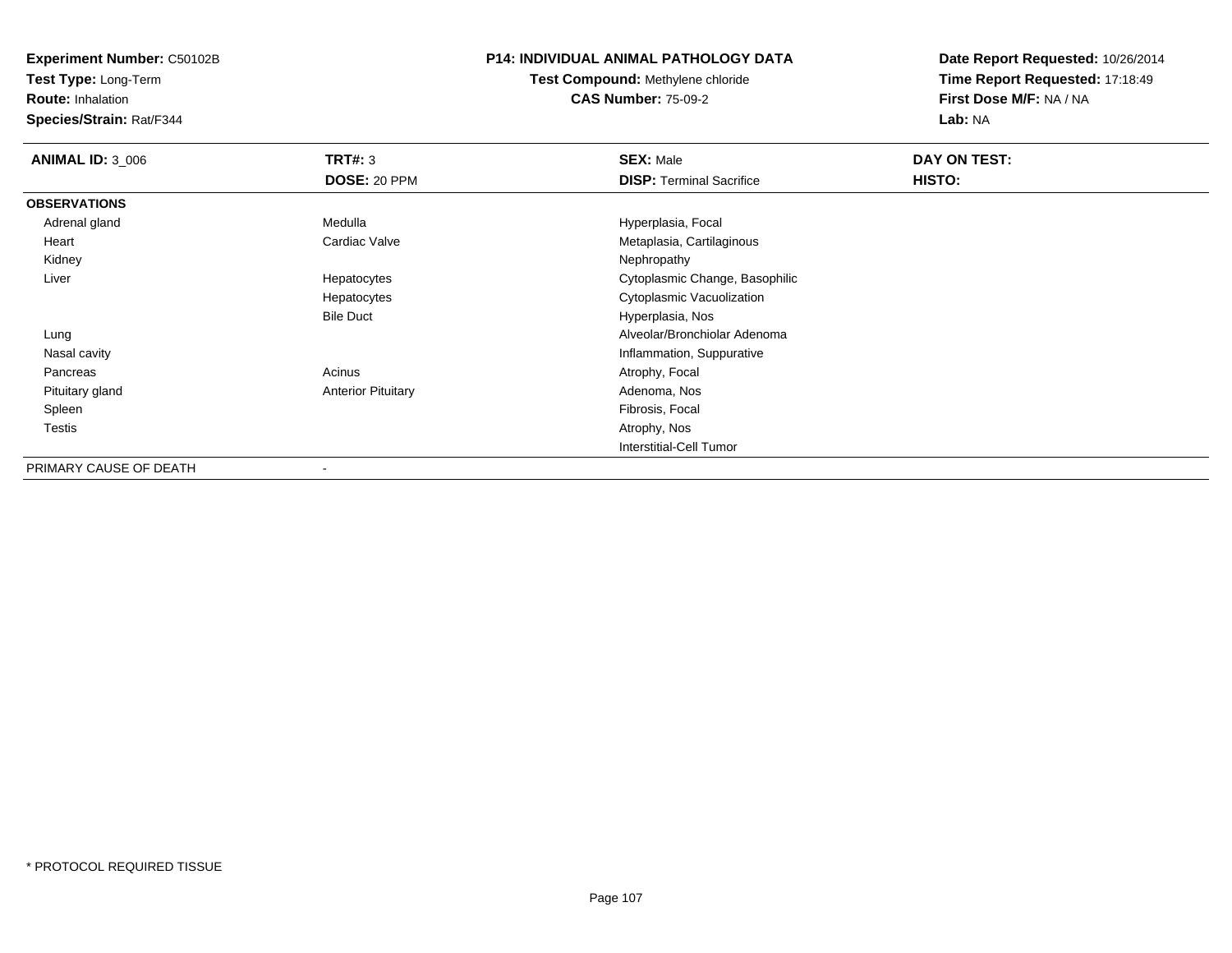**Experiment Number:** C50102B
**Test Type:** Long-Term
**Route:** Inhalation
**Species/Strain:** Rat/F344

## P14: INDIVIDUAL ANIMAL PATHOLOGY DATA

**Test Compound:** Methylene chloride
**CAS Number:** 75-09-2

**Date Report Requested:** 10/26/2014
**Time Report Requested:** 17:18:49
**First Dose M/F:** NA / NA
**Lab:** NA

| **ANIMAL ID:** 3_006 | **TRT#:** 3 | **SEX:** Male | **DAY ON TEST:** |
|---|---|---|---|
| | **DOSE:** 20 PPM | **DISP:** Terminal Sacrifice | **HISTO:** |
| **OBSERVATIONS** | | | |
| Adrenal gland | Medulla | Hyperplasia, Focal | |
| Heart | Cardiac Valve | Metaplasia, Cartilaginous | |
| Kidney | | Nephropathy | |
| Liver | Hepatocytes | Cytoplasmic Change, Basophilic | |
| | Hepatocytes | Cytoplasmic Vacuolization | |
| | Bile Duct | Hyperplasia, Nos | |
| Lung | | Alveolar/Bronchiolar Adenoma | |
| Nasal cavity | | Inflammation, Suppurative | |
| Pancreas | Acinus | Atrophy, Focal | |
| Pituitary gland | Anterior Pituitary | Adenoma, Nos | |
| Spleen | | Fibrosis, Focal | |
| Testis | | Atrophy, Nos | |
| | | Interstitial-Cell Tumor | |
| PRIMARY CAUSE OF DEATH | - | | |

* PROTOCOL REQUIRED TISSUE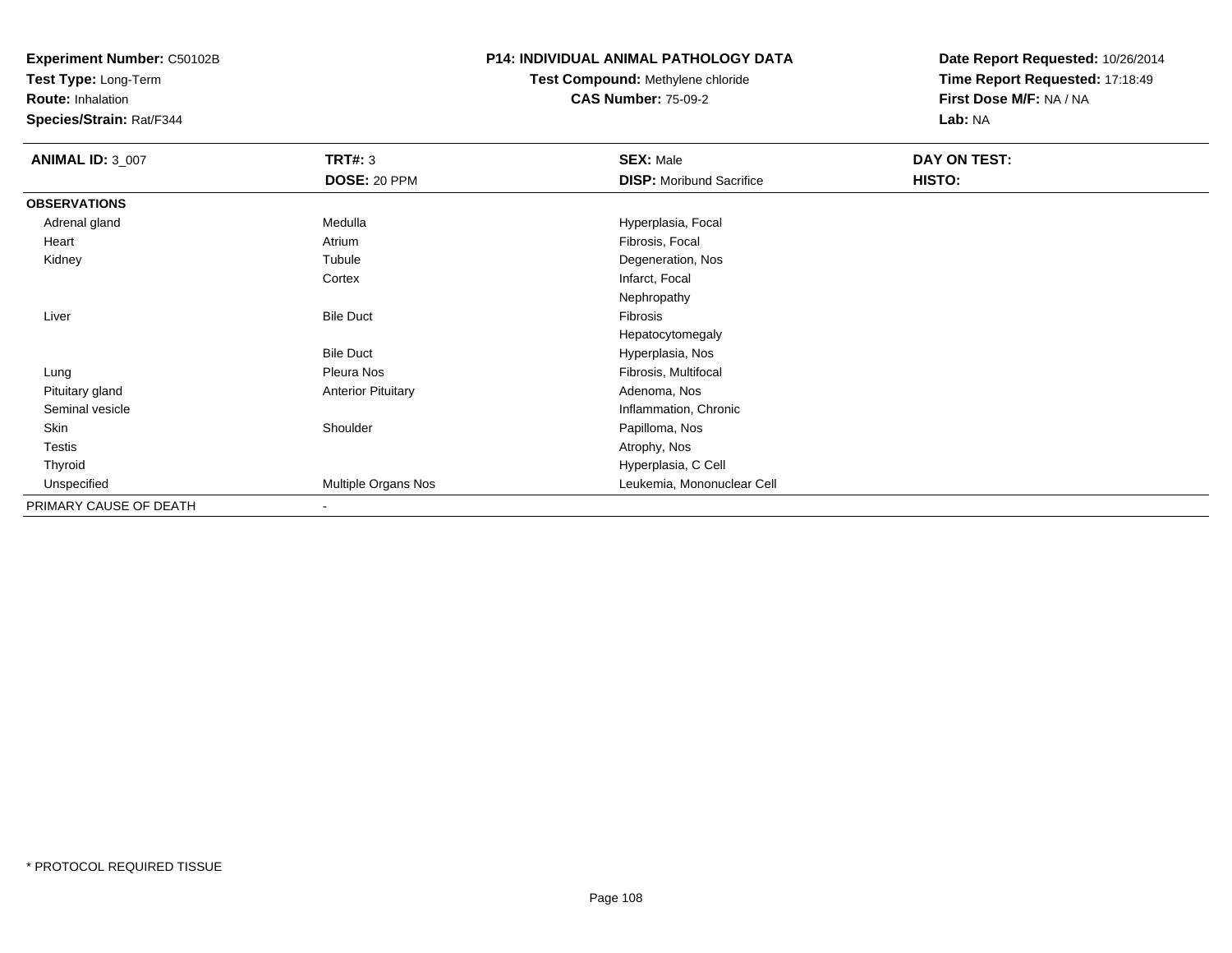**Experiment Number:** C50102B
**Test Type:** Long-Term
**Route:** Inhalation
**Species/Strain:** Rat/F344

**P14: INDIVIDUAL ANIMAL PATHOLOGY DATA**
**Test Compound:** Methylene chloride
**CAS Number:** 75-09-2

**Date Report Requested:** 10/26/2014
**Time Report Requested:** 17:18:49
**First Dose M/F:** NA / NA
**Lab:** NA

| **ANIMAL ID:** 3_007 | **TRT#:** 3 | **SEX:** Male | **DAY ON TEST:** |
|---|---|---|---|
| | **DOSE:** 20 PPM | **DISP:** Moribund Sacrifice | **HISTO:** |
| **OBSERVATIONS** | | | |
| Adrenal gland | Medulla | Hyperplasia, Focal | |
| Heart | Atrium | Fibrosis, Focal | |
| Kidney | Tubule | Degeneration, Nos | |
| | Cortex | Infarct, Focal | |
| | | Nephropathy | |
| Liver | Bile Duct | Fibrosis | |
| | | Hepatocytomegaly | |
| | Bile Duct | Hyperplasia, Nos | |
| Lung | Pleura Nos | Fibrosis, Multifocal | |
| Pituitary gland | Anterior Pituitary | Adenoma, Nos | |
| Seminal vesicle | | Inflammation, Chronic | |
| Skin | Shoulder | Papilloma, Nos | |
| Testis | | Atrophy, Nos | |
| Thyroid | | Hyperplasia, C Cell | |
| Unspecified | Multiple Organs Nos | Leukemia, Mononuclear Cell | |
| PRIMARY CAUSE OF DEATH | - | | |

\* PROTOCOL REQUIRED TISSUE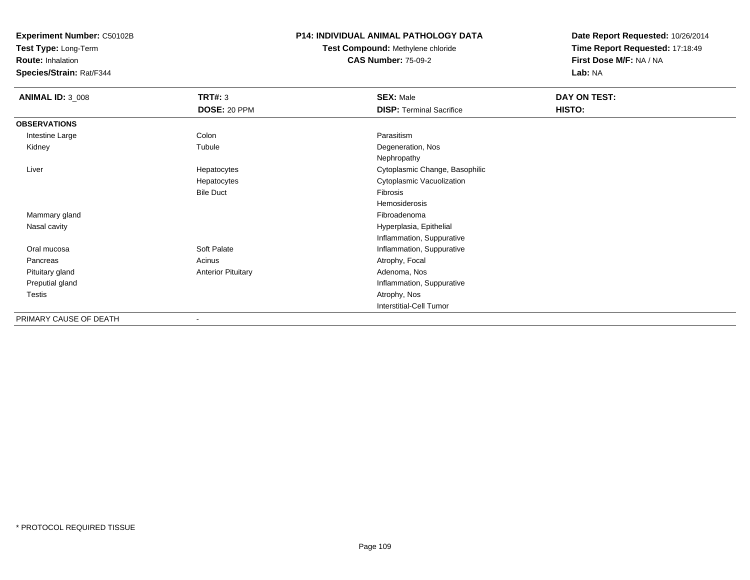**Experiment Number:** C50102B
**Test Type:** Long-Term
**Route:** Inhalation
**Species/Strain:** Rat/F344

# P14: INDIVIDUAL ANIMAL PATHOLOGY DATA

**Test Compound:** Methylene chloride
**CAS Number:** 75-09-2

**Date Report Requested:** 10/26/2014
**Time Report Requested:** 17:18:49
**First Dose M/F:** NA / NA
**Lab:** NA

| ANIMAL ID: 3_008 | TRT#: 3 | SEX: Male | DAY ON TEST: |
|---|---|---|---|
| | DOSE: 20 PPM | DISP: Terminal Sacrifice | HISTO: |
| **OBSERVATIONS** | | | |
| Intestine Large | Colon | Parasitism | |
| Kidney | Tubule | Degeneration, Nos | |
| | | Nephropathy | |
| Liver | Hepatocytes | Cytoplasmic Change, Basophilic | |
| | Hepatocytes | Cytoplasmic Vacuolization | |
| | Bile Duct | Fibrosis | |
| | | Hemosiderosis | |
| Mammary gland | | Fibroadenoma | |
| Nasal cavity | | Hyperplasia, Epithelial | |
| | | Inflammation, Suppurative | |
| Oral mucosa | Soft Palate | Inflammation, Suppurative | |
| Pancreas | Acinus | Atrophy, Focal | |
| Pituitary gland | Anterior Pituitary | Adenoma, Nos | |
| Preputial gland | | Inflammation, Suppurative | |
| Testis | | Atrophy, Nos | |
| | | Interstitial-Cell Tumor | |
| PRIMARY CAUSE OF DEATH | - | | |

* PROTOCOL REQUIRED TISSUE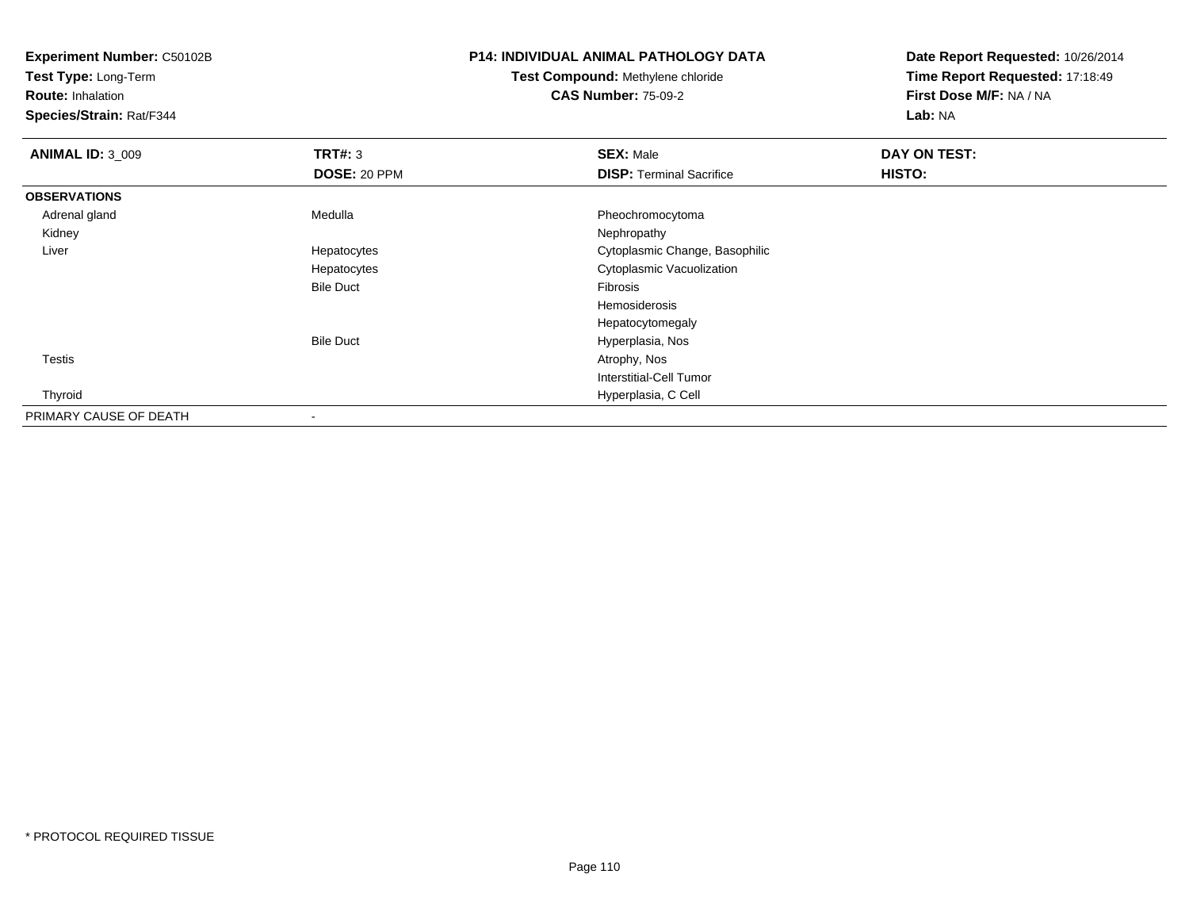**Experiment Number:** C50102B
**Test Type:** Long-Term
**Route:** Inhalation
**Species/Strain:** Rat/F344

**P14: INDIVIDUAL ANIMAL PATHOLOGY DATA**
**Test Compound:** Methylene chloride
**CAS Number:** 75-09-2

**Date Report Requested:** 10/26/2014
**Time Report Requested:** 17:18:49
**First Dose M/F:** NA / NA
**Lab:** NA

| **ANIMAL ID:** 3_009 | **TRT#:** 3 | **SEX:** Male | **DAY ON TEST:** |
|---|---|---|---|
| | **DOSE:** 20 PPM | **DISP:** Terminal Sacrifice | **HISTO:** |
| **OBSERVATIONS** | | | |
| Adrenal gland | Medulla | Pheochromocytoma | |
| Kidney | | Nephropathy | |
| Liver | Hepatocytes | Cytoplasmic Change, Basophilic | |
| | Hepatocytes | Cytoplasmic Vacuolization | |
| | Bile Duct | Fibrosis | |
| | | Hemosiderosis | |
| | | Hepatocytomegaly | |
| | Bile Duct | Hyperplasia, Nos | |
| Testis | | Atrophy, Nos | |
| | | Interstitial-Cell Tumor | |
| Thyroid | | Hyperplasia, C Cell | |
| PRIMARY CAUSE OF DEATH | - | | |

* PROTOCOL REQUIRED TISSUE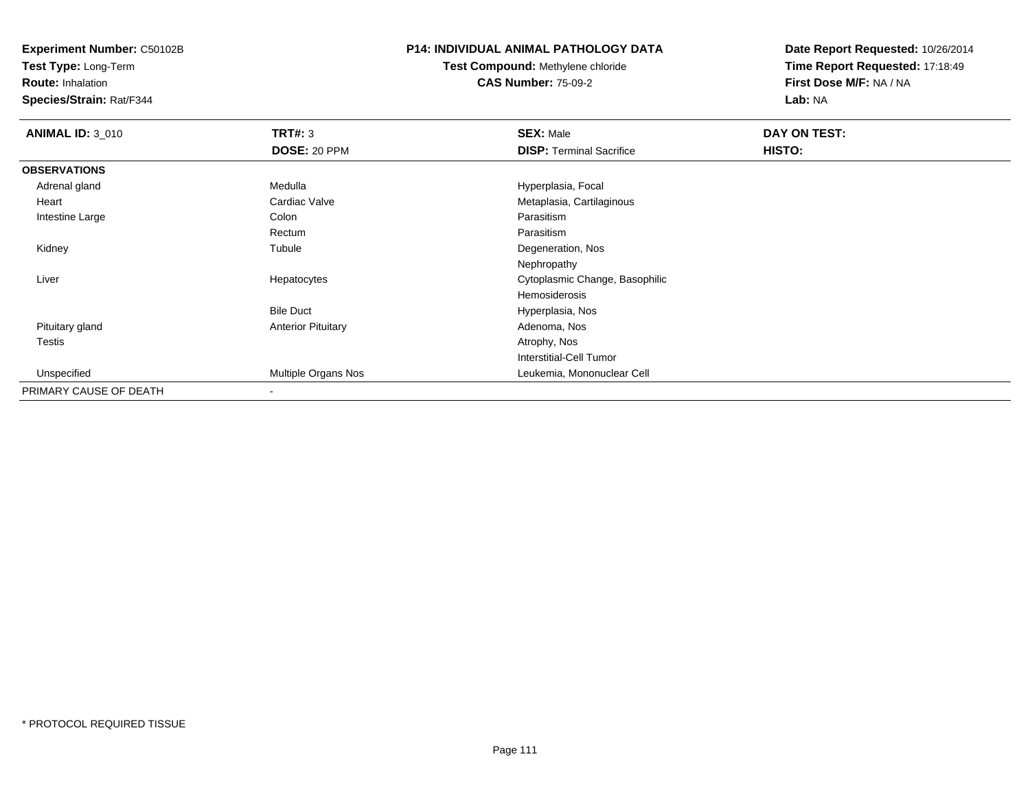**Experiment Number:** C50102B
**Test Type:** Long-Term
**Route:** Inhalation
**Species/Strain:** Rat/F344

**P14: INDIVIDUAL ANIMAL PATHOLOGY DATA**
**Test Compound:** Methylene chloride
**CAS Number:** 75-09-2

**Date Report Requested:** 10/26/2014
**Time Report Requested:** 17:18:49
**First Dose M/F:** NA / NA
**Lab:** NA

| **ANIMAL ID:** 3_010 | **TRT#:** 3 | **SEX:** Male | **DAY ON TEST:** |
|---|---|---|---|
| | **DOSE:** 20 PPM | **DISP:** Terminal Sacrifice | **HISTO:** |
| **OBSERVATIONS** | | | |
| Adrenal gland | Medulla | Hyperplasia, Focal | |
| Heart | Cardiac Valve | Metaplasia, Cartilaginous | |
| Intestine Large | Colon | Parasitism | |
| | Rectum | Parasitism | |
| Kidney | Tubule | Degeneration, Nos | |
| | | Nephropathy | |
| Liver | Hepatocytes | Cytoplasmic Change, Basophilic | |
| | | Hemosiderosis | |
| | Bile Duct | Hyperplasia, Nos | |
| Pituitary gland | Anterior Pituitary | Adenoma, Nos | |
| Testis | | Atrophy, Nos | |
| | | Interstitial-Cell Tumor | |
| Unspecified | Multiple Organs Nos | Leukemia, Mononuclear Cell | |
| PRIMARY CAUSE OF DEATH | - | | |

* PROTOCOL REQUIRED TISSUE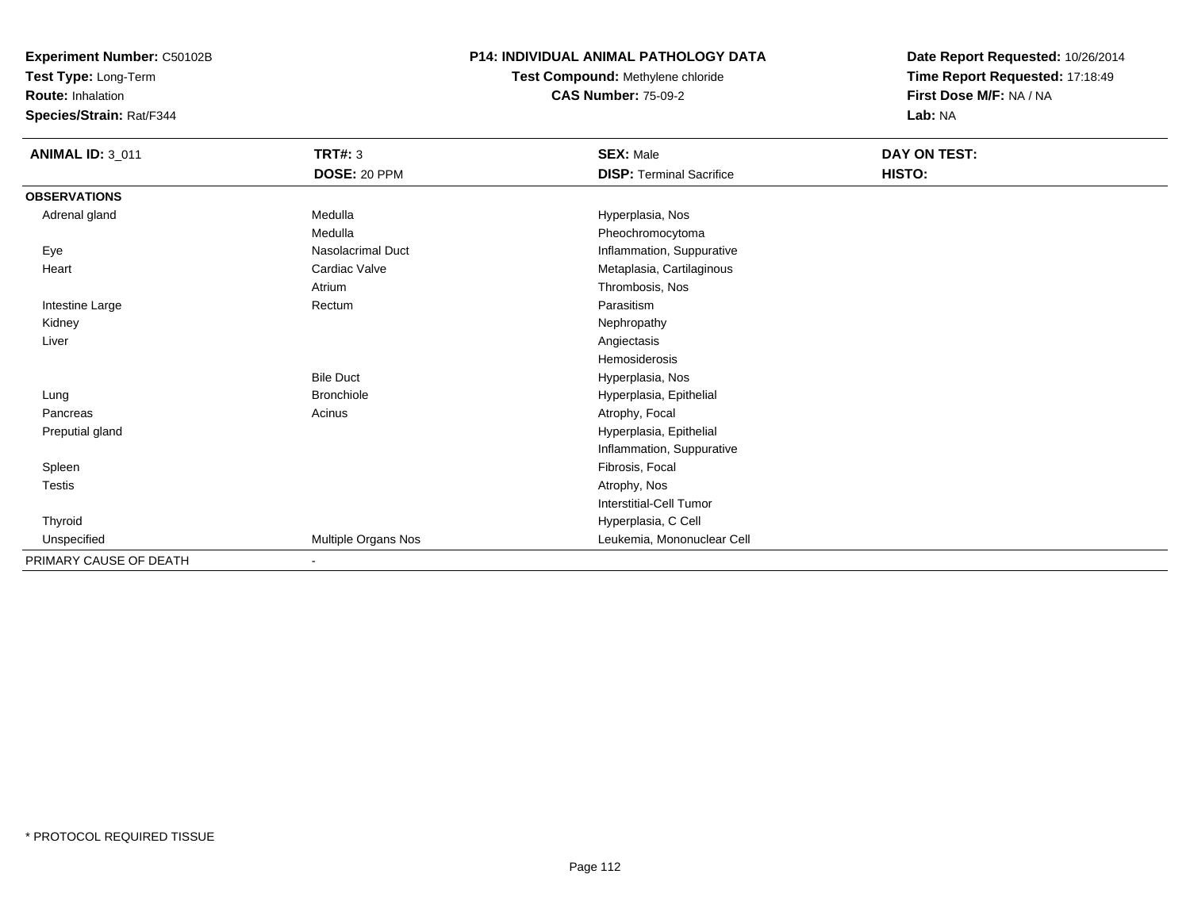**Experiment Number:** C50102B
**Test Type:** Long-Term
**Route:** Inhalation
**Species/Strain:** Rat/F344

**P14: INDIVIDUAL ANIMAL PATHOLOGY DATA**
**Test Compound:** Methylene chloride
**CAS Number:** 75-09-2

**Date Report Requested:** 10/26/2014
**Time Report Requested:** 17:18:49
**First Dose M/F:** NA / NA
**Lab:** NA

| **ANIMAL ID:** 3_011 | **TRT#:** 3 | **SEX:** Male | **DAY ON TEST:** |
|---|---|---|---|
| | **DOSE:** 20 PPM | **DISP:** Terminal Sacrifice | **HISTO:** |
| **OBSERVATIONS** | | | |
| Adrenal gland | Medulla | Hyperplasia, Nos | |
| | Medulla | Pheochromocytoma | |
| Eye | Nasolacrimal Duct | Inflammation, Suppurative | |
| Heart | Cardiac Valve | Metaplasia, Cartilaginous | |
| | Atrium | Thrombosis, Nos | |
| Intestine Large | Rectum | Parasitism | |
| Kidney | | Nephropathy | |
| Liver | | Angiectasis | |
| | | Hemosiderosis | |
| | Bile Duct | Hyperplasia, Nos | |
| Lung | Bronchiole | Hyperplasia, Epithelial | |
| Pancreas | Acinus | Atrophy, Focal | |
| Preputial gland | | Hyperplasia, Epithelial | |
| | | Inflammation, Suppurative | |
| Spleen | | Fibrosis, Focal | |
| Testis | | Atrophy, Nos | |
| | | Interstitial-Cell Tumor | |
| Thyroid | | Hyperplasia, C Cell | |
| Unspecified | Multiple Organs Nos | Leukemia, Mononuclear Cell | |
| PRIMARY CAUSE OF DEATH | - | | |

* PROTOCOL REQUIRED TISSUE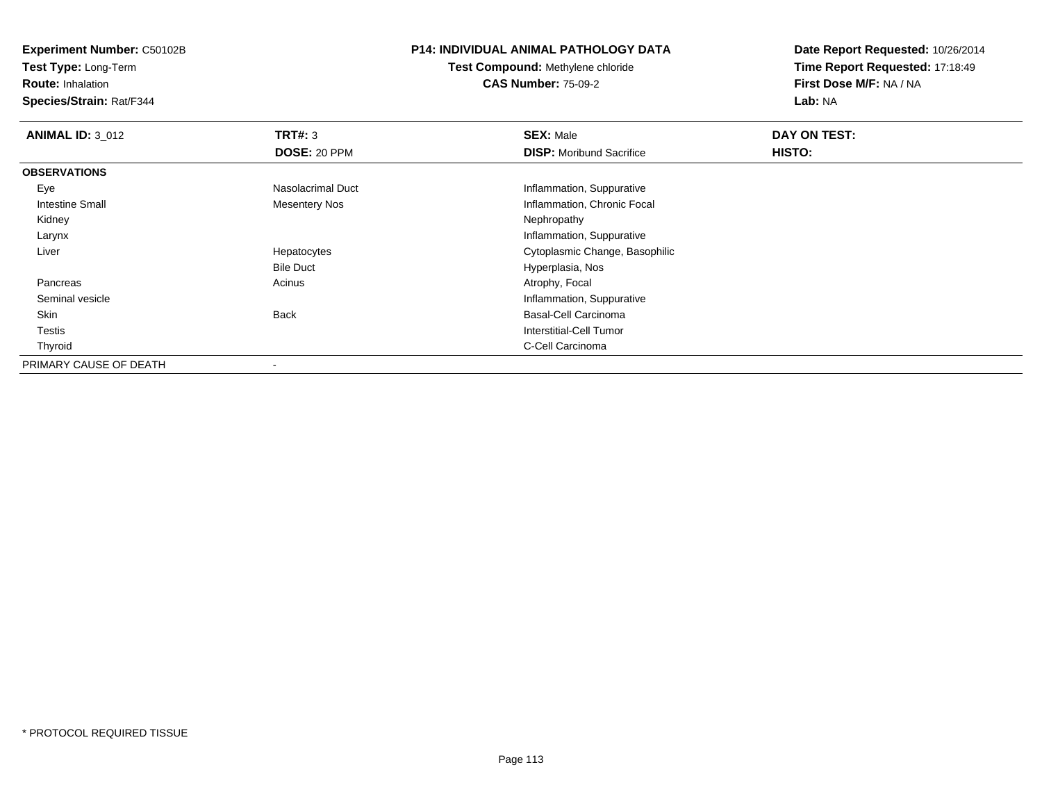**Experiment Number:** C50102B
**Test Type:** Long-Term
**Route:** Inhalation
**Species/Strain:** Rat/F344

**P14: INDIVIDUAL ANIMAL PATHOLOGY DATA**
**Test Compound:** Methylene chloride
**CAS Number:** 75-09-2

**Date Report Requested:** 10/26/2014
**Time Report Requested:** 17:18:49
**First Dose M/F:** NA / NA
**Lab:** NA

| **ANIMAL ID:** 3_012 | **TRT#:** 3 | **SEX:** Male | **DAY ON TEST:** |
|---|---|---|---|
| | **DOSE:** 20 PPM | **DISP:** Moribund Sacrifice | **HISTO:** |
| **OBSERVATIONS** | | | |
| Eye | Nasolacrimal Duct | Inflammation, Suppurative | |
| Intestine Small | Mesentery Nos | Inflammation, Chronic Focal | |
| Kidney | | Nephropathy | |
| Larynx | | Inflammation, Suppurative | |
| Liver | Hepatocytes | Cytoplasmic Change, Basophilic | |
| | Bile Duct | Hyperplasia, Nos | |
| Pancreas | Acinus | Atrophy, Focal | |
| Seminal vesicle | | Inflammation, Suppurative | |
| Skin | Back | Basal-Cell Carcinoma | |
| Testis | | Interstitial-Cell Tumor | |
| Thyroid | | C-Cell Carcinoma | |
| PRIMARY CAUSE OF DEATH | - | | |

* PROTOCOL REQUIRED TISSUE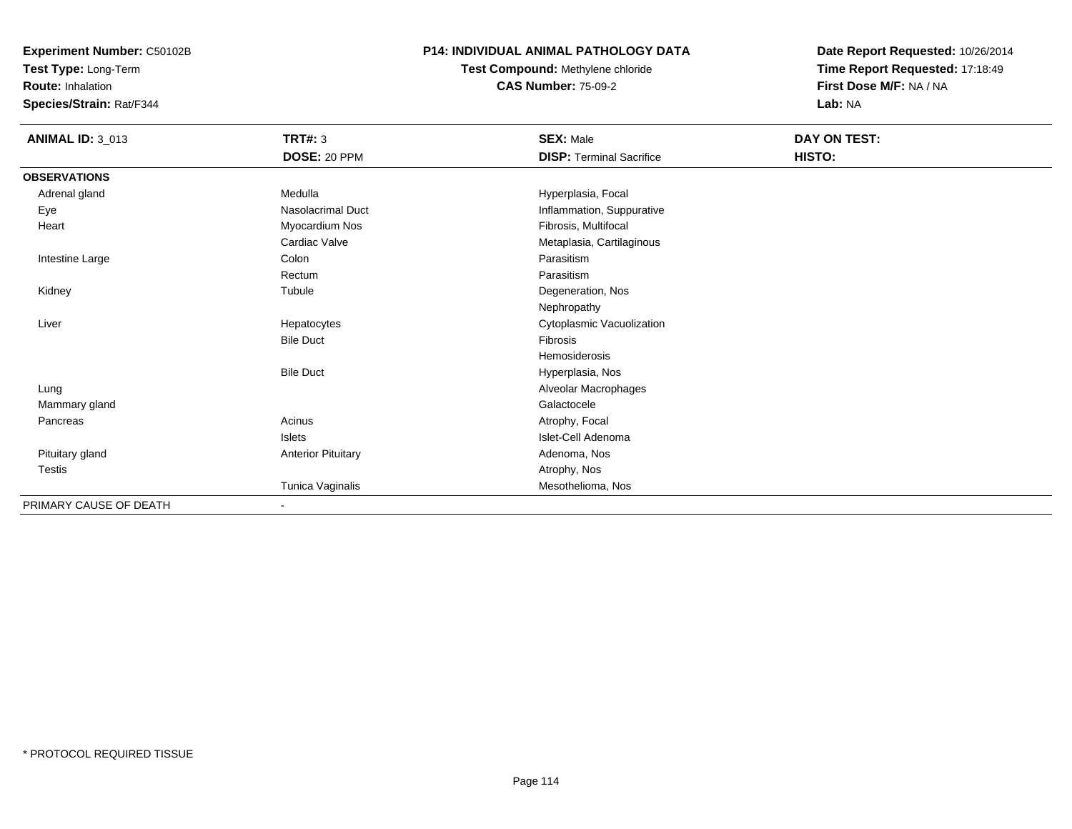**Experiment Number:** C50102B
**Test Type:** Long-Term
**Route:** Inhalation
**Species/Strain:** Rat/F344

**P14: INDIVIDUAL ANIMAL PATHOLOGY DATA**
**Test Compound:** Methylene chloride
**CAS Number:** 75-09-2

**Date Report Requested:** 10/26/2014
**Time Report Requested:** 17:18:49
**First Dose M/F:** NA / NA
**Lab:** NA

| **ANIMAL ID:** 3_013 | **TRT#:** 3 | **SEX:** Male | **DAY ON TEST:** |
|---|---|---|---|
| | **DOSE:** 20 PPM | **DISP:** Terminal Sacrifice | **HISTO:** |
| **OBSERVATIONS** | | | |
| Adrenal gland | Medulla | Hyperplasia, Focal | |
| Eye | Nasolacrimal Duct | Inflammation, Suppurative | |
| Heart | Myocardium Nos | Fibrosis, Multifocal | |
| | Cardiac Valve | Metaplasia, Cartilaginous | |
| Intestine Large | Colon | Parasitism | |
| | Rectum | Parasitism | |
| Kidney | Tubule | Degeneration, Nos | |
| | | Nephropathy | |
| Liver | Hepatocytes | Cytoplasmic Vacuolization | |
| | Bile Duct | Fibrosis | |
| | | Hemosiderosis | |
| | Bile Duct | Hyperplasia, Nos | |
| Lung | | Alveolar Macrophages | |
| Mammary gland | | Galactocele | |
| Pancreas | Acinus | Atrophy, Focal | |
| | Islets | Islet-Cell Adenoma | |
| Pituitary gland | Anterior Pituitary | Adenoma, Nos | |
| Testis | | Atrophy, Nos | |
| | Tunica Vaginalis | Mesothelioma, Nos | |
| PRIMARY CAUSE OF DEATH | - | | |

* PROTOCOL REQUIRED TISSUE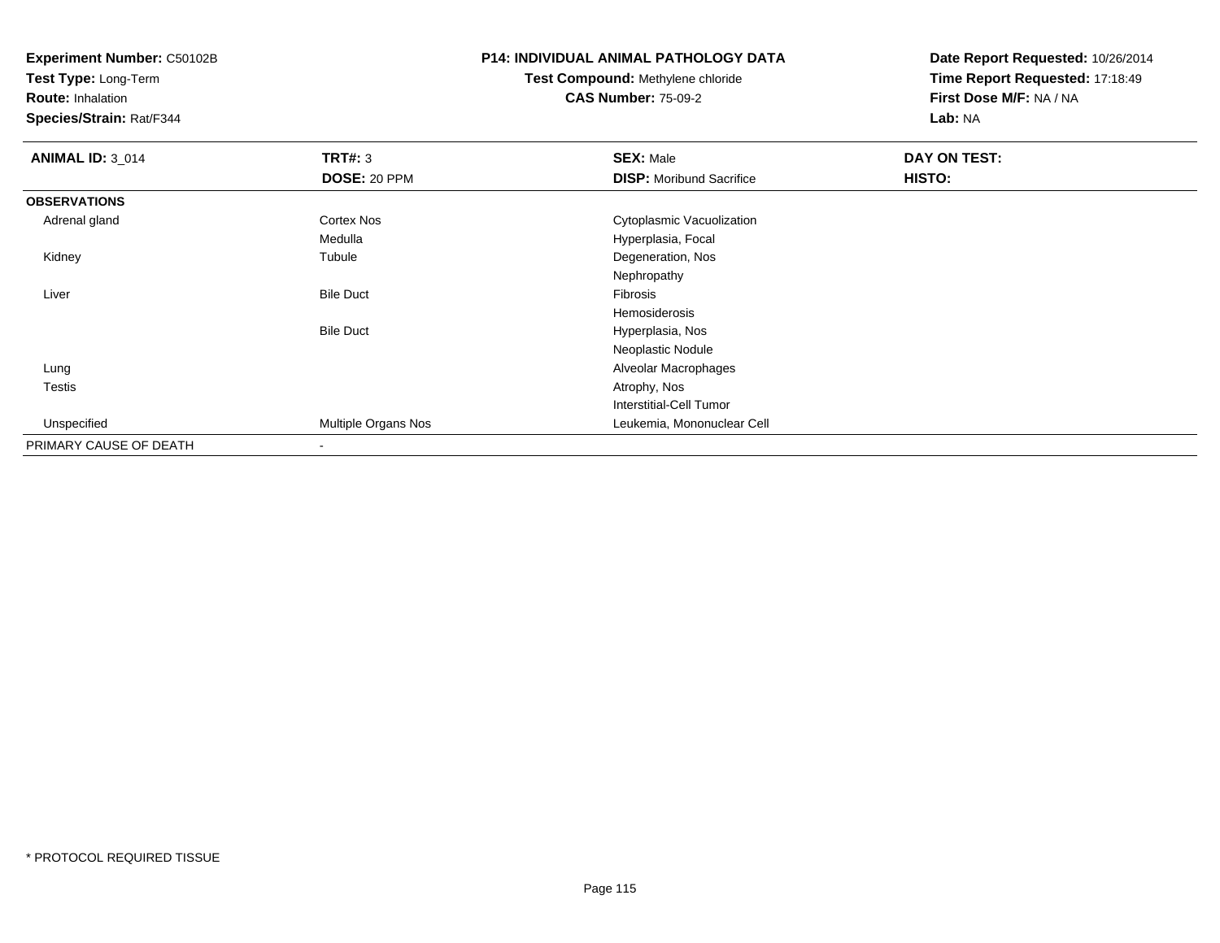**Experiment Number:** C50102B
**Test Type:** Long-Term
**Route:** Inhalation
**Species/Strain:** Rat/F344

**P14: INDIVIDUAL ANIMAL PATHOLOGY DATA**
**Test Compound:** Methylene chloride
**CAS Number:** 75-09-2

**Date Report Requested:** 10/26/2014
**Time Report Requested:** 17:18:49
**First Dose M/F:** NA / NA
**Lab:** NA

| **ANIMAL ID:** 3_014 | **TRT#:** 3 | **SEX:** Male | **DAY ON TEST:** |
|---|---|---|---|
| | **DOSE:** 20 PPM | **DISP:** Moribund Sacrifice | **HISTO:** |
| **OBSERVATIONS** | | | |
| Adrenal gland | Cortex Nos | Cytoplasmic Vacuolization | |
| | Medulla | Hyperplasia, Focal | |
| Kidney | Tubule | Degeneration, Nos | |
| | | Nephropathy | |
| Liver | Bile Duct | Fibrosis | |
| | | Hemosiderosis | |
| | Bile Duct | Hyperplasia, Nos | |
| | | Neoplastic Nodule | |
| Lung | | Alveolar Macrophages | |
| Testis | | Atrophy, Nos | |
| | | Interstitial-Cell Tumor | |
| Unspecified | Multiple Organs Nos | Leukemia, Mononuclear Cell | |
| PRIMARY CAUSE OF DEATH | - | | |

\* PROTOCOL REQUIRED TISSUE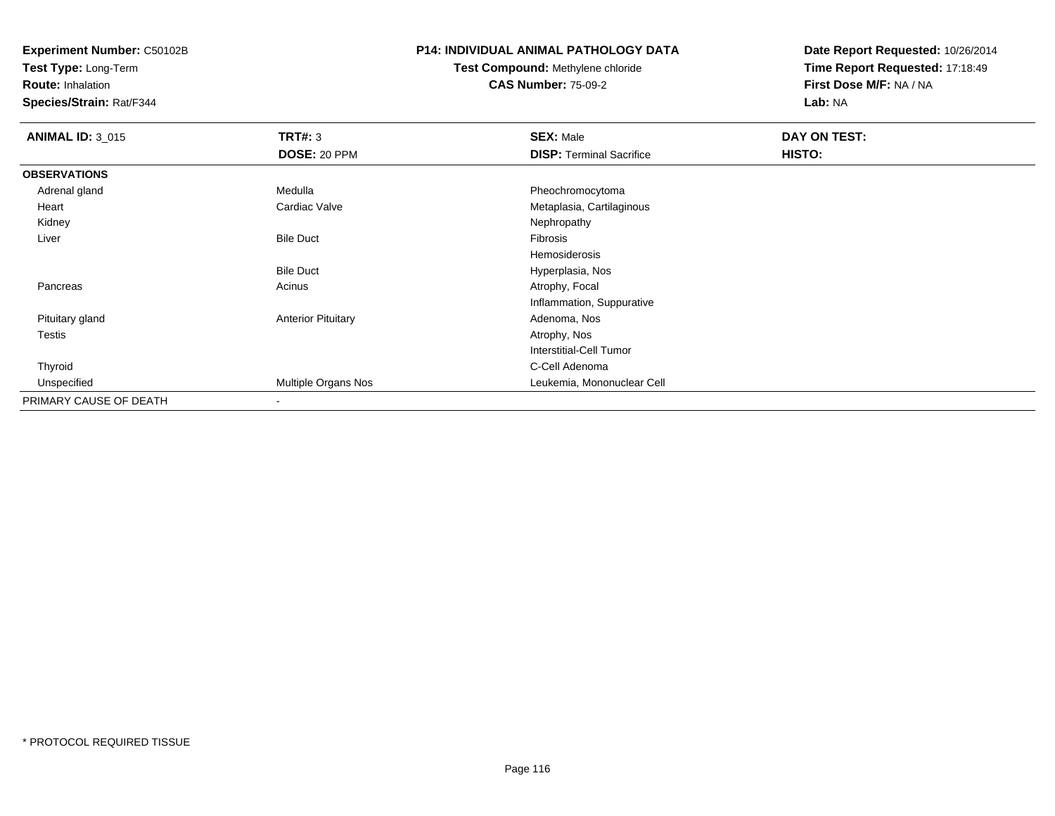**Experiment Number:** C50102B
**Test Type:** Long-Term
**Route:** Inhalation
**Species/Strain:** Rat/F344

**P14: INDIVIDUAL ANIMAL PATHOLOGY DATA**
**Test Compound:** Methylene chloride
**CAS Number:** 75-09-2

**Date Report Requested:** 10/26/2014
**Time Report Requested:** 17:18:49
**First Dose M/F:** NA / NA
**Lab:** NA

| **ANIMAL ID:** 3_015 | **TRT#:** 3<br>**DOSE:** 20 PPM | **SEX:** Male<br>**DISP:** Terminal Sacrifice | **DAY ON TEST:**<br>**HISTO:** |
|---|---|---|---|
| **OBSERVATIONS** | | | |
| Adrenal gland | Medulla | Pheochromocytoma | |
| Heart | Cardiac Valve | Metaplasia, Cartilaginous | |
| Kidney | | Nephropathy | |
| Liver | Bile Duct | Fibrosis | |
| | | Hemosiderosis | |
| | Bile Duct | Hyperplasia, Nos | |
| Pancreas | Acinus | Atrophy, Focal | |
| | | Inflammation, Suppurative | |
| Pituitary gland | Anterior Pituitary | Adenoma, Nos | |
| Testis | | Atrophy, Nos | |
| | | Interstitial-Cell Tumor | |
| Thyroid | | C-Cell Adenoma | |
| Unspecified | Multiple Organs Nos | Leukemia, Mononuclear Cell | |
| PRIMARY CAUSE OF DEATH | - | | |

* PROTOCOL REQUIRED TISSUE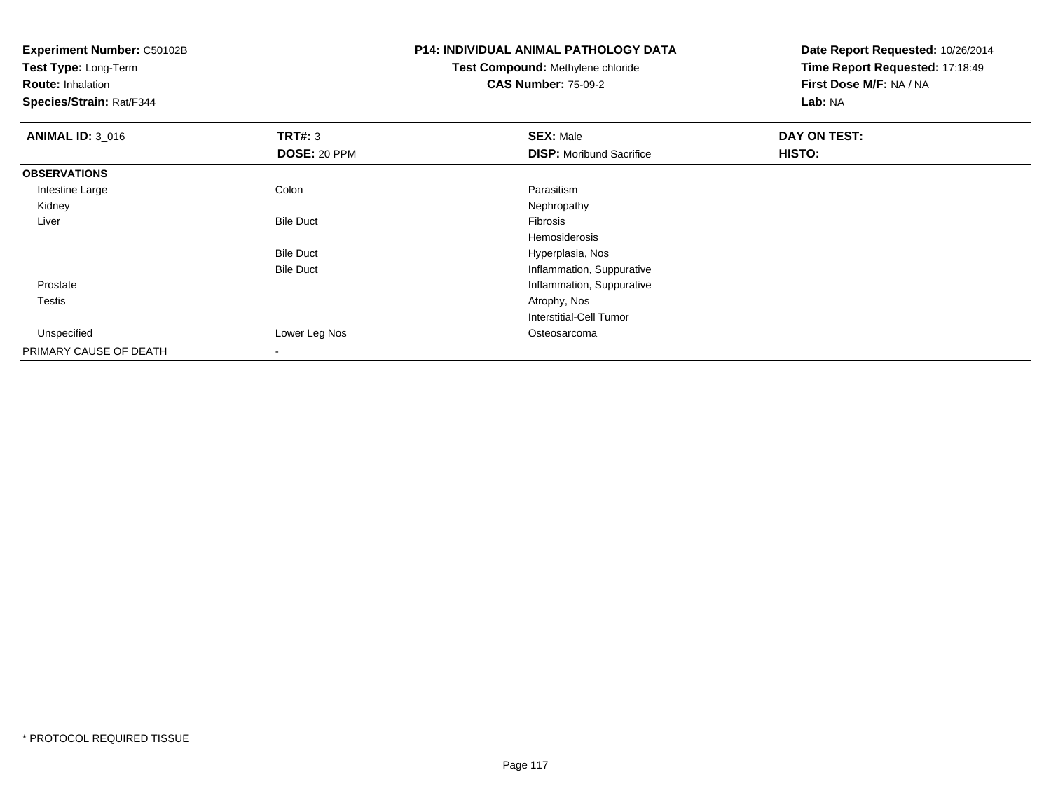**Experiment Number:** C50102B
**Test Type:** Long-Term
**Route:** Inhalation
**Species/Strain:** Rat/F344

**P14: INDIVIDUAL ANIMAL PATHOLOGY DATA**
**Test Compound:** Methylene chloride
**CAS Number:** 75-09-2

**Date Report Requested:** 10/26/2014
**Time Report Requested:** 17:18:49
**First Dose M/F:** NA / NA
**Lab:** NA

| **ANIMAL ID:** 3_016 | **TRT#:** 3 | **SEX:** Male | **DAY ON TEST:** |
|---|---|---|---|
| | **DOSE:** 20 PPM | **DISP:** Moribund Sacrifice | **HISTO:** |
| **OBSERVATIONS** | | | |
| Intestine Large | Colon | Parasitism | |
| Kidney | | Nephropathy | |
| Liver | Bile Duct | Fibrosis | |
| | | Hemosiderosis | |
| | Bile Duct | Hyperplasia, Nos | |
| | Bile Duct | Inflammation, Suppurative | |
| Prostate | | Inflammation, Suppurative | |
| Testis | | Atrophy, Nos | |
| | | Interstitial-Cell Tumor | |
| Unspecified | Lower Leg Nos | Osteosarcoma | |
| PRIMARY CAUSE OF DEATH | - | | |

* PROTOCOL REQUIRED TISSUE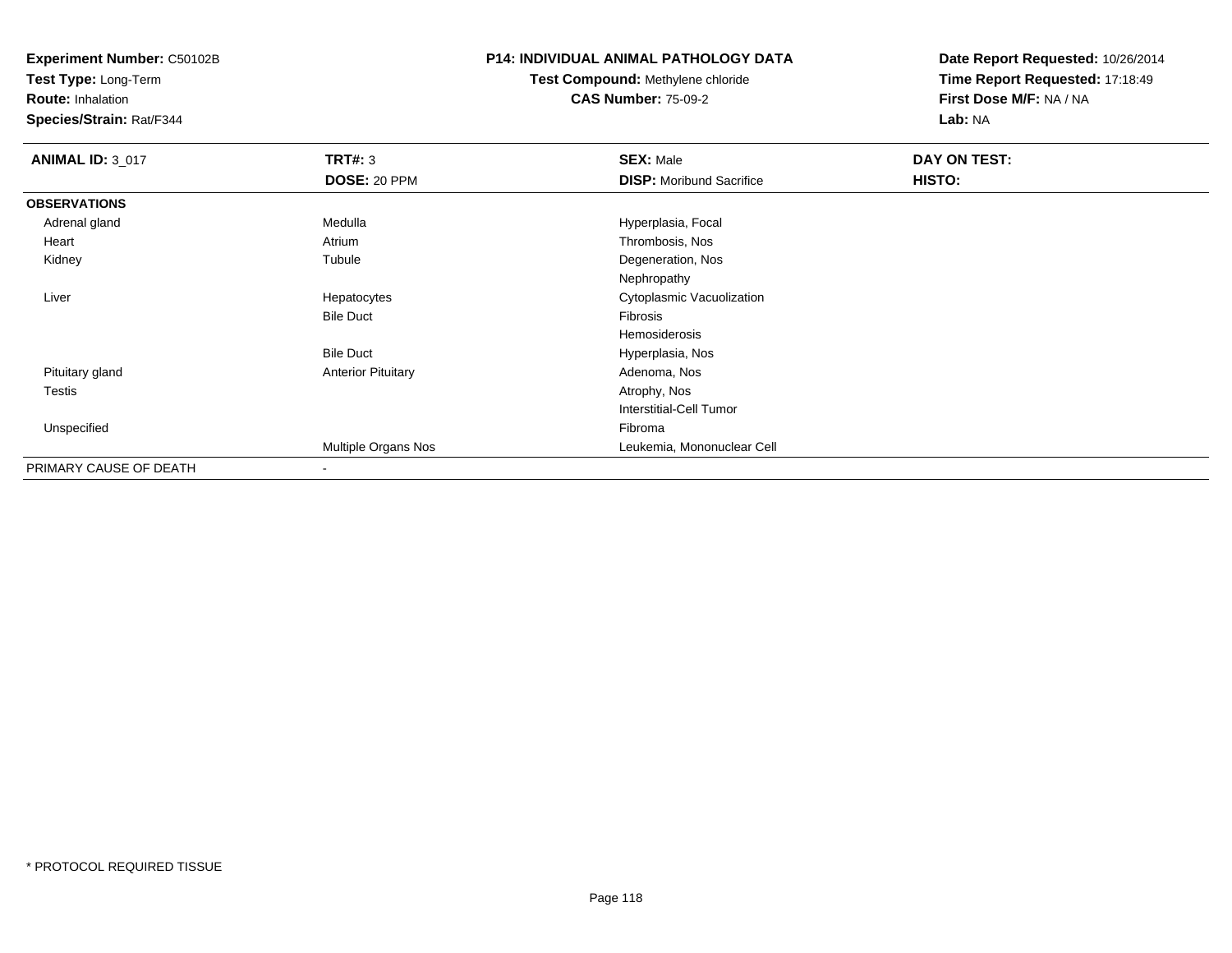**Experiment Number:** C50102B
**Test Type:** Long-Term
**Route:** Inhalation
**Species/Strain:** Rat/F344

**P14: INDIVIDUAL ANIMAL PATHOLOGY DATA**
**Test Compound:** Methylene chloride
**CAS Number:** 75-09-2

**Date Report Requested:** 10/26/2014
**Time Report Requested:** 17:18:49
**First Dose M/F:** NA / NA
**Lab:** NA

| **ANIMAL ID:** 3_017 | **TRT#:** 3 | **SEX:** Male | **DAY ON TEST:** |
|---|---|---|---|
| | **DOSE:** 20 PPM | **DISP:** Moribund Sacrifice | **HISTO:** |
| **OBSERVATIONS** | | | |
| Adrenal gland | Medulla | Hyperplasia, Focal | |
| Heart | Atrium | Thrombosis, Nos | |
| Kidney | Tubule | Degeneration, Nos | |
| | | Nephropathy | |
| Liver | Hepatocytes | Cytoplasmic Vacuolization | |
| | Bile Duct | Fibrosis | |
| | | Hemosiderosis | |
| | Bile Duct | Hyperplasia, Nos | |
| Pituitary gland | Anterior Pituitary | Adenoma, Nos | |
| Testis | | Atrophy, Nos | |
| | | Interstitial-Cell Tumor | |
| Unspecified | | Fibroma | |
| | Multiple Organs Nos | Leukemia, Mononuclear Cell | |
| PRIMARY CAUSE OF DEATH | - | | |

* PROTOCOL REQUIRED TISSUE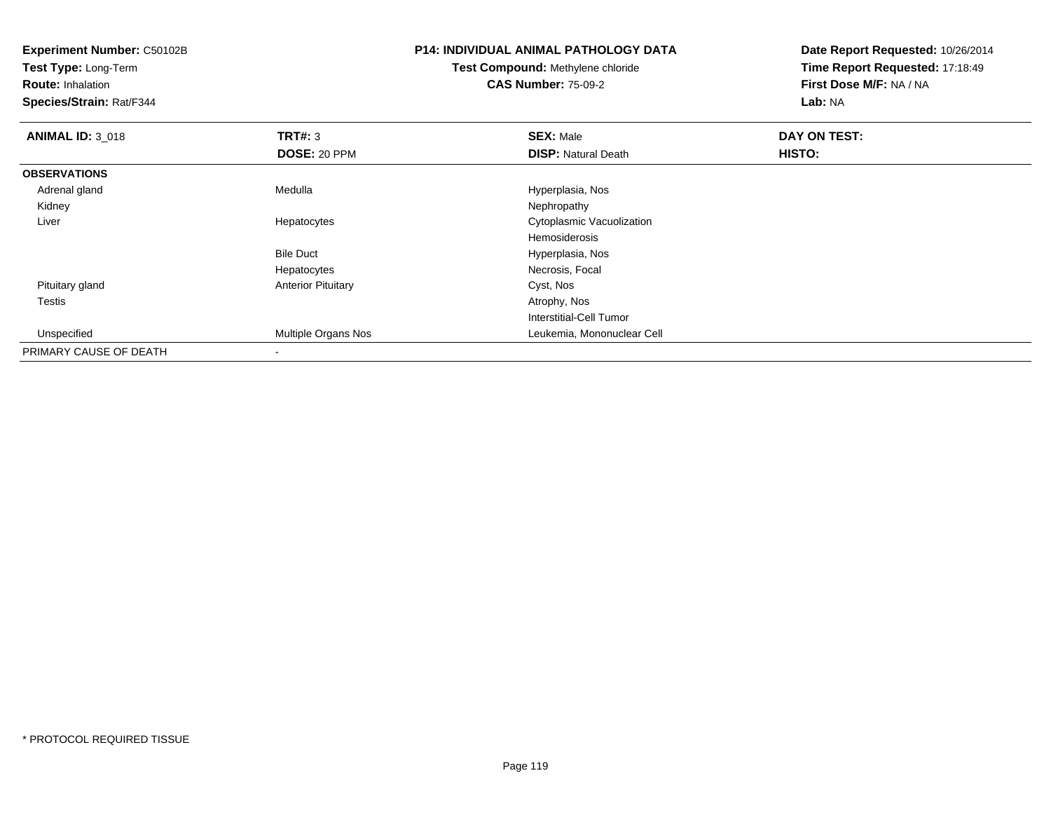**Experiment Number:** C50102B
**Test Type:** Long-Term
**Route:** Inhalation
**Species/Strain:** Rat/F344

**P14: INDIVIDUAL ANIMAL PATHOLOGY DATA**
**Test Compound:** Methylene chloride
**CAS Number:** 75-09-2

**Date Report Requested:** 10/26/2014
**Time Report Requested:** 17:18:49
**First Dose M/F:** NA / NA
**Lab:** NA

| **ANIMAL ID:** 3_018 | **TRT#:** 3 | **SEX:** Male | **DAY ON TEST:** |
|---|---|---|---|
| | **DOSE:** 20 PPM | **DISP:** Natural Death | **HISTO:** |
| **OBSERVATIONS** | | | |
| Adrenal gland | Medulla | Hyperplasia, Nos | |
| Kidney | | Nephropathy | |
| Liver | Hepatocytes | Cytoplasmic Vacuolization | |
| | | Hemosiderosis | |
| | Bile Duct | Hyperplasia, Nos | |
| | Hepatocytes | Necrosis, Focal | |
| Pituitary gland | Anterior Pituitary | Cyst, Nos | |
| Testis | | Atrophy, Nos | |
| | | Interstitial-Cell Tumor | |
| Unspecified | Multiple Organs Nos | Leukemia, Mononuclear Cell | |
| PRIMARY CAUSE OF DEATH | - | | |

* PROTOCOL REQUIRED TISSUE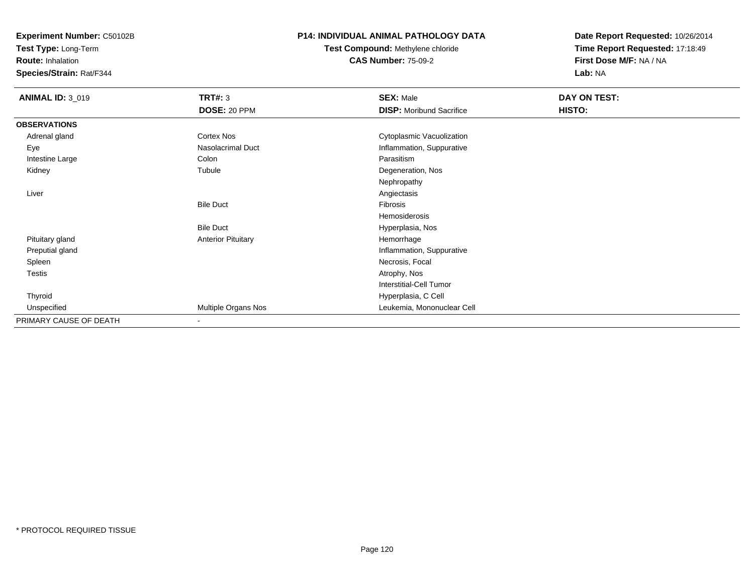**Experiment Number:** C50102B
**Test Type:** Long-Term
**Route:** Inhalation
**Species/Strain:** Rat/F344

**P14: INDIVIDUAL ANIMAL PATHOLOGY DATA**
**Test Compound:** Methylene chloride
**CAS Number:** 75-09-2

**Date Report Requested:** 10/26/2014
**Time Report Requested:** 17:18:49
**First Dose M/F:** NA / NA
**Lab:** NA

| **ANIMAL ID:** 3_019 | **TRT#:** 3 | **SEX:** Male | **DAY ON TEST:** |
|---|---|---|---|
| | **DOSE:** 20 PPM | **DISP:** Moribund Sacrifice | **HISTO:** |
| **OBSERVATIONS** | | | |
| Adrenal gland | Cortex Nos | Cytoplasmic Vacuolization | |
| Eye | Nasolacrimal Duct | Inflammation, Suppurative | |
| Intestine Large | Colon | Parasitism | |
| Kidney | Tubule | Degeneration, Nos | |
| | | Nephropathy | |
| Liver | | Angiectasis | |
| | Bile Duct | Fibrosis | |
| | | Hemosiderosis | |
| | Bile Duct | Hyperplasia, Nos | |
| Pituitary gland | Anterior Pituitary | Hemorrhage | |
| Preputial gland | | Inflammation, Suppurative | |
| Spleen | | Necrosis, Focal | |
| Testis | | Atrophy, Nos | |
| | | Interstitial-Cell Tumor | |
| Thyroid | | Hyperplasia, C Cell | |
| Unspecified | Multiple Organs Nos | Leukemia, Mononuclear Cell | |
| PRIMARY CAUSE OF DEATH | - | | |

* PROTOCOL REQUIRED TISSUE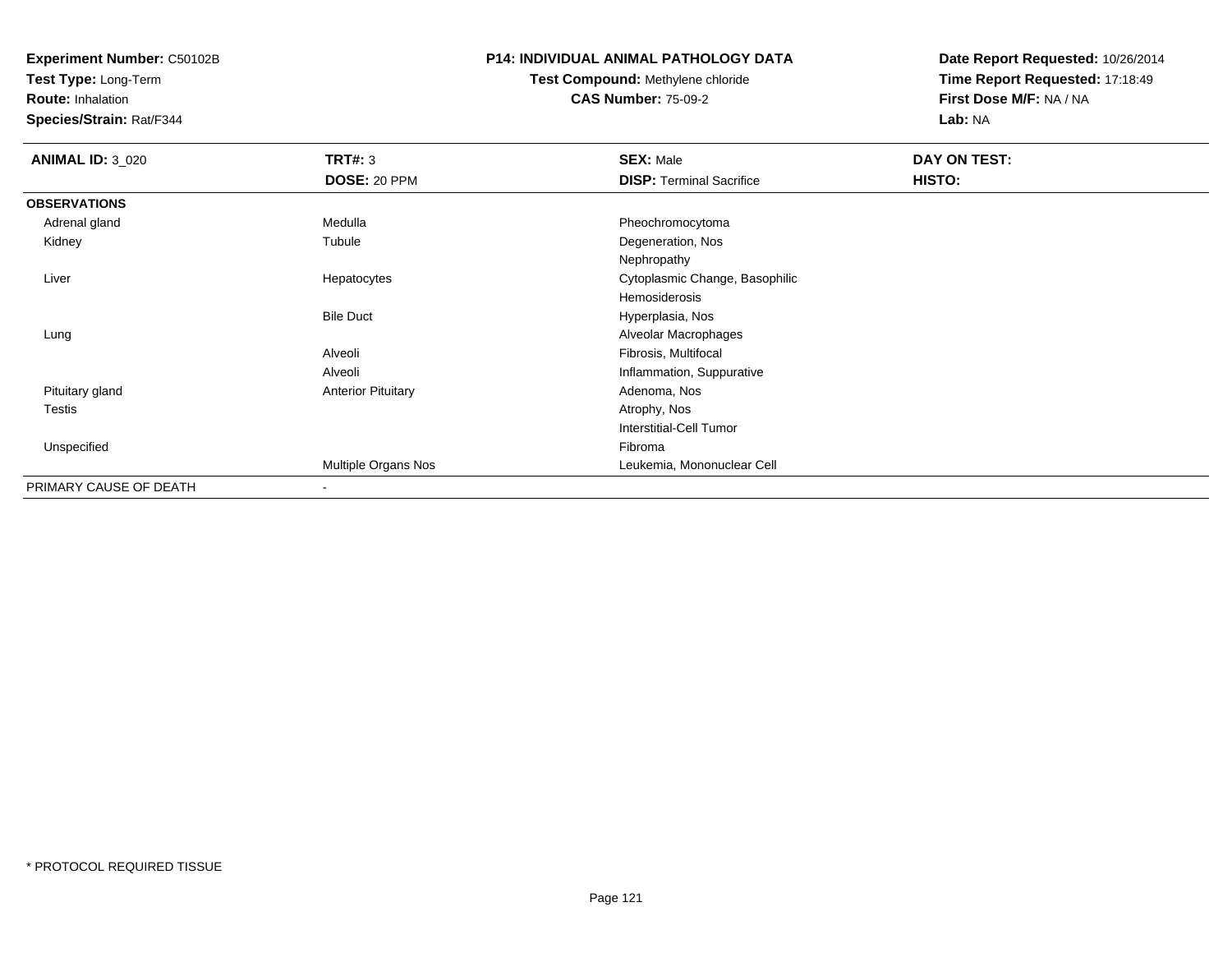**Experiment Number:** C50102B
**Test Type:** Long-Term
**Route:** Inhalation
**Species/Strain:** Rat/F344

**P14: INDIVIDUAL ANIMAL PATHOLOGY DATA**
**Test Compound:** Methylene chloride
**CAS Number:** 75-09-2

**Date Report Requested:** 10/26/2014
**Time Report Requested:** 17:18:49
**First Dose M/F:** NA / NA
**Lab:** NA

| **ANIMAL ID:** 3_020 | **TRT#:** 3 | **SEX:** Male | **DAY ON TEST:** |
|---|---|---|---|
| | **DOSE:** 20 PPM | **DISP:** Terminal Sacrifice | **HISTO:** |
| **OBSERVATIONS** | | | |
| Adrenal gland | Medulla | Pheochromocytoma | |
| Kidney | Tubule | Degeneration, Nos | |
| | | Nephropathy | |
| Liver | Hepatocytes | Cytoplasmic Change, Basophilic | |
| | | Hemosiderosis | |
| | Bile Duct | Hyperplasia, Nos | |
| Lung | | Alveolar Macrophages | |
| | Alveoli | Fibrosis, Multifocal | |
| | Alveoli | Inflammation, Suppurative | |
| Pituitary gland | Anterior Pituitary | Adenoma, Nos | |
| Testis | | Atrophy, Nos | |
| | | Interstitial-Cell Tumor | |
| Unspecified | | Fibroma | |
| | Multiple Organs Nos | Leukemia, Mononuclear Cell | |
| PRIMARY CAUSE OF DEATH | - | | |

* PROTOCOL REQUIRED TISSUE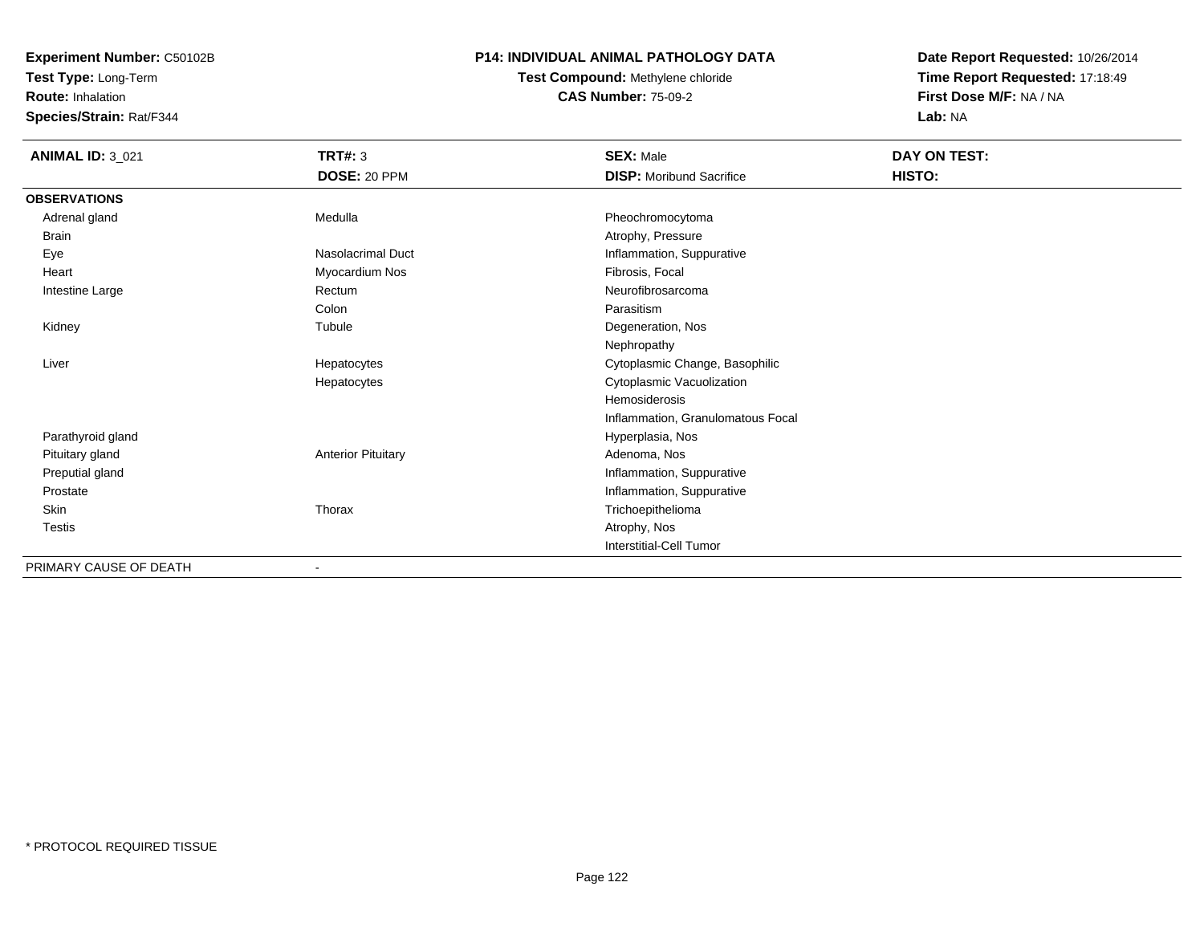**Experiment Number:** C50102B
**Test Type:** Long-Term
**Route:** Inhalation
**Species/Strain:** Rat/F344

**P14: INDIVIDUAL ANIMAL PATHOLOGY DATA**
**Test Compound:** Methylene chloride
**CAS Number:** 75-09-2

**Date Report Requested:** 10/26/2014
**Time Report Requested:** 17:18:49
**First Dose M/F:** NA / NA
**Lab:** NA

| **ANIMAL ID:** 3_021 | **TRT#:** 3 | **SEX:** Male | **DAY ON TEST:** |
|---|---|---|---|
| | **DOSE:** 20 PPM | **DISP:** Moribund Sacrifice | **HISTO:** |
| **OBSERVATIONS** | | | |
| Adrenal gland | Medulla | Pheochromocytoma | |
| Brain | | Atrophy, Pressure | |
| Eye | Nasolacrimal Duct | Inflammation, Suppurative | |
| Heart | Myocardium Nos | Fibrosis, Focal | |
| Intestine Large | Rectum | Neurofibrosarcoma | |
| | Colon | Parasitism | |
| Kidney | Tubule | Degeneration, Nos | |
| | | Nephropathy | |
| Liver | Hepatocytes | Cytoplasmic Change, Basophilic | |
| | Hepatocytes | Cytoplasmic Vacuolization | |
| | | Hemosiderosis | |
| | | Inflammation, Granulomatous Focal | |
| Parathyroid gland | | Hyperplasia, Nos | |
| Pituitary gland | Anterior Pituitary | Adenoma, Nos | |
| Preputial gland | | Inflammation, Suppurative | |
| Prostate | | Inflammation, Suppurative | |
| Skin | Thorax | Trichoepithelioma | |
| Testis | | Atrophy, Nos | |
| | | Interstitial-Cell Tumor | |
| PRIMARY CAUSE OF DEATH | - | | |

* PROTOCOL REQUIRED TISSUE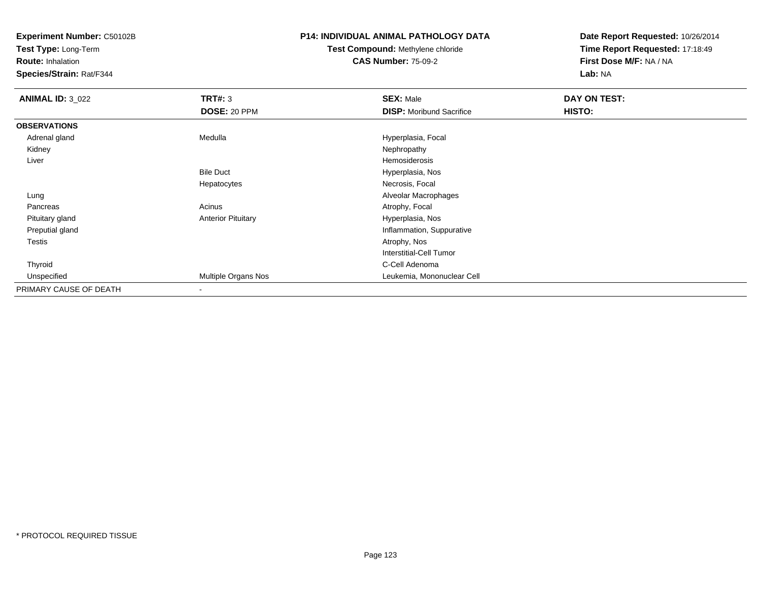**Experiment Number:** C50102B
**Test Type:** Long-Term
**Route:** Inhalation
**Species/Strain:** Rat/F344

**P14: INDIVIDUAL ANIMAL PATHOLOGY DATA**
**Test Compound:** Methylene chloride
**CAS Number:** 75-09-2

**Date Report Requested:** 10/26/2014
**Time Report Requested:** 17:18:49
**First Dose M/F:** NA / NA
**Lab:** NA

| **ANIMAL ID:** 3_022 | **TRT#:** 3 | **SEX:** Male | **DAY ON TEST:** |
|---|---|---|---|
| | **DOSE:** 20 PPM | **DISP:** Moribund Sacrifice | **HISTO:** |
| **OBSERVATIONS** | | | |
| Adrenal gland | Medulla | Hyperplasia, Focal | |
| Kidney | | Nephropathy | |
| Liver | | Hemosiderosis | |
| | Bile Duct | Hyperplasia, Nos | |
| | Hepatocytes | Necrosis, Focal | |
| Lung | | Alveolar Macrophages | |
| Pancreas | Acinus | Atrophy, Focal | |
| Pituitary gland | Anterior Pituitary | Hyperplasia, Nos | |
| Preputial gland | | Inflammation, Suppurative | |
| Testis | | Atrophy, Nos | |
| | | Interstitial-Cell Tumor | |
| Thyroid | | C-Cell Adenoma | |
| Unspecified | Multiple Organs Nos | Leukemia, Mononuclear Cell | |
| PRIMARY CAUSE OF DEATH | - | | |

* PROTOCOL REQUIRED TISSUE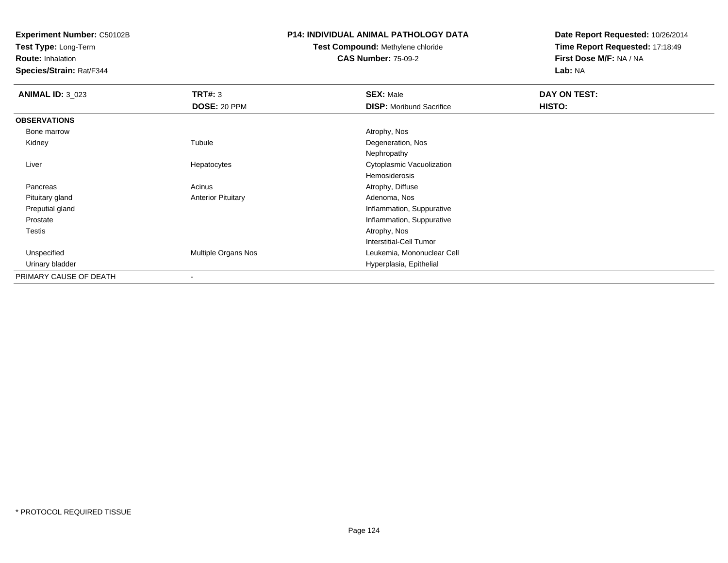**Experiment Number:** C50102B
**Test Type:** Long-Term
**Route:** Inhalation
**Species/Strain:** Rat/F344

**P14: INDIVIDUAL ANIMAL PATHOLOGY DATA**
**Test Compound:** Methylene chloride
**CAS Number:** 75-09-2

**Date Report Requested:** 10/26/2014
**Time Report Requested:** 17:18:49
**First Dose M/F:** NA / NA
**Lab:** NA

| **ANIMAL ID:** 3_023 | **TRT#:** 3 | **SEX:** Male | **DAY ON TEST:** |
|---|---|---|---|
| | **DOSE:** 20 PPM | **DISP:** Moribund Sacrifice | **HISTO:** |
| **OBSERVATIONS** | | | |
| Bone marrow | | Atrophy, Nos | |
| Kidney | Tubule | Degeneration, Nos | |
| | | Nephropathy | |
| Liver | Hepatocytes | Cytoplasmic Vacuolization | |
| | | Hemosiderosis | |
| Pancreas | Acinus | Atrophy, Diffuse | |
| Pituitary gland | Anterior Pituitary | Adenoma, Nos | |
| Preputial gland | | Inflammation, Suppurative | |
| Prostate | | Inflammation, Suppurative | |
| Testis | | Atrophy, Nos | |
| | | Interstitial-Cell Tumor | |
| Unspecified | Multiple Organs Nos | Leukemia, Mononuclear Cell | |
| Urinary bladder | | Hyperplasia, Epithelial | |
| PRIMARY CAUSE OF DEATH | - | | |

* PROTOCOL REQUIRED TISSUE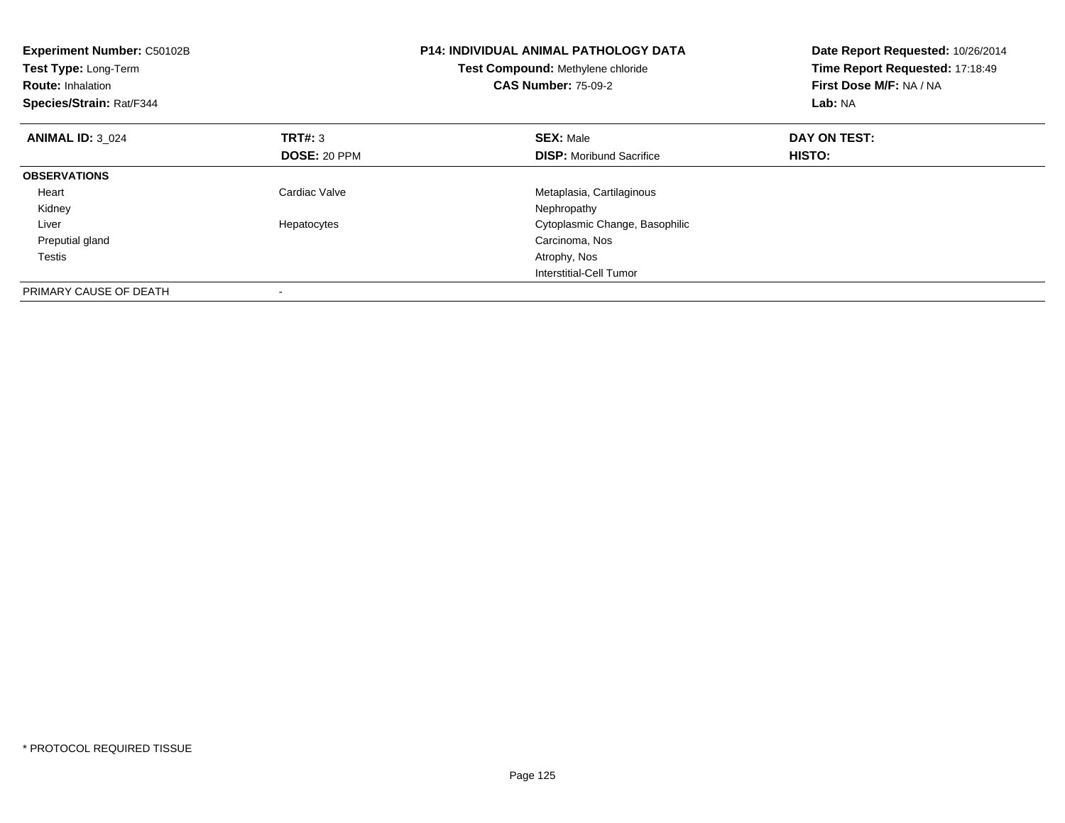**Experiment Number:** C50102B
**Test Type:** Long-Term
**Route:** Inhalation
**Species/Strain:** Rat/F344

**P14: INDIVIDUAL ANIMAL PATHOLOGY DATA**
**Test Compound:** Methylene chloride
**CAS Number:** 75-09-2

**Date Report Requested:** 10/26/2014
**Time Report Requested:** 17:18:49
**First Dose M/F:** NA / NA
**Lab:** NA

| **ANIMAL ID:** 3_024 | **TRT#:** 3 | **SEX:** Male | **DAY ON TEST:** |
|---|---|---|---|
| | **DOSE:** 20 PPM | **DISP:** Moribund Sacrifice | **HISTO:** |
| **OBSERVATIONS** | | | |
| Heart | Cardiac Valve | Metaplasia, Cartilaginous | |
| Kidney | | Nephropathy | |
| Liver | Hepatocytes | Cytoplasmic Change, Basophilic | |
| Preputial gland | | Carcinoma, Nos | |
| Testis | | Atrophy, Nos | |
| | | Interstitial-Cell Tumor | |
| PRIMARY CAUSE OF DEATH | - | | |

* PROTOCOL REQUIRED TISSUE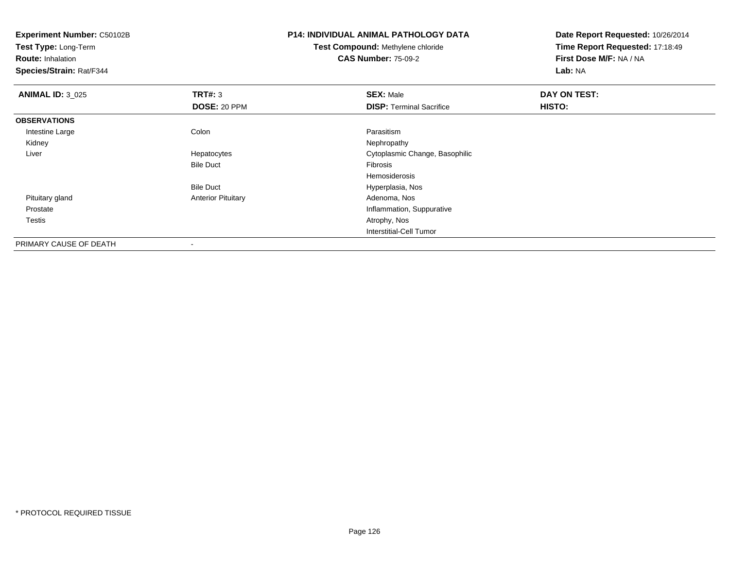**Experiment Number:** C50102B
**Test Type:** Long-Term
**Route:** Inhalation
**Species/Strain:** Rat/F344

**P14: INDIVIDUAL ANIMAL PATHOLOGY DATA**
**Test Compound:** Methylene chloride
**CAS Number:** 75-09-2

**Date Report Requested:** 10/26/2014
**Time Report Requested:** 17:18:49
**First Dose M/F:** NA / NA
**Lab:** NA

| **ANIMAL ID:** 3_025 | **TRT#:** 3 | **SEX:** Male | **DAY ON TEST:** |
|---|---|---|---|
| | **DOSE:** 20 PPM | **DISP:** Terminal Sacrifice | **HISTO:** |
| **OBSERVATIONS** | | | |
| Intestine Large | Colon | Parasitism | |
| Kidney | | Nephropathy | |
| Liver | Hepatocytes | Cytoplasmic Change, Basophilic | |
| | Bile Duct | Fibrosis | |
| | | Hemosiderosis | |
| | Bile Duct | Hyperplasia, Nos | |
| Pituitary gland | Anterior Pituitary | Adenoma, Nos | |
| Prostate | | Inflammation, Suppurative | |
| Testis | | Atrophy, Nos | |
| | | Interstitial-Cell Tumor | |
| PRIMARY CAUSE OF DEATH | - | | |

* PROTOCOL REQUIRED TISSUE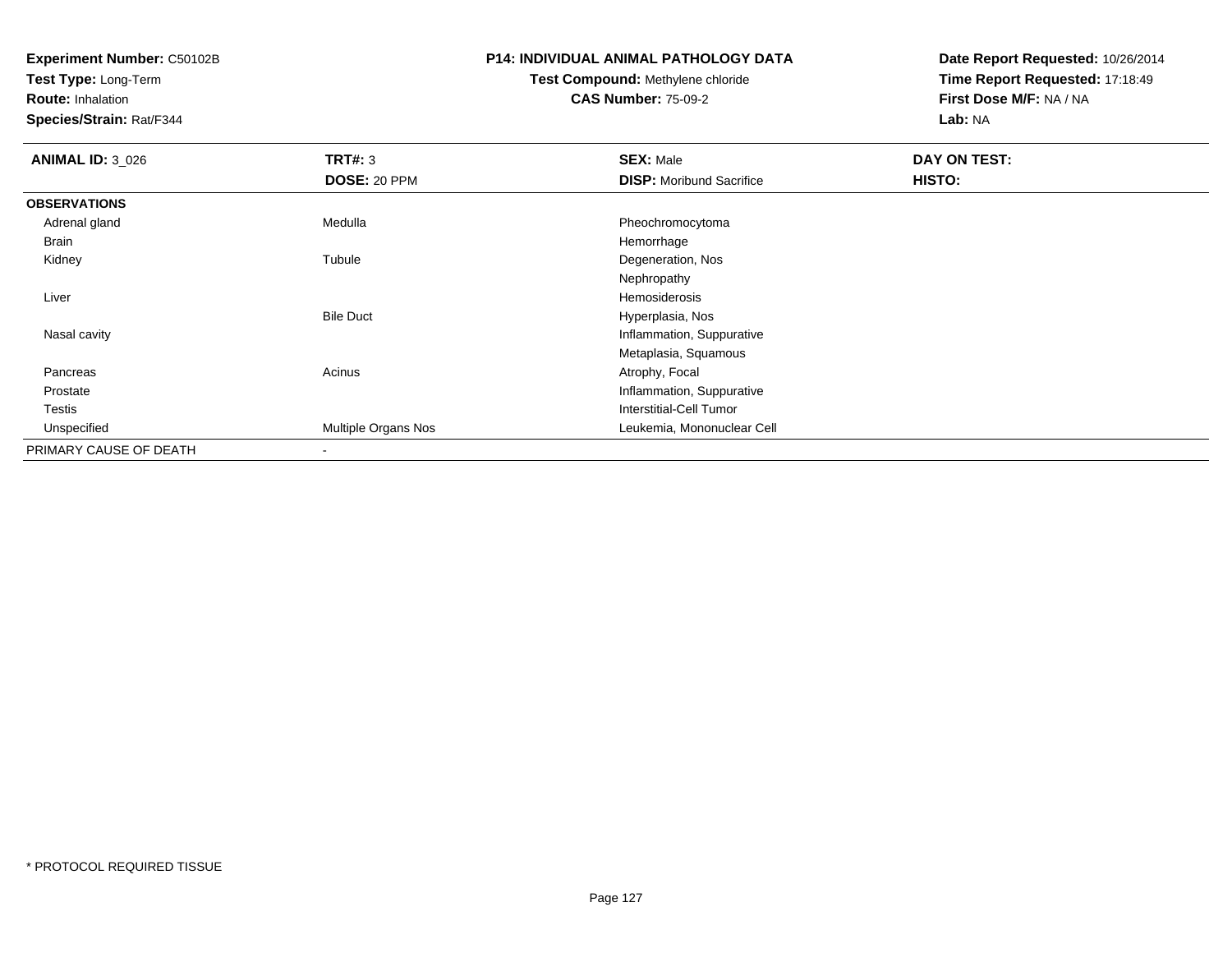**Experiment Number:** C50102B
**Test Type:** Long-Term
**Route:** Inhalation
**Species/Strain:** Rat/F344

**P14: INDIVIDUAL ANIMAL PATHOLOGY DATA**
**Test Compound:** Methylene chloride
**CAS Number:** 75-09-2

**Date Report Requested:** 10/26/2014
**Time Report Requested:** 17:18:49
**First Dose M/F:** NA / NA
**Lab:** NA

| **ANIMAL ID:** 3_026 | **TRT#:** 3 | **SEX:** Male | **DAY ON TEST:** |
|---|---|---|---|
| | **DOSE:** 20 PPM | **DISP:** Moribund Sacrifice | **HISTO:** |
| **OBSERVATIONS** | | | |
| Adrenal gland | Medulla | Pheochromocytoma | |
| Brain | | Hemorrhage | |
| Kidney | Tubule | Degeneration, Nos | |
| | | Nephropathy | |
| Liver | | Hemosiderosis | |
| | Bile Duct | Hyperplasia, Nos | |
| Nasal cavity | | Inflammation, Suppurative | |
| | | Metaplasia, Squamous | |
| Pancreas | Acinus | Atrophy, Focal | |
| Prostate | | Inflammation, Suppurative | |
| Testis | | Interstitial-Cell Tumor | |
| Unspecified | Multiple Organs Nos | Leukemia, Mononuclear Cell | |
| PRIMARY CAUSE OF DEATH | - | | |

\* PROTOCOL REQUIRED TISSUE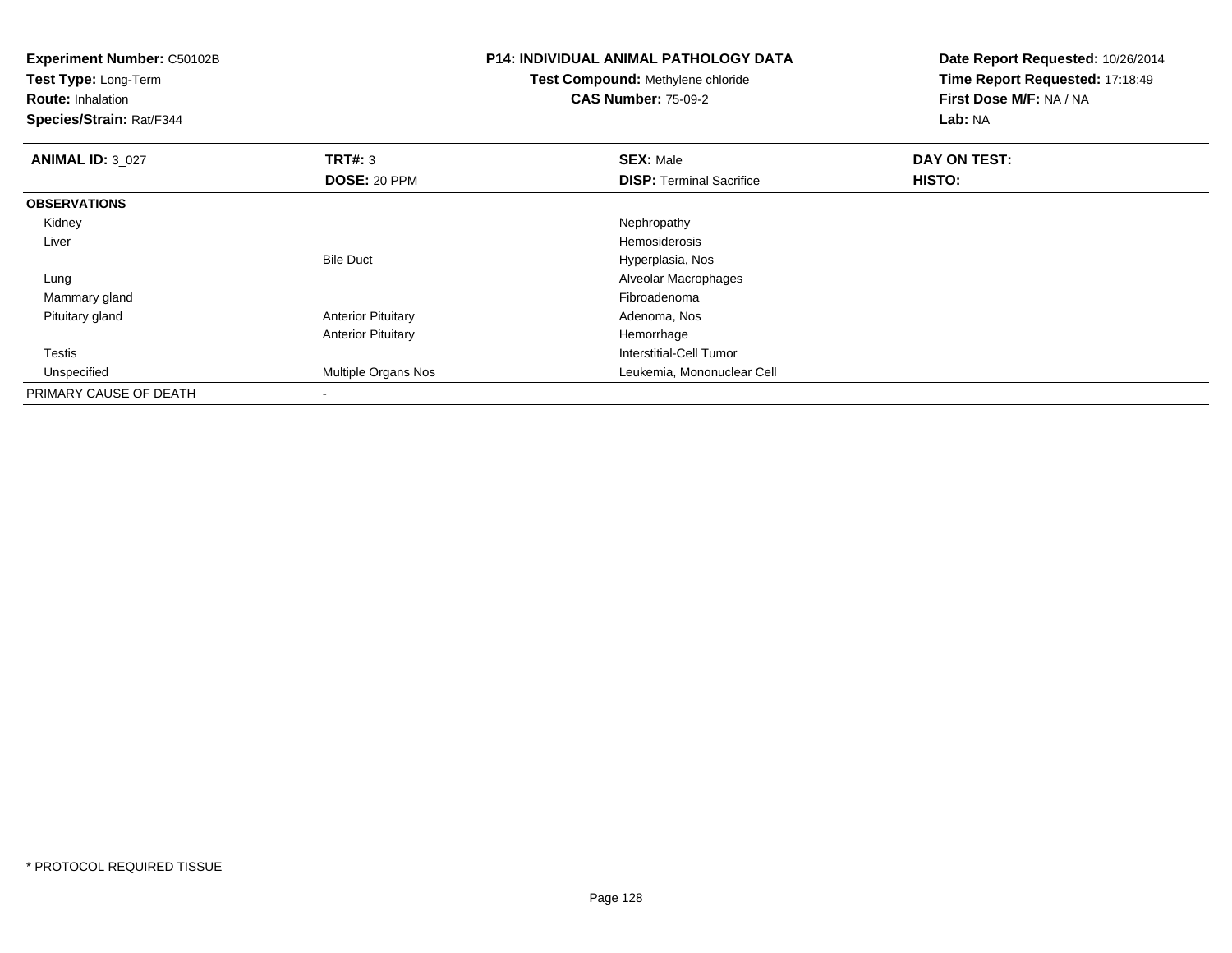**Experiment Number:** C50102B
**Test Type:** Long-Term
**Route:** Inhalation
**Species/Strain:** Rat/F344

**P14: INDIVIDUAL ANIMAL PATHOLOGY DATA**
**Test Compound:** Methylene chloride
**CAS Number:** 75-09-2

**Date Report Requested:** 10/26/2014
**Time Report Requested:** 17:18:49
**First Dose M/F:** NA / NA
**Lab:** NA

| **ANIMAL ID:** 3_027 | **TRT#:** 3 | **SEX:** Male | **DAY ON TEST:** |
|---|---|---|---|
| | **DOSE:** 20 PPM | **DISP:** Terminal Sacrifice | **HISTO:** |
| **OBSERVATIONS** | | | |
| Kidney | | Nephropathy | |
| Liver | | Hemosiderosis | |
| | Bile Duct | Hyperplasia, Nos | |
| Lung | | Alveolar Macrophages | |
| Mammary gland | | Fibroadenoma | |
| Pituitary gland | Anterior Pituitary | Adenoma, Nos | |
| | Anterior Pituitary | Hemorrhage | |
| Testis | | Interstitial-Cell Tumor | |
| Unspecified | Multiple Organs Nos | Leukemia, Mononuclear Cell | |
| PRIMARY CAUSE OF DEATH | - | | |

* PROTOCOL REQUIRED TISSUE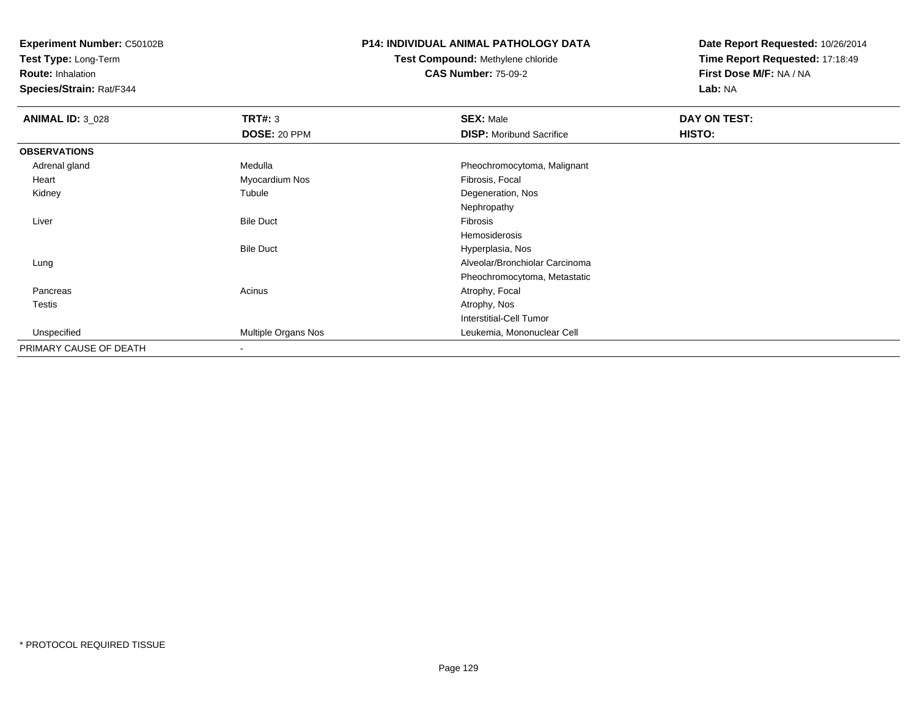**Experiment Number:** C50102B
**Test Type:** Long-Term
**Route:** Inhalation
**Species/Strain:** Rat/F344

**P14: INDIVIDUAL ANIMAL PATHOLOGY DATA**
**Test Compound:** Methylene chloride
**CAS Number:** 75-09-2

**Date Report Requested:** 10/26/2014
**Time Report Requested:** 17:18:49
**First Dose M/F:** NA / NA
**Lab:** NA

| **ANIMAL ID:** 3_028 | **TRT#:** 3 | **SEX:** Male | **DAY ON TEST:** |
|---|---|---|---|
| | **DOSE:** 20 PPM | **DISP:** Moribund Sacrifice | **HISTO:** |
| **OBSERVATIONS** | | | |
| Adrenal gland | Medulla | Pheochromocytoma, Malignant | |
| Heart | Myocardium Nos | Fibrosis, Focal | |
| Kidney | Tubule | Degeneration, Nos | |
| | | Nephropathy | |
| Liver | Bile Duct | Fibrosis | |
| | | Hemosiderosis | |
| | Bile Duct | Hyperplasia, Nos | |
| Lung | | Alveolar/Bronchiolar Carcinoma | |
| | | Pheochromocytoma, Metastatic | |
| Pancreas | Acinus | Atrophy, Focal | |
| Testis | | Atrophy, Nos | |
| | | Interstitial-Cell Tumor | |
| Unspecified | Multiple Organs Nos | Leukemia, Mononuclear Cell | |
| PRIMARY CAUSE OF DEATH | - | | |

* PROTOCOL REQUIRED TISSUE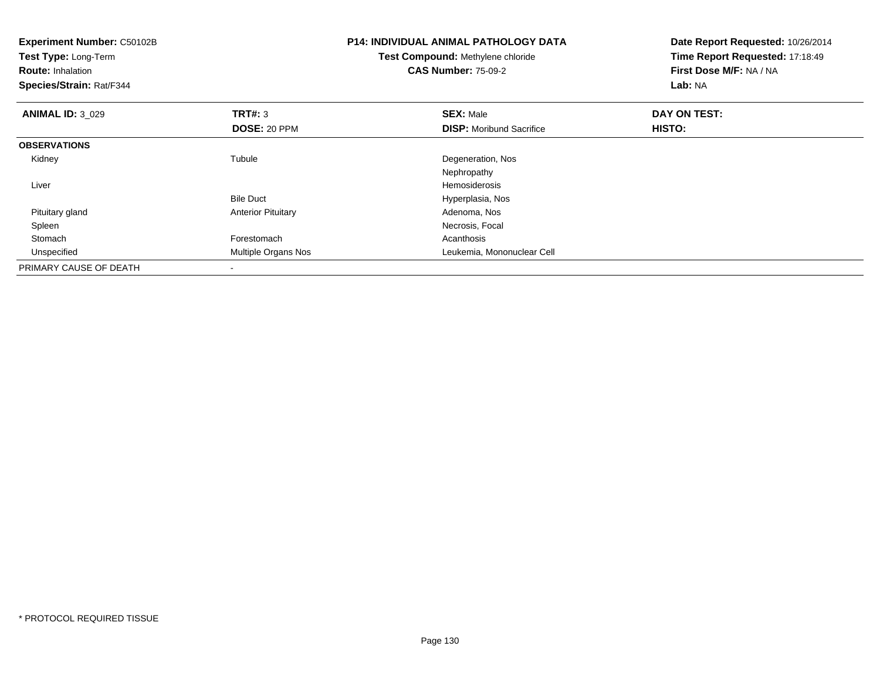**Experiment Number:** C50102B
**Test Type:** Long-Term
**Route:** Inhalation
**Species/Strain:** Rat/F344

**P14: INDIVIDUAL ANIMAL PATHOLOGY DATA**
**Test Compound:** Methylene chloride
**CAS Number:** 75-09-2

**Date Report Requested:** 10/26/2014
**Time Report Requested:** 17:18:49
**First Dose M/F:** NA / NA
**Lab:** NA

| **ANIMAL ID:** 3_029 | **TRT#:** 3 | **SEX:** Male | **DAY ON TEST:** |
|---|---|---|---|
| | **DOSE:** 20 PPM | **DISP:** Moribund Sacrifice | **HISTO:** |
| **OBSERVATIONS** | | | |
| Kidney | Tubule | Degeneration, Nos | |
| | | Nephropathy | |
| Liver | | Hemosiderosis | |
| | Bile Duct | Hyperplasia, Nos | |
| Pituitary gland | Anterior Pituitary | Adenoma, Nos | |
| Spleen | | Necrosis, Focal | |
| Stomach | Forestomach | Acanthosis | |
| Unspecified | Multiple Organs Nos | Leukemia, Mononuclear Cell | |
| PRIMARY CAUSE OF DEATH | - | | |

* PROTOCOL REQUIRED TISSUE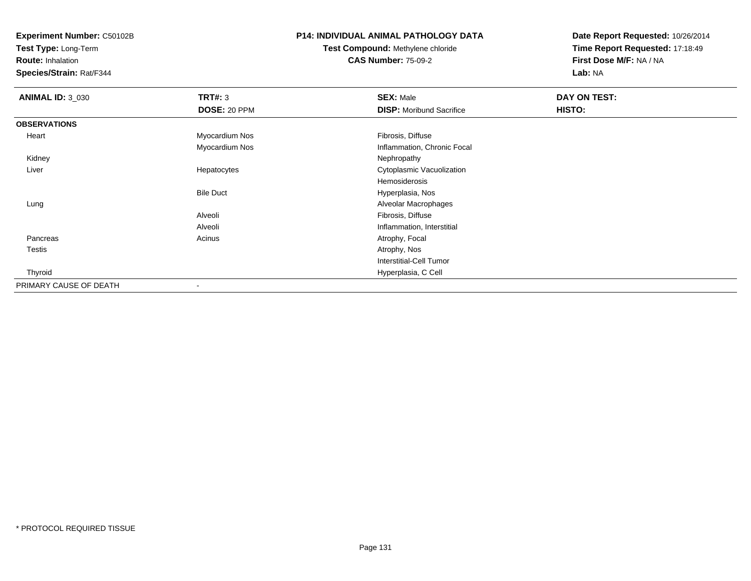**Experiment Number:** C50102B
**Test Type:** Long-Term
**Route:** Inhalation
**Species/Strain:** Rat/F344

**P14: INDIVIDUAL ANIMAL PATHOLOGY DATA**
**Test Compound:** Methylene chloride
**CAS Number:** 75-09-2

**Date Report Requested:** 10/26/2014
**Time Report Requested:** 17:18:49
**First Dose M/F:** NA / NA
**Lab:** NA

| **ANIMAL ID:** 3_030 | **TRT#:** 3 | **SEX:** Male | **DAY ON TEST:** |
|---|---|---|---|
| | **DOSE:** 20 PPM | **DISP:** Moribund Sacrifice | **HISTO:** |
| **OBSERVATIONS** | | | |
| Heart | Myocardium Nos | Fibrosis, Diffuse | |
| | Myocardium Nos | Inflammation, Chronic Focal | |
| Kidney | | Nephropathy | |
| Liver | Hepatocytes | Cytoplasmic Vacuolization | |
| | | Hemosiderosis | |
| | Bile Duct | Hyperplasia, Nos | |
| Lung | | Alveolar Macrophages | |
| | Alveoli | Fibrosis, Diffuse | |
| | Alveoli | Inflammation, Interstitial | |
| Pancreas | Acinus | Atrophy, Focal | |
| Testis | | Atrophy, Nos | |
| | | Interstitial-Cell Tumor | |
| Thyroid | | Hyperplasia, C Cell | |
| PRIMARY CAUSE OF DEATH | - | | |

* PROTOCOL REQUIRED TISSUE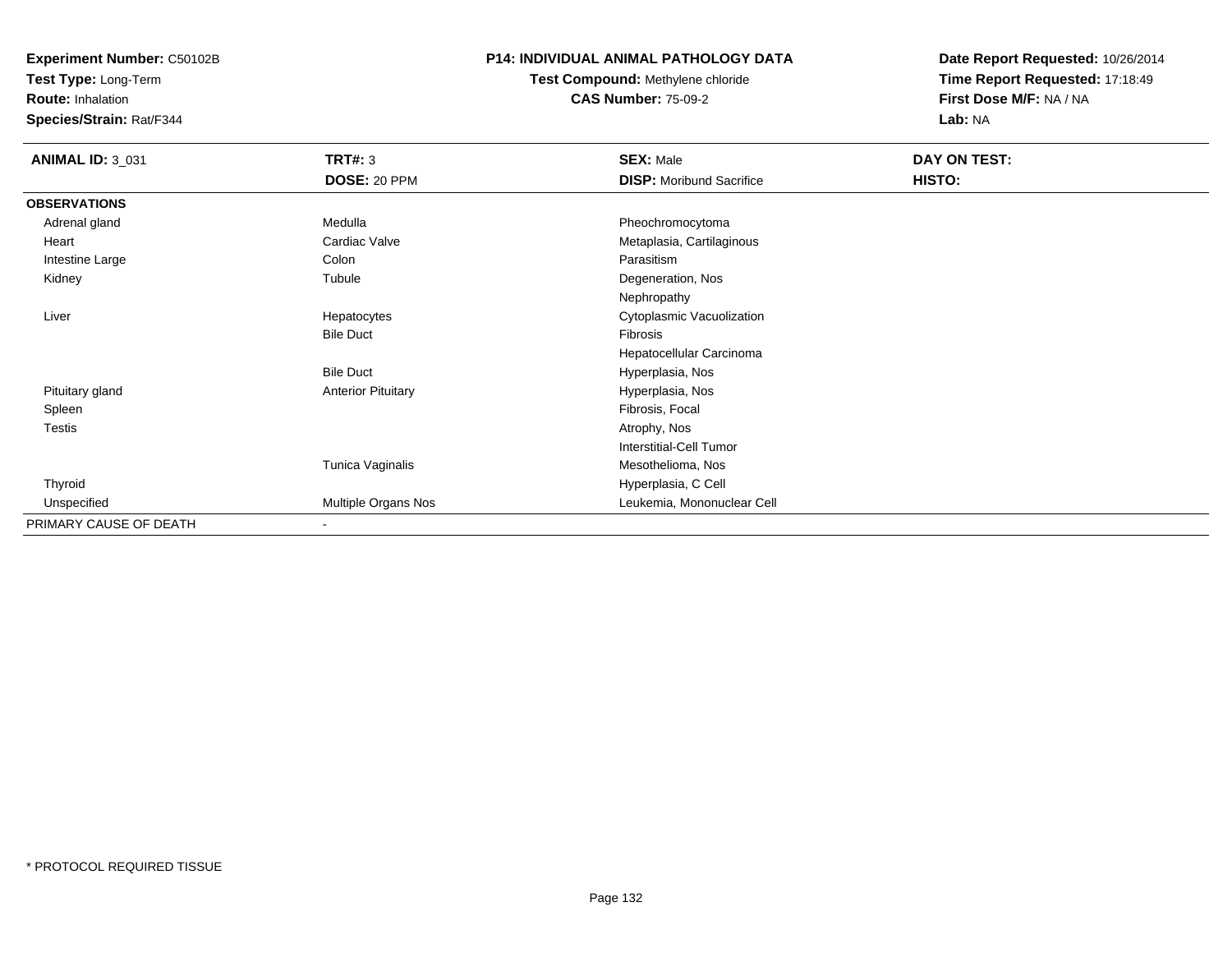**Experiment Number:** C50102B
**Test Type:** Long-Term
**Route:** Inhalation
**Species/Strain:** Rat/F344

# P14: INDIVIDUAL ANIMAL PATHOLOGY DATA

**Test Compound:** Methylene chloride
**CAS Number:** 75-09-2

**Date Report Requested:** 10/26/2014
**Time Report Requested:** 17:18:49
**First Dose M/F:** NA / NA
**Lab:** NA

| **ANIMAL ID:** 3_031 | **TRT#:** 3 | **SEX:** Male | **DAY ON TEST:** |
|---|---|---|---|
| | **DOSE:** 20 PPM | **DISP:** Moribund Sacrifice | **HISTO:** |
| **OBSERVATIONS** | | | |
| Adrenal gland | Medulla | Pheochromocytoma | |
| Heart | Cardiac Valve | Metaplasia, Cartilaginous | |
| Intestine Large | Colon | Parasitism | |
| Kidney | Tubule | Degeneration, Nos | |
| | | Nephropathy | |
| Liver | Hepatocytes | Cytoplasmic Vacuolization | |
| | Bile Duct | Fibrosis | |
| | | Hepatocellular Carcinoma | |
| | Bile Duct | Hyperplasia, Nos | |
| Pituitary gland | Anterior Pituitary | Hyperplasia, Nos | |
| Spleen | | Fibrosis, Focal | |
| Testis | | Atrophy, Nos | |
| | | Interstitial-Cell Tumor | |
| | Tunica Vaginalis | Mesothelioma, Nos | |
| Thyroid | | Hyperplasia, C Cell | |
| Unspecified | Multiple Organs Nos | Leukemia, Mononuclear Cell | |
| PRIMARY CAUSE OF DEATH | - | | |

* PROTOCOL REQUIRED TISSUE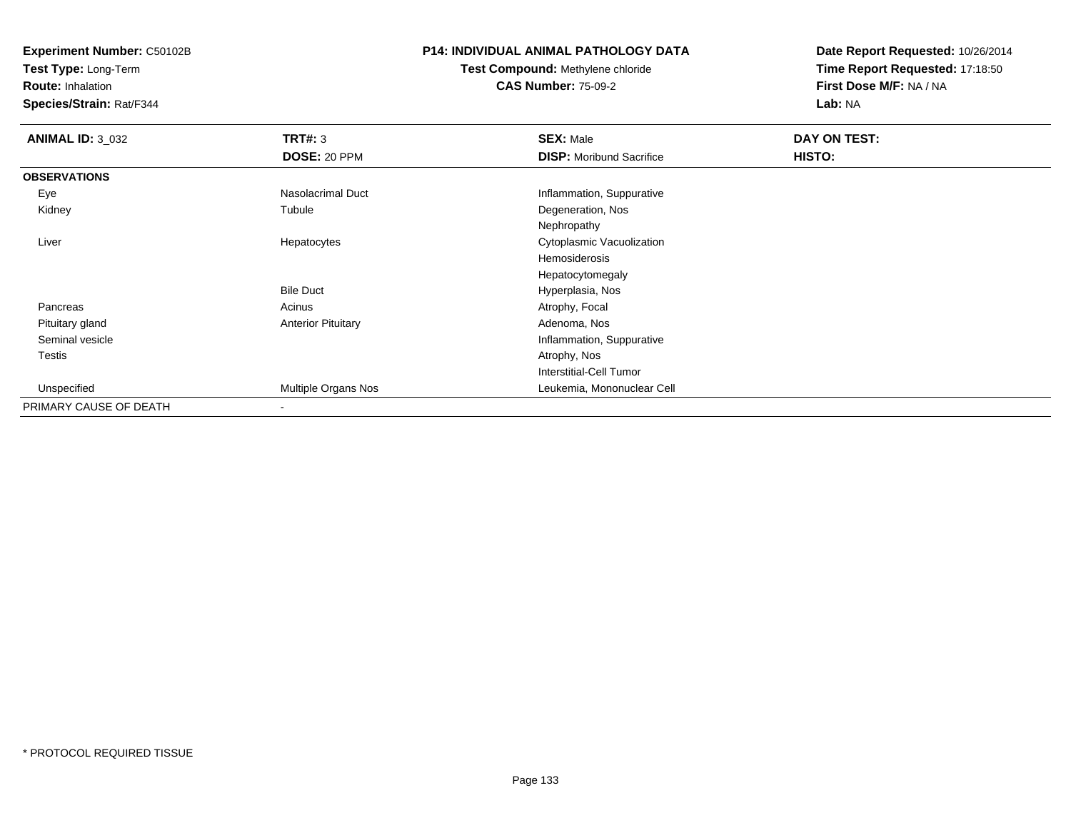**Experiment Number:** C50102B
**Test Type:** Long-Term
**Route:** Inhalation
**Species/Strain:** Rat/F344

**P14: INDIVIDUAL ANIMAL PATHOLOGY DATA**
**Test Compound:** Methylene chloride
**CAS Number:** 75-09-2

**Date Report Requested:** 10/26/2014
**Time Report Requested:** 17:18:50
**First Dose M/F:** NA / NA
**Lab:** NA

| **ANIMAL ID:** 3_032 | **TRT#:** 3 | **SEX:** Male | **DAY ON TEST:** |
|---|---|---|---|
| | **DOSE:** 20 PPM | **DISP:** Moribund Sacrifice | **HISTO:** |
| **OBSERVATIONS** | | | |
| Eye | Nasolacrimal Duct | Inflammation, Suppurative | |
| Kidney | Tubule | Degeneration, Nos | |
| | | Nephropathy | |
| Liver | Hepatocytes | Cytoplasmic Vacuolization | |
| | | Hemosiderosis | |
| | | Hepatocytomegaly | |
| | Bile Duct | Hyperplasia, Nos | |
| Pancreas | Acinus | Atrophy, Focal | |
| Pituitary gland | Anterior Pituitary | Adenoma, Nos | |
| Seminal vesicle | | Inflammation, Suppurative | |
| Testis | | Atrophy, Nos | |
| | | Interstitial-Cell Tumor | |
| Unspecified | Multiple Organs Nos | Leukemia, Mononuclear Cell | |
| PRIMARY CAUSE OF DEATH | - | | |

* PROTOCOL REQUIRED TISSUE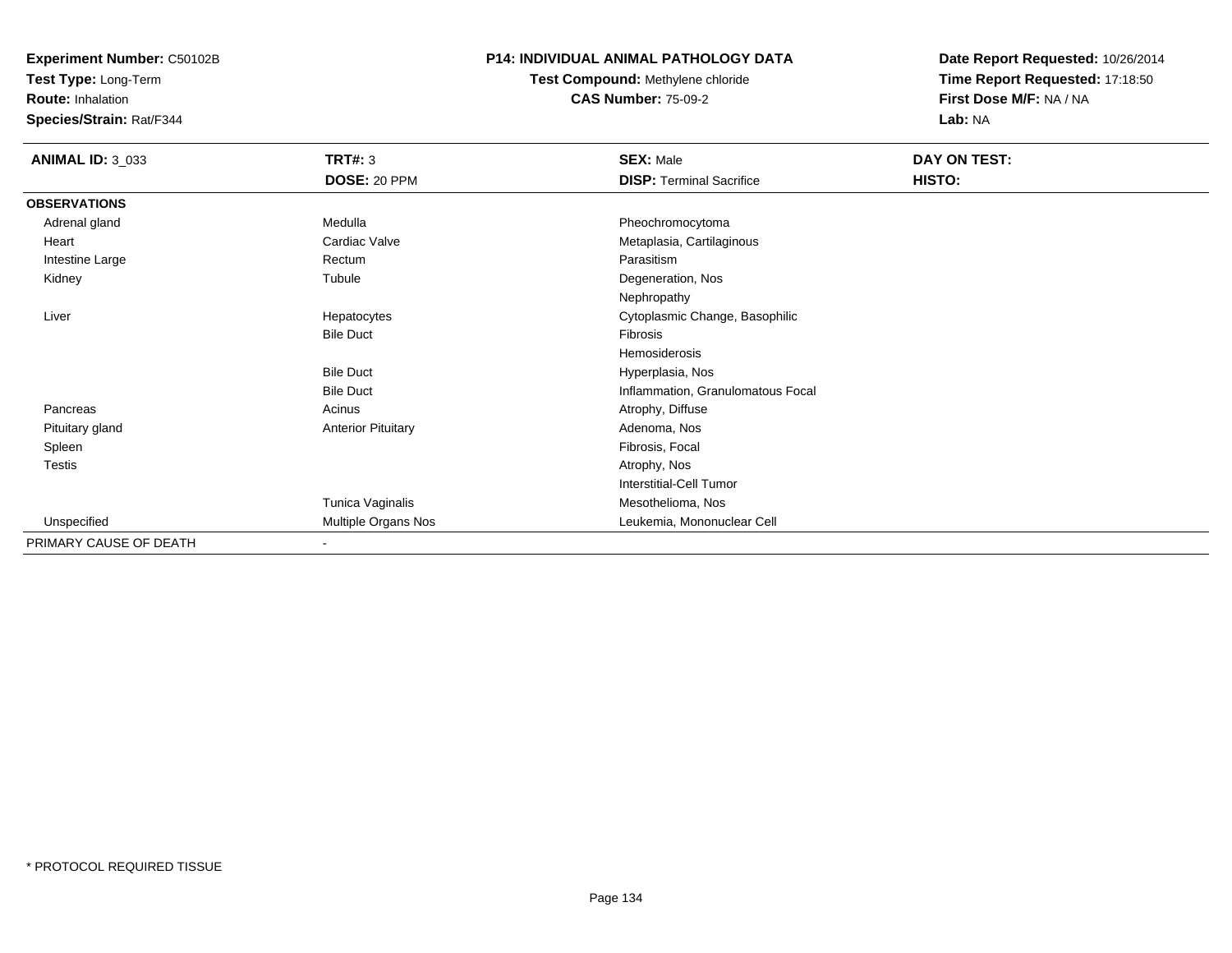**Experiment Number:** C50102B
**Test Type:** Long-Term
**Route:** Inhalation
**Species/Strain:** Rat/F344

**P14: INDIVIDUAL ANIMAL PATHOLOGY DATA**
**Test Compound:** Methylene chloride
**CAS Number:** 75-09-2

**Date Report Requested:** 10/26/2014
**Time Report Requested:** 17:18:50
**First Dose M/F:** NA / NA
**Lab:** NA

| **ANIMAL ID:** 3_033 | **TRT#:** 3 | **SEX:** Male | **DAY ON TEST:** |
|---|---|---|---|
| | **DOSE:** 20 PPM | **DISP:** Terminal Sacrifice | **HISTO:** |
| **OBSERVATIONS** | | | |
| Adrenal gland | Medulla | Pheochromocytoma | |
| Heart | Cardiac Valve | Metaplasia, Cartilaginous | |
| Intestine Large | Rectum | Parasitism | |
| Kidney | Tubule | Degeneration, Nos | |
| | | Nephropathy | |
| Liver | Hepatocytes | Cytoplasmic Change, Basophilic | |
| | Bile Duct | Fibrosis | |
| | | Hemosiderosis | |
| | Bile Duct | Hyperplasia, Nos | |
| | Bile Duct | Inflammation, Granulomatous Focal | |
| Pancreas | Acinus | Atrophy, Diffuse | |
| Pituitary gland | Anterior Pituitary | Adenoma, Nos | |
| Spleen | | Fibrosis, Focal | |
| Testis | | Atrophy, Nos | |
| | | Interstitial-Cell Tumor | |
| | Tunica Vaginalis | Mesothelioma, Nos | |
| Unspecified | Multiple Organs Nos | Leukemia, Mononuclear Cell | |
| PRIMARY CAUSE OF DEATH | - | | |

* PROTOCOL REQUIRED TISSUE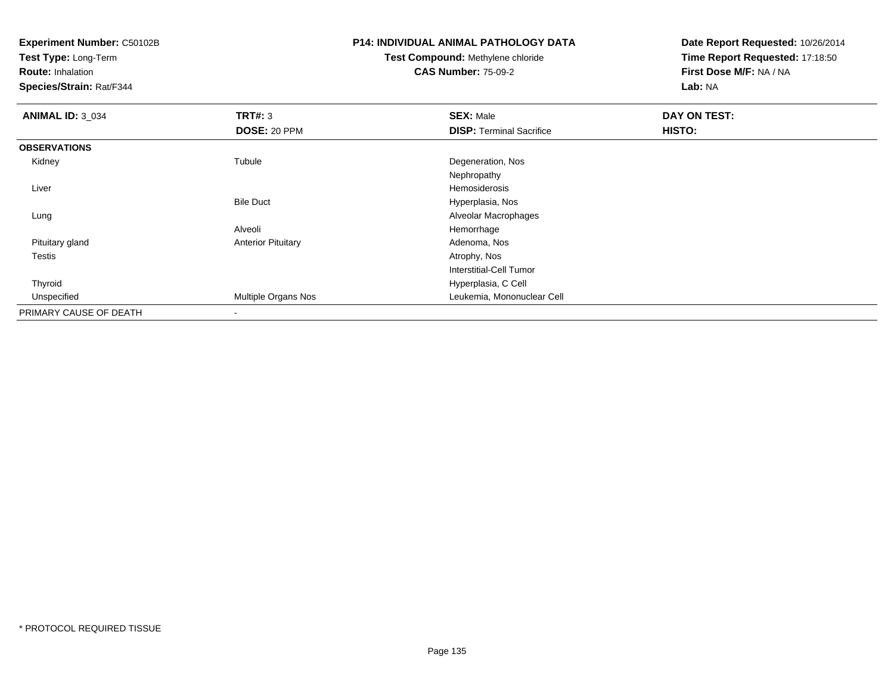**Experiment Number:** C50102B
**Test Type:** Long-Term
**Route:** Inhalation
**Species/Strain:** Rat/F344

**P14: INDIVIDUAL ANIMAL PATHOLOGY DATA**
**Test Compound:** Methylene chloride
**CAS Number:** 75-09-2

**Date Report Requested:** 10/26/2014
**Time Report Requested:** 17:18:50
**First Dose M/F:** NA / NA
**Lab:** NA

| **ANIMAL ID:** 3_034 | **TRT#:** 3 | **SEX:** Male | **DAY ON TEST:** |
|---|---|---|---|
| | **DOSE:** 20 PPM | **DISP:** Terminal Sacrifice | **HISTO:** |
| **OBSERVATIONS** | | | |
| Kidney | Tubule | Degeneration, Nos | |
| | | Nephropathy | |
| Liver | | Hemosiderosis | |
| | Bile Duct | Hyperplasia, Nos | |
| Lung | | Alveolar Macrophages | |
| | Alveoli | Hemorrhage | |
| Pituitary gland | Anterior Pituitary | Adenoma, Nos | |
| Testis | | Atrophy, Nos | |
| | | Interstitial-Cell Tumor | |
| Thyroid | | Hyperplasia, C Cell | |
| Unspecified | Multiple Organs Nos | Leukemia, Mononuclear Cell | |
| PRIMARY CAUSE OF DEATH | - | | |

* PROTOCOL REQUIRED TISSUE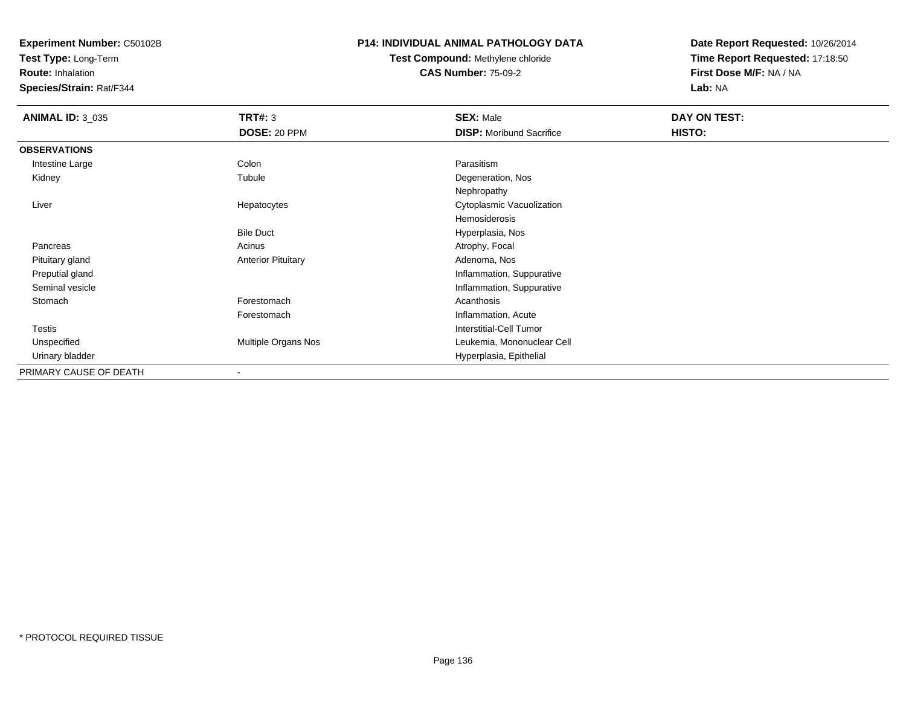**Experiment Number:** C50102B
**Test Type:** Long-Term
**Route:** Inhalation
**Species/Strain:** Rat/F344

**P14: INDIVIDUAL ANIMAL PATHOLOGY DATA**
**Test Compound:** Methylene chloride
**CAS Number:** 75-09-2

**Date Report Requested:** 10/26/2014
**Time Report Requested:** 17:18:50
**First Dose M/F:** NA / NA
**Lab:** NA

| **ANIMAL ID:** 3_035 | **TRT#:** 3 | **SEX:** Male | **DAY ON TEST:** |
|---|---|---|---|
| | **DOSE:** 20 PPM | **DISP:** Moribund Sacrifice | **HISTO:** |
| **OBSERVATIONS** | | | |
| Intestine Large | Colon | Parasitism | |
| Kidney | Tubule | Degeneration, Nos | |
| | | Nephropathy | |
| Liver | Hepatocytes | Cytoplasmic Vacuolization | |
| | | Hemosiderosis | |
| | Bile Duct | Hyperplasia, Nos | |
| Pancreas | Acinus | Atrophy, Focal | |
| Pituitary gland | Anterior Pituitary | Adenoma, Nos | |
| Preputial gland | | Inflammation, Suppurative | |
| Seminal vesicle | | Inflammation, Suppurative | |
| Stomach | Forestomach | Acanthosis | |
| | Forestomach | Inflammation, Acute | |
| Testis | | Interstitial-Cell Tumor | |
| Unspecified | Multiple Organs Nos | Leukemia, Mononuclear Cell | |
| Urinary bladder | | Hyperplasia, Epithelial | |
| PRIMARY CAUSE OF DEATH | - | | |

* PROTOCOL REQUIRED TISSUE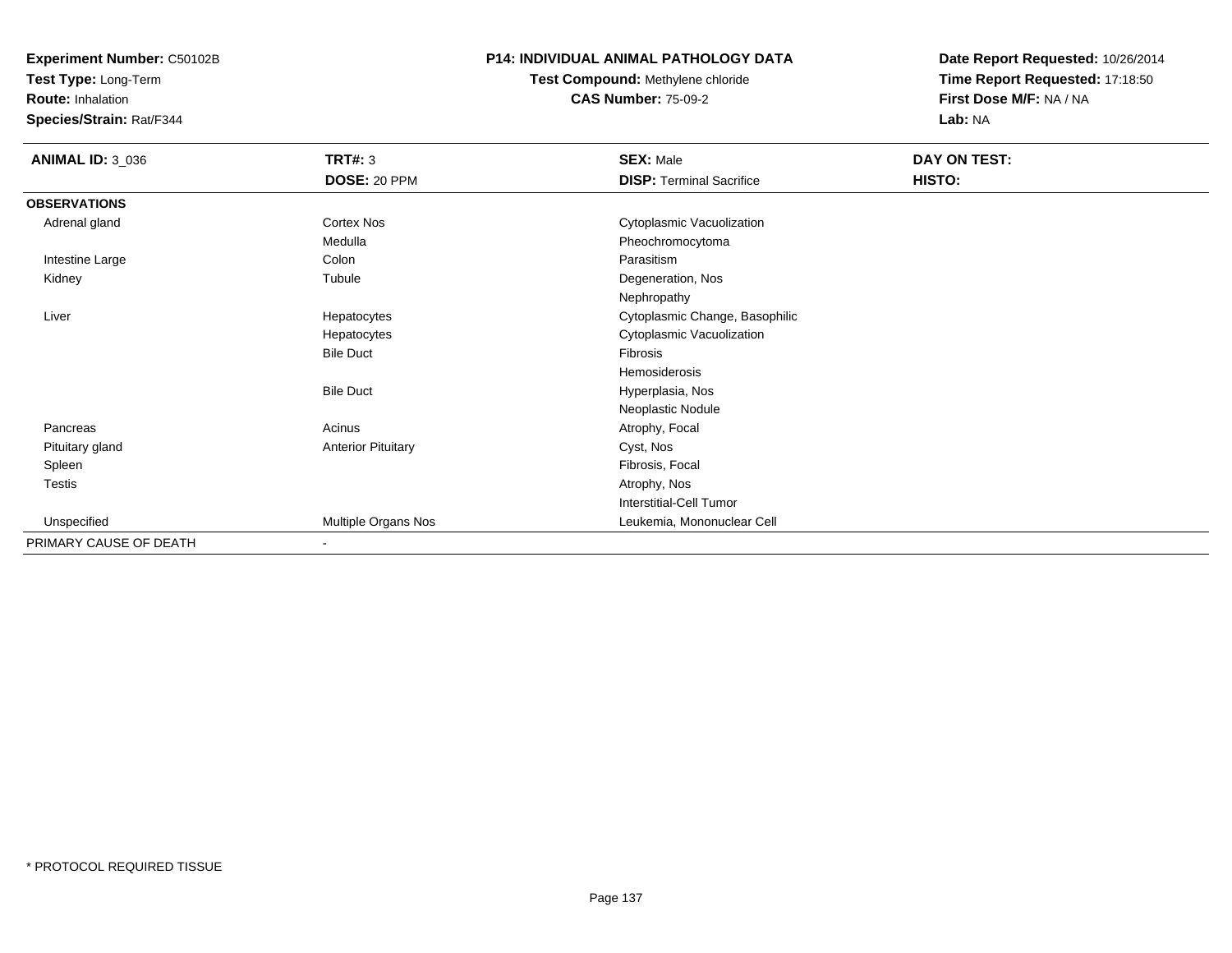**Experiment Number:** C50102B
**Test Type:** Long-Term
**Route:** Inhalation
**Species/Strain:** Rat/F344

**P14: INDIVIDUAL ANIMAL PATHOLOGY DATA**
**Test Compound:** Methylene chloride
**CAS Number:** 75-09-2

**Date Report Requested:** 10/26/2014
**Time Report Requested:** 17:18:50
**First Dose M/F:** NA / NA
**Lab:** NA

| **ANIMAL ID:** 3_036 | **TRT#:** 3 | **SEX:** Male | **DAY ON TEST:** |
|---|---|---|---|
| | **DOSE:** 20 PPM | **DISP:** Terminal Sacrifice | **HISTO:** |
| **OBSERVATIONS** | | | |
| Adrenal gland | Cortex Nos | Cytoplasmic Vacuolization | |
| | Medulla | Pheochromocytoma | |
| Intestine Large | Colon | Parasitism | |
| Kidney | Tubule | Degeneration, Nos | |
| | | Nephropathy | |
| Liver | Hepatocytes | Cytoplasmic Change, Basophilic | |
| | Hepatocytes | Cytoplasmic Vacuolization | |
| | Bile Duct | Fibrosis | |
| | | Hemosiderosis | |
| | Bile Duct | Hyperplasia, Nos | |
| | | Neoplastic Nodule | |
| Pancreas | Acinus | Atrophy, Focal | |
| Pituitary gland | Anterior Pituitary | Cyst, Nos | |
| Spleen | | Fibrosis, Focal | |
| Testis | | Atrophy, Nos | |
| | | Interstitial-Cell Tumor | |
| Unspecified | Multiple Organs Nos | Leukemia, Mononuclear Cell | |
| PRIMARY CAUSE OF DEATH | - | | |

* PROTOCOL REQUIRED TISSUE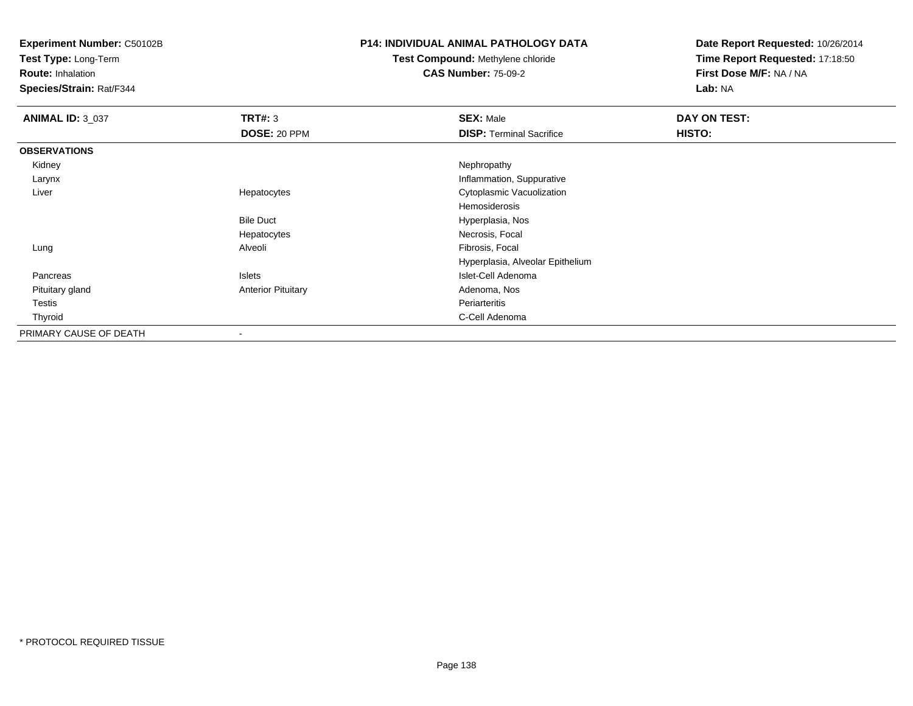**Experiment Number:** C50102B
**Test Type:** Long-Term
**Route:** Inhalation
**Species/Strain:** Rat/F344

**P14: INDIVIDUAL ANIMAL PATHOLOGY DATA**
**Test Compound:** Methylene chloride
**CAS Number:** 75-09-2

**Date Report Requested:** 10/26/2014
**Time Report Requested:** 17:18:50
**First Dose M/F:** NA / NA
**Lab:** NA

| **ANIMAL ID:** 3_037 | **TRT#:** 3 | **SEX:** Male | **DAY ON TEST:** |
|---|---|---|---|
| | **DOSE:** 20 PPM | **DISP:** Terminal Sacrifice | **HISTO:** |
| **OBSERVATIONS** | | | |
| Kidney | | Nephropathy | |
| Larynx | | Inflammation, Suppurative | |
| Liver | Hepatocytes | Cytoplasmic Vacuolization | |
| | | Hemosiderosis | |
| | Bile Duct | Hyperplasia, Nos | |
| | Hepatocytes | Necrosis, Focal | |
| Lung | Alveoli | Fibrosis, Focal | |
| | | Hyperplasia, Alveolar Epithelium | |
| Pancreas | Islets | Islet-Cell Adenoma | |
| Pituitary gland | Anterior Pituitary | Adenoma, Nos | |
| Testis | | Periarteritis | |
| Thyroid | | C-Cell Adenoma | |
| PRIMARY CAUSE OF DEATH | - | | |

\* PROTOCOL REQUIRED TISSUE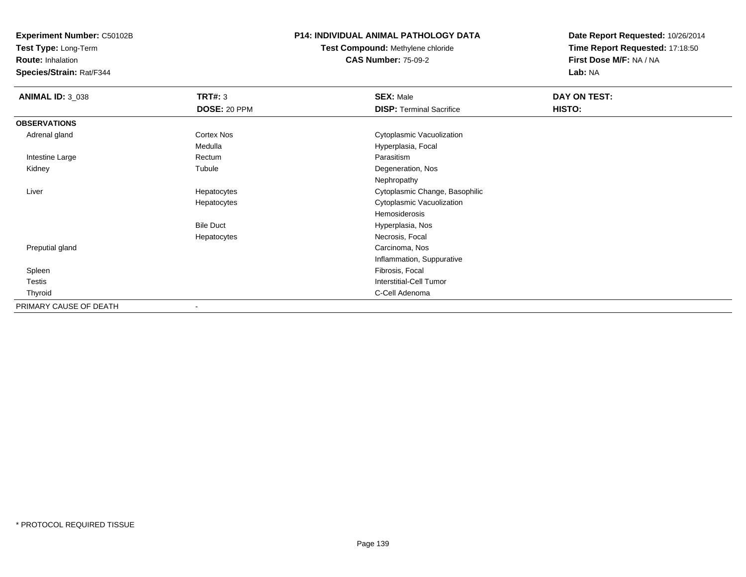**Experiment Number:** C50102B
**Test Type:** Long-Term
**Route:** Inhalation
**Species/Strain:** Rat/F344

# P14: INDIVIDUAL ANIMAL PATHOLOGY DATA

**Test Compound:** Methylene chloride
**CAS Number:** 75-09-2

**Date Report Requested:** 10/26/2014
**Time Report Requested:** 17:18:50
**First Dose M/F:** NA / NA
**Lab:** NA

| **ANIMAL ID:** 3_038 | **TRT#:** 3 | **SEX:** Male | **DAY ON TEST:** |
|---|---|---|---|
| | **DOSE:** 20 PPM | **DISP:** Terminal Sacrifice | **HISTO:** |
| **OBSERVATIONS** | | | |
| Adrenal gland | Cortex Nos | Cytoplasmic Vacuolization | |
| | Medulla | Hyperplasia, Focal | |
| Intestine Large | Rectum | Parasitism | |
| Kidney | Tubule | Degeneration, Nos | |
| | | Nephropathy | |
| Liver | Hepatocytes | Cytoplasmic Change, Basophilic | |
| | Hepatocytes | Cytoplasmic Vacuolization | |
| | | Hemosiderosis | |
| | Bile Duct | Hyperplasia, Nos | |
| | Hepatocytes | Necrosis, Focal | |
| Preputial gland | | Carcinoma, Nos | |
| | | Inflammation, Suppurative | |
| Spleen | | Fibrosis, Focal | |
| Testis | | Interstitial-Cell Tumor | |
| Thyroid | | C-Cell Adenoma | |
| PRIMARY CAUSE OF DEATH | - | | |

* PROTOCOL REQUIRED TISSUE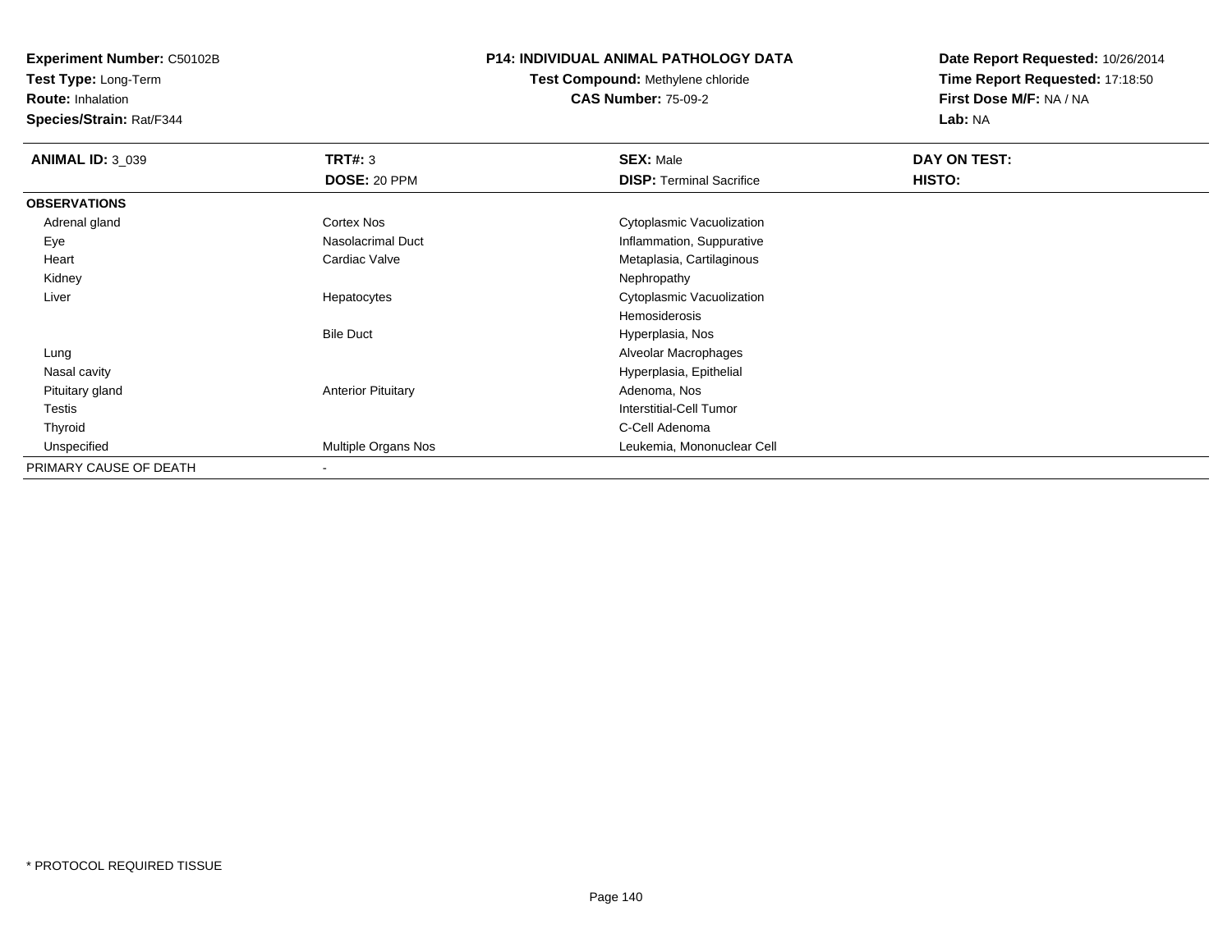**Experiment Number:** C50102B
**Test Type:** Long-Term
**Route:** Inhalation
**Species/Strain:** Rat/F344

**P14: INDIVIDUAL ANIMAL PATHOLOGY DATA**
**Test Compound:** Methylene chloride
**CAS Number:** 75-09-2

**Date Report Requested:** 10/26/2014
**Time Report Requested:** 17:18:50
**First Dose M/F:** NA / NA
**Lab:** NA

| **ANIMAL ID:** 3_039 | **TRT#:** 3 | **SEX:** Male | **DAY ON TEST:** |
|---|---|---|---|
| | **DOSE:** 20 PPM | **DISP:** Terminal Sacrifice | **HISTO:** |
| **OBSERVATIONS** | | | |
| Adrenal gland | Cortex Nos | Cytoplasmic Vacuolization | |
| Eye | Nasolacrimal Duct | Inflammation, Suppurative | |
| Heart | Cardiac Valve | Metaplasia, Cartilaginous | |
| Kidney | | Nephropathy | |
| Liver | Hepatocytes | Cytoplasmic Vacuolization | |
| | | Hemosiderosis | |
| | Bile Duct | Hyperplasia, Nos | |
| Lung | | Alveolar Macrophages | |
| Nasal cavity | | Hyperplasia, Epithelial | |
| Pituitary gland | Anterior Pituitary | Adenoma, Nos | |
| Testis | | Interstitial-Cell Tumor | |
| Thyroid | | C-Cell Adenoma | |
| Unspecified | Multiple Organs Nos | Leukemia, Mononuclear Cell | |
| PRIMARY CAUSE OF DEATH | - | | |

* PROTOCOL REQUIRED TISSUE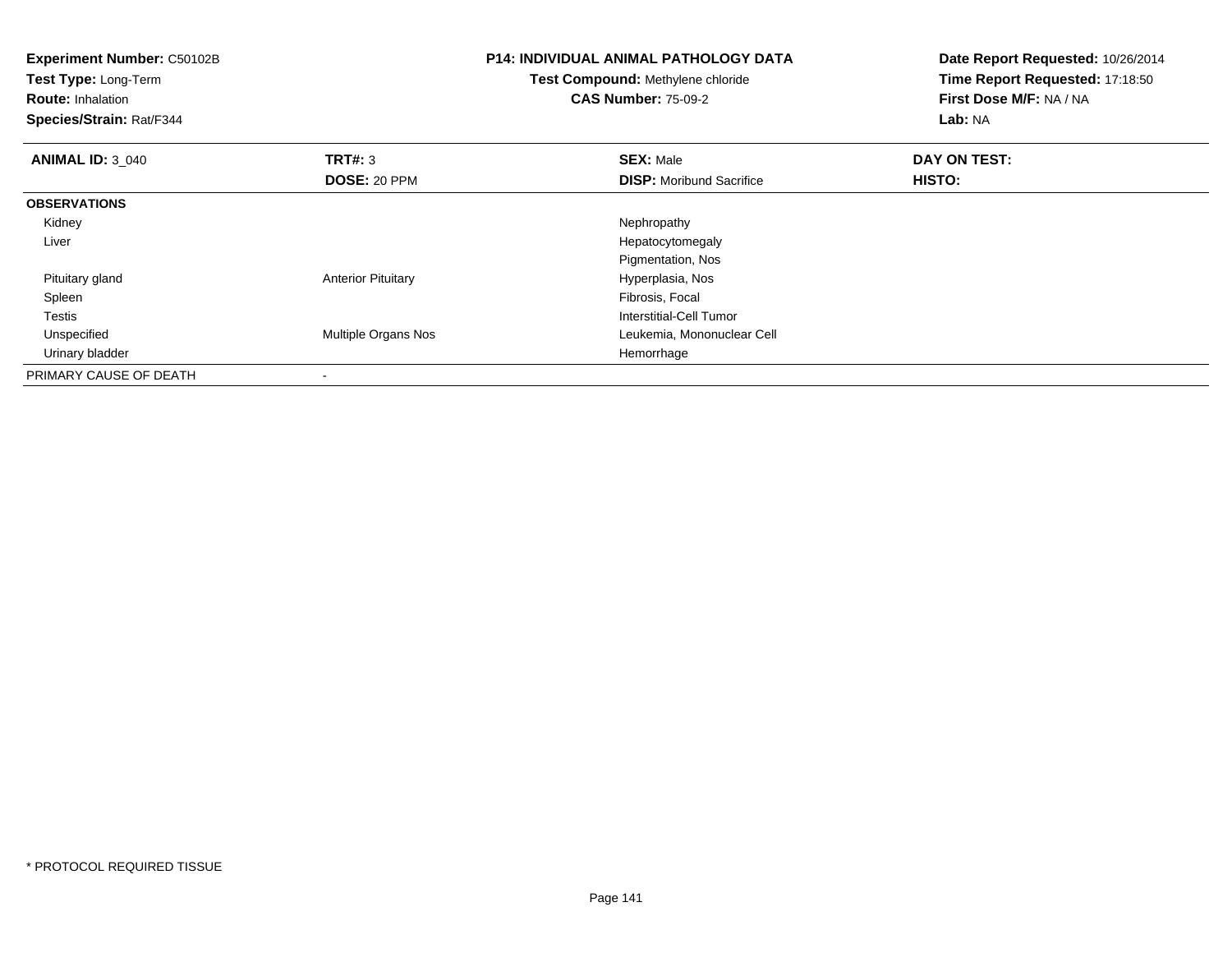**Experiment Number:** C50102B
**Test Type:** Long-Term
**Route:** Inhalation
**Species/Strain:** Rat/F344

**P14: INDIVIDUAL ANIMAL PATHOLOGY DATA**
**Test Compound:** Methylene chloride
**CAS Number:** 75-09-2

**Date Report Requested:** 10/26/2014
**Time Report Requested:** 17:18:50
**First Dose M/F:** NA / NA
**Lab:** NA

| **ANIMAL ID:** 3_040 | **TRT#:** 3 | **SEX:** Male | **DAY ON TEST:** |
|---|---|---|---|
| | **DOSE:** 20 PPM | **DISP:** Moribund Sacrifice | **HISTO:** |
| **OBSERVATIONS** | | | |
| Kidney | | Nephropathy | |
| Liver | | Hepatocytomegaly | |
| | | Pigmentation, Nos | |
| Pituitary gland | Anterior Pituitary | Hyperplasia, Nos | |
| Spleen | | Fibrosis, Focal | |
| Testis | | Interstitial-Cell Tumor | |
| Unspecified | Multiple Organs Nos | Leukemia, Mononuclear Cell | |
| Urinary bladder | | Hemorrhage | |
| PRIMARY CAUSE OF DEATH | - | | |

* PROTOCOL REQUIRED TISSUE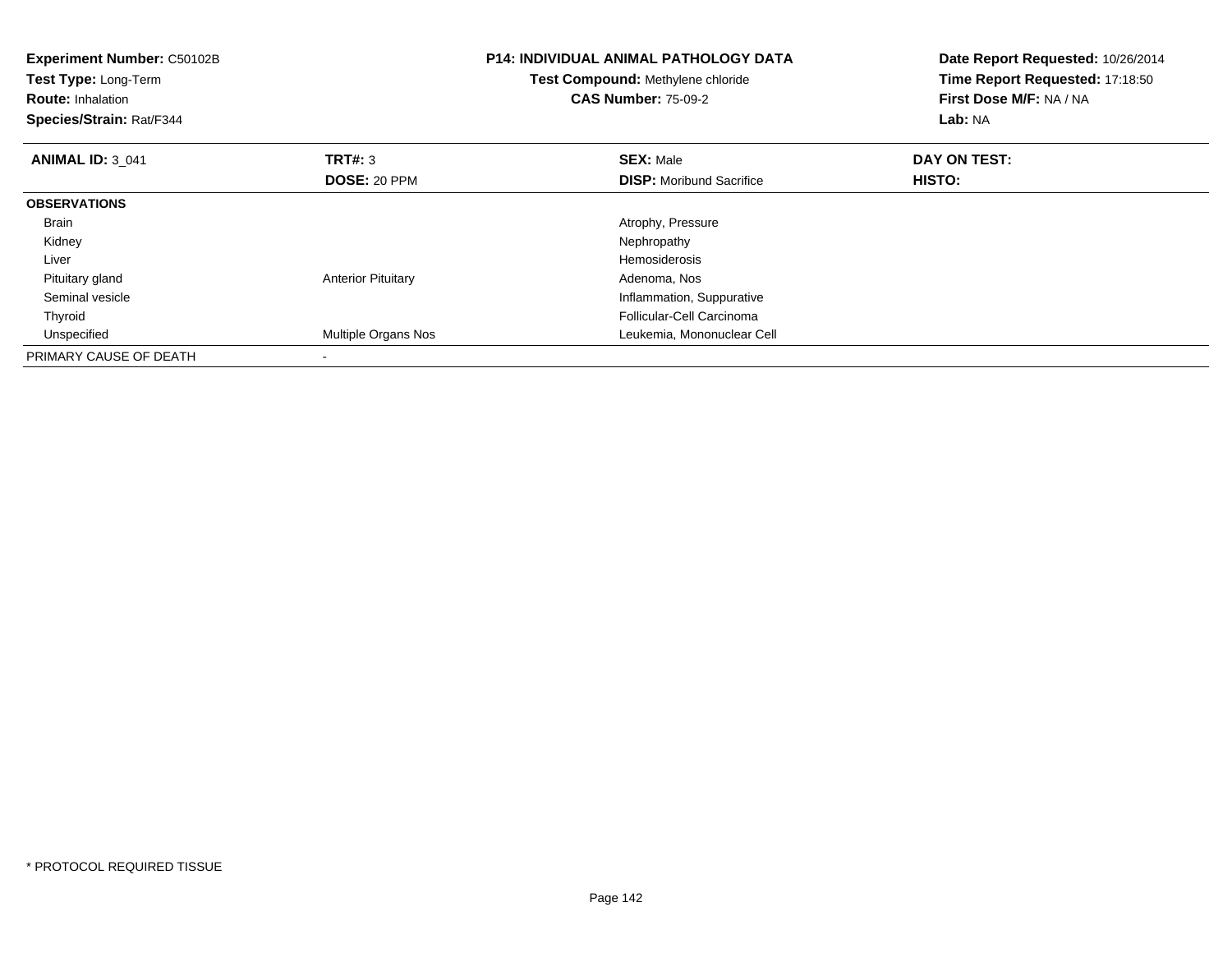**Experiment Number:** C50102B
**Test Type:** Long-Term
**Route:** Inhalation
**Species/Strain:** Rat/F344

**P14: INDIVIDUAL ANIMAL PATHOLOGY DATA**
**Test Compound:** Methylene chloride
**CAS Number:** 75-09-2

**Date Report Requested:** 10/26/2014
**Time Report Requested:** 17:18:50
**First Dose M/F:** NA / NA
**Lab:** NA

| **ANIMAL ID:** 3_041 | **TRT#:** 3 | **SEX:** Male | **DAY ON TEST:** |
|---|---|---|---|
| | **DOSE:** 20 PPM | **DISP:** Moribund Sacrifice | **HISTO:** |
| **OBSERVATIONS** | | | |
| Brain | | Atrophy, Pressure | |
| Kidney | | Nephropathy | |
| Liver | | Hemosiderosis | |
| Pituitary gland | Anterior Pituitary | Adenoma, Nos | |
| Seminal vesicle | | Inflammation, Suppurative | |
| Thyroid | | Follicular-Cell Carcinoma | |
| Unspecified | Multiple Organs Nos | Leukemia, Mononuclear Cell | |
| PRIMARY CAUSE OF DEATH | - | | |

* PROTOCOL REQUIRED TISSUE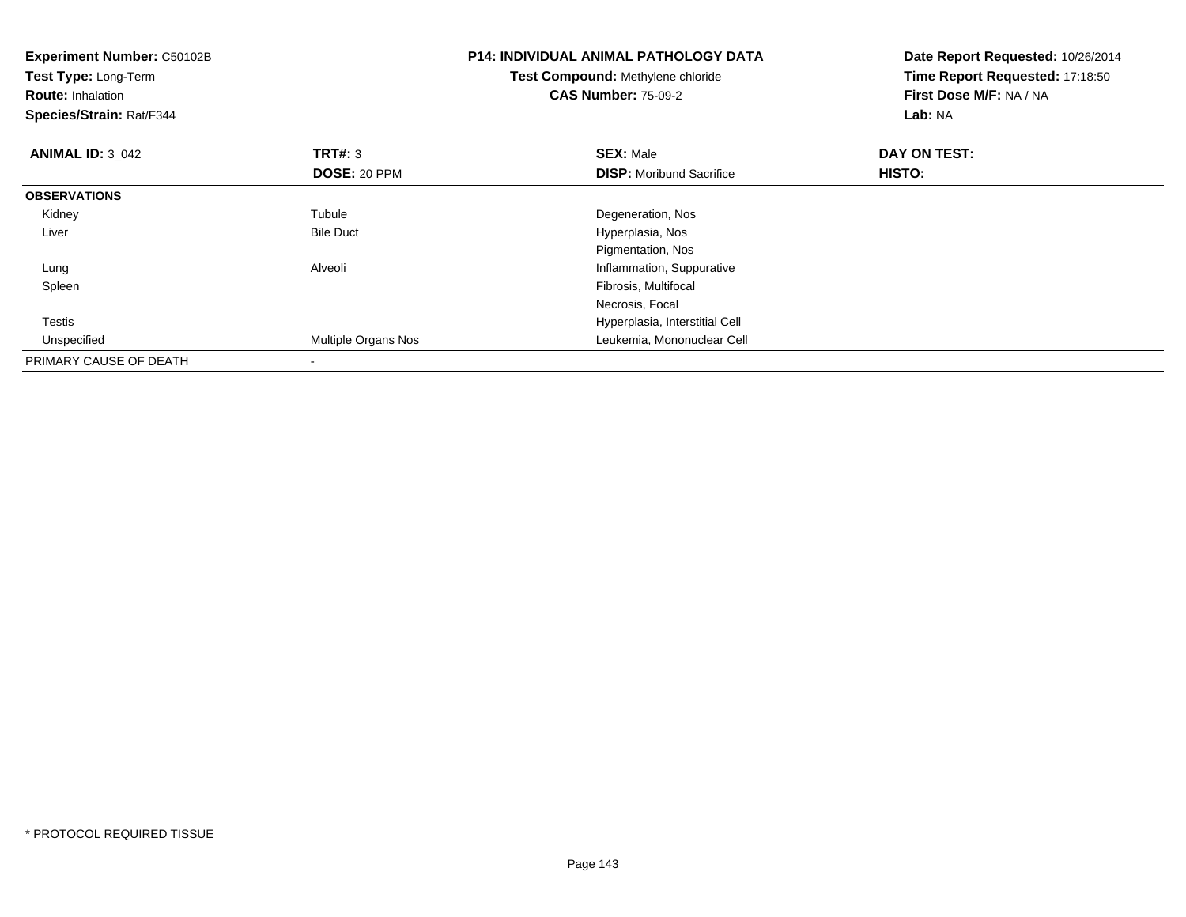**Experiment Number:** C50102B
**Test Type:** Long-Term
**Route:** Inhalation
**Species/Strain:** Rat/F344

**P14: INDIVIDUAL ANIMAL PATHOLOGY DATA**
**Test Compound:** Methylene chloride
**CAS Number:** 75-09-2

**Date Report Requested:** 10/26/2014
**Time Report Requested:** 17:18:50
**First Dose M/F:** NA / NA
**Lab:** NA

| **ANIMAL ID:** 3_042 | **TRT#:** 3 | **SEX:** Male | **DAY ON TEST:** |
|---|---|---|---|
| | **DOSE:** 20 PPM | **DISP:** Moribund Sacrifice | **HISTO:** |
| **OBSERVATIONS** | | | |
| Kidney | Tubule | Degeneration, Nos | |
| Liver | Bile Duct | Hyperplasia, Nos | |
| | | Pigmentation, Nos | |
| Lung | Alveoli | Inflammation, Suppurative | |
| Spleen | | Fibrosis, Multifocal | |
| | | Necrosis, Focal | |
| Testis | | Hyperplasia, Interstitial Cell | |
| Unspecified | Multiple Organs Nos | Leukemia, Mononuclear Cell | |
| PRIMARY CAUSE OF DEATH | - | | |

* PROTOCOL REQUIRED TISSUE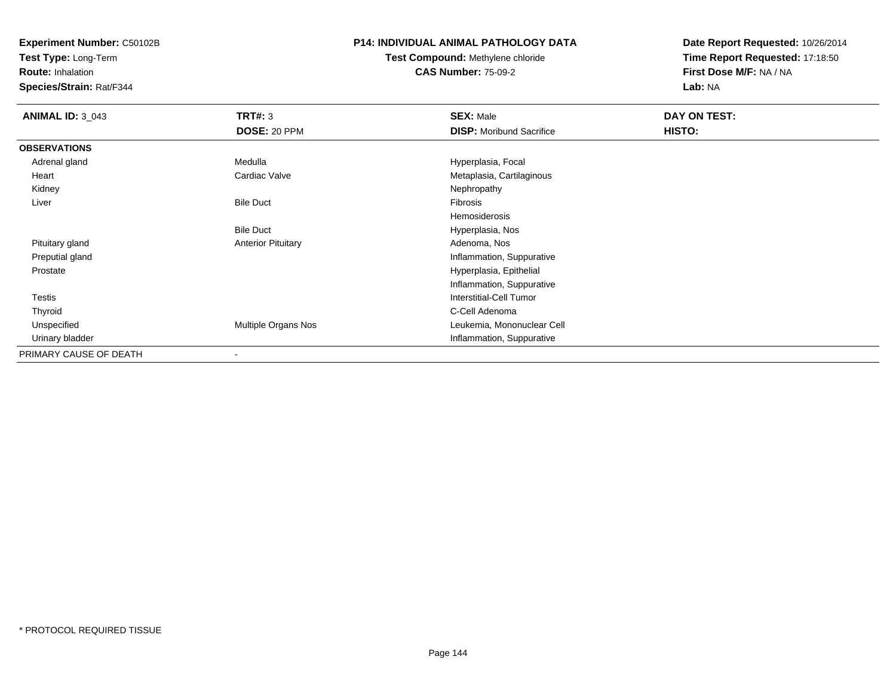**Experiment Number:** C50102B
**Test Type:** Long-Term
**Route:** Inhalation
**Species/Strain:** Rat/F344

**P14: INDIVIDUAL ANIMAL PATHOLOGY DATA**
**Test Compound:** Methylene chloride
**CAS Number:** 75-09-2

**Date Report Requested:** 10/26/2014
**Time Report Requested:** 17:18:50
**First Dose M/F:** NA / NA
**Lab:** NA

| **ANIMAL ID:** 3_043 | **TRT#:** 3 | **SEX:** Male | **DAY ON TEST:** |
|---|---|---|---|
| | **DOSE:** 20 PPM | **DISP:** Moribund Sacrifice | **HISTO:** |
| **OBSERVATIONS** | | | |
| Adrenal gland | Medulla | Hyperplasia, Focal | |
| Heart | Cardiac Valve | Metaplasia, Cartilaginous | |
| Kidney | | Nephropathy | |
| Liver | Bile Duct | Fibrosis | |
| | | Hemosiderosis | |
| | Bile Duct | Hyperplasia, Nos | |
| Pituitary gland | Anterior Pituitary | Adenoma, Nos | |
| Preputial gland | | Inflammation, Suppurative | |
| Prostate | | Hyperplasia, Epithelial | |
| | | Inflammation, Suppurative | |
| Testis | | Interstitial-Cell Tumor | |
| Thyroid | | C-Cell Adenoma | |
| Unspecified | Multiple Organs Nos | Leukemia, Mononuclear Cell | |
| Urinary bladder | | Inflammation, Suppurative | |
| PRIMARY CAUSE OF DEATH | - | | |

* PROTOCOL REQUIRED TISSUE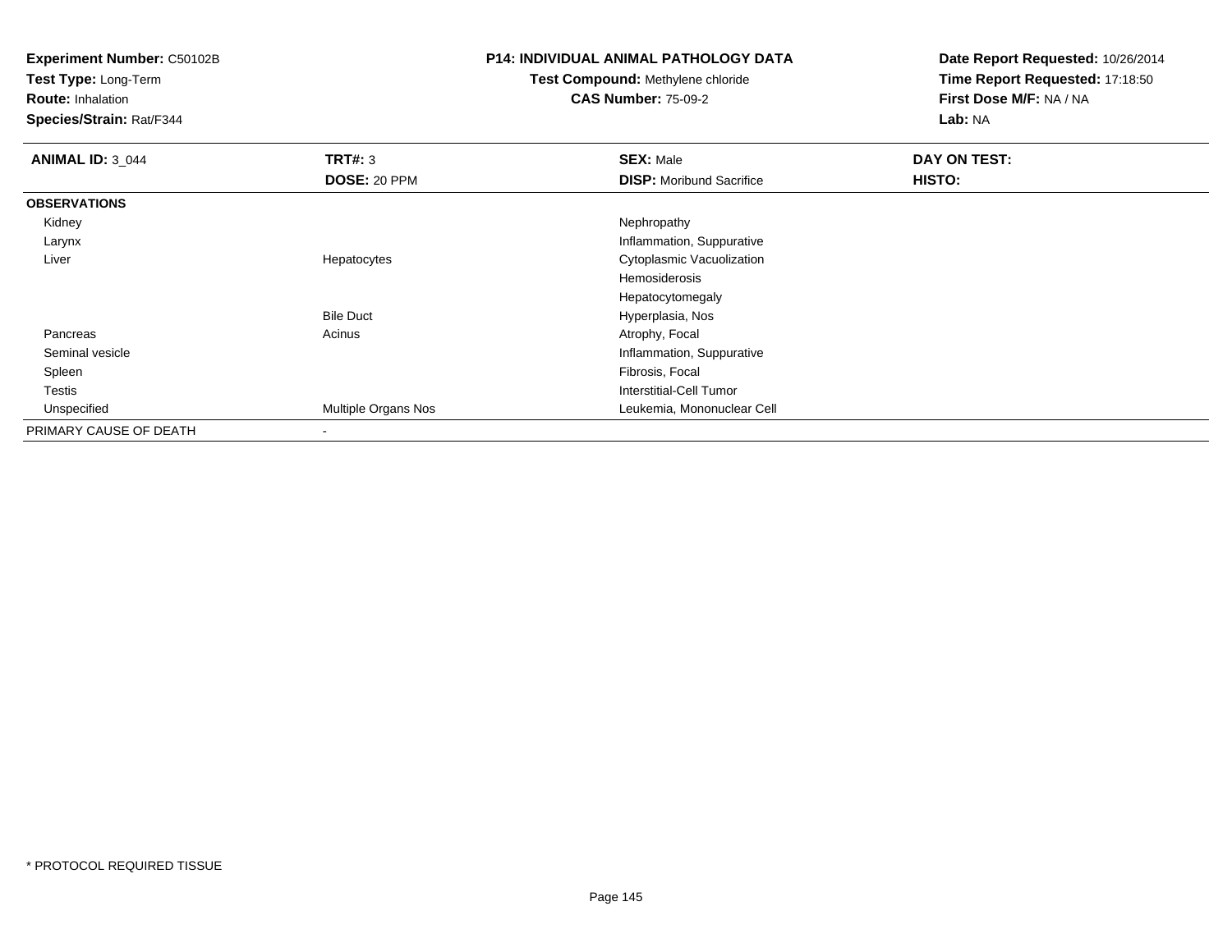**Experiment Number:** C50102B
**Test Type:** Long-Term
**Route:** Inhalation
**Species/Strain:** Rat/F344

**P14: INDIVIDUAL ANIMAL PATHOLOGY DATA**
**Test Compound:** Methylene chloride
**CAS Number:** 75-09-2

**Date Report Requested:** 10/26/2014
**Time Report Requested:** 17:18:50
**First Dose M/F:** NA / NA
**Lab:** NA

| **ANIMAL ID:** 3_044 | **TRT#:** 3 | **SEX:** Male | **DAY ON TEST:** |
|---|---|---|---|
| | **DOSE:** 20 PPM | **DISP:** Moribund Sacrifice | **HISTO:** |
| **OBSERVATIONS** | | | |
| Kidney | | Nephropathy | |
| Larynx | | Inflammation, Suppurative | |
| Liver | Hepatocytes | Cytoplasmic Vacuolization | |
| | | Hemosiderosis | |
| | | Hepatocytomegaly | |
| | Bile Duct | Hyperplasia, Nos | |
| Pancreas | Acinus | Atrophy, Focal | |
| Seminal vesicle | | Inflammation, Suppurative | |
| Spleen | | Fibrosis, Focal | |
| Testis | | Interstitial-Cell Tumor | |
| Unspecified | Multiple Organs Nos | Leukemia, Mononuclear Cell | |
| PRIMARY CAUSE OF DEATH | - | | |

* PROTOCOL REQUIRED TISSUE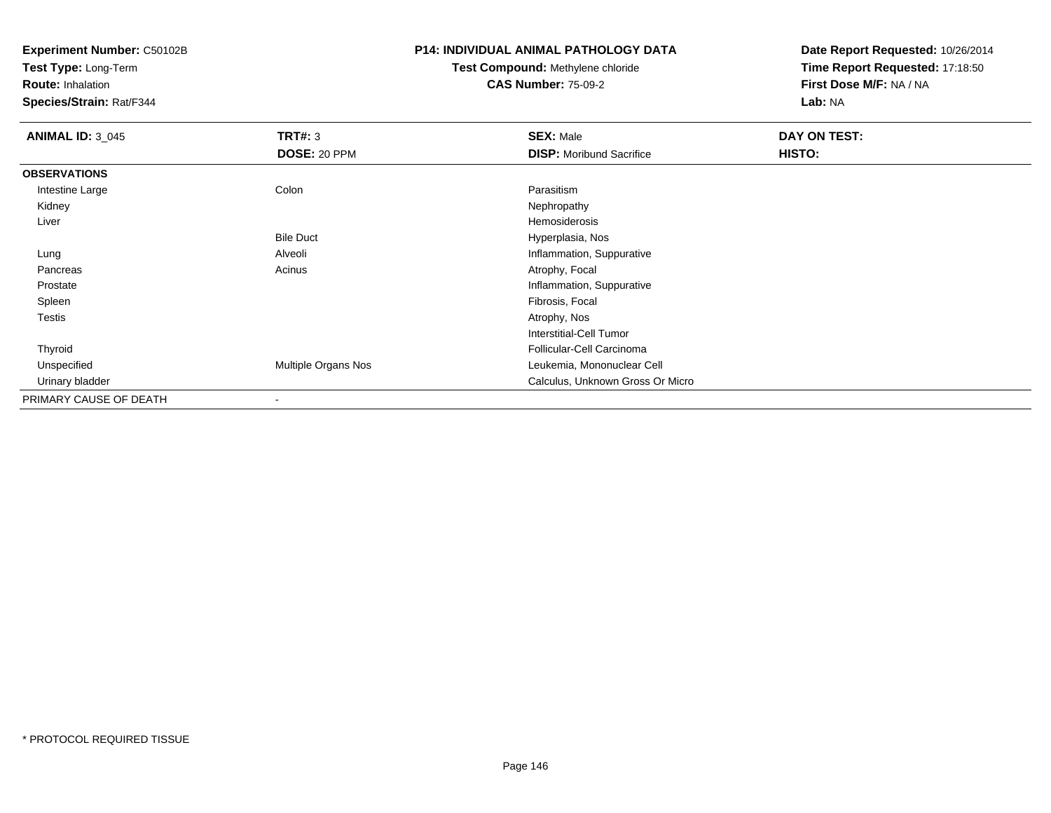**Experiment Number:** C50102B
**Test Type:** Long-Term
**Route:** Inhalation
**Species/Strain:** Rat/F344

**P14: INDIVIDUAL ANIMAL PATHOLOGY DATA**
**Test Compound:** Methylene chloride
**CAS Number:** 75-09-2

**Date Report Requested:** 10/26/2014
**Time Report Requested:** 17:18:50
**First Dose M/F:** NA / NA
**Lab:** NA

| **ANIMAL ID:** 3_045 | **TRT#:** 3 | **SEX:** Male | **DAY ON TEST:** |
|---|---|---|---|
| | **DOSE:** 20 PPM | **DISP:** Moribund Sacrifice | **HISTO:** |
| **OBSERVATIONS** | | | |
| Intestine Large | Colon | Parasitism | |
| Kidney | | Nephropathy | |
| Liver | | Hemosiderosis | |
| | Bile Duct | Hyperplasia, Nos | |
| Lung | Alveoli | Inflammation, Suppurative | |
| Pancreas | Acinus | Atrophy, Focal | |
| Prostate | | Inflammation, Suppurative | |
| Spleen | | Fibrosis, Focal | |
| Testis | | Atrophy, Nos | |
| | | Interstitial-Cell Tumor | |
| Thyroid | | Follicular-Cell Carcinoma | |
| Unspecified | Multiple Organs Nos | Leukemia, Mononuclear Cell | |
| Urinary bladder | | Calculus, Unknown Gross Or Micro | |
| PRIMARY CAUSE OF DEATH | - | | |

* PROTOCOL REQUIRED TISSUE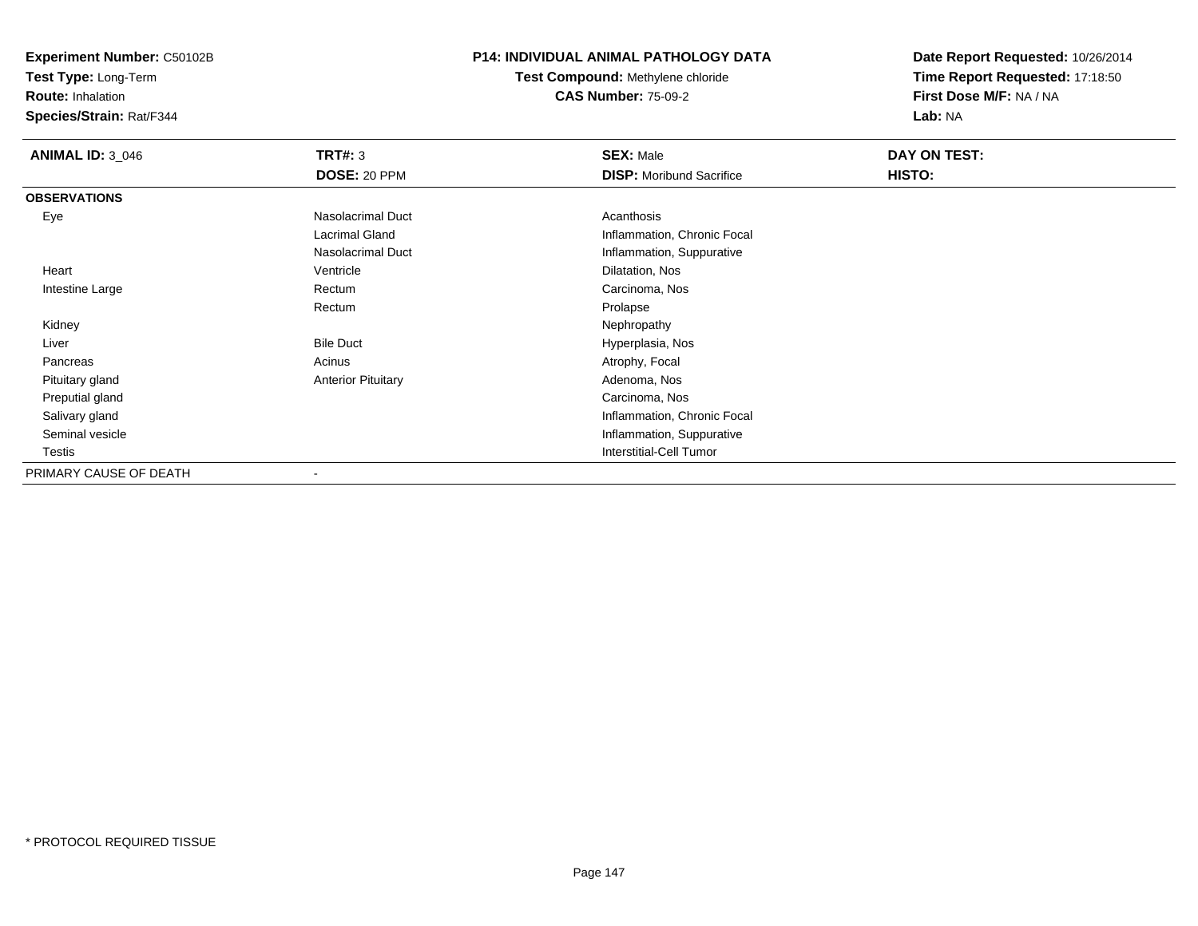**Experiment Number:** C50102B
**Test Type:** Long-Term
**Route:** Inhalation
**Species/Strain:** Rat/F344

**P14: INDIVIDUAL ANIMAL PATHOLOGY DATA**
**Test Compound:** Methylene chloride
**CAS Number:** 75-09-2

**Date Report Requested:** 10/26/2014
**Time Report Requested:** 17:18:50
**First Dose M/F:** NA / NA
**Lab:** NA

| **ANIMAL ID:** 3_046 | **TRT#:** 3 | **SEX:** Male | **DAY ON TEST:** |
|---|---|---|---|
| | **DOSE:** 20 PPM | **DISP:** Moribund Sacrifice | **HISTO:** |
| **OBSERVATIONS** | | | |
| Eye | Nasolacrimal Duct | Acanthosis | |
| | Lacrimal Gland | Inflammation, Chronic Focal | |
| | Nasolacrimal Duct | Inflammation, Suppurative | |
| Heart | Ventricle | Dilatation, Nos | |
| Intestine Large | Rectum | Carcinoma, Nos | |
| | Rectum | Prolapse | |
| Kidney | | Nephropathy | |
| Liver | Bile Duct | Hyperplasia, Nos | |
| Pancreas | Acinus | Atrophy, Focal | |
| Pituitary gland | Anterior Pituitary | Adenoma, Nos | |
| Preputial gland | | Carcinoma, Nos | |
| Salivary gland | | Inflammation, Chronic Focal | |
| Seminal vesicle | | Inflammation, Suppurative | |
| Testis | | Interstitial-Cell Tumor | |
| PRIMARY CAUSE OF DEATH | - | | |

* PROTOCOL REQUIRED TISSUE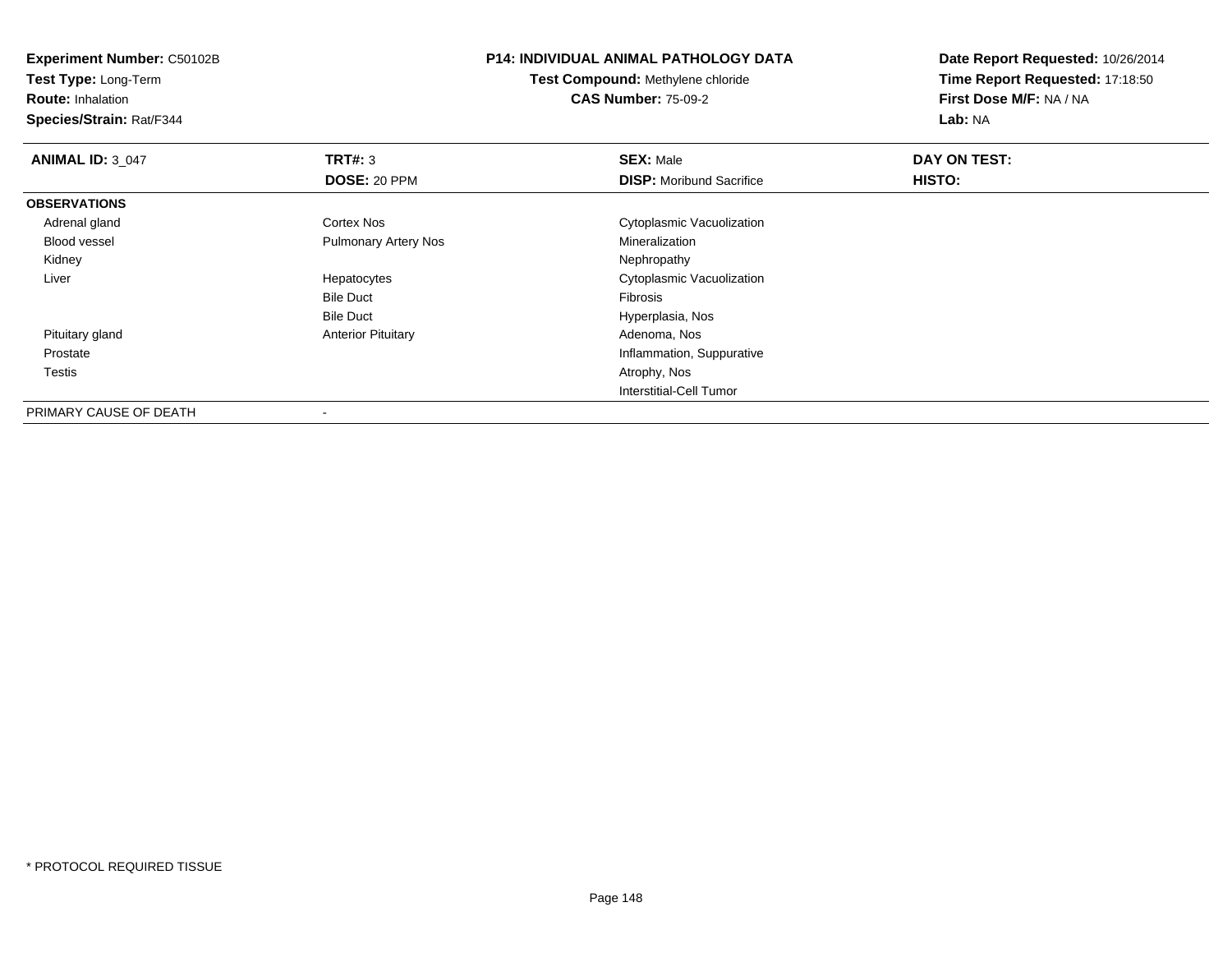**Experiment Number:** C50102B
**Test Type:** Long-Term
**Route:** Inhalation
**Species/Strain:** Rat/F344

**P14: INDIVIDUAL ANIMAL PATHOLOGY DATA**
**Test Compound:** Methylene chloride
**CAS Number:** 75-09-2

**Date Report Requested:** 10/26/2014
**Time Report Requested:** 17:18:50
**First Dose M/F:** NA / NA
**Lab:** NA

| **ANIMAL ID:** 3_047 | **TRT#:** 3 | **SEX:** Male | **DAY ON TEST:** |
|---|---|---|---|
| | **DOSE:** 20 PPM | **DISP:** Moribund Sacrifice | **HISTO:** |
| **OBSERVATIONS** | | | |
| Adrenal gland | Cortex Nos | Cytoplasmic Vacuolization | |
| Blood vessel | Pulmonary Artery Nos | Mineralization | |
| Kidney | | Nephropathy | |
| Liver | Hepatocytes | Cytoplasmic Vacuolization | |
| | Bile Duct | Fibrosis | |
| | Bile Duct | Hyperplasia, Nos | |
| Pituitary gland | Anterior Pituitary | Adenoma, Nos | |
| Prostate | | Inflammation, Suppurative | |
| Testis | | Atrophy, Nos | |
| | | Interstitial-Cell Tumor | |
| PRIMARY CAUSE OF DEATH | - | | |

* PROTOCOL REQUIRED TISSUE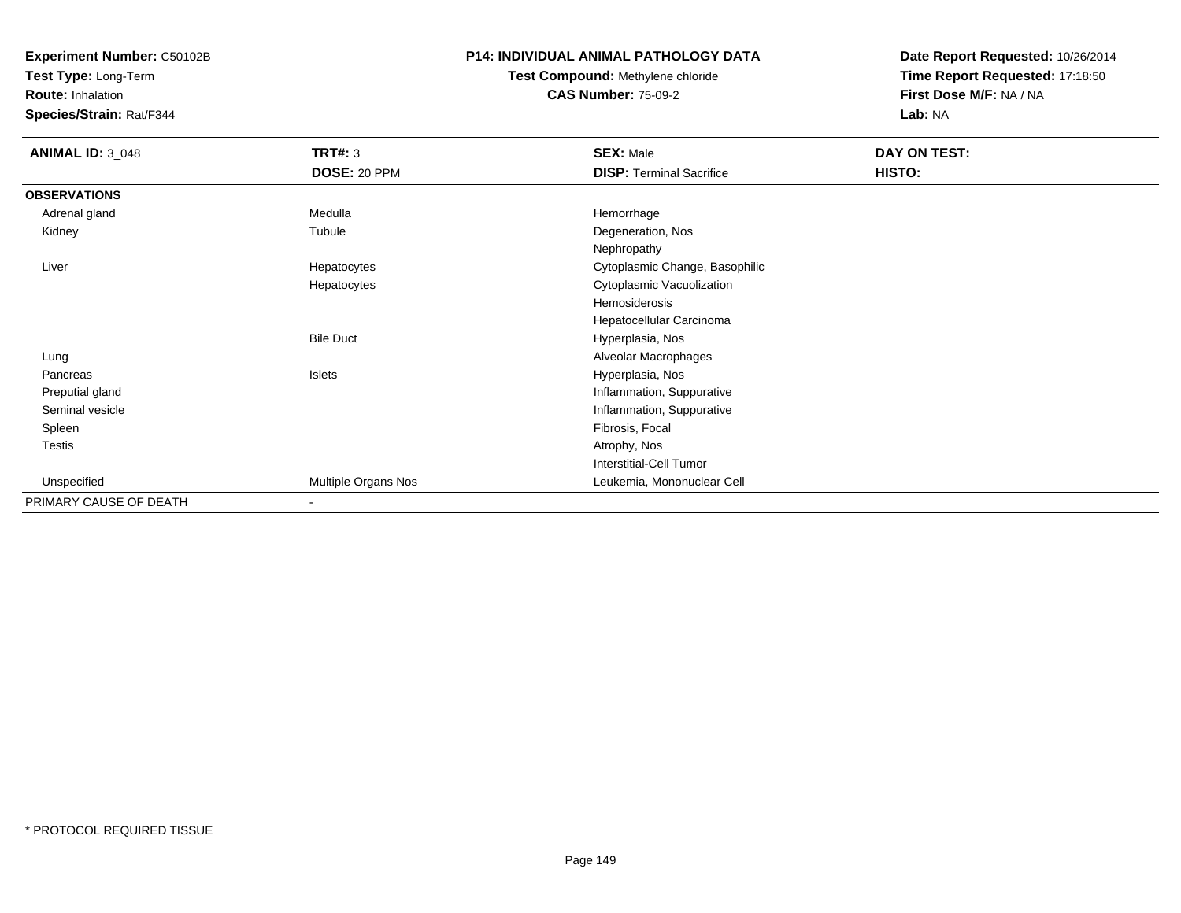**Experiment Number:** C50102B
**Test Type:** Long-Term
**Route:** Inhalation
**Species/Strain:** Rat/F344

**P14: INDIVIDUAL ANIMAL PATHOLOGY DATA**
**Test Compound:** Methylene chloride
**CAS Number:** 75-09-2

**Date Report Requested:** 10/26/2014
**Time Report Requested:** 17:18:50
**First Dose M/F:** NA / NA
**Lab:** NA

| **ANIMAL ID:** 3_048 | **TRT#:** 3 | **SEX:** Male | **DAY ON TEST:** |
|---|---|---|---|
| | **DOSE:** 20 PPM | **DISP:** Terminal Sacrifice | **HISTO:** |
| **OBSERVATIONS** | | | |
| Adrenal gland | Medulla | Hemorrhage | |
| Kidney | Tubule | Degeneration, Nos | |
| | | Nephropathy | |
| Liver | Hepatocytes | Cytoplasmic Change, Basophilic | |
| | Hepatocytes | Cytoplasmic Vacuolization | |
| | | Hemosiderosis | |
| | | Hepatocellular Carcinoma | |
| | Bile Duct | Hyperplasia, Nos | |
| Lung | | Alveolar Macrophages | |
| Pancreas | Islets | Hyperplasia, Nos | |
| Preputial gland | | Inflammation, Suppurative | |
| Seminal vesicle | | Inflammation, Suppurative | |
| Spleen | | Fibrosis, Focal | |
| Testis | | Atrophy, Nos | |
| | | Interstitial-Cell Tumor | |
| Unspecified | Multiple Organs Nos | Leukemia, Mononuclear Cell | |
| PRIMARY CAUSE OF DEATH | - | | |

* PROTOCOL REQUIRED TISSUE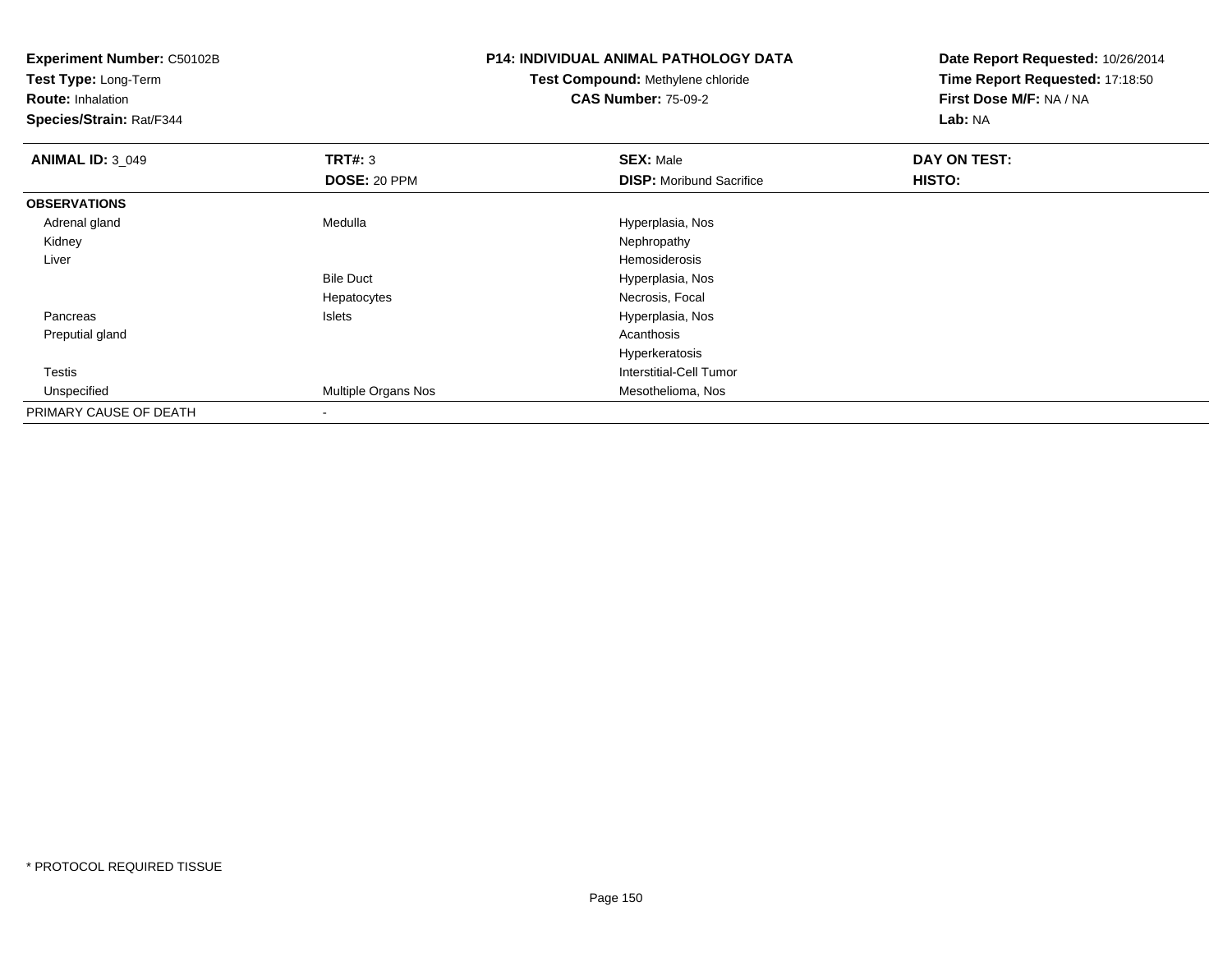**Experiment Number:** C50102B
**Test Type:** Long-Term
**Route:** Inhalation
**Species/Strain:** Rat/F344

**P14: INDIVIDUAL ANIMAL PATHOLOGY DATA**
**Test Compound:** Methylene chloride
**CAS Number:** 75-09-2

**Date Report Requested:** 10/26/2014
**Time Report Requested:** 17:18:50
**First Dose M/F:** NA / NA
**Lab:** NA

| **ANIMAL ID:** 3_049 | **TRT#:** 3 | **SEX:** Male | **DAY ON TEST:** |
|---|---|---|---|
| | **DOSE:** 20 PPM | **DISP:** Moribund Sacrifice | **HISTO:** |
| **OBSERVATIONS** | | | |
| Adrenal gland | Medulla | Hyperplasia, Nos | |
| Kidney | | Nephropathy | |
| Liver | | Hemosiderosis | |
| | Bile Duct | Hyperplasia, Nos | |
| | Hepatocytes | Necrosis, Focal | |
| Pancreas | Islets | Hyperplasia, Nos | |
| Preputial gland | | Acanthosis | |
| | | Hyperkeratosis | |
| Testis | | Interstitial-Cell Tumor | |
| Unspecified | Multiple Organs Nos | Mesothelioma, Nos | |
| PRIMARY CAUSE OF DEATH | - | | |

* PROTOCOL REQUIRED TISSUE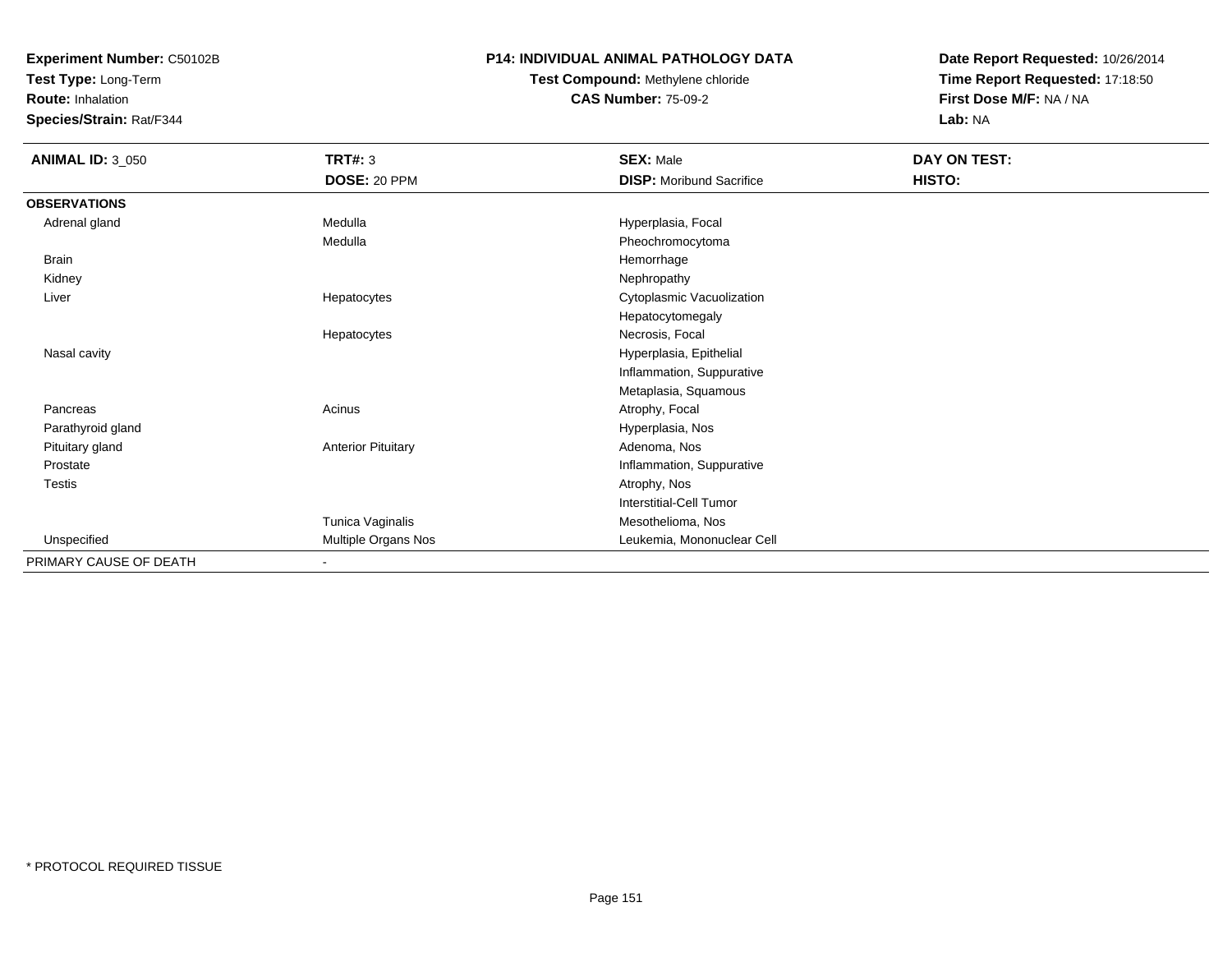**Experiment Number:** C50102B
**Test Type:** Long-Term
**Route:** Inhalation
**Species/Strain:** Rat/F344

**P14: INDIVIDUAL ANIMAL PATHOLOGY DATA**
**Test Compound:** Methylene chloride
**CAS Number:** 75-09-2

**Date Report Requested:** 10/26/2014
**Time Report Requested:** 17:18:50
**First Dose M/F:** NA / NA
**Lab:** NA

| **ANIMAL ID:** 3_050 | **TRT#:** 3 | **SEX:** Male | **DAY ON TEST:** |
|---|---|---|---|
| | **DOSE:** 20 PPM | **DISP:** Moribund Sacrifice | **HISTO:** |
| **OBSERVATIONS** | | | |
| Adrenal gland | Medulla | Hyperplasia, Focal | |
| | Medulla | Pheochromocytoma | |
| Brain | | Hemorrhage | |
| Kidney | | Nephropathy | |
| Liver | Hepatocytes | Cytoplasmic Vacuolization | |
| | | Hepatocytomegaly | |
| | Hepatocytes | Necrosis, Focal | |
| Nasal cavity | | Hyperplasia, Epithelial | |
| | | Inflammation, Suppurative | |
| | | Metaplasia, Squamous | |
| Pancreas | Acinus | Atrophy, Focal | |
| Parathyroid gland | | Hyperplasia, Nos | |
| Pituitary gland | Anterior Pituitary | Adenoma, Nos | |
| Prostate | | Inflammation, Suppurative | |
| Testis | | Atrophy, Nos | |
| | | Interstitial-Cell Tumor | |
| | Tunica Vaginalis | Mesothelioma, Nos | |
| Unspecified | Multiple Organs Nos | Leukemia, Mononuclear Cell | |
| PRIMARY CAUSE OF DEATH | - | | |

\* PROTOCOL REQUIRED TISSUE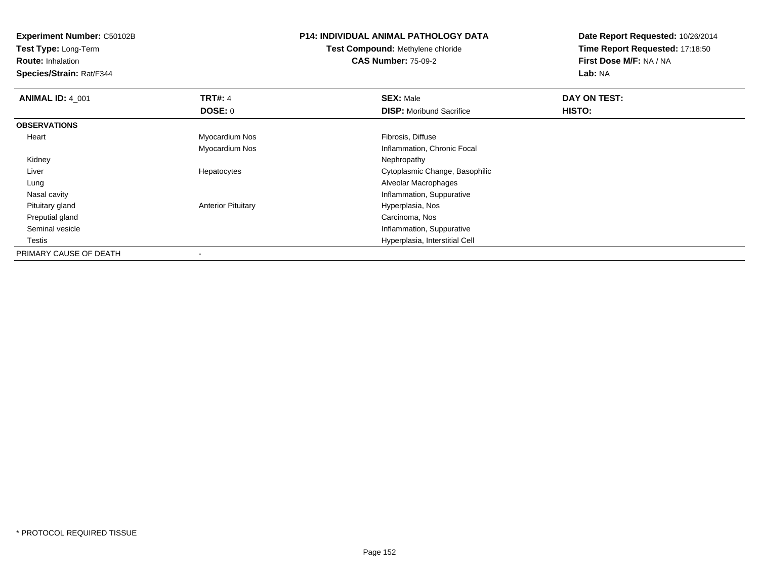**Experiment Number:** C50102B
**Test Type:** Long-Term
**Route:** Inhalation
**Species/Strain:** Rat/F344

**P14: INDIVIDUAL ANIMAL PATHOLOGY DATA**
**Test Compound:** Methylene chloride
**CAS Number:** 75-09-2

**Date Report Requested:** 10/26/2014
**Time Report Requested:** 17:18:50
**First Dose M/F:** NA / NA
**Lab:** NA

| **ANIMAL ID:** 4_001 | **TRT#:** 4 | **SEX:** Male | **DAY ON TEST:** |
|---|---|---|---|
| | **DOSE:** 0 | **DISP:** Moribund Sacrifice | **HISTO:** |
| **OBSERVATIONS** | | | |
| Heart | Myocardium Nos | Fibrosis, Diffuse | |
| | Myocardium Nos | Inflammation, Chronic Focal | |
| Kidney | | Nephropathy | |
| Liver | Hepatocytes | Cytoplasmic Change, Basophilic | |
| Lung | | Alveolar Macrophages | |
| Nasal cavity | | Inflammation, Suppurative | |
| Pituitary gland | Anterior Pituitary | Hyperplasia, Nos | |
| Preputial gland | | Carcinoma, Nos | |
| Seminal vesicle | | Inflammation, Suppurative | |
| Testis | | Hyperplasia, Interstitial Cell | |
| PRIMARY CAUSE OF DEATH | - | | |

* PROTOCOL REQUIRED TISSUE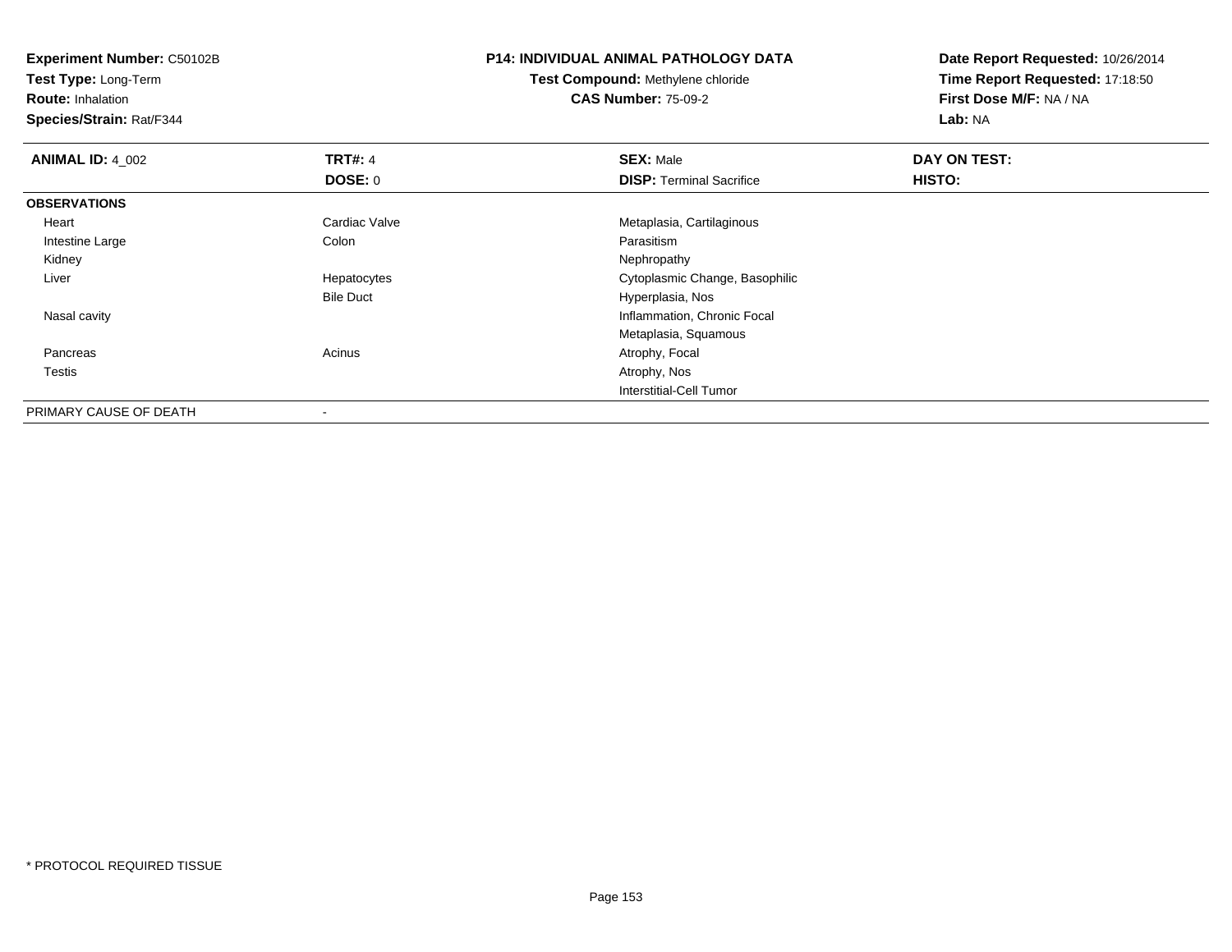**Experiment Number:** C50102B
**Test Type:** Long-Term
**Route:** Inhalation
**Species/Strain:** Rat/F344

**P14: INDIVIDUAL ANIMAL PATHOLOGY DATA**
**Test Compound:** Methylene chloride
**CAS Number:** 75-09-2

**Date Report Requested:** 10/26/2014
**Time Report Requested:** 17:18:50
**First Dose M/F:** NA / NA
**Lab:** NA

| **ANIMAL ID:** 4_002 | **TRT#:** 4 | **SEX:** Male | **DAY ON TEST:** |
|---|---|---|---|
| | **DOSE:** 0 | **DISP:** Terminal Sacrifice | **HISTO:** |
| **OBSERVATIONS** | | | |
| Heart | Cardiac Valve | Metaplasia, Cartilaginous | |
| Intestine Large | Colon | Parasitism | |
| Kidney | | Nephropathy | |
| Liver | Hepatocytes | Cytoplasmic Change, Basophilic | |
| | Bile Duct | Hyperplasia, Nos | |
| Nasal cavity | | Inflammation, Chronic Focal | |
| | | Metaplasia, Squamous | |
| Pancreas | Acinus | Atrophy, Focal | |
| Testis | | Atrophy, Nos | |
| | | Interstitial-Cell Tumor | |
| PRIMARY CAUSE OF DEATH | - | | |

* PROTOCOL REQUIRED TISSUE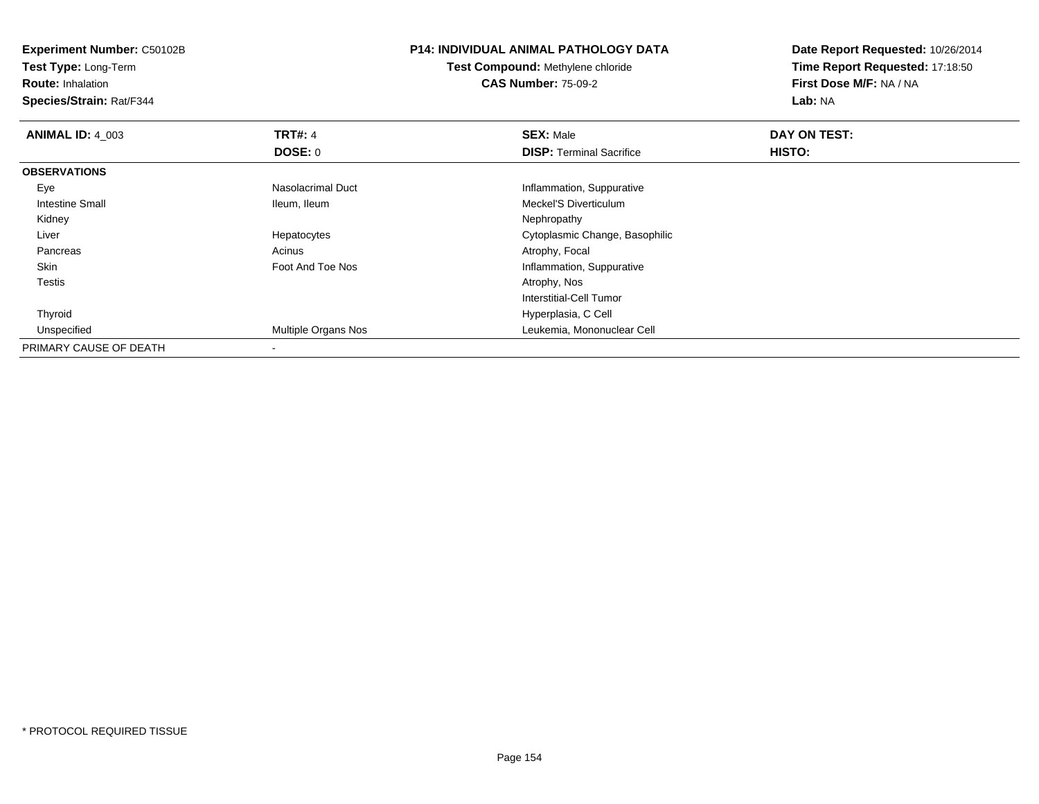**Experiment Number:** C50102B
**Test Type:** Long-Term
**Route:** Inhalation
**Species/Strain:** Rat/F344

**P14: INDIVIDUAL ANIMAL PATHOLOGY DATA**
**Test Compound:** Methylene chloride
**CAS Number:** 75-09-2

**Date Report Requested:** 10/26/2014
**Time Report Requested:** 17:18:50
**First Dose M/F:** NA / NA
**Lab:** NA

| **ANIMAL ID:** 4_003 | **TRT#:** 4 | **SEX:** Male | **DAY ON TEST:** |
|---|---|---|---|
| | **DOSE:** 0 | **DISP:** Terminal Sacrifice | **HISTO:** |
| **OBSERVATIONS** | | | |
| Eye | Nasolacrimal Duct | Inflammation, Suppurative | |
| Intestine Small | Ileum, Ileum | Meckel'S Diverticulum | |
| Kidney | | Nephropathy | |
| Liver | Hepatocytes | Cytoplasmic Change, Basophilic | |
| Pancreas | Acinus | Atrophy, Focal | |
| Skin | Foot And Toe Nos | Inflammation, Suppurative | |
| Testis | | Atrophy, Nos | |
| | | Interstitial-Cell Tumor | |
| Thyroid | | Hyperplasia, C Cell | |
| Unspecified | Multiple Organs Nos | Leukemia, Mononuclear Cell | |
| PRIMARY CAUSE OF DEATH | - | | |

\* PROTOCOL REQUIRED TISSUE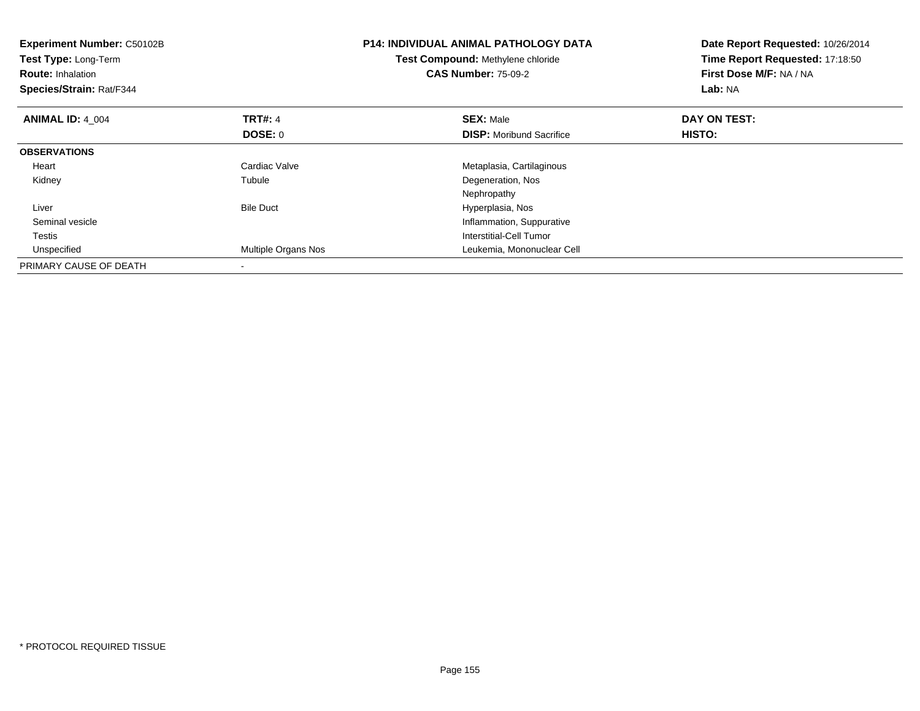**Experiment Number:** C50102B
**Test Type:** Long-Term
**Route:** Inhalation
**Species/Strain:** Rat/F344

**P14: INDIVIDUAL ANIMAL PATHOLOGY DATA**
**Test Compound:** Methylene chloride
**CAS Number:** 75-09-2

**Date Report Requested:** 10/26/2014
**Time Report Requested:** 17:18:50
**First Dose M/F:** NA / NA
**Lab:** NA

| **ANIMAL ID:** 4_004 | **TRT#:** 4 | **SEX:** Male | **DAY ON TEST:** |
|---|---|---|---|
| | **DOSE:** 0 | **DISP:** Moribund Sacrifice | **HISTO:** |
| **OBSERVATIONS** | | | |
| Heart | Cardiac Valve | Metaplasia, Cartilaginous | |
| Kidney | Tubule | Degeneration, Nos | |
| | | Nephropathy | |
| Liver | Bile Duct | Hyperplasia, Nos | |
| Seminal vesicle | | Inflammation, Suppurative | |
| Testis | | Interstitial-Cell Tumor | |
| Unspecified | Multiple Organs Nos | Leukemia, Mononuclear Cell | |
| PRIMARY CAUSE OF DEATH | - | | |

* PROTOCOL REQUIRED TISSUE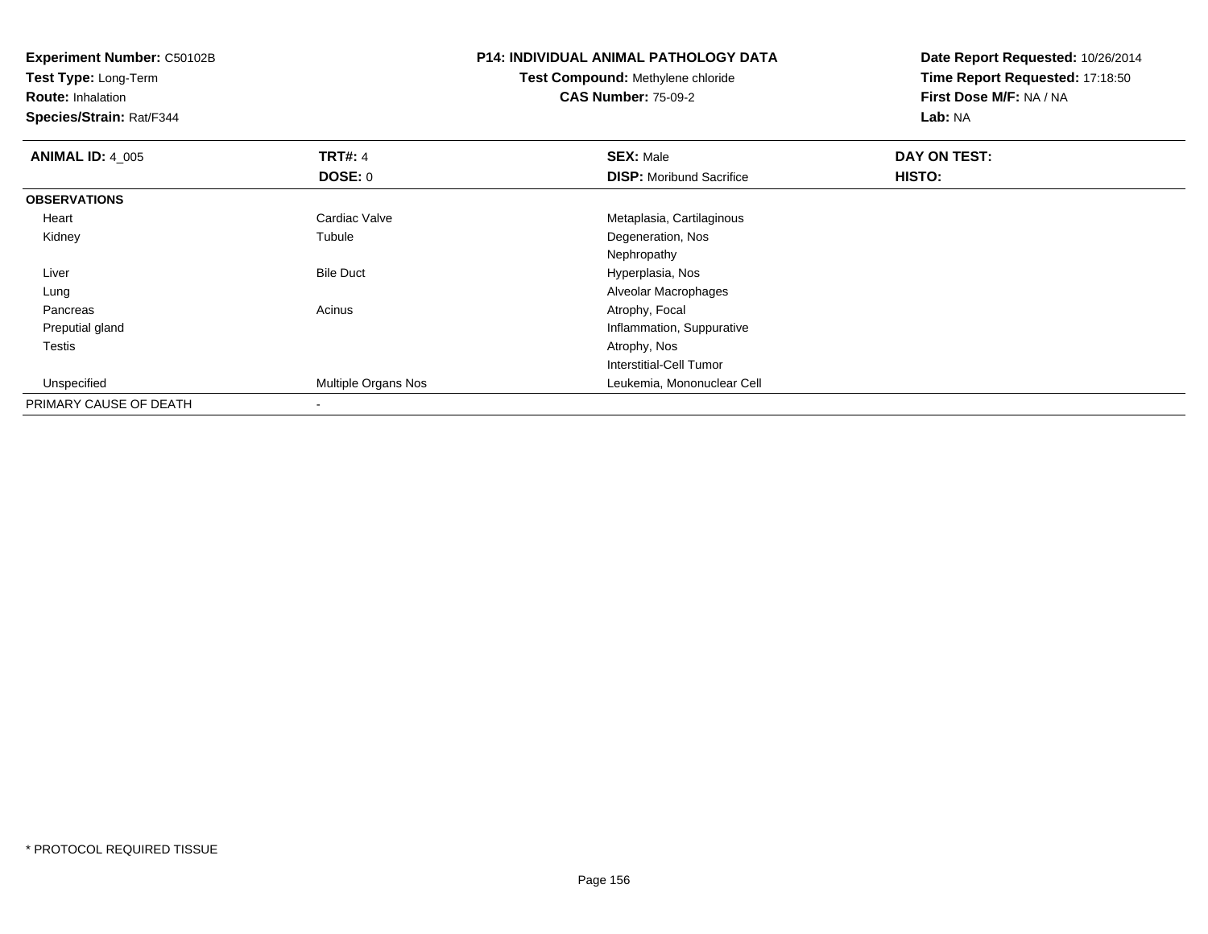**Experiment Number:** C50102B
**Test Type:** Long-Term
**Route:** Inhalation
**Species/Strain:** Rat/F344

**P14: INDIVIDUAL ANIMAL PATHOLOGY DATA**
**Test Compound:** Methylene chloride
**CAS Number:** 75-09-2

**Date Report Requested:** 10/26/2014
**Time Report Requested:** 17:18:50
**First Dose M/F:** NA / NA
**Lab:** NA

| **ANIMAL ID:** 4_005 | **TRT#:** 4 | **SEX:** Male | **DAY ON TEST:** |
|---|---|---|---|
| | **DOSE:** 0 | **DISP:** Moribund Sacrifice | **HISTO:** |
| **OBSERVATIONS** | | | |
| Heart | Cardiac Valve | Metaplasia, Cartilaginous | |
| Kidney | Tubule | Degeneration, Nos | |
| | | Nephropathy | |
| Liver | Bile Duct | Hyperplasia, Nos | |
| Lung | | Alveolar Macrophages | |
| Pancreas | Acinus | Atrophy, Focal | |
| Preputial gland | | Inflammation, Suppurative | |
| Testis | | Atrophy, Nos | |
| | | Interstitial-Cell Tumor | |
| Unspecified | Multiple Organs Nos | Leukemia, Mononuclear Cell | |
| PRIMARY CAUSE OF DEATH | - | | |

* PROTOCOL REQUIRED TISSUE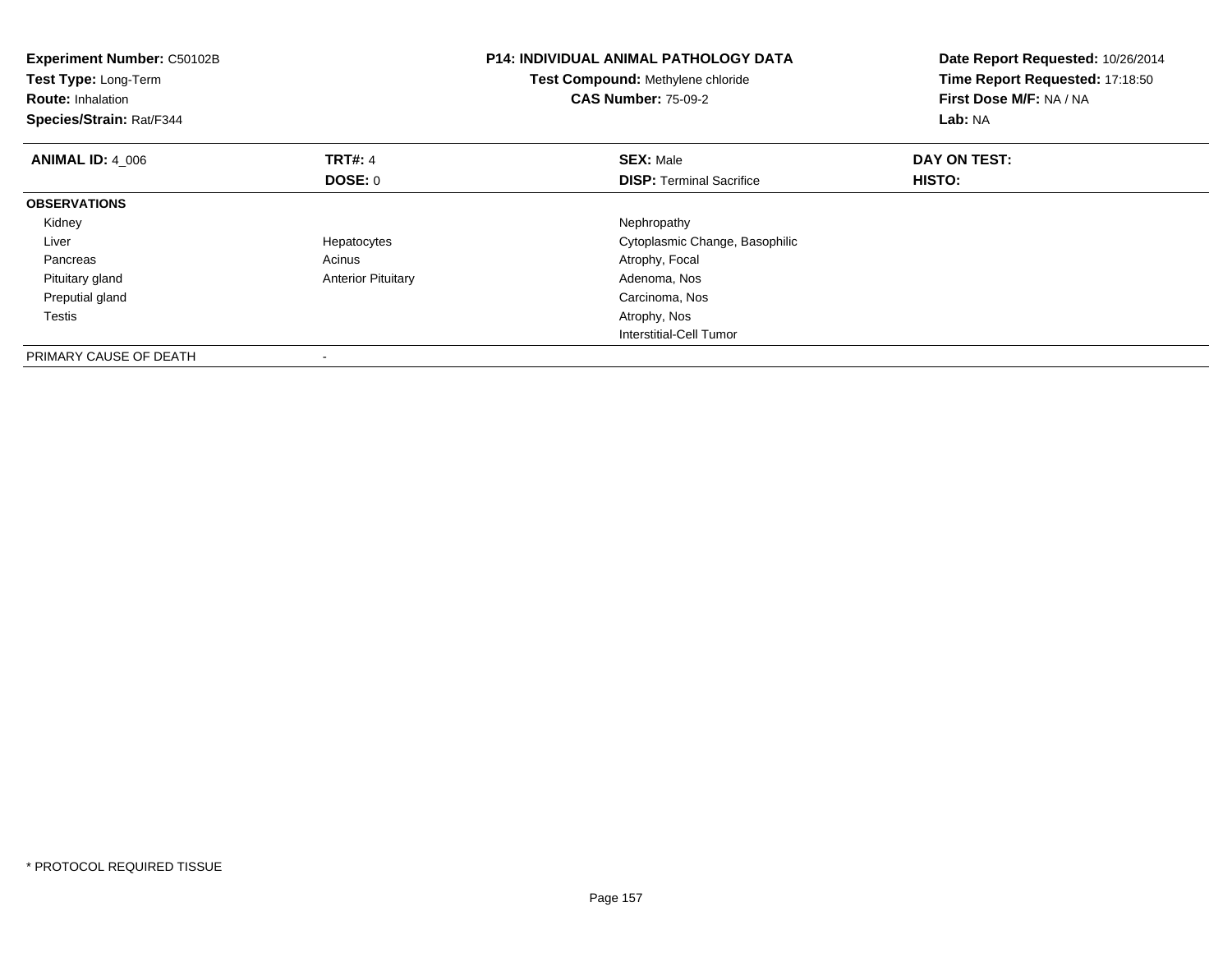**Experiment Number:** C50102B
**Test Type:** Long-Term
**Route:** Inhalation
**Species/Strain:** Rat/F344

**P14: INDIVIDUAL ANIMAL PATHOLOGY DATA**
**Test Compound:** Methylene chloride
**CAS Number:** 75-09-2

**Date Report Requested:** 10/26/2014
**Time Report Requested:** 17:18:50
**First Dose M/F:** NA / NA
**Lab:** NA

| **ANIMAL ID:** 4_006 | **TRT#:** 4 | **SEX:** Male | **DAY ON TEST:** |
|---|---|---|---|
| | **DOSE:** 0 | **DISP:** Terminal Sacrifice | **HISTO:** |
| **OBSERVATIONS** | | | |
| Kidney | | Nephropathy | |
| Liver | Hepatocytes | Cytoplasmic Change, Basophilic | |
| Pancreas | Acinus | Atrophy, Focal | |
| Pituitary gland | Anterior Pituitary | Adenoma, Nos | |
| Preputial gland | | Carcinoma, Nos | |
| Testis | | Atrophy, Nos | |
| | | Interstitial-Cell Tumor | |
| PRIMARY CAUSE OF DEATH | - | | |

* PROTOCOL REQUIRED TISSUE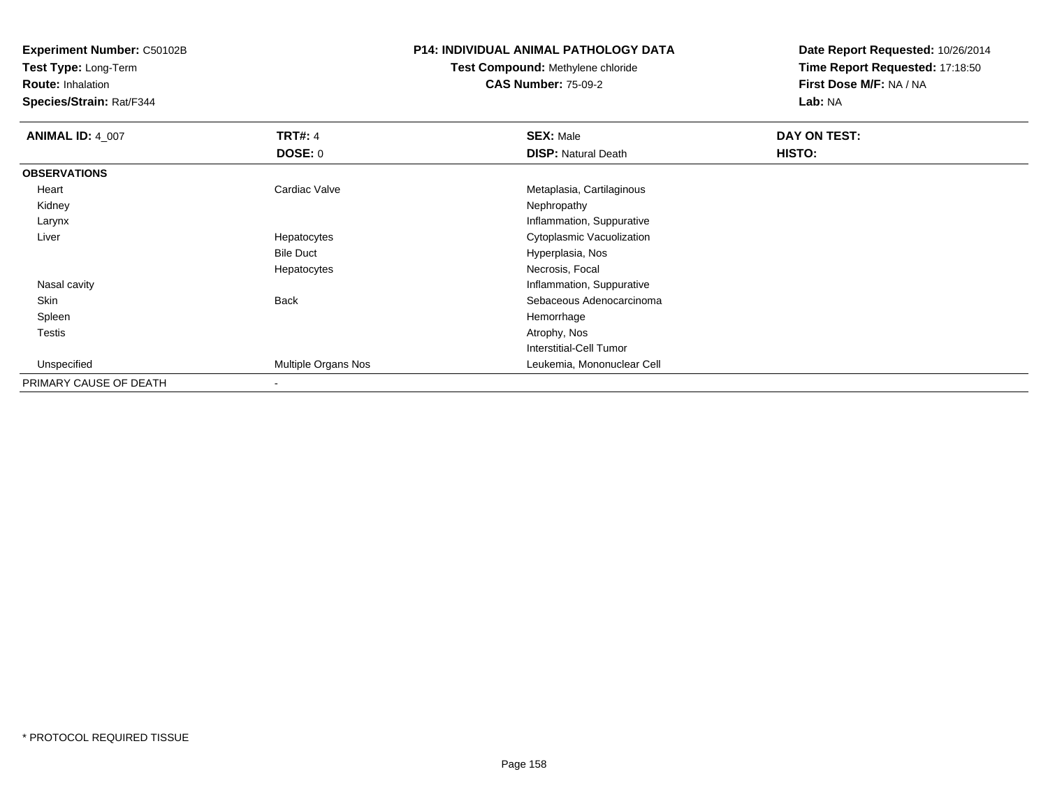**Experiment Number:** C50102B
**Test Type:** Long-Term
**Route:** Inhalation
**Species/Strain:** Rat/F344

**P14: INDIVIDUAL ANIMAL PATHOLOGY DATA**
**Test Compound:** Methylene chloride
**CAS Number:** 75-09-2

**Date Report Requested:** 10/26/2014
**Time Report Requested:** 17:18:50
**First Dose M/F:** NA / NA
**Lab:** NA

| **ANIMAL ID:** 4_007 | **TRT#:** 4 | **SEX:** Male | **DAY ON TEST:** |
|---|---|---|---|
| | **DOSE:** 0 | **DISP:** Natural Death | **HISTO:** |
| **OBSERVATIONS** | | | |
| Heart | Cardiac Valve | Metaplasia, Cartilaginous | |
| Kidney | | Nephropathy | |
| Larynx | | Inflammation, Suppurative | |
| Liver | Hepatocytes | Cytoplasmic Vacuolization | |
| | Bile Duct | Hyperplasia, Nos | |
| | Hepatocytes | Necrosis, Focal | |
| Nasal cavity | | Inflammation, Suppurative | |
| Skin | Back | Sebaceous Adenocarcinoma | |
| Spleen | | Hemorrhage | |
| Testis | | Atrophy, Nos | |
| | | Interstitial-Cell Tumor | |
| Unspecified | Multiple Organs Nos | Leukemia, Mononuclear Cell | |
| PRIMARY CAUSE OF DEATH | - | | |

\* PROTOCOL REQUIRED TISSUE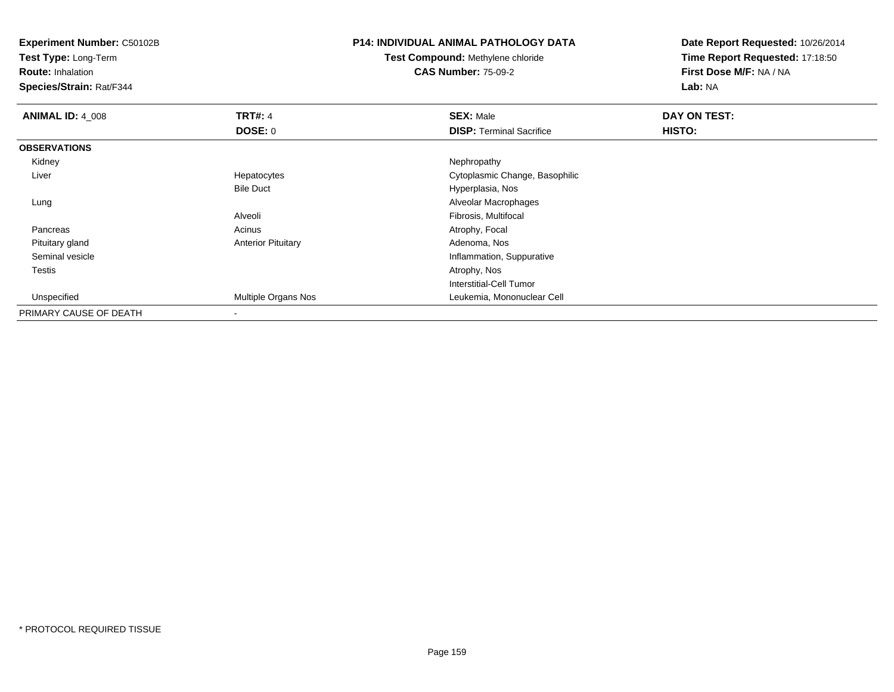**Experiment Number:** C50102B
**Test Type:** Long-Term
**Route:** Inhalation
**Species/Strain:** Rat/F344

**P14: INDIVIDUAL ANIMAL PATHOLOGY DATA**
**Test Compound:** Methylene chloride
**CAS Number:** 75-09-2

**Date Report Requested:** 10/26/2014
**Time Report Requested:** 17:18:50
**First Dose M/F:** NA / NA
**Lab:** NA

| **ANIMAL ID:** 4_008 | **TRT#:** 4 | **SEX:** Male | **DAY ON TEST:** |
|---|---|---|---|
| | **DOSE:** 0 | **DISP:** Terminal Sacrifice | **HISTO:** |
| **OBSERVATIONS** | | | |
| Kidney | | Nephropathy | |
| Liver | Hepatocytes | Cytoplasmic Change, Basophilic | |
| | Bile Duct | Hyperplasia, Nos | |
| Lung | | Alveolar Macrophages | |
| | Alveoli | Fibrosis, Multifocal | |
| Pancreas | Acinus | Atrophy, Focal | |
| Pituitary gland | Anterior Pituitary | Adenoma, Nos | |
| Seminal vesicle | | Inflammation, Suppurative | |
| Testis | | Atrophy, Nos | |
| | | Interstitial-Cell Tumor | |
| Unspecified | Multiple Organs Nos | Leukemia, Mononuclear Cell | |
| PRIMARY CAUSE OF DEATH | - | | |

* PROTOCOL REQUIRED TISSUE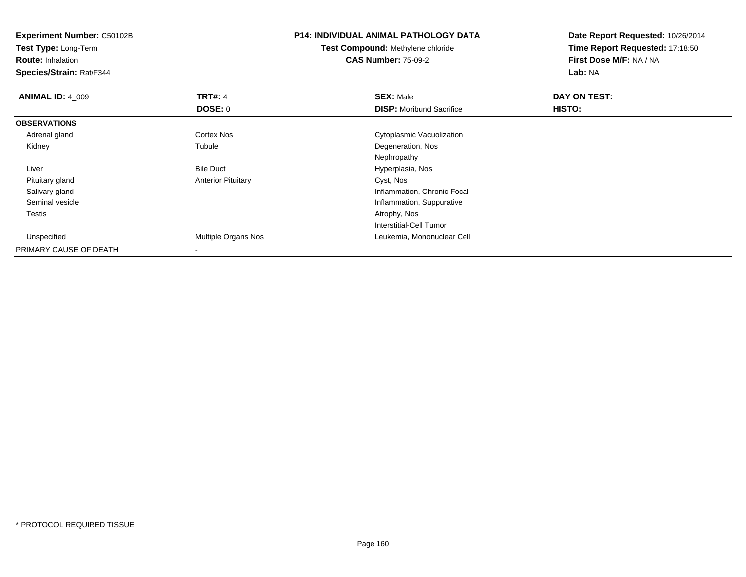**Experiment Number:** C50102B
**Test Type:** Long-Term
**Route:** Inhalation
**Species/Strain:** Rat/F344

**P14: INDIVIDUAL ANIMAL PATHOLOGY DATA**
**Test Compound:** Methylene chloride
**CAS Number:** 75-09-2

**Date Report Requested:** 10/26/2014
**Time Report Requested:** 17:18:50
**First Dose M/F:** NA / NA
**Lab:** NA

| **ANIMAL ID:** 4_009 | **TRT#:** 4 | **SEX:** Male | **DAY ON TEST:** |
|---|---|---|---|
| | **DOSE:** 0 | **DISP:** Moribund Sacrifice | **HISTO:** |
| **OBSERVATIONS** | | | |
| Adrenal gland | Cortex Nos | Cytoplasmic Vacuolization | |
| Kidney | Tubule | Degeneration, Nos | |
| | | Nephropathy | |
| Liver | Bile Duct | Hyperplasia, Nos | |
| Pituitary gland | Anterior Pituitary | Cyst, Nos | |
| Salivary gland | | Inflammation, Chronic Focal | |
| Seminal vesicle | | Inflammation, Suppurative | |
| Testis | | Atrophy, Nos | |
| | | Interstitial-Cell Tumor | |
| Unspecified | Multiple Organs Nos | Leukemia, Mononuclear Cell | |
| PRIMARY CAUSE OF DEATH | - | | |

* PROTOCOL REQUIRED TISSUE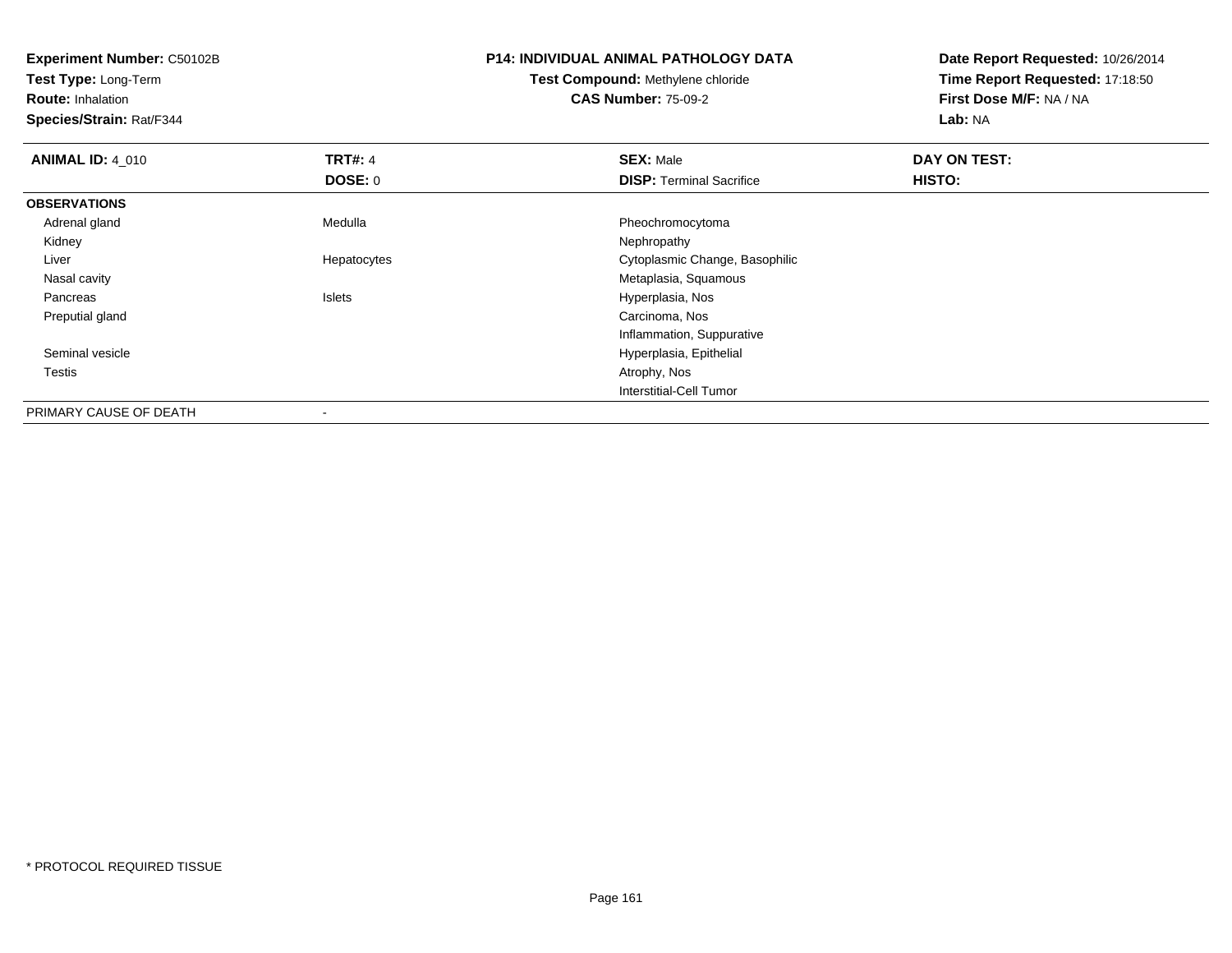**Experiment Number:** C50102B
**Test Type:** Long-Term
**Route:** Inhalation
**Species/Strain:** Rat/F344

**P14: INDIVIDUAL ANIMAL PATHOLOGY DATA**
**Test Compound:** Methylene chloride
**CAS Number:** 75-09-2

**Date Report Requested:** 10/26/2014
**Time Report Requested:** 17:18:50
**First Dose M/F:** NA / NA
**Lab:** NA

| **ANIMAL ID:** 4_010 | **TRT#:** 4 | **SEX:** Male | **DAY ON TEST:** |
|---|---|---|---|
| | **DOSE:** 0 | **DISP:** Terminal Sacrifice | **HISTO:** |
| **OBSERVATIONS** | | | |
| Adrenal gland | Medulla | Pheochromocytoma | |
| Kidney | | Nephropathy | |
| Liver | Hepatocytes | Cytoplasmic Change, Basophilic | |
| Nasal cavity | | Metaplasia, Squamous | |
| Pancreas | Islets | Hyperplasia, Nos | |
| Preputial gland | | Carcinoma, Nos | |
| | | Inflammation, Suppurative | |
| Seminal vesicle | | Hyperplasia, Epithelial | |
| Testis | | Atrophy, Nos | |
| | | Interstitial-Cell Tumor | |
| PRIMARY CAUSE OF DEATH | - | | |

* PROTOCOL REQUIRED TISSUE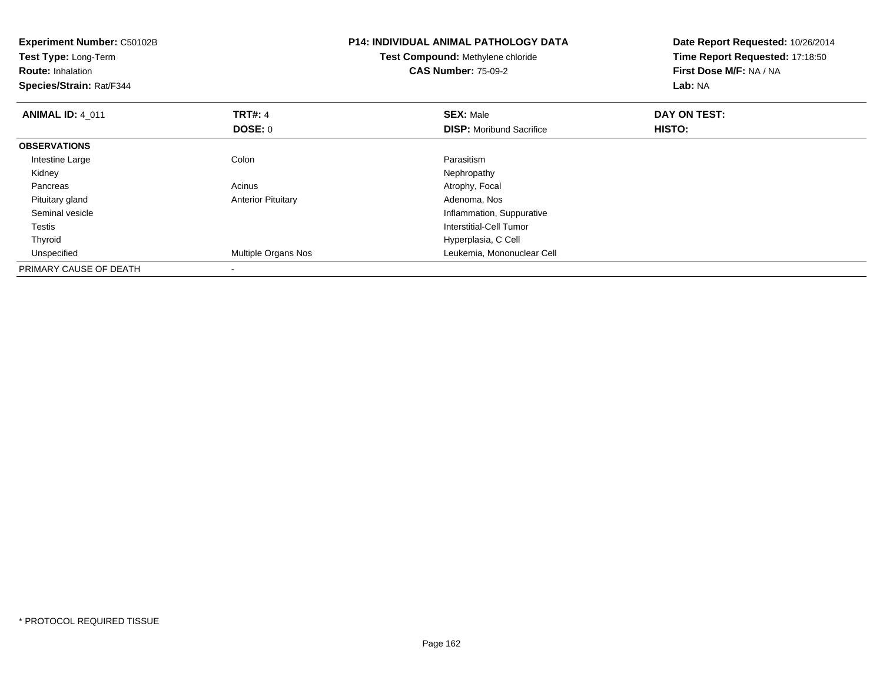**Experiment Number:** C50102B
**Test Type:** Long-Term
**Route:** Inhalation
**Species/Strain:** Rat/F344

**P14: INDIVIDUAL ANIMAL PATHOLOGY DATA**
**Test Compound:** Methylene chloride
**CAS Number:** 75-09-2

**Date Report Requested:** 10/26/2014
**Time Report Requested:** 17:18:50
**First Dose M/F:** NA / NA
**Lab:** NA

| **ANIMAL ID:** 4_011 | **TRT#:** 4 | **SEX:** Male | **DAY ON TEST:** |
|---|---|---|---|
| | **DOSE:** 0 | **DISP:** Moribund Sacrifice | **HISTO:** |
| **OBSERVATIONS** | | | |
| Intestine Large | Colon | Parasitism | |
| Kidney | | Nephropathy | |
| Pancreas | Acinus | Atrophy, Focal | |
| Pituitary gland | Anterior Pituitary | Adenoma, Nos | |
| Seminal vesicle | | Inflammation, Suppurative | |
| Testis | | Interstitial-Cell Tumor | |
| Thyroid | | Hyperplasia, C Cell | |
| Unspecified | Multiple Organs Nos | Leukemia, Mononuclear Cell | |
| PRIMARY CAUSE OF DEATH | - | | |

* PROTOCOL REQUIRED TISSUE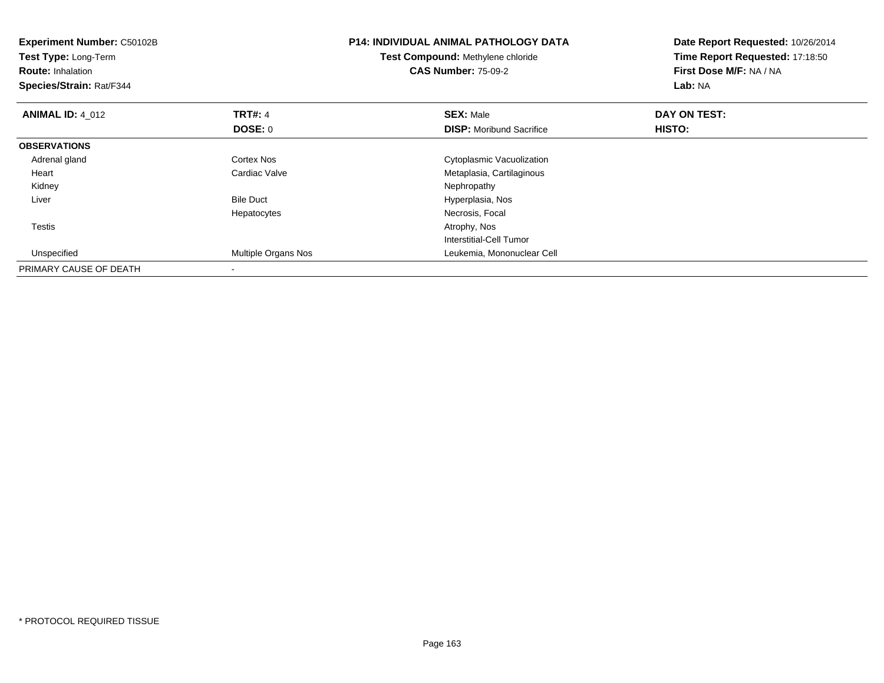**Experiment Number:** C50102B
**Test Type:** Long-Term
**Route:** Inhalation
**Species/Strain:** Rat/F344

**P14: INDIVIDUAL ANIMAL PATHOLOGY DATA**
**Test Compound:** Methylene chloride
**CAS Number:** 75-09-2

**Date Report Requested:** 10/26/2014
**Time Report Requested:** 17:18:50
**First Dose M/F:** NA / NA
**Lab:** NA

| **ANIMAL ID:** 4_012 | **TRT#:** 4 | **SEX:** Male | **DAY ON TEST:** |
|---|---|---|---|
| | **DOSE:** 0 | **DISP:** Moribund Sacrifice | **HISTO:** |
| **OBSERVATIONS** | | | |
| Adrenal gland | Cortex Nos | Cytoplasmic Vacuolization | |
| Heart | Cardiac Valve | Metaplasia, Cartilaginous | |
| Kidney | | Nephropathy | |
| Liver | Bile Duct | Hyperplasia, Nos | |
| | Hepatocytes | Necrosis, Focal | |
| Testis | | Atrophy, Nos | |
| | | Interstitial-Cell Tumor | |
| Unspecified | Multiple Organs Nos | Leukemia, Mononuclear Cell | |
| PRIMARY CAUSE OF DEATH | - | | |

* PROTOCOL REQUIRED TISSUE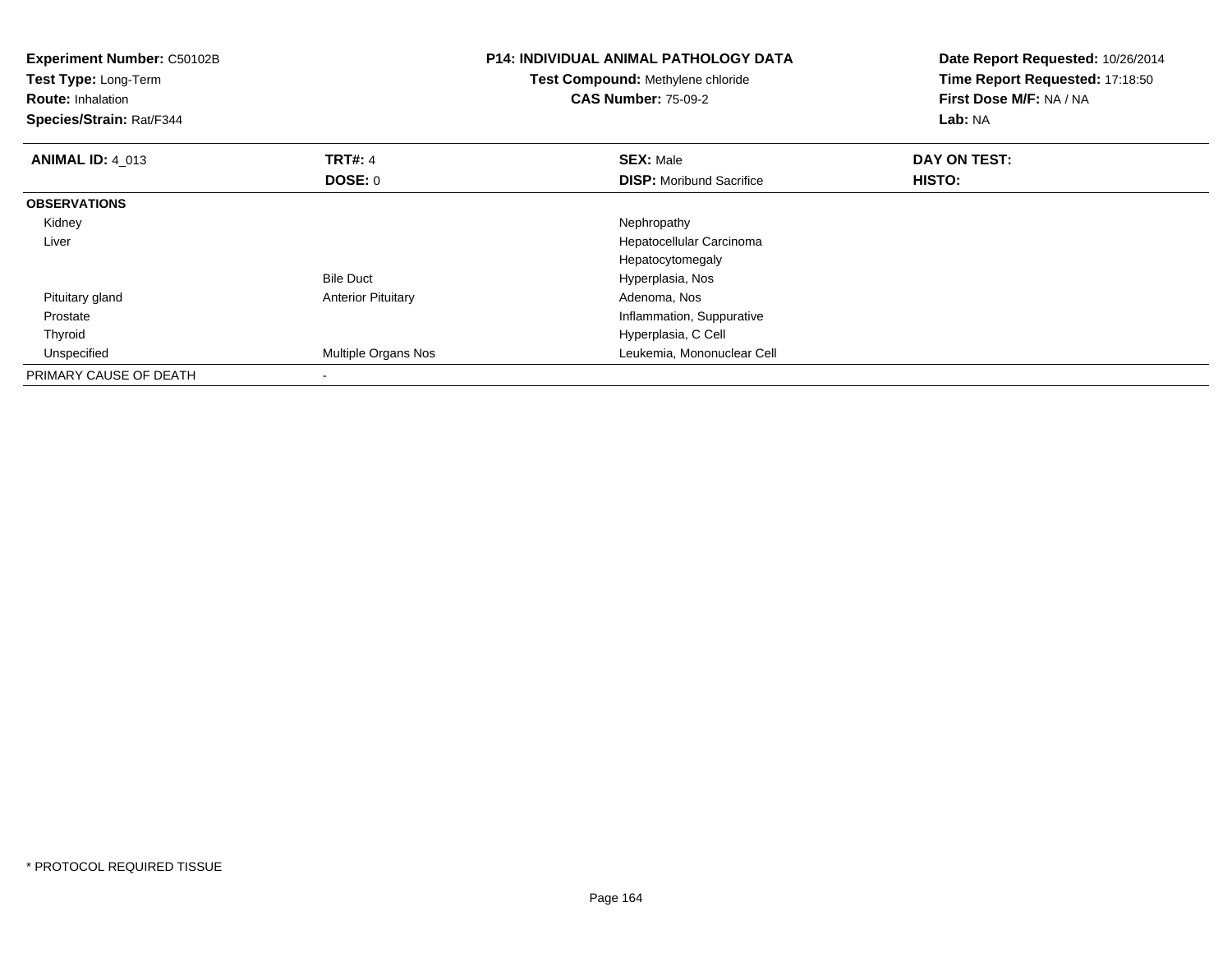**Experiment Number:** C50102B
**Test Type:** Long-Term
**Route:** Inhalation
**Species/Strain:** Rat/F344

**P14: INDIVIDUAL ANIMAL PATHOLOGY DATA**
**Test Compound:** Methylene chloride
**CAS Number:** 75-09-2

**Date Report Requested:** 10/26/2014
**Time Report Requested:** 17:18:50
**First Dose M/F:** NA / NA
**Lab:** NA

| **ANIMAL ID:** 4_013 | **TRT#:** 4 | **SEX:** Male | **DAY ON TEST:** |
|---|---|---|---|
| | **DOSE:** 0 | **DISP:** Moribund Sacrifice | **HISTO:** |
| **OBSERVATIONS** | | | |
| Kidney | | Nephropathy | |
| Liver | | Hepatocellular Carcinoma | |
| | | Hepatocytomegaly | |
| | Bile Duct | Hyperplasia, Nos | |
| Pituitary gland | Anterior Pituitary | Adenoma, Nos | |
| Prostate | | Inflammation, Suppurative | |
| Thyroid | | Hyperplasia, C Cell | |
| Unspecified | Multiple Organs Nos | Leukemia, Mononuclear Cell | |
| PRIMARY CAUSE OF DEATH | - | | |

* PROTOCOL REQUIRED TISSUE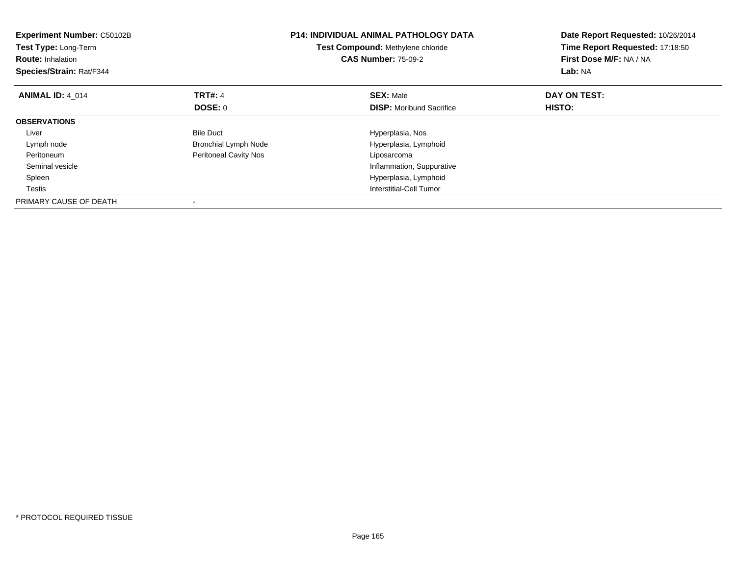**Experiment Number:** C50102B
**Test Type:** Long-Term
**Route:** Inhalation
**Species/Strain:** Rat/F344

**P14: INDIVIDUAL ANIMAL PATHOLOGY DATA**
**Test Compound:** Methylene chloride
**CAS Number:** 75-09-2

**Date Report Requested:** 10/26/2014
**Time Report Requested:** 17:18:50
**First Dose M/F:** NA / NA
**Lab:** NA

| **ANIMAL ID:** 4_014 | **TRT#:** 4 | **SEX:** Male | **DAY ON TEST:** |
|---|---|---|---|
| | **DOSE:** 0 | **DISP:** Moribund Sacrifice | **HISTO:** |
| **OBSERVATIONS** | | | |
| Liver | Bile Duct | Hyperplasia, Nos | |
| Lymph node | Bronchial Lymph Node | Hyperplasia, Lymphoid | |
| Peritoneum | Peritoneal Cavity Nos | Liposarcoma | |
| Seminal vesicle | | Inflammation, Suppurative | |
| Spleen | | Hyperplasia, Lymphoid | |
| Testis | | Interstitial-Cell Tumor | |
| PRIMARY CAUSE OF DEATH | - | | |

* PROTOCOL REQUIRED TISSUE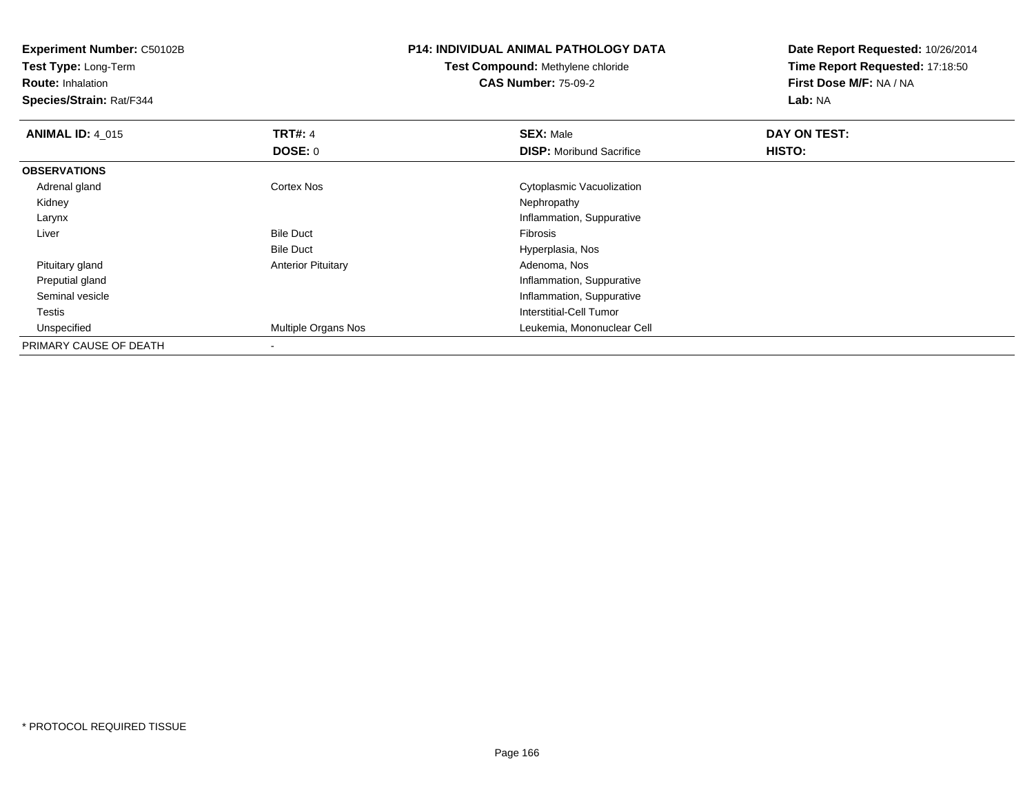**Experiment Number:** C50102B
**Test Type:** Long-Term
**Route:** Inhalation
**Species/Strain:** Rat/F344

**P14: INDIVIDUAL ANIMAL PATHOLOGY DATA**
**Test Compound:** Methylene chloride
**CAS Number:** 75-09-2

**Date Report Requested:** 10/26/2014
**Time Report Requested:** 17:18:50
**First Dose M/F:** NA / NA
**Lab:** NA

| **ANIMAL ID:** 4_015 | **TRT#:** 4 | **SEX:** Male | **DAY ON TEST:** |
|---|---|---|---|
| | **DOSE:** 0 | **DISP:** Moribund Sacrifice | **HISTO:** |
| **OBSERVATIONS** | | | |
| Adrenal gland | Cortex Nos | Cytoplasmic Vacuolization | |
| Kidney | | Nephropathy | |
| Larynx | | Inflammation, Suppurative | |
| Liver | Bile Duct | Fibrosis | |
| | Bile Duct | Hyperplasia, Nos | |
| Pituitary gland | Anterior Pituitary | Adenoma, Nos | |
| Preputial gland | | Inflammation, Suppurative | |
| Seminal vesicle | | Inflammation, Suppurative | |
| Testis | | Interstitial-Cell Tumor | |
| Unspecified | Multiple Organs Nos | Leukemia, Mononuclear Cell | |
| PRIMARY CAUSE OF DEATH | - | | |

* PROTOCOL REQUIRED TISSUE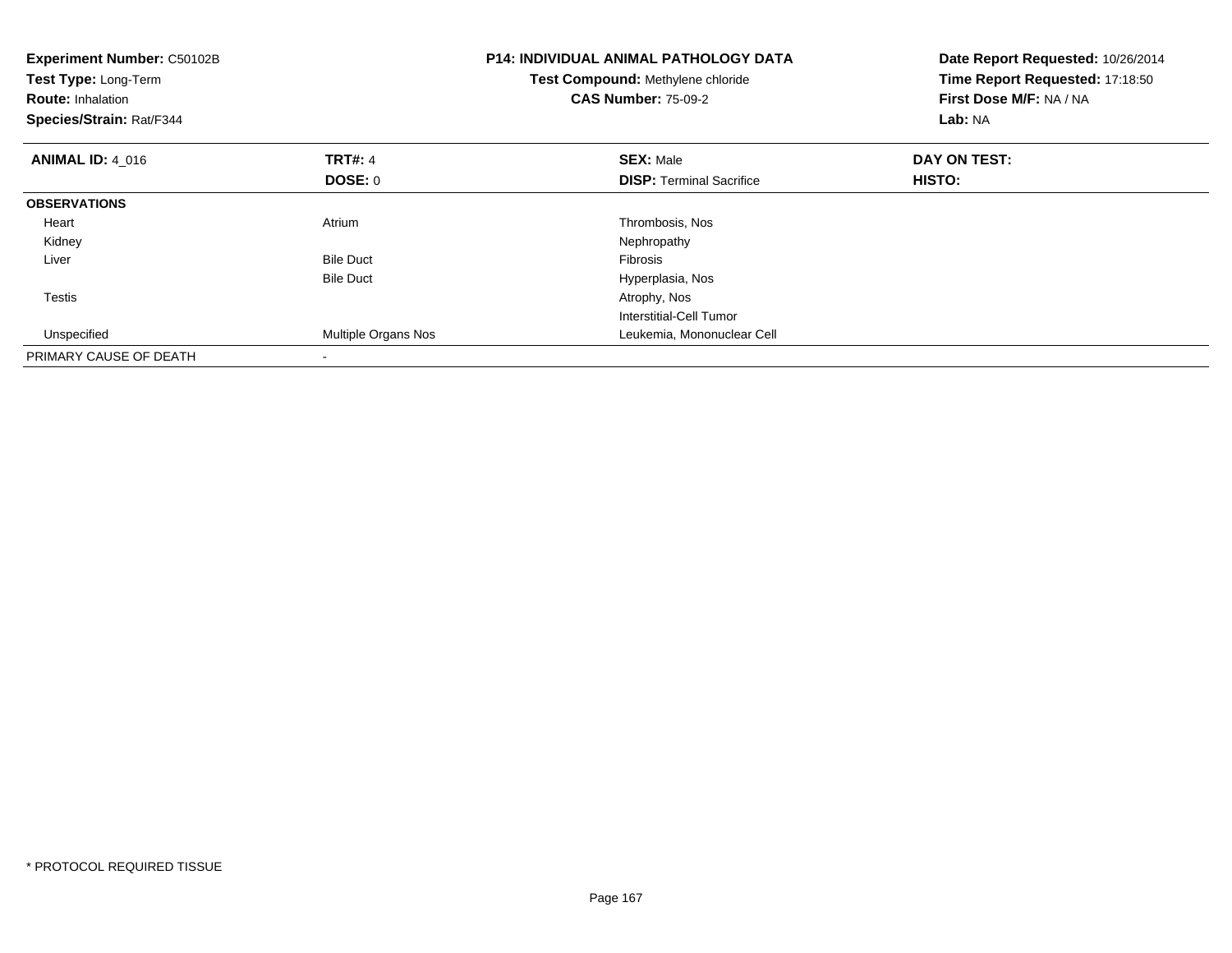**Experiment Number:** C50102B
**Test Type:** Long-Term
**Route:** Inhalation
**Species/Strain:** Rat/F344

**P14: INDIVIDUAL ANIMAL PATHOLOGY DATA**
**Test Compound:** Methylene chloride
**CAS Number:** 75-09-2

**Date Report Requested:** 10/26/2014
**Time Report Requested:** 17:18:50
**First Dose M/F:** NA / NA
**Lab:** NA

| **ANIMAL ID:** 4_016 | **TRT#:** 4 | **SEX:** Male | **DAY ON TEST:** |
|---|---|---|---|
| | **DOSE:** 0 | **DISP:** Terminal Sacrifice | **HISTO:** |
| **OBSERVATIONS** | | | |
| Heart | Atrium | Thrombosis, Nos | |
| Kidney | | Nephropathy | |
| Liver | Bile Duct | Fibrosis | |
| | Bile Duct | Hyperplasia, Nos | |
| Testis | | Atrophy, Nos | |
| | | Interstitial-Cell Tumor | |
| Unspecified | Multiple Organs Nos | Leukemia, Mononuclear Cell | |
| PRIMARY CAUSE OF DEATH | - | | |

* PROTOCOL REQUIRED TISSUE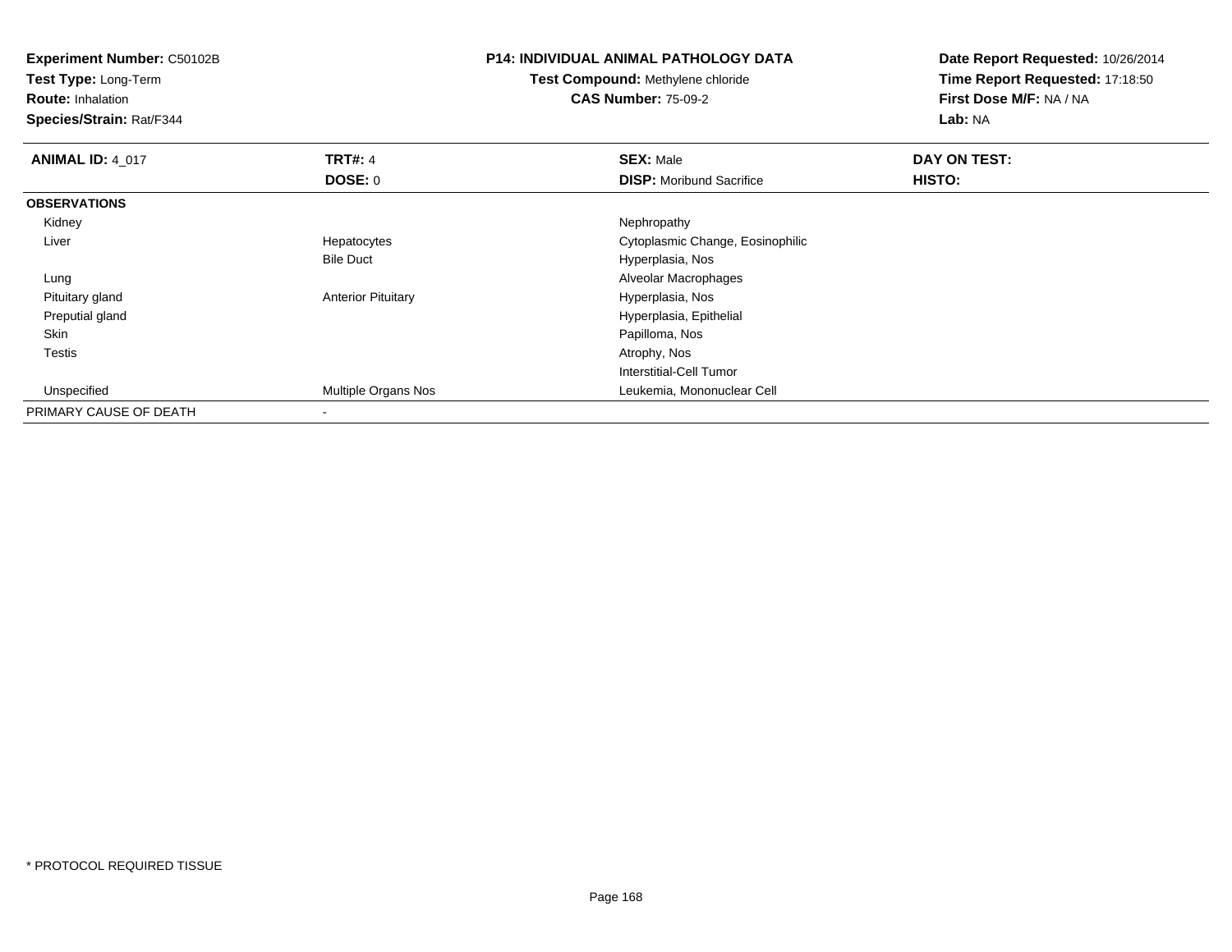**Experiment Number:** C50102B
**Test Type:** Long-Term
**Route:** Inhalation
**Species/Strain:** Rat/F344

**P14: INDIVIDUAL ANIMAL PATHOLOGY DATA**
**Test Compound:** Methylene chloride
**CAS Number:** 75-09-2

**Date Report Requested:** 10/26/2014
**Time Report Requested:** 17:18:50
**First Dose M/F:** NA / NA
**Lab:** NA

| **ANIMAL ID:** 4_017 | **TRT#:** 4 | **SEX:** Male | **DAY ON TEST:** |
|---|---|---|---|
| | **DOSE:** 0 | **DISP:** Moribund Sacrifice | **HISTO:** |
| **OBSERVATIONS** | | | |
| Kidney | | Nephropathy | |
| Liver | Hepatocytes | Cytoplasmic Change, Eosinophilic | |
| | Bile Duct | Hyperplasia, Nos | |
| Lung | | Alveolar Macrophages | |
| Pituitary gland | Anterior Pituitary | Hyperplasia, Nos | |
| Preputial gland | | Hyperplasia, Epithelial | |
| Skin | | Papilloma, Nos | |
| Testis | | Atrophy, Nos | |
| | | Interstitial-Cell Tumor | |
| Unspecified | Multiple Organs Nos | Leukemia, Mononuclear Cell | |
| PRIMARY CAUSE OF DEATH | - | | |

* PROTOCOL REQUIRED TISSUE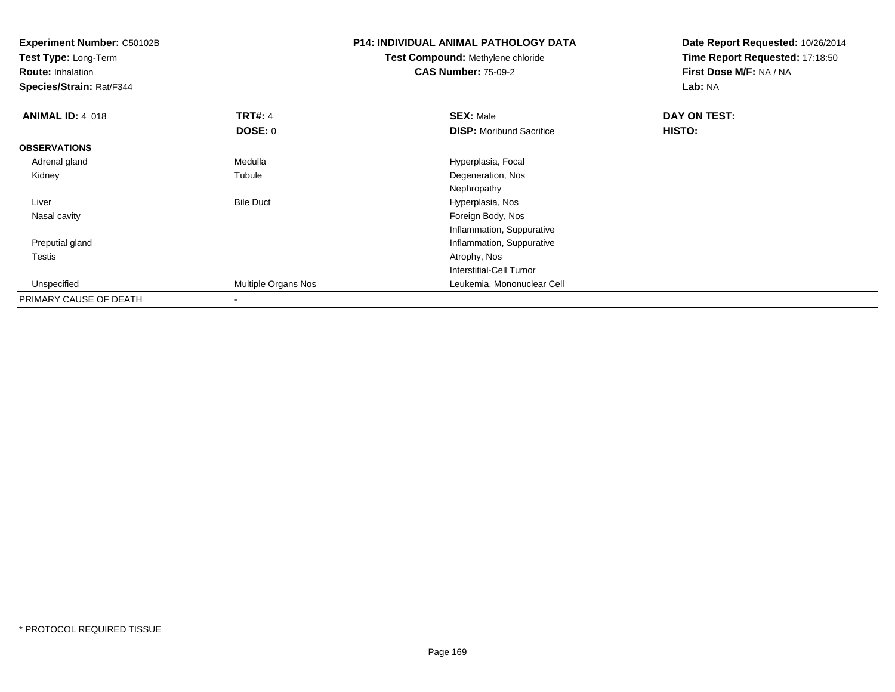**Experiment Number:** C50102B
**Test Type:** Long-Term
**Route:** Inhalation
**Species/Strain:** Rat/F344

**P14: INDIVIDUAL ANIMAL PATHOLOGY DATA**
**Test Compound:** Methylene chloride
**CAS Number:** 75-09-2

**Date Report Requested:** 10/26/2014
**Time Report Requested:** 17:18:50
**First Dose M/F:** NA / NA
**Lab:** NA

| **ANIMAL ID:** 4_018 | **TRT#:** 4 | **SEX:** Male | **DAY ON TEST:** |
|---|---|---|---|
| | **DOSE:** 0 | **DISP:** Moribund Sacrifice | **HISTO:** |
| **OBSERVATIONS** | | | |
| Adrenal gland | Medulla | Hyperplasia, Focal | |
| Kidney | Tubule | Degeneration, Nos | |
| | | Nephropathy | |
| Liver | Bile Duct | Hyperplasia, Nos | |
| Nasal cavity | | Foreign Body, Nos | |
| | | Inflammation, Suppurative | |
| Preputial gland | | Inflammation, Suppurative | |
| Testis | | Atrophy, Nos | |
| | | Interstitial-Cell Tumor | |
| Unspecified | Multiple Organs Nos | Leukemia, Mononuclear Cell | |
| PRIMARY CAUSE OF DEATH | - | | |

* PROTOCOL REQUIRED TISSUE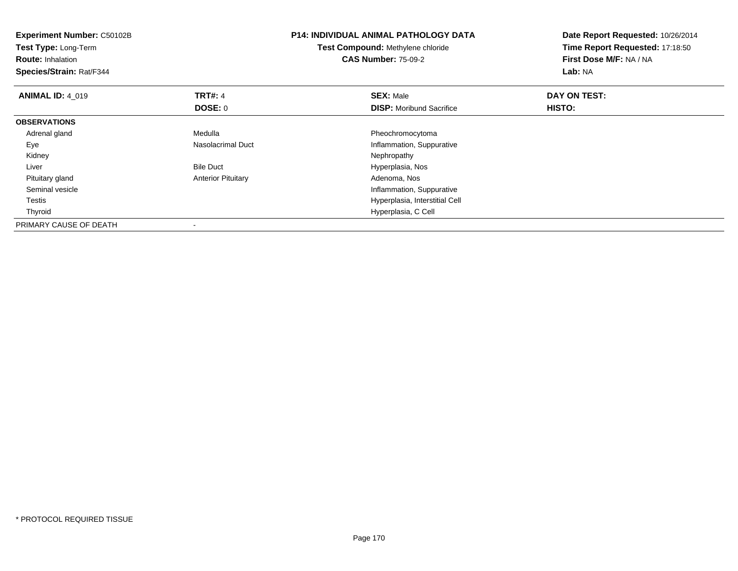**Experiment Number:** C50102B
**Test Type:** Long-Term
**Route:** Inhalation
**Species/Strain:** Rat/F344

**P14: INDIVIDUAL ANIMAL PATHOLOGY DATA**
**Test Compound:** Methylene chloride
**CAS Number:** 75-09-2

**Date Report Requested:** 10/26/2014
**Time Report Requested:** 17:18:50
**First Dose M/F:** NA / NA
**Lab:** NA

| **ANIMAL ID:** 4_019 | **TRT#:** 4 | **SEX:** Male | **DAY ON TEST:** |
|---|---|---|---|
| | **DOSE:** 0 | **DISP:** Moribund Sacrifice | **HISTO:** |
| **OBSERVATIONS** | | | |
| Adrenal gland | Medulla | Pheochromocytoma | |
| Eye | Nasolacrimal Duct | Inflammation, Suppurative | |
| Kidney | | Nephropathy | |
| Liver | Bile Duct | Hyperplasia, Nos | |
| Pituitary gland | Anterior Pituitary | Adenoma, Nos | |
| Seminal vesicle | | Inflammation, Suppurative | |
| Testis | | Hyperplasia, Interstitial Cell | |
| Thyroid | | Hyperplasia, C Cell | |
| PRIMARY CAUSE OF DEATH | - | | |

* PROTOCOL REQUIRED TISSUE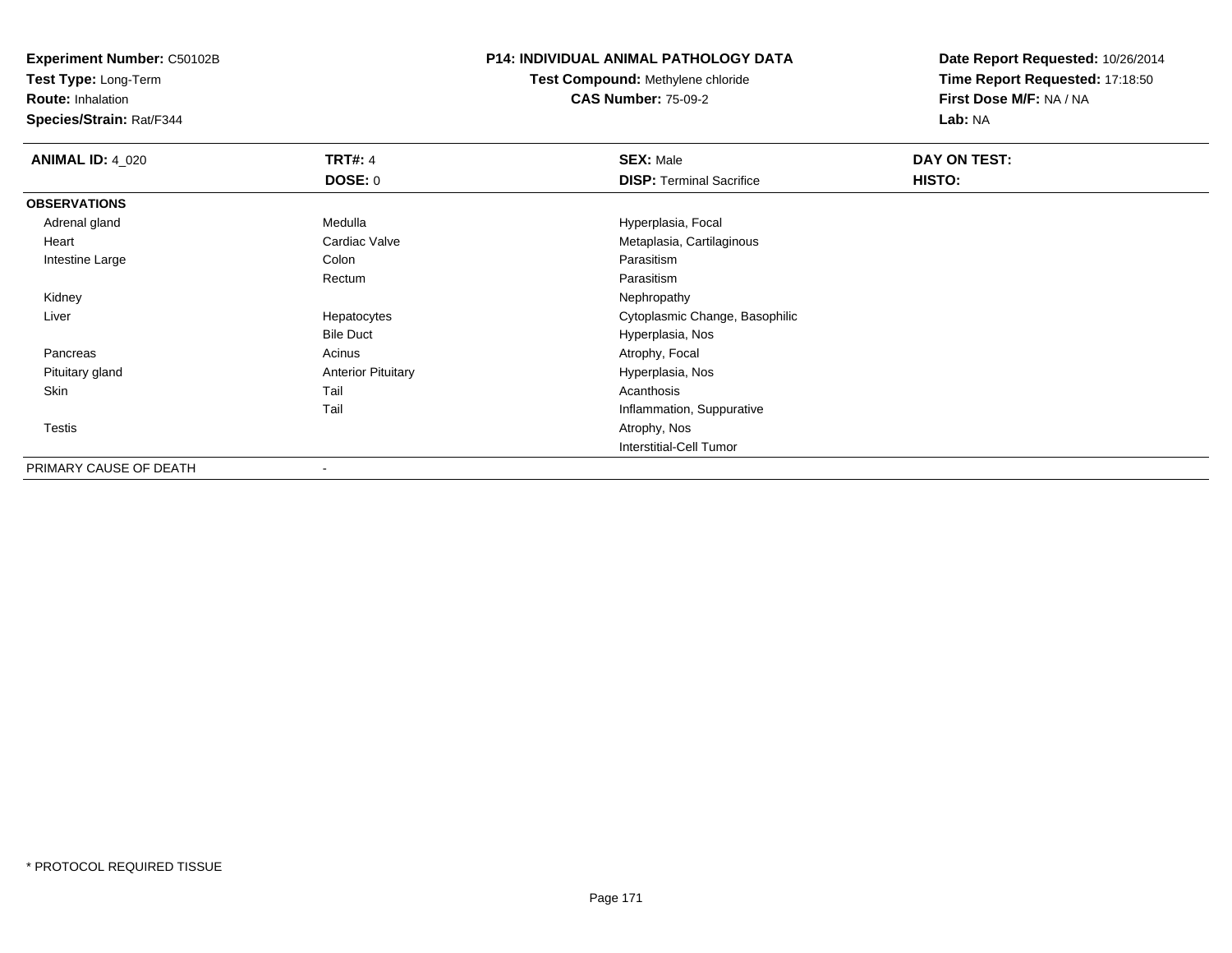**Experiment Number:** C50102B
**Test Type:** Long-Term
**Route:** Inhalation
**Species/Strain:** Rat/F344

**P14: INDIVIDUAL ANIMAL PATHOLOGY DATA**
**Test Compound:** Methylene chloride
**CAS Number:** 75-09-2

**Date Report Requested:** 10/26/2014
**Time Report Requested:** 17:18:50
**First Dose M/F:** NA / NA
**Lab:** NA

| **ANIMAL ID:** 4_020 | **TRT#:** 4 | **SEX:** Male | **DAY ON TEST:** |
|---|---|---|---|
| | **DOSE:** 0 | **DISP:** Terminal Sacrifice | **HISTO:** |
| **OBSERVATIONS** | | | |
| Adrenal gland | Medulla | Hyperplasia, Focal | |
| Heart | Cardiac Valve | Metaplasia, Cartilaginous | |
| Intestine Large | Colon | Parasitism | |
| | Rectum | Parasitism | |
| Kidney | | Nephropathy | |
| Liver | Hepatocytes | Cytoplasmic Change, Basophilic | |
| | Bile Duct | Hyperplasia, Nos | |
| Pancreas | Acinus | Atrophy, Focal | |
| Pituitary gland | Anterior Pituitary | Hyperplasia, Nos | |
| Skin | Tail | Acanthosis | |
| | Tail | Inflammation, Suppurative | |
| Testis | | Atrophy, Nos | |
| | | Interstitial-Cell Tumor | |
| PRIMARY CAUSE OF DEATH | - | | |

* PROTOCOL REQUIRED TISSUE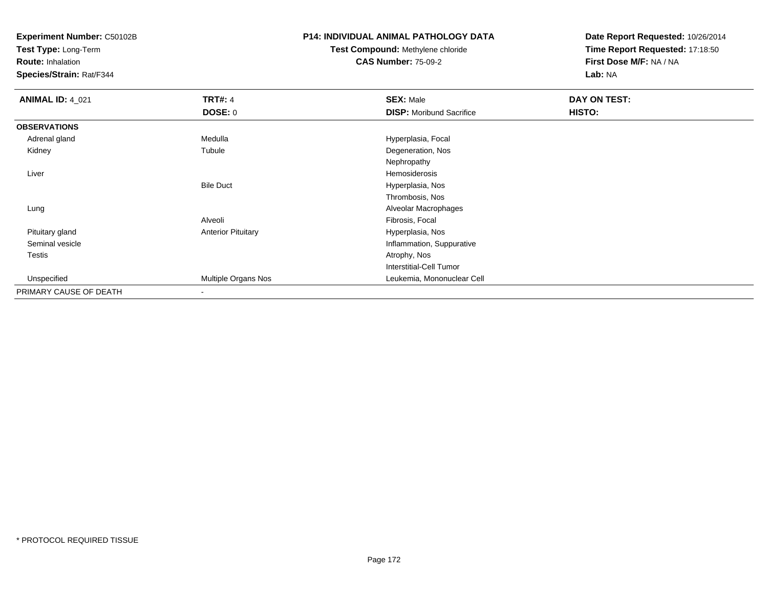**Experiment Number:** C50102B
**Test Type:** Long-Term
**Route:** Inhalation
**Species/Strain:** Rat/F344

**P14: INDIVIDUAL ANIMAL PATHOLOGY DATA**
**Test Compound:** Methylene chloride
**CAS Number:** 75-09-2

**Date Report Requested:** 10/26/2014
**Time Report Requested:** 17:18:50
**First Dose M/F:** NA / NA
**Lab:** NA

| **ANIMAL ID:** 4_021 | **TRT#:** 4 | **SEX:** Male | **DAY ON TEST:** |
|---|---|---|---|
| | **DOSE:** 0 | **DISP:** Moribund Sacrifice | **HISTO:** |
| **OBSERVATIONS** | | | |
| Adrenal gland | Medulla | Hyperplasia, Focal | |
| Kidney | Tubule | Degeneration, Nos | |
| | | Nephropathy | |
| Liver | | Hemosiderosis | |
| | Bile Duct | Hyperplasia, Nos | |
| | | Thrombosis, Nos | |
| Lung | | Alveolar Macrophages | |
| | Alveoli | Fibrosis, Focal | |
| Pituitary gland | Anterior Pituitary | Hyperplasia, Nos | |
| Seminal vesicle | | Inflammation, Suppurative | |
| Testis | | Atrophy, Nos | |
| | | Interstitial-Cell Tumor | |
| Unspecified | Multiple Organs Nos | Leukemia, Mononuclear Cell | |
| PRIMARY CAUSE OF DEATH | - | | |

* PROTOCOL REQUIRED TISSUE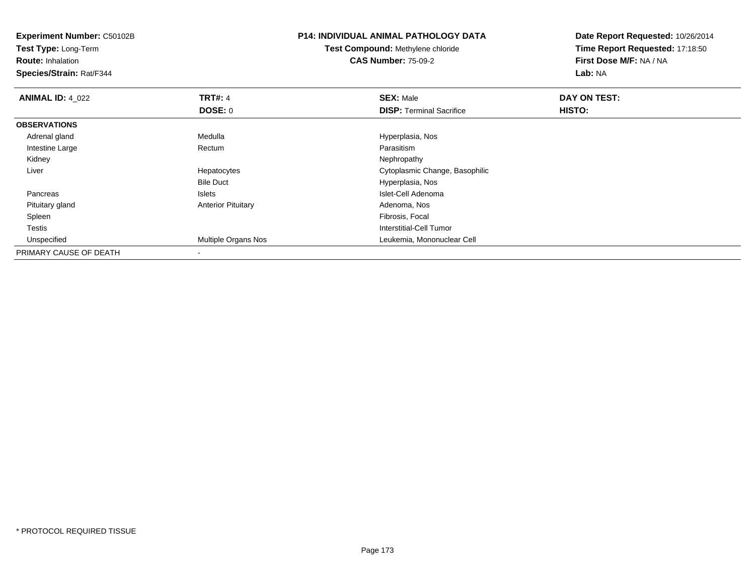**Experiment Number:** C50102B
**Test Type:** Long-Term
**Route:** Inhalation
**Species/Strain:** Rat/F344

**P14: INDIVIDUAL ANIMAL PATHOLOGY DATA**
**Test Compound:** Methylene chloride
**CAS Number:** 75-09-2

**Date Report Requested:** 10/26/2014
**Time Report Requested:** 17:18:50
**First Dose M/F:** NA / NA
**Lab:** NA

| **ANIMAL ID:** 4_022 | **TRT#:** 4 | **SEX:** Male | **DAY ON TEST:** |
|---|---|---|---|
| | **DOSE:** 0 | **DISP:** Terminal Sacrifice | **HISTO:** |
| **OBSERVATIONS** | | | |
| Adrenal gland | Medulla | Hyperplasia, Nos | |
| Intestine Large | Rectum | Parasitism | |
| Kidney | | Nephropathy | |
| Liver | Hepatocytes | Cytoplasmic Change, Basophilic | |
| | Bile Duct | Hyperplasia, Nos | |
| Pancreas | Islets | Islet-Cell Adenoma | |
| Pituitary gland | Anterior Pituitary | Adenoma, Nos | |
| Spleen | | Fibrosis, Focal | |
| Testis | | Interstitial-Cell Tumor | |
| Unspecified | Multiple Organs Nos | Leukemia, Mononuclear Cell | |
| PRIMARY CAUSE OF DEATH | - | | |

\* PROTOCOL REQUIRED TISSUE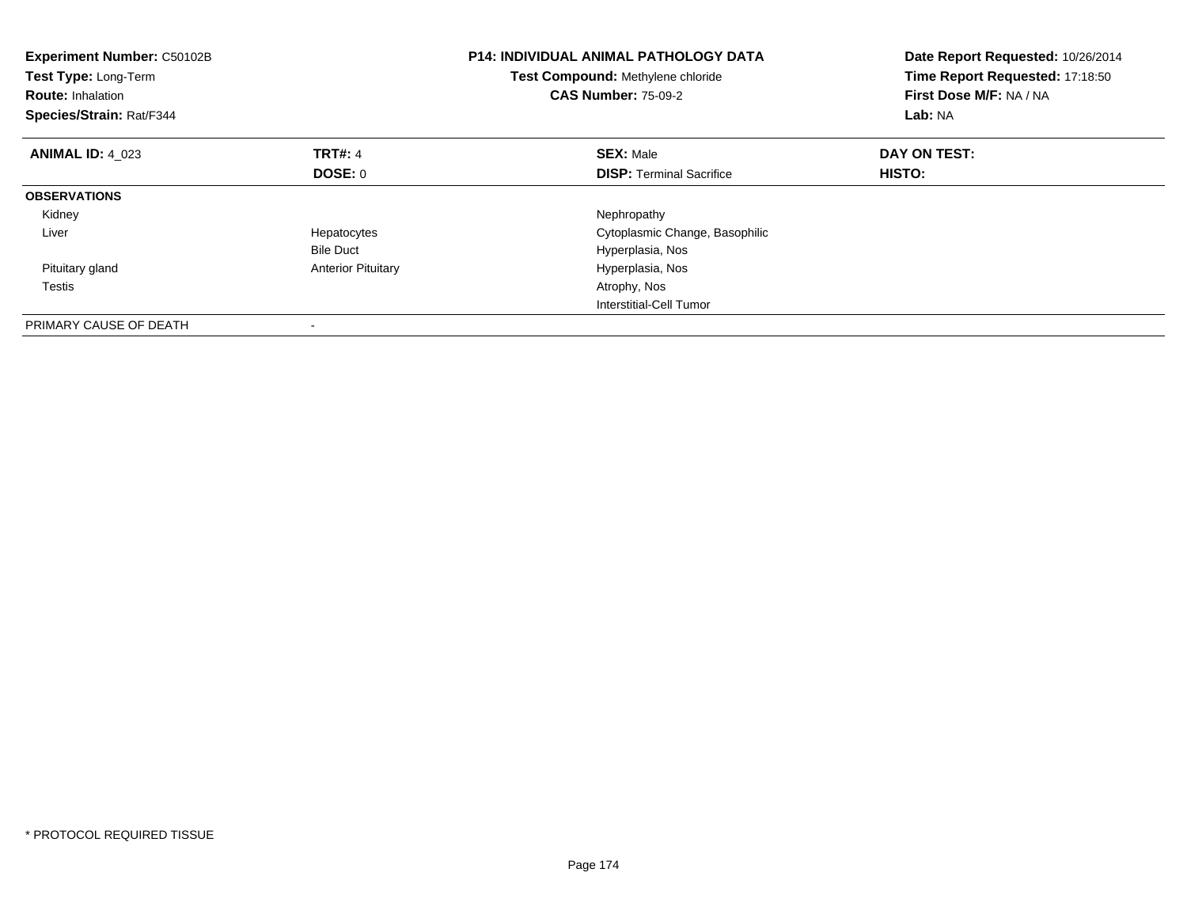**Experiment Number:** C50102B
**Test Type:** Long-Term
**Route:** Inhalation
**Species/Strain:** Rat/F344

**P14: INDIVIDUAL ANIMAL PATHOLOGY DATA**
**Test Compound:** Methylene chloride
**CAS Number:** 75-09-2

**Date Report Requested:** 10/26/2014
**Time Report Requested:** 17:18:50
**First Dose M/F:** NA / NA
**Lab:** NA

| **ANIMAL ID:** 4_023 | **TRT#:** 4 | **SEX:** Male | **DAY ON TEST:** |
|---|---|---|---|
| | **DOSE:** 0 | **DISP:** Terminal Sacrifice | **HISTO:** |
| **OBSERVATIONS** | | | |
| Kidney | | Nephropathy | |
| Liver | Hepatocytes | Cytoplasmic Change, Basophilic | |
| | Bile Duct | Hyperplasia, Nos | |
| Pituitary gland | Anterior Pituitary | Hyperplasia, Nos | |
| Testis | | Atrophy, Nos | |
| | | Interstitial-Cell Tumor | |
| PRIMARY CAUSE OF DEATH | - | | |

* PROTOCOL REQUIRED TISSUE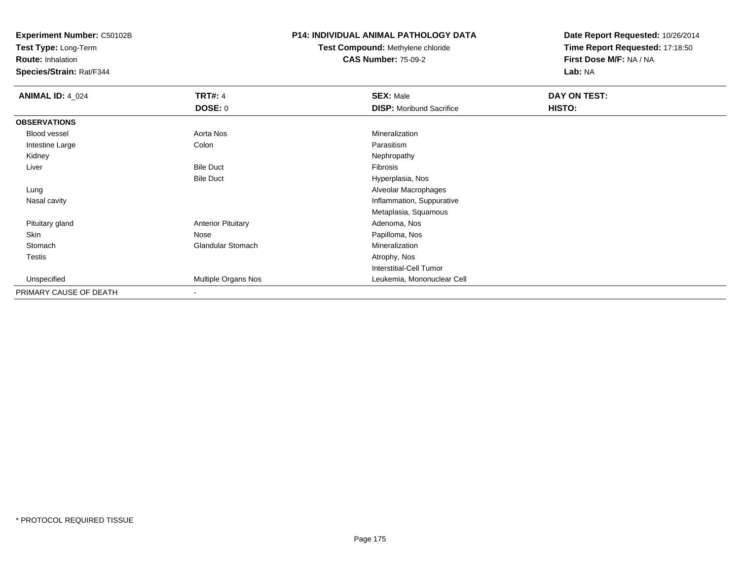**Experiment Number:** C50102B
**Test Type:** Long-Term
**Route:** Inhalation
**Species/Strain:** Rat/F344

# P14: INDIVIDUAL ANIMAL PATHOLOGY DATA

**Test Compound:** Methylene chloride
**CAS Number:** 75-09-2

**Date Report Requested:** 10/26/2014
**Time Report Requested:** 17:18:50
**First Dose M/F:** NA / NA
**Lab:** NA

| **ANIMAL ID:** 4_024 | **TRT#:** 4 | **SEX:** Male | **DAY ON TEST:** |
|---|---|---|---|
| | **DOSE:** 0 | **DISP:** Moribund Sacrifice | **HISTO:** |
| **OBSERVATIONS** | | | |
| Blood vessel | Aorta Nos | Mineralization | |
| Intestine Large | Colon | Parasitism | |
| Kidney | | Nephropathy | |
| Liver | Bile Duct | Fibrosis | |
| | Bile Duct | Hyperplasia, Nos | |
| Lung | | Alveolar Macrophages | |
| Nasal cavity | | Inflammation, Suppurative | |
| | | Metaplasia, Squamous | |
| Pituitary gland | Anterior Pituitary | Adenoma, Nos | |
| Skin | Nose | Papilloma, Nos | |
| Stomach | Glandular Stomach | Mineralization | |
| Testis | | Atrophy, Nos | |
| | | Interstitial-Cell Tumor | |
| Unspecified | Multiple Organs Nos | Leukemia, Mononuclear Cell | |
| PRIMARY CAUSE OF DEATH | - | | |

* PROTOCOL REQUIRED TISSUE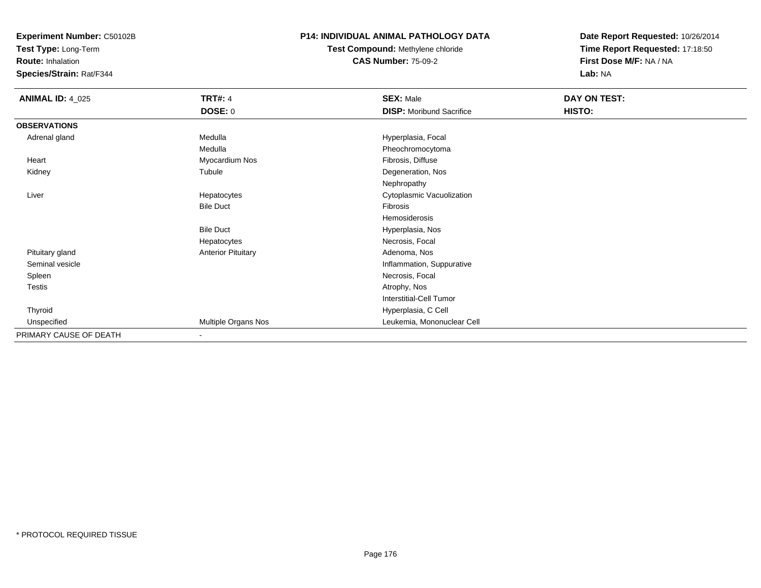**Experiment Number:** C50102B
**Test Type:** Long-Term
**Route:** Inhalation
**Species/Strain:** Rat/F344

**P14: INDIVIDUAL ANIMAL PATHOLOGY DATA**
**Test Compound:** Methylene chloride
**CAS Number:** 75-09-2

**Date Report Requested:** 10/26/2014
**Time Report Requested:** 17:18:50
**First Dose M/F:** NA / NA
**Lab:** NA

| **ANIMAL ID:** 4_025 | **TRT#:** 4 | **SEX:** Male | **DAY ON TEST:** |
|---|---|---|---|
| | **DOSE:** 0 | **DISP:** Moribund Sacrifice | **HISTO:** |
| **OBSERVATIONS** | | | |
| Adrenal gland | Medulla | Hyperplasia, Focal | |
| | Medulla | Pheochromocytoma | |
| Heart | Myocardium Nos | Fibrosis, Diffuse | |
| Kidney | Tubule | Degeneration, Nos | |
| | | Nephropathy | |
| Liver | Hepatocytes | Cytoplasmic Vacuolization | |
| | Bile Duct | Fibrosis | |
| | | Hemosiderosis | |
| | Bile Duct | Hyperplasia, Nos | |
| | Hepatocytes | Necrosis, Focal | |
| Pituitary gland | Anterior Pituitary | Adenoma, Nos | |
| Seminal vesicle | | Inflammation, Suppurative | |
| Spleen | | Necrosis, Focal | |
| Testis | | Atrophy, Nos | |
| | | Interstitial-Cell Tumor | |
| Thyroid | | Hyperplasia, C Cell | |
| Unspecified | Multiple Organs Nos | Leukemia, Mononuclear Cell | |
| PRIMARY CAUSE OF DEATH | - | | |

* PROTOCOL REQUIRED TISSUE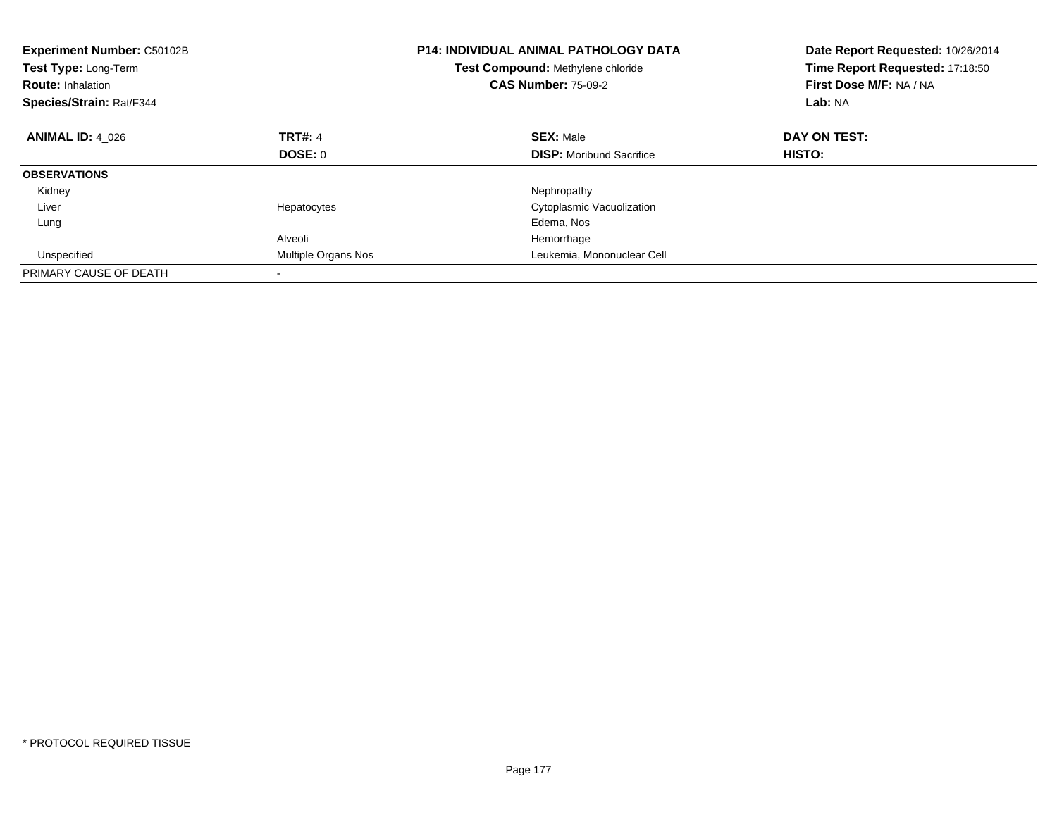**Experiment Number:** C50102B
**Test Type:** Long-Term
**Route:** Inhalation
**Species/Strain:** Rat/F344

**P14: INDIVIDUAL ANIMAL PATHOLOGY DATA**
**Test Compound:** Methylene chloride
**CAS Number:** 75-09-2

**Date Report Requested:** 10/26/2014
**Time Report Requested:** 17:18:50
**First Dose M/F:** NA / NA
**Lab:** NA

| **ANIMAL ID:** 4_026 | **TRT#:** 4 | **SEX:** Male | **DAY ON TEST:** |
|---|---|---|---|
| | **DOSE:** 0 | **DISP:** Moribund Sacrifice | **HISTO:** |
| **OBSERVATIONS** | | | |
| Kidney | | Nephropathy | |
| Liver | Hepatocytes | Cytoplasmic Vacuolization | |
| Lung | | Edema, Nos | |
| | Alveoli | Hemorrhage | |
| Unspecified | Multiple Organs Nos | Leukemia, Mononuclear Cell | |
| PRIMARY CAUSE OF DEATH | - | | |

* PROTOCOL REQUIRED TISSUE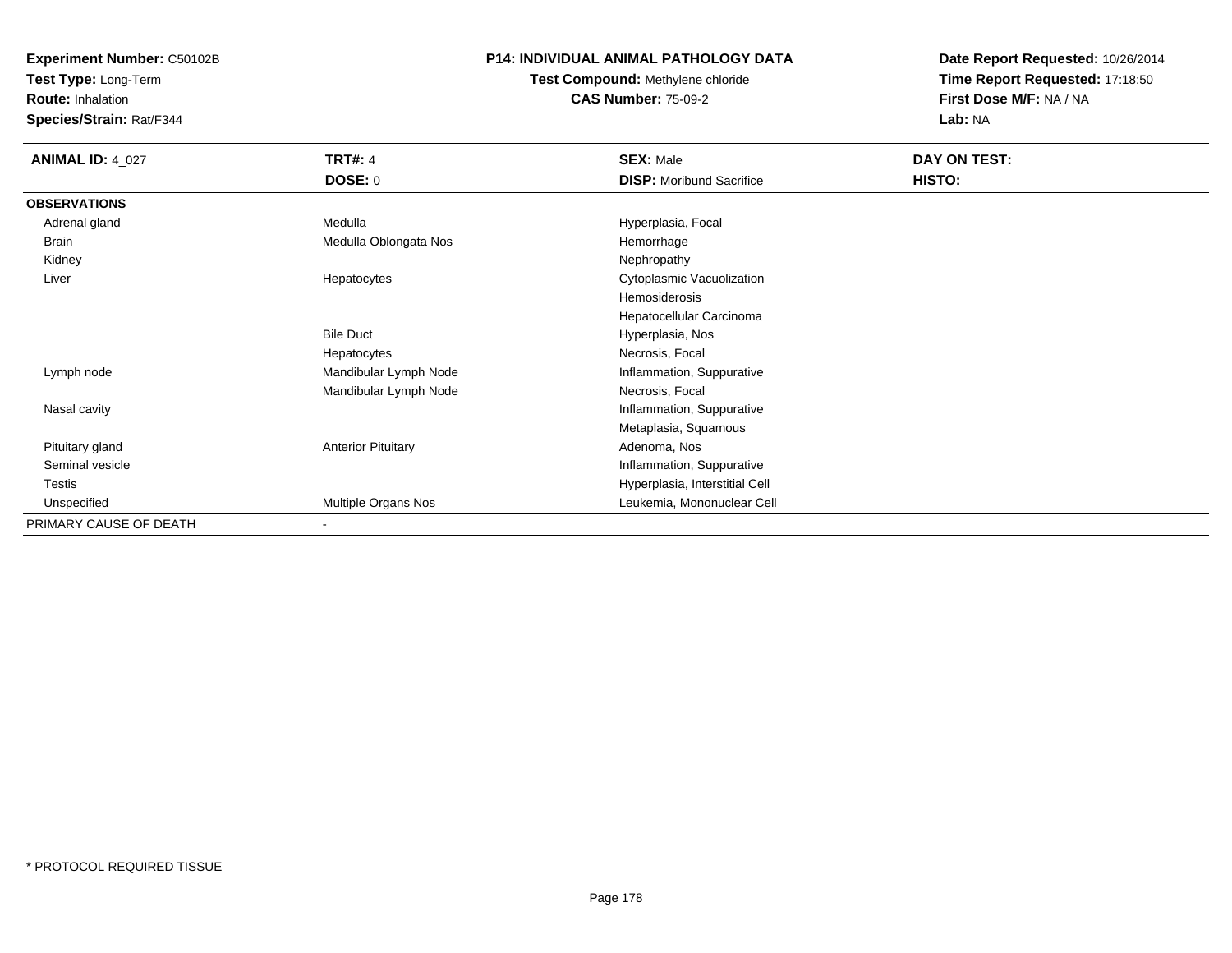**Experiment Number:** C50102B
**Test Type:** Long-Term
**Route:** Inhalation
**Species/Strain:** Rat/F344

## P14: INDIVIDUAL ANIMAL PATHOLOGY DATA

**Test Compound:** Methylene chloride
**CAS Number:** 75-09-2

**Date Report Requested:** 10/26/2014
**Time Report Requested:** 17:18:50
**First Dose M/F:** NA / NA
**Lab:** NA

| **ANIMAL ID:** 4_027 | **TRT#:** 4 | **SEX:** Male | **DAY ON TEST:** |
|---|---|---|---|
| | **DOSE:** 0 | **DISP:** Moribund Sacrifice | **HISTO:** |
| **OBSERVATIONS** | | | |
| Adrenal gland | Medulla | Hyperplasia, Focal | |
| Brain | Medulla Oblongata Nos | Hemorrhage | |
| Kidney | | Nephropathy | |
| Liver | Hepatocytes | Cytoplasmic Vacuolization | |
| | | Hemosiderosis | |
| | | Hepatocellular Carcinoma | |
| | Bile Duct | Hyperplasia, Nos | |
| | Hepatocytes | Necrosis, Focal | |
| Lymph node | Mandibular Lymph Node | Inflammation, Suppurative | |
| | Mandibular Lymph Node | Necrosis, Focal | |
| Nasal cavity | | Inflammation, Suppurative | |
| | | Metaplasia, Squamous | |
| Pituitary gland | Anterior Pituitary | Adenoma, Nos | |
| Seminal vesicle | | Inflammation, Suppurative | |
| Testis | | Hyperplasia, Interstitial Cell | |
| Unspecified | Multiple Organs Nos | Leukemia, Mononuclear Cell | |
| PRIMARY CAUSE OF DEATH | - | | |

* PROTOCOL REQUIRED TISSUE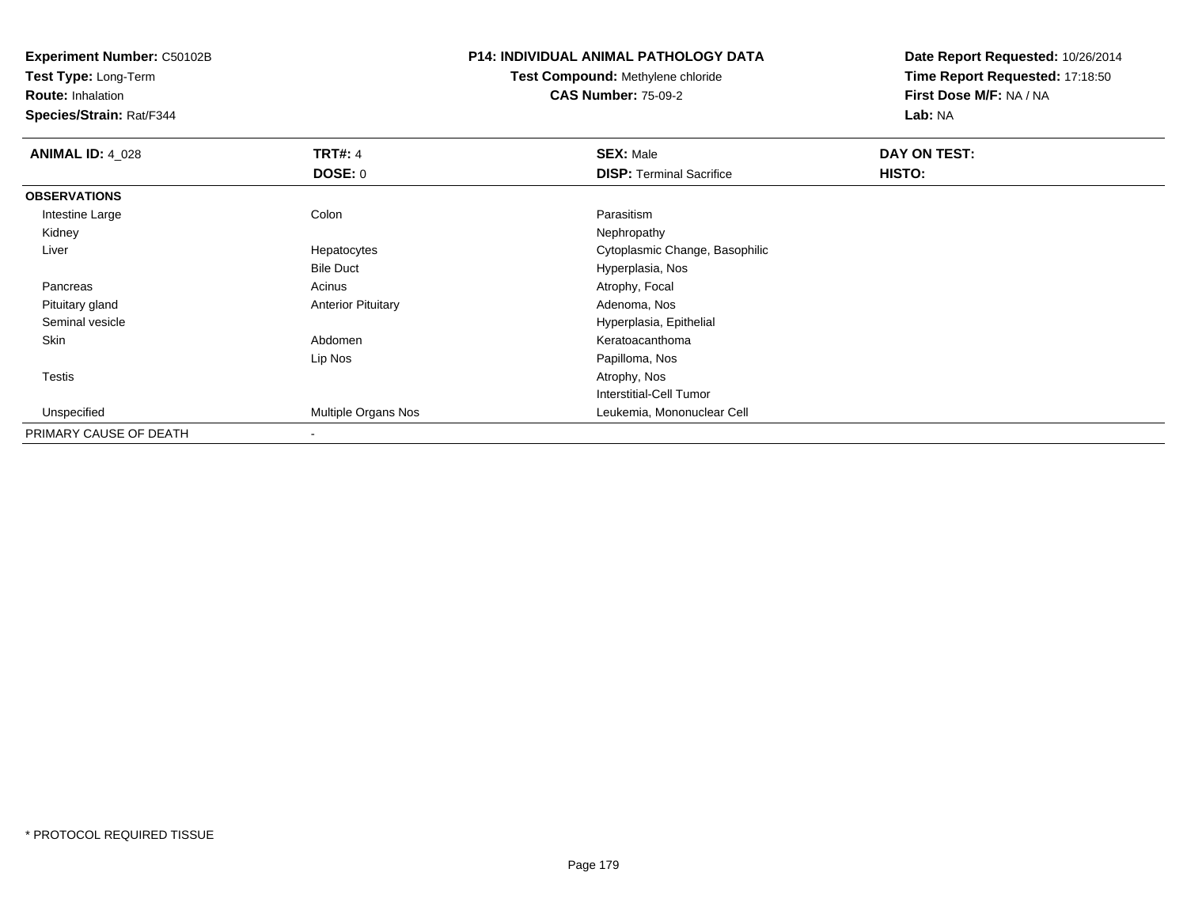**Experiment Number:** C50102B
**Test Type:** Long-Term
**Route:** Inhalation
**Species/Strain:** Rat/F344

**P14: INDIVIDUAL ANIMAL PATHOLOGY DATA**
**Test Compound:** Methylene chloride
**CAS Number:** 75-09-2

**Date Report Requested:** 10/26/2014
**Time Report Requested:** 17:18:50
**First Dose M/F:** NA / NA
**Lab:** NA

| **ANIMAL ID:** 4_028 | **TRT#:** 4 | **SEX:** Male | **DAY ON TEST:** |
|---|---|---|---|
| | **DOSE:** 0 | **DISP:** Terminal Sacrifice | **HISTO:** |
| **OBSERVATIONS** | | | |
| Intestine Large | Colon | Parasitism | |
| Kidney | | Nephropathy | |
| Liver | Hepatocytes | Cytoplasmic Change, Basophilic | |
| | Bile Duct | Hyperplasia, Nos | |
| Pancreas | Acinus | Atrophy, Focal | |
| Pituitary gland | Anterior Pituitary | Adenoma, Nos | |
| Seminal vesicle | | Hyperplasia, Epithelial | |
| Skin | Abdomen | Keratoacanthoma | |
| | Lip Nos | Papilloma, Nos | |
| Testis | | Atrophy, Nos | |
| | | Interstitial-Cell Tumor | |
| Unspecified | Multiple Organs Nos | Leukemia, Mononuclear Cell | |
| PRIMARY CAUSE OF DEATH | - | | |

\* PROTOCOL REQUIRED TISSUE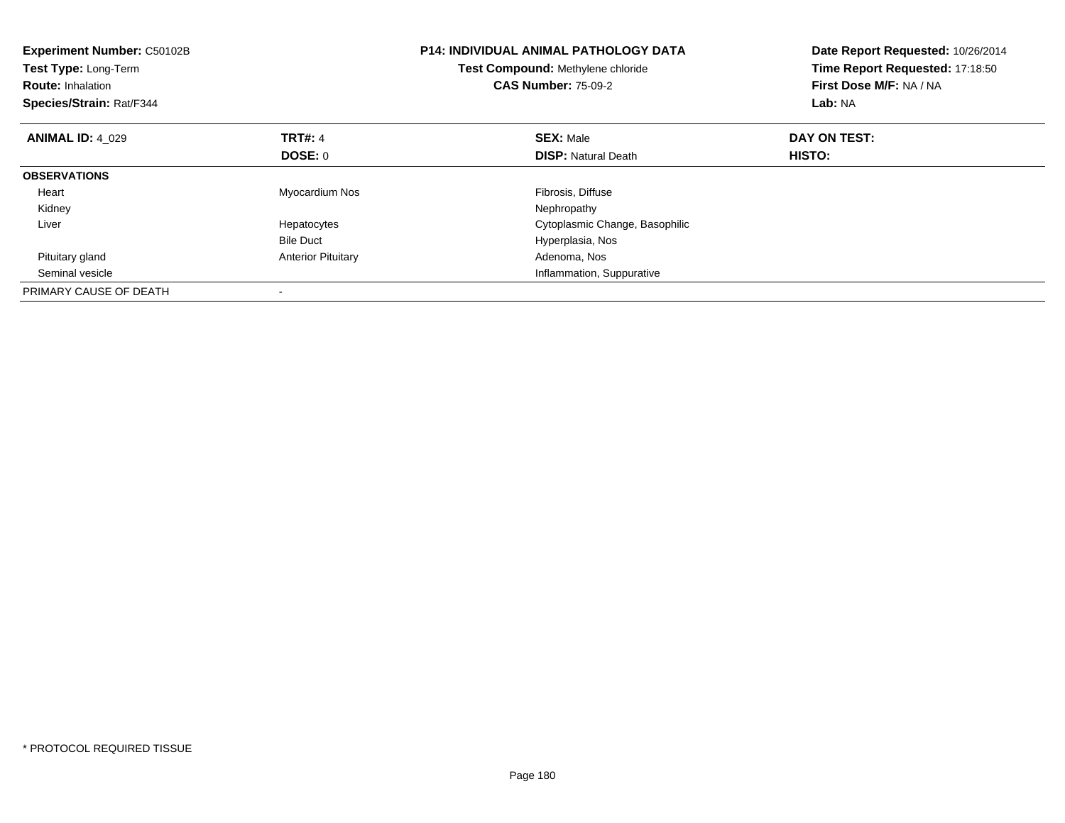**Experiment Number:** C50102B
**Test Type:** Long-Term
**Route:** Inhalation
**Species/Strain:** Rat/F344

**P14: INDIVIDUAL ANIMAL PATHOLOGY DATA**
**Test Compound:** Methylene chloride
**CAS Number:** 75-09-2

**Date Report Requested:** 10/26/2014
**Time Report Requested:** 17:18:50
**First Dose M/F:** NA / NA
**Lab:** NA

| **ANIMAL ID:** 4_029 | **TRT#:** 4 | **SEX:** Male | **DAY ON TEST:** |
|---|---|---|---|
| | **DOSE:** 0 | **DISP:** Natural Death | **HISTO:** |
| **OBSERVATIONS** | | | |
| Heart | Myocardium Nos | Fibrosis, Diffuse | |
| Kidney | | Nephropathy | |
| Liver | Hepatocytes | Cytoplasmic Change, Basophilic | |
| | Bile Duct | Hyperplasia, Nos | |
| Pituitary gland | Anterior Pituitary | Adenoma, Nos | |
| Seminal vesicle | | Inflammation, Suppurative | |
| PRIMARY CAUSE OF DEATH | - | | |

* PROTOCOL REQUIRED TISSUE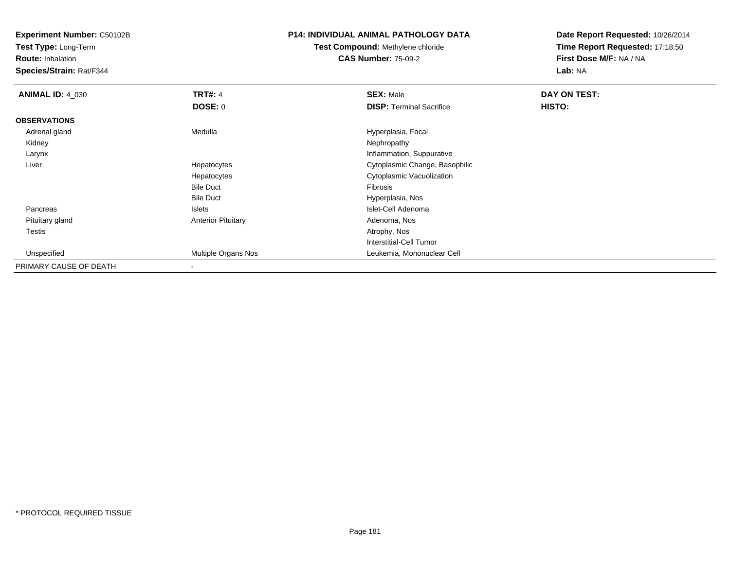**Experiment Number:** C50102B
**Test Type:** Long-Term
**Route:** Inhalation
**Species/Strain:** Rat/F344

**P14: INDIVIDUAL ANIMAL PATHOLOGY DATA**
**Test Compound:** Methylene chloride
**CAS Number:** 75-09-2

**Date Report Requested:** 10/26/2014
**Time Report Requested:** 17:18:50
**First Dose M/F:** NA / NA
**Lab:** NA

| **ANIMAL ID:** 4_030 | **TRT#:** 4 | **SEX:** Male | **DAY ON TEST:** |
|---|---|---|---|
| | **DOSE:** 0 | **DISP:** Terminal Sacrifice | **HISTO:** |
| **OBSERVATIONS** | | | |
| Adrenal gland | Medulla | Hyperplasia, Focal | |
| Kidney | | Nephropathy | |
| Larynx | | Inflammation, Suppurative | |
| Liver | Hepatocytes | Cytoplasmic Change, Basophilic | |
| | Hepatocytes | Cytoplasmic Vacuolization | |
| | Bile Duct | Fibrosis | |
| | Bile Duct | Hyperplasia, Nos | |
| Pancreas | Islets | Islet-Cell Adenoma | |
| Pituitary gland | Anterior Pituitary | Adenoma, Nos | |
| Testis | | Atrophy, Nos | |
| | | Interstitial-Cell Tumor | |
| Unspecified | Multiple Organs Nos | Leukemia, Mononuclear Cell | |
| PRIMARY CAUSE OF DEATH | - | | |

* PROTOCOL REQUIRED TISSUE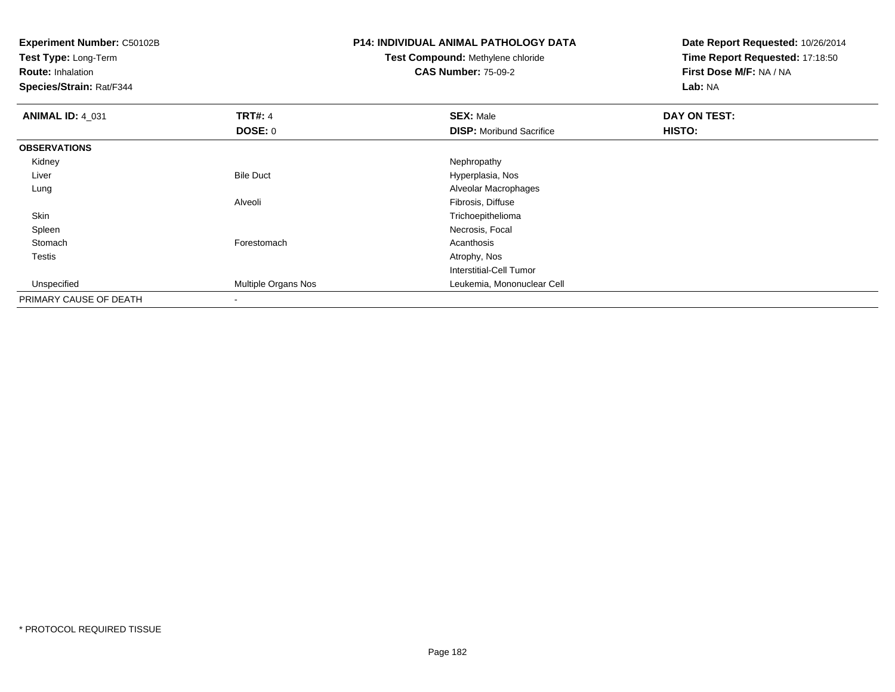**Experiment Number:** C50102B
**Test Type:** Long-Term
**Route:** Inhalation
**Species/Strain:** Rat/F344

**P14: INDIVIDUAL ANIMAL PATHOLOGY DATA**
**Test Compound:** Methylene chloride
**CAS Number:** 75-09-2

**Date Report Requested:** 10/26/2014
**Time Report Requested:** 17:18:50
**First Dose M/F:** NA / NA
**Lab:** NA

| **ANIMAL ID:** 4_031 | **TRT#:** 4 | **SEX:** Male | **DAY ON TEST:** |
|---|---|---|---|
| | **DOSE:** 0 | **DISP:** Moribund Sacrifice | **HISTO:** |
| **OBSERVATIONS** | | | |
| Kidney | | Nephropathy | |
| Liver | Bile Duct | Hyperplasia, Nos | |
| Lung | | Alveolar Macrophages | |
| | Alveoli | Fibrosis, Diffuse | |
| Skin | | Trichoepithelioma | |
| Spleen | | Necrosis, Focal | |
| Stomach | Forestomach | Acanthosis | |
| Testis | | Atrophy, Nos | |
| | | Interstitial-Cell Tumor | |
| Unspecified | Multiple Organs Nos | Leukemia, Mononuclear Cell | |
| PRIMARY CAUSE OF DEATH | - | | |

* PROTOCOL REQUIRED TISSUE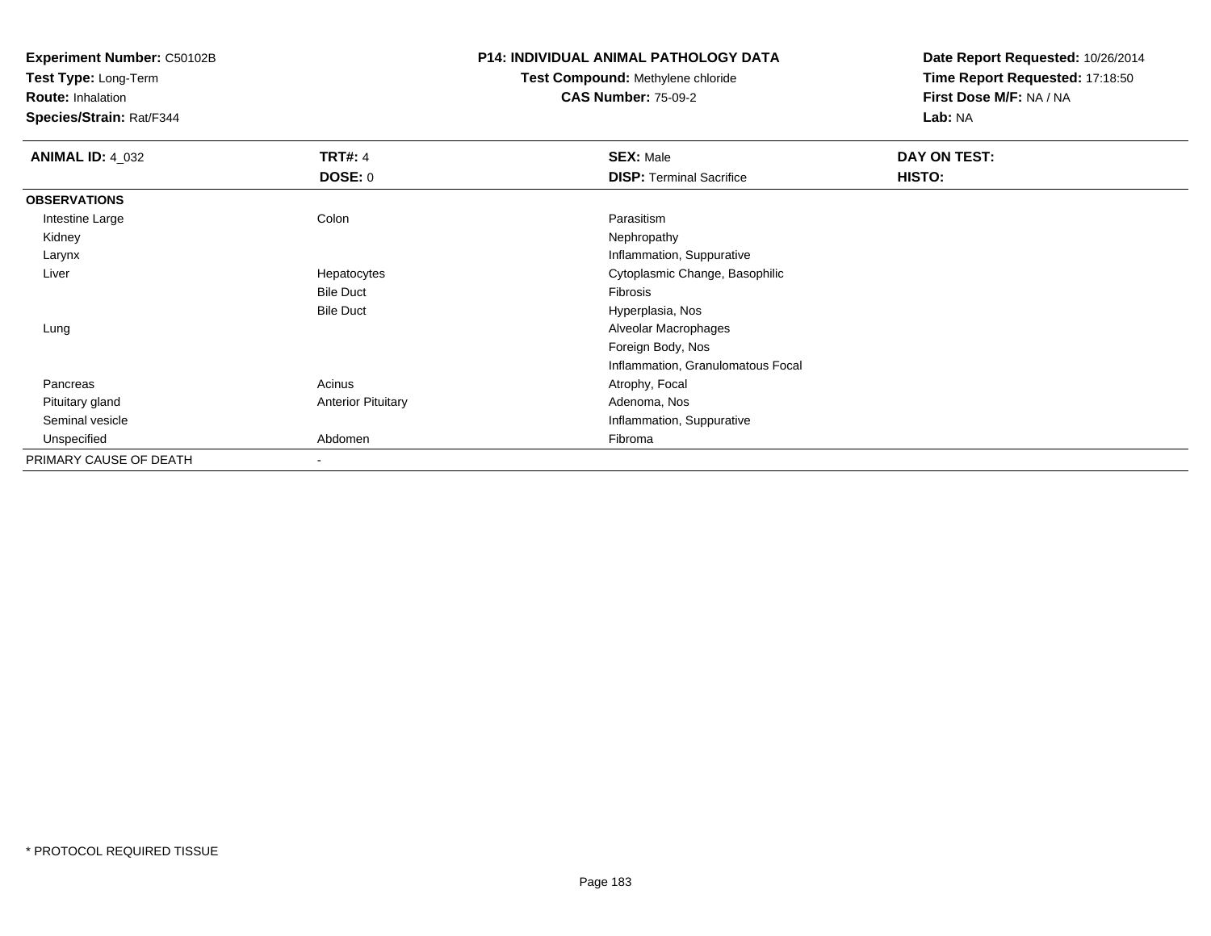**Experiment Number:** C50102B
**Test Type:** Long-Term
**Route:** Inhalation
**Species/Strain:** Rat/F344

**P14: INDIVIDUAL ANIMAL PATHOLOGY DATA**
**Test Compound:** Methylene chloride
**CAS Number:** 75-09-2

**Date Report Requested:** 10/26/2014
**Time Report Requested:** 17:18:50
**First Dose M/F:** NA / NA
**Lab:** NA

| **ANIMAL ID:** 4_032 | **TRT#:** 4 | **SEX:** Male | **DAY ON TEST:** |
|---|---|---|---|
| | **DOSE:** 0 | **DISP:** Terminal Sacrifice | **HISTO:** |
| **OBSERVATIONS** | | | |
| Intestine Large | Colon | Parasitism | |
| Kidney | | Nephropathy | |
| Larynx | | Inflammation, Suppurative | |
| Liver | Hepatocytes | Cytoplasmic Change, Basophilic | |
| | Bile Duct | Fibrosis | |
| | Bile Duct | Hyperplasia, Nos | |
| Lung | | Alveolar Macrophages | |
| | | Foreign Body, Nos | |
| | | Inflammation, Granulomatous Focal | |
| Pancreas | Acinus | Atrophy, Focal | |
| Pituitary gland | Anterior Pituitary | Adenoma, Nos | |
| Seminal vesicle | | Inflammation, Suppurative | |
| Unspecified | Abdomen | Fibroma | |
| PRIMARY CAUSE OF DEATH | - | | |

* PROTOCOL REQUIRED TISSUE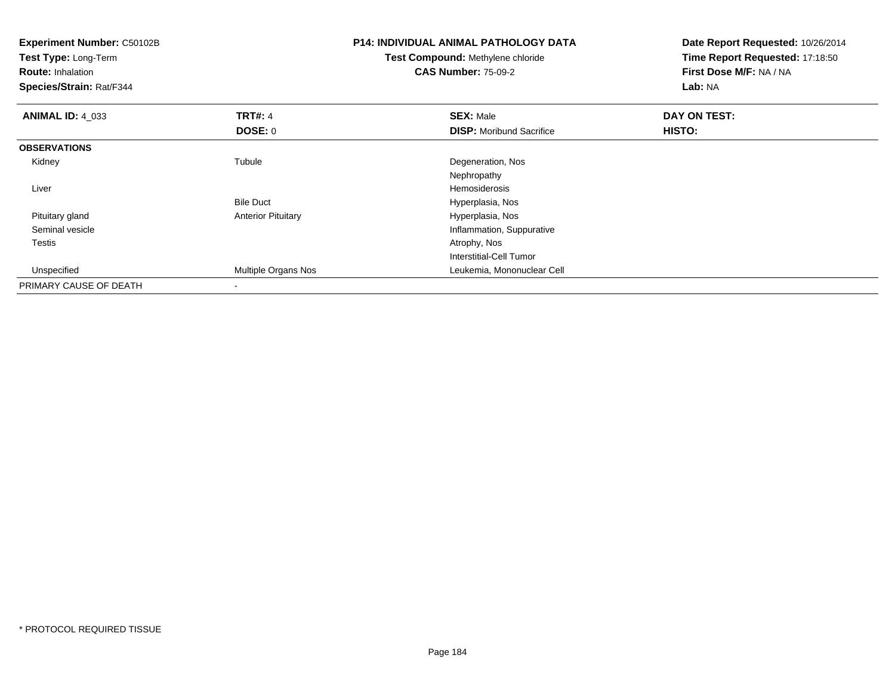**Experiment Number:** C50102B
**Test Type:** Long-Term
**Route:** Inhalation
**Species/Strain:** Rat/F344

**P14: INDIVIDUAL ANIMAL PATHOLOGY DATA**
**Test Compound:** Methylene chloride
**CAS Number:** 75-09-2

**Date Report Requested:** 10/26/2014
**Time Report Requested:** 17:18:50
**First Dose M/F:** NA / NA
**Lab:** NA

| **ANIMAL ID:** 4_033 | **TRT#:** 4 | **SEX:** Male | **DAY ON TEST:** |
|---|---|---|---|
| | **DOSE:** 0 | **DISP:** Moribund Sacrifice | **HISTO:** |
| **OBSERVATIONS** | | | |
| Kidney | Tubule | Degeneration, Nos | |
| | | Nephropathy | |
| Liver | | Hemosiderosis | |
| | Bile Duct | Hyperplasia, Nos | |
| Pituitary gland | Anterior Pituitary | Hyperplasia, Nos | |
| Seminal vesicle | | Inflammation, Suppurative | |
| Testis | | Atrophy, Nos | |
| | | Interstitial-Cell Tumor | |
| Unspecified | Multiple Organs Nos | Leukemia, Mononuclear Cell | |
| PRIMARY CAUSE OF DEATH | - | | |

* PROTOCOL REQUIRED TISSUE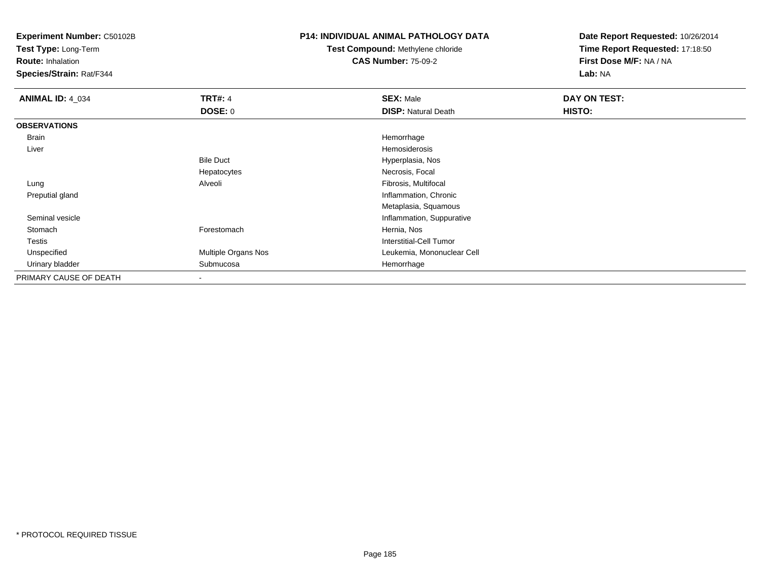**Experiment Number:** C50102B
**Test Type:** Long-Term
**Route:** Inhalation
**Species/Strain:** Rat/F344

**P14: INDIVIDUAL ANIMAL PATHOLOGY DATA**
**Test Compound:** Methylene chloride
**CAS Number:** 75-09-2

**Date Report Requested:** 10/26/2014
**Time Report Requested:** 17:18:50
**First Dose M/F:** NA / NA
**Lab:** NA

| **ANIMAL ID:** 4_034 | **TRT#:** 4 | **SEX:** Male | **DAY ON TEST:** |
|---|---|---|---|
| | **DOSE:** 0 | **DISP:** Natural Death | **HISTO:** |
| **OBSERVATIONS** | | | |
| Brain | | Hemorrhage | |
| Liver | | Hemosiderosis | |
| | Bile Duct | Hyperplasia, Nos | |
| | Hepatocytes | Necrosis, Focal | |
| Lung | Alveoli | Fibrosis, Multifocal | |
| Preputial gland | | Inflammation, Chronic | |
| | | Metaplasia, Squamous | |
| Seminal vesicle | | Inflammation, Suppurative | |
| Stomach | Forestomach | Hernia, Nos | |
| Testis | | Interstitial-Cell Tumor | |
| Unspecified | Multiple Organs Nos | Leukemia, Mononuclear Cell | |
| Urinary bladder | Submucosa | Hemorrhage | |
| PRIMARY CAUSE OF DEATH | - | | |

* PROTOCOL REQUIRED TISSUE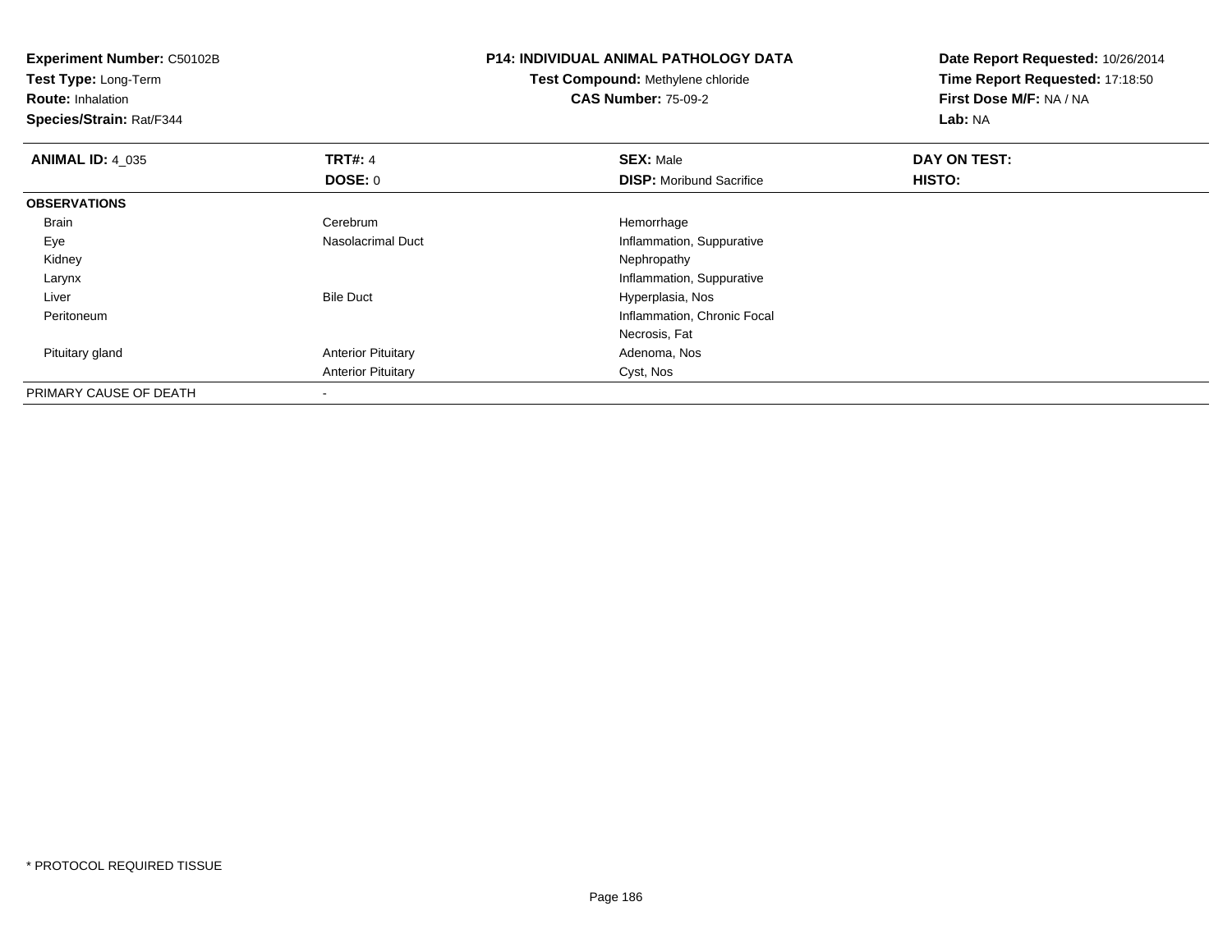**Experiment Number:** C50102B
**Test Type:** Long-Term
**Route:** Inhalation
**Species/Strain:** Rat/F344

**P14: INDIVIDUAL ANIMAL PATHOLOGY DATA**
**Test Compound:** Methylene chloride
**CAS Number:** 75-09-2

**Date Report Requested:** 10/26/2014
**Time Report Requested:** 17:18:50
**First Dose M/F:** NA / NA
**Lab:** NA

| **ANIMAL ID:** 4_035 | **TRT#:** 4 | **SEX:** Male | **DAY ON TEST:** |
|---|---|---|---|
| | **DOSE:** 0 | **DISP:** Moribund Sacrifice | **HISTO:** |
| **OBSERVATIONS** | | | |
| Brain | Cerebrum | Hemorrhage | |
| Eye | Nasolacrimal Duct | Inflammation, Suppurative | |
| Kidney | | Nephropathy | |
| Larynx | | Inflammation, Suppurative | |
| Liver | Bile Duct | Hyperplasia, Nos | |
| Peritoneum | | Inflammation, Chronic Focal | |
| | | Necrosis, Fat | |
| Pituitary gland | Anterior Pituitary | Adenoma, Nos | |
| | Anterior Pituitary | Cyst, Nos | |
| PRIMARY CAUSE OF DEATH | - | | |

* PROTOCOL REQUIRED TISSUE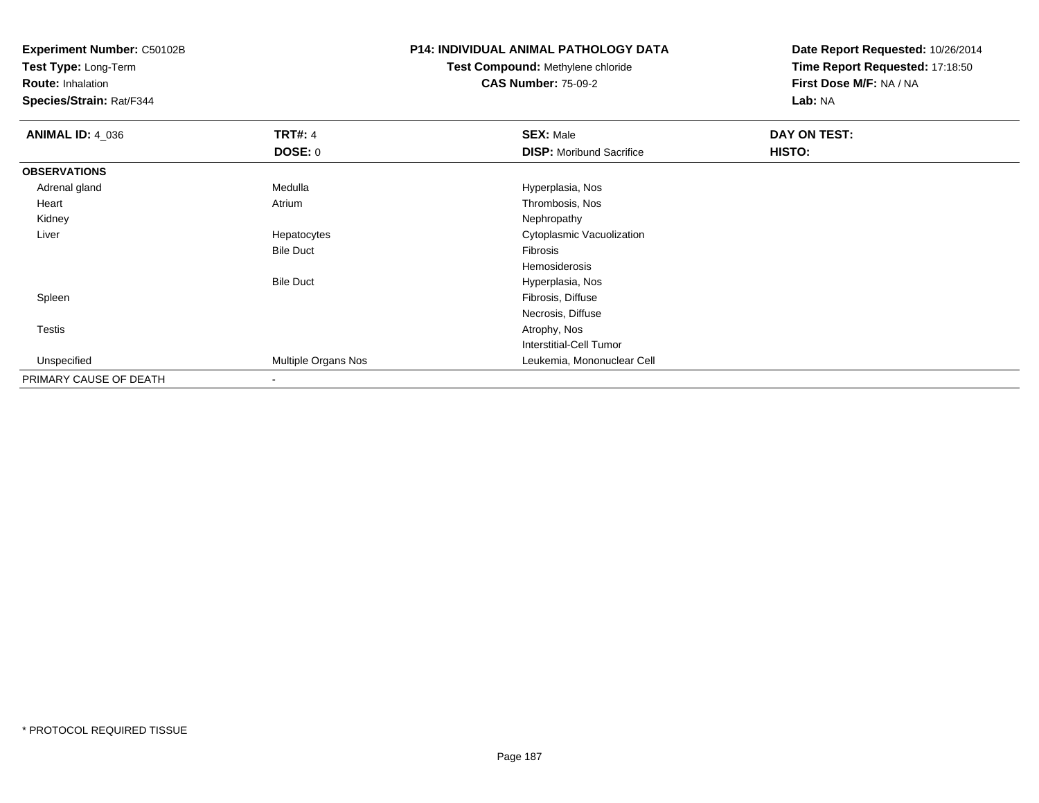**Experiment Number:** C50102B
**Test Type:** Long-Term
**Route:** Inhalation
**Species/Strain:** Rat/F344

**P14: INDIVIDUAL ANIMAL PATHOLOGY DATA**
**Test Compound:** Methylene chloride
**CAS Number:** 75-09-2

**Date Report Requested:** 10/26/2014
**Time Report Requested:** 17:18:50
**First Dose M/F:** NA / NA
**Lab:** NA

| **ANIMAL ID:** 4_036 | **TRT#:** 4 | **SEX:** Male | **DAY ON TEST:** |
|---|---|---|---|
| | **DOSE:** 0 | **DISP:** Moribund Sacrifice | **HISTO:** |
| **OBSERVATIONS** | | | |
| Adrenal gland | Medulla | Hyperplasia, Nos | |
| Heart | Atrium | Thrombosis, Nos | |
| Kidney | | Nephropathy | |
| Liver | Hepatocytes | Cytoplasmic Vacuolization | |
| | Bile Duct | Fibrosis | |
| | | Hemosiderosis | |
| | Bile Duct | Hyperplasia, Nos | |
| Spleen | | Fibrosis, Diffuse | |
| | | Necrosis, Diffuse | |
| Testis | | Atrophy, Nos | |
| | | Interstitial-Cell Tumor | |
| Unspecified | Multiple Organs Nos | Leukemia, Mononuclear Cell | |
| PRIMARY CAUSE OF DEATH | - | | |

* PROTOCOL REQUIRED TISSUE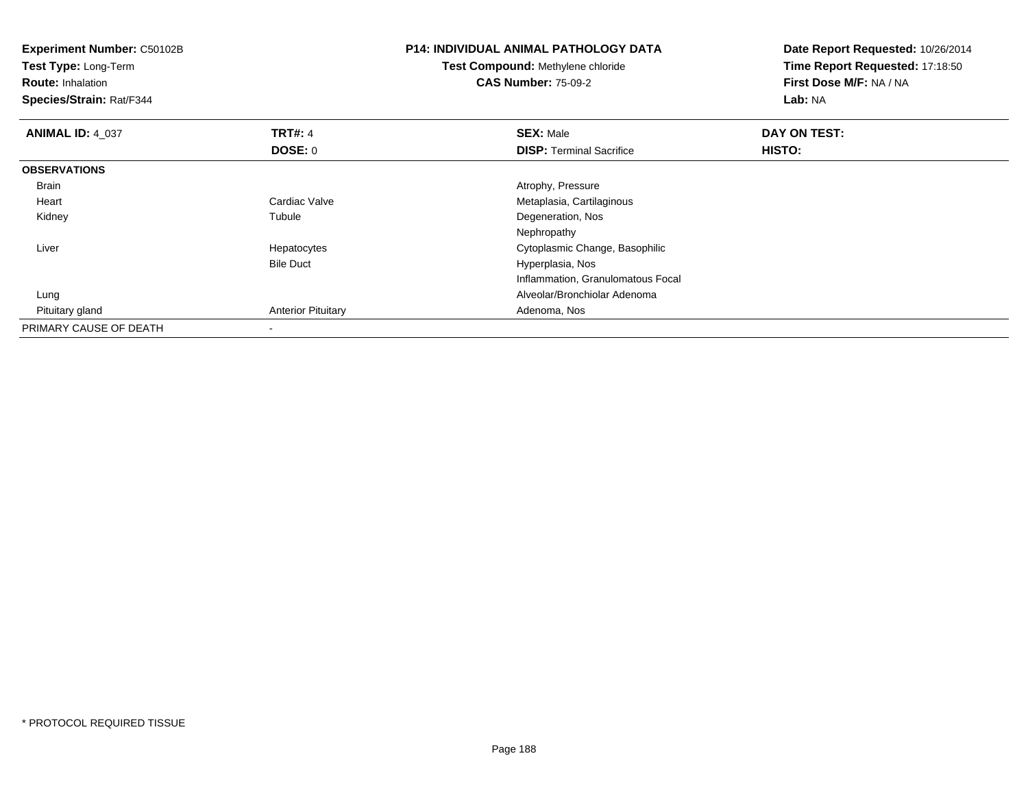**Experiment Number:** C50102B
**Test Type:** Long-Term
**Route:** Inhalation
**Species/Strain:** Rat/F344

**P14: INDIVIDUAL ANIMAL PATHOLOGY DATA**
**Test Compound:** Methylene chloride
**CAS Number:** 75-09-2

**Date Report Requested:** 10/26/2014
**Time Report Requested:** 17:18:50
**First Dose M/F:** NA / NA
**Lab:** NA

| **ANIMAL ID:** 4_037 | **TRT#:** 4 | **SEX:** Male | **DAY ON TEST:** |
|---|---|---|---|
| | **DOSE:** 0 | **DISP:** Terminal Sacrifice | **HISTO:** |
| **OBSERVATIONS** | | | |
| Brain | | Atrophy, Pressure | |
| Heart | Cardiac Valve | Metaplasia, Cartilaginous | |
| Kidney | Tubule | Degeneration, Nos | |
| | | Nephropathy | |
| Liver | Hepatocytes | Cytoplasmic Change, Basophilic | |
| | Bile Duct | Hyperplasia, Nos | |
| | | Inflammation, Granulomatous Focal | |
| Lung | | Alveolar/Bronchiolar Adenoma | |
| Pituitary gland | Anterior Pituitary | Adenoma, Nos | |
| PRIMARY CAUSE OF DEATH | - | | |

* PROTOCOL REQUIRED TISSUE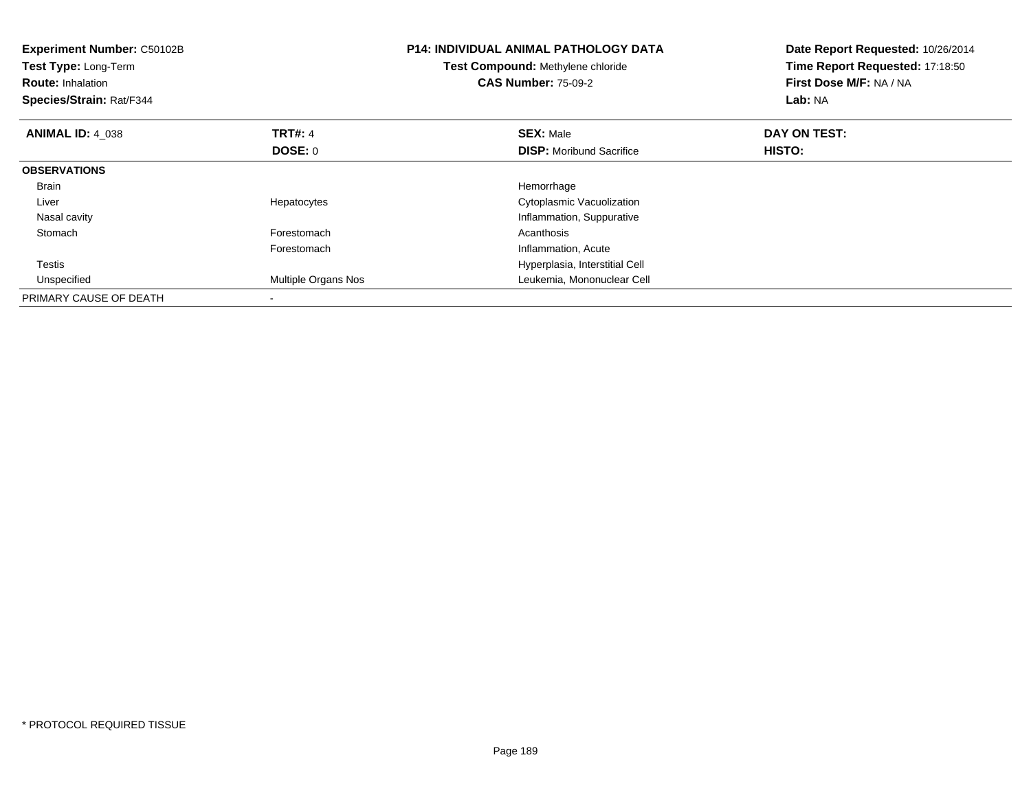**Experiment Number:** C50102B
**Test Type:** Long-Term
**Route:** Inhalation
**Species/Strain:** Rat/F344

**P14: INDIVIDUAL ANIMAL PATHOLOGY DATA**
**Test Compound:** Methylene chloride
**CAS Number:** 75-09-2

**Date Report Requested:** 10/26/2014
**Time Report Requested:** 17:18:50
**First Dose M/F:** NA / NA
**Lab:** NA

| **ANIMAL ID:** 4_038 | **TRT#:** 4 | **SEX:** Male | **DAY ON TEST:** |
|---|---|---|---|
| | **DOSE:** 0 | **DISP:** Moribund Sacrifice | **HISTO:** |
| **OBSERVATIONS** | | | |
| Brain | | Hemorrhage | |
| Liver | Hepatocytes | Cytoplasmic Vacuolization | |
| Nasal cavity | | Inflammation, Suppurative | |
| Stomach | Forestomach | Acanthosis | |
| | Forestomach | Inflammation, Acute | |
| Testis | | Hyperplasia, Interstitial Cell | |
| Unspecified | Multiple Organs Nos | Leukemia, Mononuclear Cell | |
| PRIMARY CAUSE OF DEATH | - | | |

* PROTOCOL REQUIRED TISSUE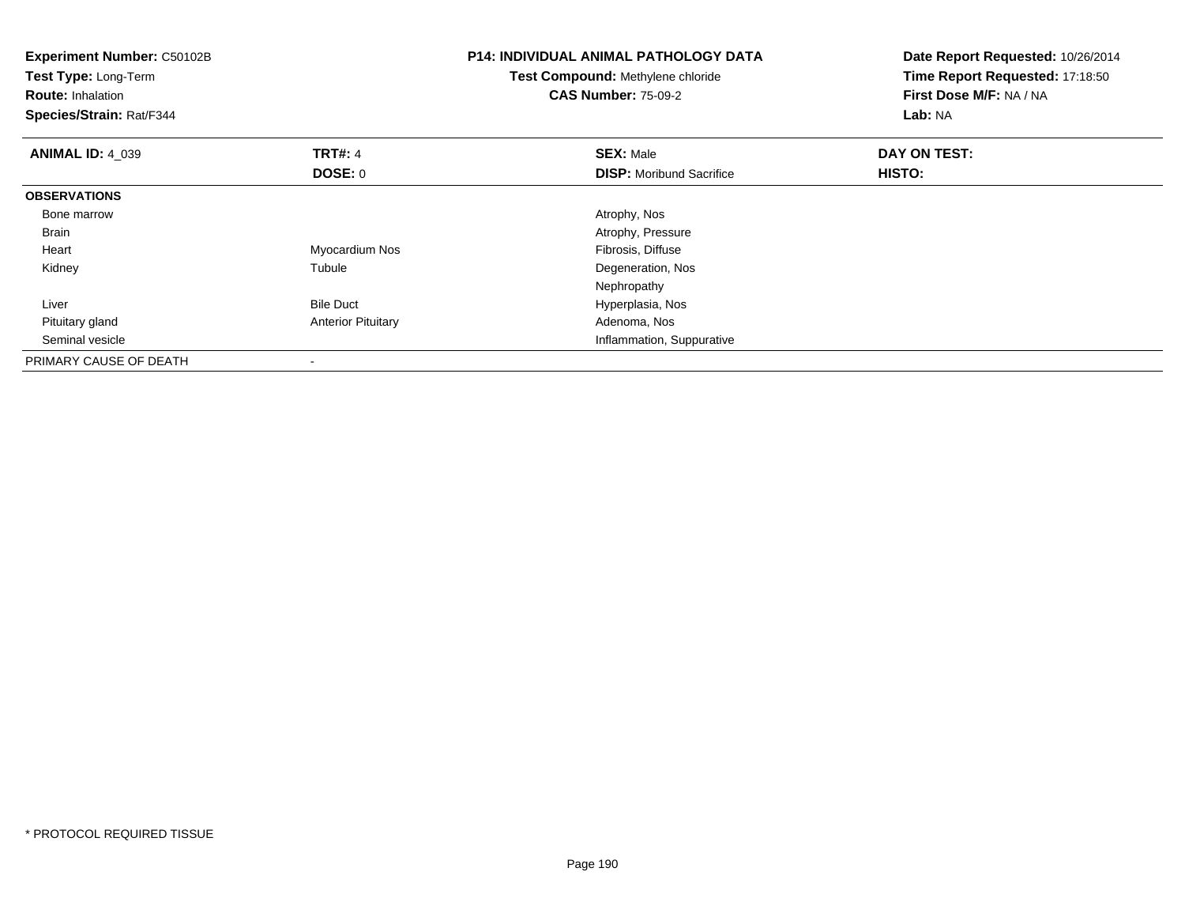**Experiment Number:** C50102B
**Test Type:** Long-Term
**Route:** Inhalation
**Species/Strain:** Rat/F344

**P14: INDIVIDUAL ANIMAL PATHOLOGY DATA**
**Test Compound:** Methylene chloride
**CAS Number:** 75-09-2

**Date Report Requested:** 10/26/2014
**Time Report Requested:** 17:18:50
**First Dose M/F:** NA / NA
**Lab:** NA

| **ANIMAL ID:** 4_039 | **TRT#:** 4 | **SEX:** Male | **DAY ON TEST:** |
|---|---|---|---|
| | **DOSE:** 0 | **DISP:** Moribund Sacrifice | **HISTO:** |
| **OBSERVATIONS** | | | |
| Bone marrow | | Atrophy, Nos | |
| Brain | | Atrophy, Pressure | |
| Heart | Myocardium Nos | Fibrosis, Diffuse | |
| Kidney | Tubule | Degeneration, Nos | |
| | | Nephropathy | |
| Liver | Bile Duct | Hyperplasia, Nos | |
| Pituitary gland | Anterior Pituitary | Adenoma, Nos | |
| Seminal vesicle | | Inflammation, Suppurative | |
| PRIMARY CAUSE OF DEATH | - | | |

* PROTOCOL REQUIRED TISSUE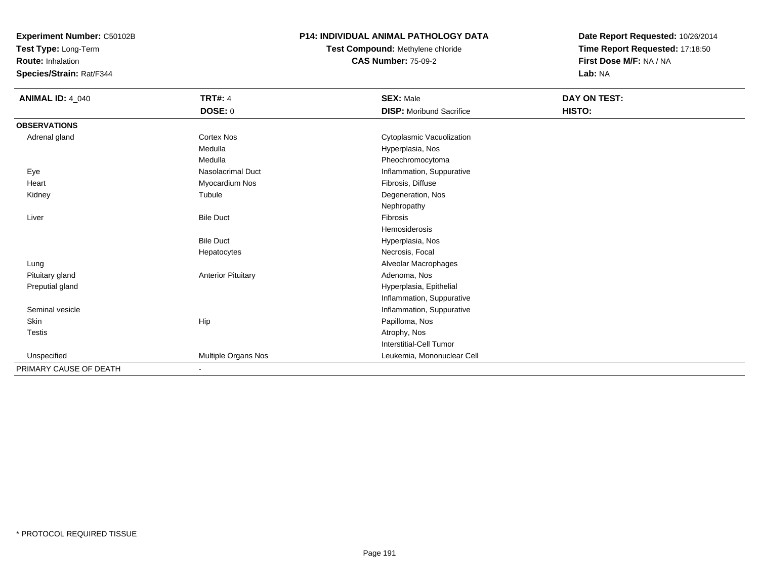**Experiment Number:** C50102B
**Test Type:** Long-Term
**Route:** Inhalation
**Species/Strain:** Rat/F344

**P14: INDIVIDUAL ANIMAL PATHOLOGY DATA**
**Test Compound:** Methylene chloride
**CAS Number:** 75-09-2

**Date Report Requested:** 10/26/2014
**Time Report Requested:** 17:18:50
**First Dose M/F:** NA / NA
**Lab:** NA

| **ANIMAL ID:** 4_040 | **TRT#:** 4 | **SEX:** Male | **DAY ON TEST:** |
|---|---|---|---|
| | **DOSE:** 0 | **DISP:** Moribund Sacrifice | **HISTO:** |
| **OBSERVATIONS** | | | |
| Adrenal gland | Cortex Nos | Cytoplasmic Vacuolization | |
| | Medulla | Hyperplasia, Nos | |
| | Medulla | Pheochromocytoma | |
| Eye | Nasolacrimal Duct | Inflammation, Suppurative | |
| Heart | Myocardium Nos | Fibrosis, Diffuse | |
| Kidney | Tubule | Degeneration, Nos | |
| | | Nephropathy | |
| Liver | Bile Duct | Fibrosis | |
| | | Hemosiderosis | |
| | Bile Duct | Hyperplasia, Nos | |
| | Hepatocytes | Necrosis, Focal | |
| Lung | | Alveolar Macrophages | |
| Pituitary gland | Anterior Pituitary | Adenoma, Nos | |
| Preputial gland | | Hyperplasia, Epithelial | |
| | | Inflammation, Suppurative | |
| Seminal vesicle | | Inflammation, Suppurative | |
| Skin | Hip | Papilloma, Nos | |
| Testis | | Atrophy, Nos | |
| | | Interstitial-Cell Tumor | |
| Unspecified | Multiple Organs Nos | Leukemia, Mononuclear Cell | |
| PRIMARY CAUSE OF DEATH | - | | |

* PROTOCOL REQUIRED TISSUE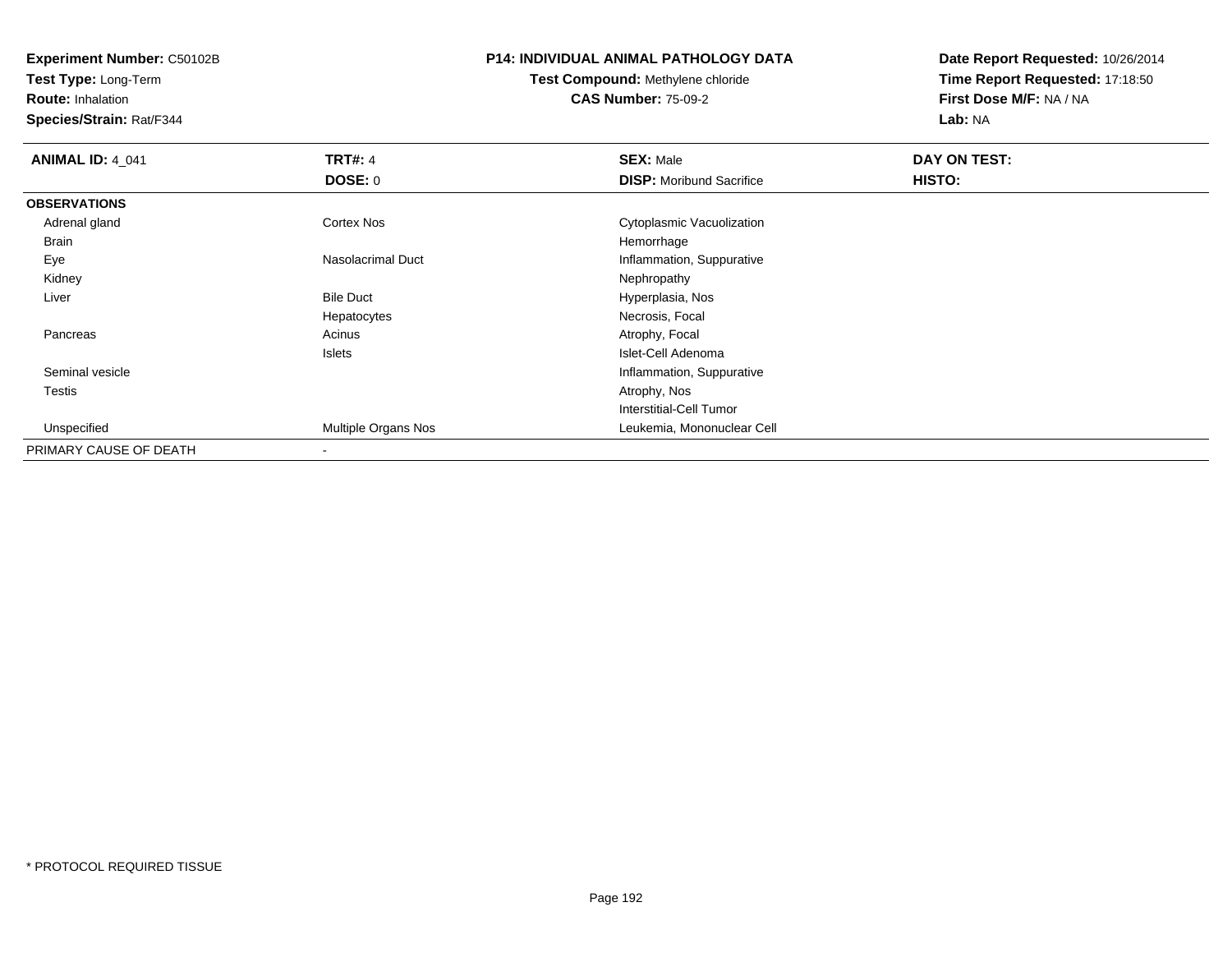**Experiment Number:** C50102B
**Test Type:** Long-Term
**Route:** Inhalation
**Species/Strain:** Rat/F344

# P14: INDIVIDUAL ANIMAL PATHOLOGY DATA

**Test Compound:** Methylene chloride
**CAS Number:** 75-09-2

**Date Report Requested:** 10/26/2014
**Time Report Requested:** 17:18:50
**First Dose M/F:** NA / NA
**Lab:** NA

| **ANIMAL ID:** 4_041 | **TRT#:** 4 | **SEX:** Male | **DAY ON TEST:** |
|---|---|---|---|
| | **DOSE:** 0 | **DISP:** Moribund Sacrifice | **HISTO:** |
| **OBSERVATIONS** | | | |
| Adrenal gland | Cortex Nos | Cytoplasmic Vacuolization | |
| Brain | | Hemorrhage | |
| Eye | Nasolacrimal Duct | Inflammation, Suppurative | |
| Kidney | | Nephropathy | |
| Liver | Bile Duct | Hyperplasia, Nos | |
| | Hepatocytes | Necrosis, Focal | |
| Pancreas | Acinus | Atrophy, Focal | |
| | Islets | Islet-Cell Adenoma | |
| Seminal vesicle | | Inflammation, Suppurative | |
| Testis | | Atrophy, Nos | |
| | | Interstitial-Cell Tumor | |
| Unspecified | Multiple Organs Nos | Leukemia, Mononuclear Cell | |
| PRIMARY CAUSE OF DEATH | - | | |

* PROTOCOL REQUIRED TISSUE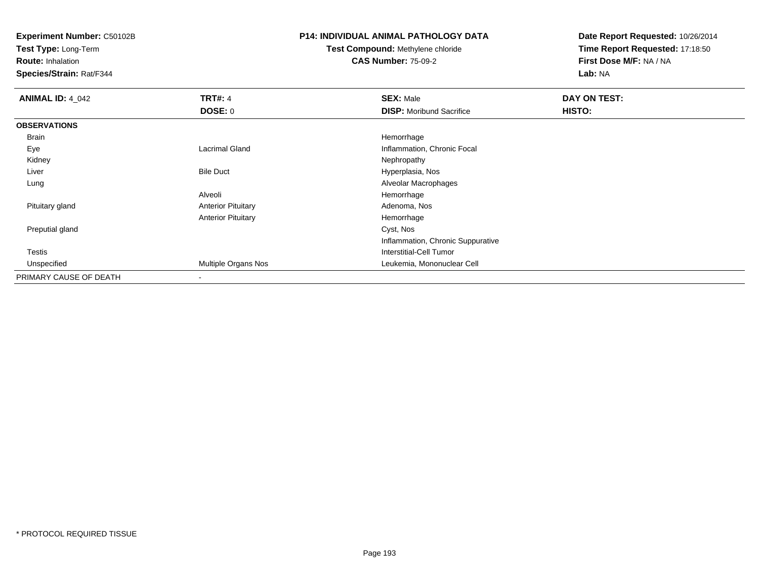**Experiment Number:** C50102B
**Test Type:** Long-Term
**Route:** Inhalation
**Species/Strain:** Rat/F344

**P14: INDIVIDUAL ANIMAL PATHOLOGY DATA**
**Test Compound:** Methylene chloride
**CAS Number:** 75-09-2

**Date Report Requested:** 10/26/2014
**Time Report Requested:** 17:18:50
**First Dose M/F:** NA / NA
**Lab:** NA

| **ANIMAL ID:** 4_042 | **TRT#:** 4 | **SEX:** Male | **DAY ON TEST:** |
|---|---|---|---|
| | **DOSE:** 0 | **DISP:** Moribund Sacrifice | **HISTO:** |
| **OBSERVATIONS** | | | |
| Brain | | Hemorrhage | |
| Eye | Lacrimal Gland | Inflammation, Chronic Focal | |
| Kidney | | Nephropathy | |
| Liver | Bile Duct | Hyperplasia, Nos | |
| Lung | | Alveolar Macrophages | |
| | Alveoli | Hemorrhage | |
| Pituitary gland | Anterior Pituitary | Adenoma, Nos | |
| | Anterior Pituitary | Hemorrhage | |
| Preputial gland | | Cyst, Nos | |
| | | Inflammation, Chronic Suppurative | |
| Testis | | Interstitial-Cell Tumor | |
| Unspecified | Multiple Organs Nos | Leukemia, Mononuclear Cell | |
| PRIMARY CAUSE OF DEATH | - | | |

\* PROTOCOL REQUIRED TISSUE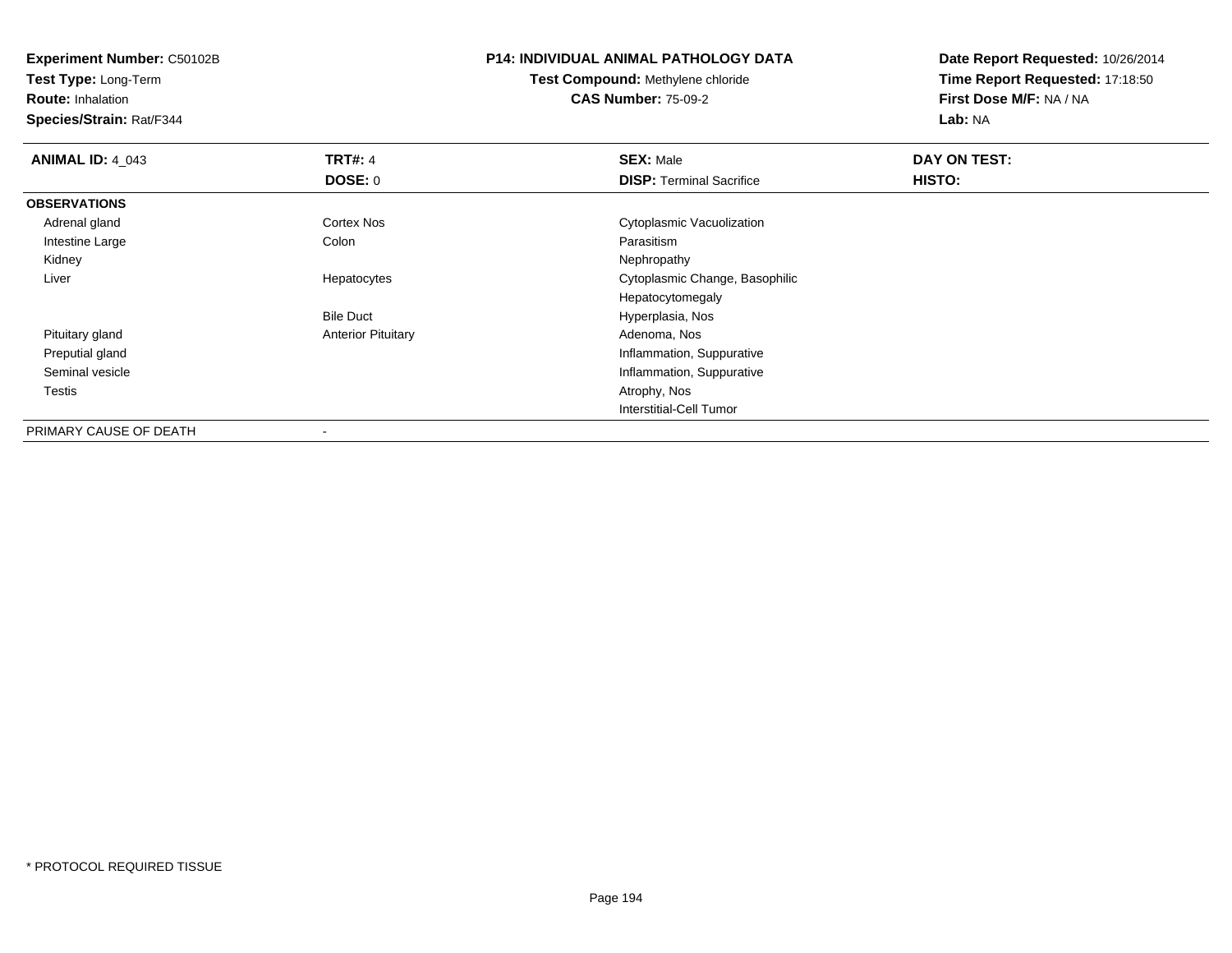**Experiment Number:** C50102B
**Test Type:** Long-Term
**Route:** Inhalation
**Species/Strain:** Rat/F344

**P14: INDIVIDUAL ANIMAL PATHOLOGY DATA**
**Test Compound:** Methylene chloride
**CAS Number:** 75-09-2

**Date Report Requested:** 10/26/2014
**Time Report Requested:** 17:18:50
**First Dose M/F:** NA / NA
**Lab:** NA

| **ANIMAL ID:** 4_043 | **TRT#:** 4 | **SEX:** Male | **DAY ON TEST:** |
|---|---|---|---|
| | **DOSE:** 0 | **DISP:** Terminal Sacrifice | **HISTO:** |
| **OBSERVATIONS** | | | |
| Adrenal gland | Cortex Nos | Cytoplasmic Vacuolization | |
| Intestine Large | Colon | Parasitism | |
| Kidney | | Nephropathy | |
| Liver | Hepatocytes | Cytoplasmic Change, Basophilic | |
| | | Hepatocytomegaly | |
| | Bile Duct | Hyperplasia, Nos | |
| Pituitary gland | Anterior Pituitary | Adenoma, Nos | |
| Preputial gland | | Inflammation, Suppurative | |
| Seminal vesicle | | Inflammation, Suppurative | |
| Testis | | Atrophy, Nos | |
| | | Interstitial-Cell Tumor | |
| PRIMARY CAUSE OF DEATH | - | | |

* PROTOCOL REQUIRED TISSUE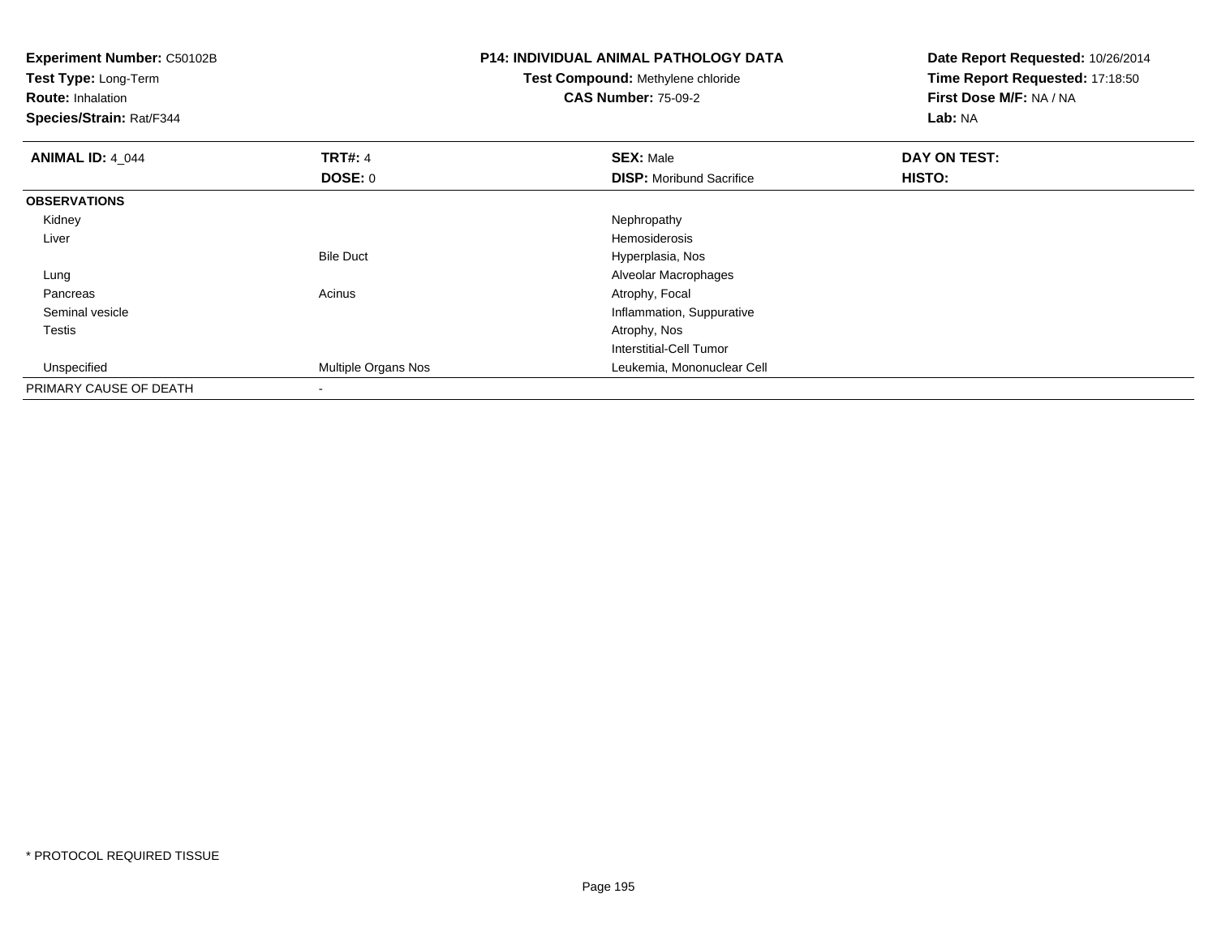**Experiment Number:** C50102B
**Test Type:** Long-Term
**Route:** Inhalation
**Species/Strain:** Rat/F344

**P14: INDIVIDUAL ANIMAL PATHOLOGY DATA**
**Test Compound:** Methylene chloride
**CAS Number:** 75-09-2

**Date Report Requested:** 10/26/2014
**Time Report Requested:** 17:18:50
**First Dose M/F:** NA / NA
**Lab:** NA

| **ANIMAL ID:** 4_044 | **TRT#:** 4 | **SEX:** Male | **DAY ON TEST:** |
|---|---|---|---|
| | **DOSE:** 0 | **DISP:** Moribund Sacrifice | **HISTO:** |
| **OBSERVATIONS** | | | |
| Kidney | | Nephropathy | |
| Liver | | Hemosiderosis | |
| | Bile Duct | Hyperplasia, Nos | |
| Lung | | Alveolar Macrophages | |
| Pancreas | Acinus | Atrophy, Focal | |
| Seminal vesicle | | Inflammation, Suppurative | |
| Testis | | Atrophy, Nos | |
| | | Interstitial-Cell Tumor | |
| Unspecified | Multiple Organs Nos | Leukemia, Mononuclear Cell | |
| PRIMARY CAUSE OF DEATH | - | | |

* PROTOCOL REQUIRED TISSUE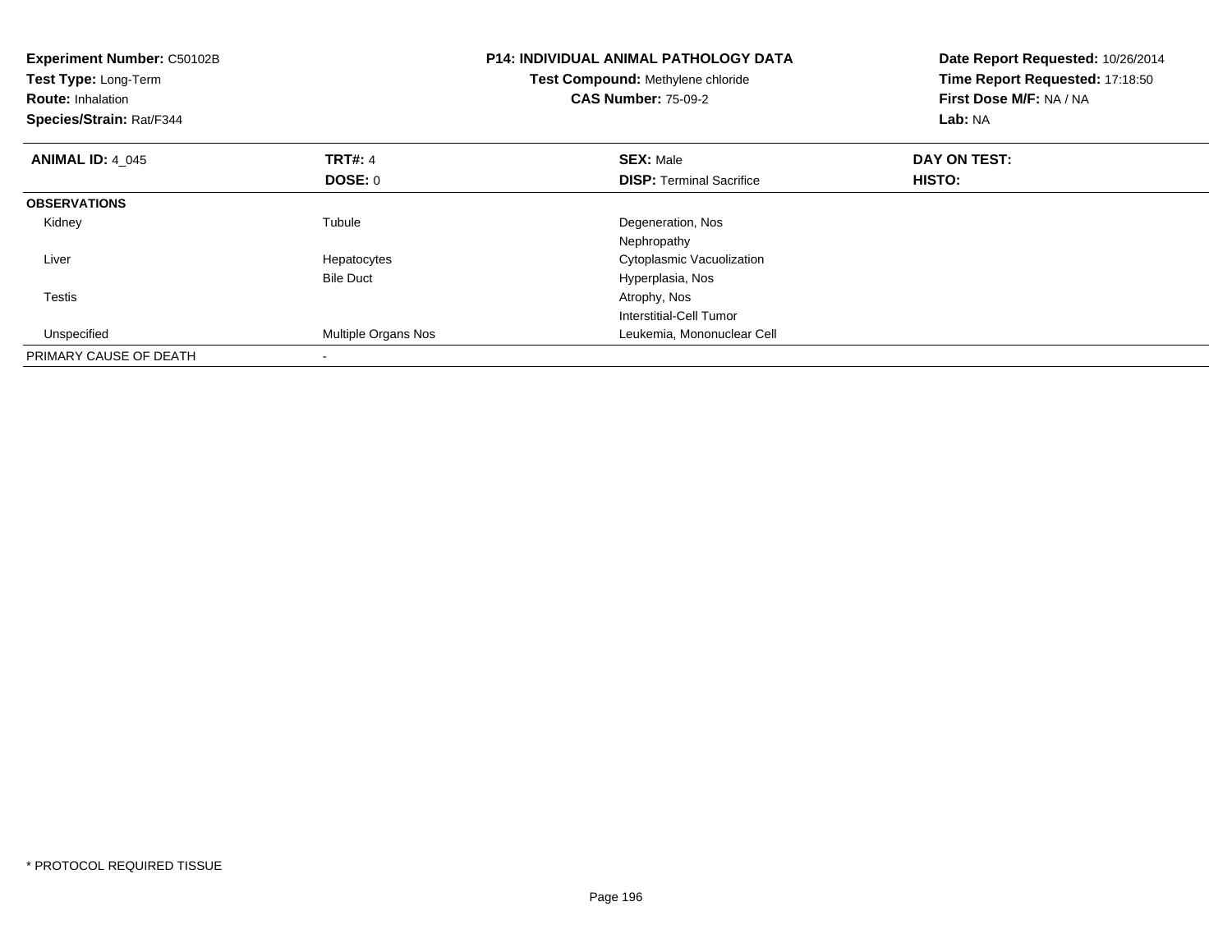**Experiment Number:** C50102B
**Test Type:** Long-Term
**Route:** Inhalation
**Species/Strain:** Rat/F344

**P14: INDIVIDUAL ANIMAL PATHOLOGY DATA**
**Test Compound:** Methylene chloride
**CAS Number:** 75-09-2

**Date Report Requested:** 10/26/2014
**Time Report Requested:** 17:18:50
**First Dose M/F:** NA / NA
**Lab:** NA

| **ANIMAL ID:** 4_045 | **TRT#:** 4 | **SEX:** Male | **DAY ON TEST:** |
|---|---|---|---|
| | **DOSE:** 0 | **DISP:** Terminal Sacrifice | **HISTO:** |
| **OBSERVATIONS** | | | |
| Kidney | Tubule | Degeneration, Nos | |
| | | Nephropathy | |
| Liver | Hepatocytes | Cytoplasmic Vacuolization | |
| | Bile Duct | Hyperplasia, Nos | |
| Testis | | Atrophy, Nos | |
| | | Interstitial-Cell Tumor | |
| Unspecified | Multiple Organs Nos | Leukemia, Mononuclear Cell | |
| PRIMARY CAUSE OF DEATH | - | | |

* PROTOCOL REQUIRED TISSUE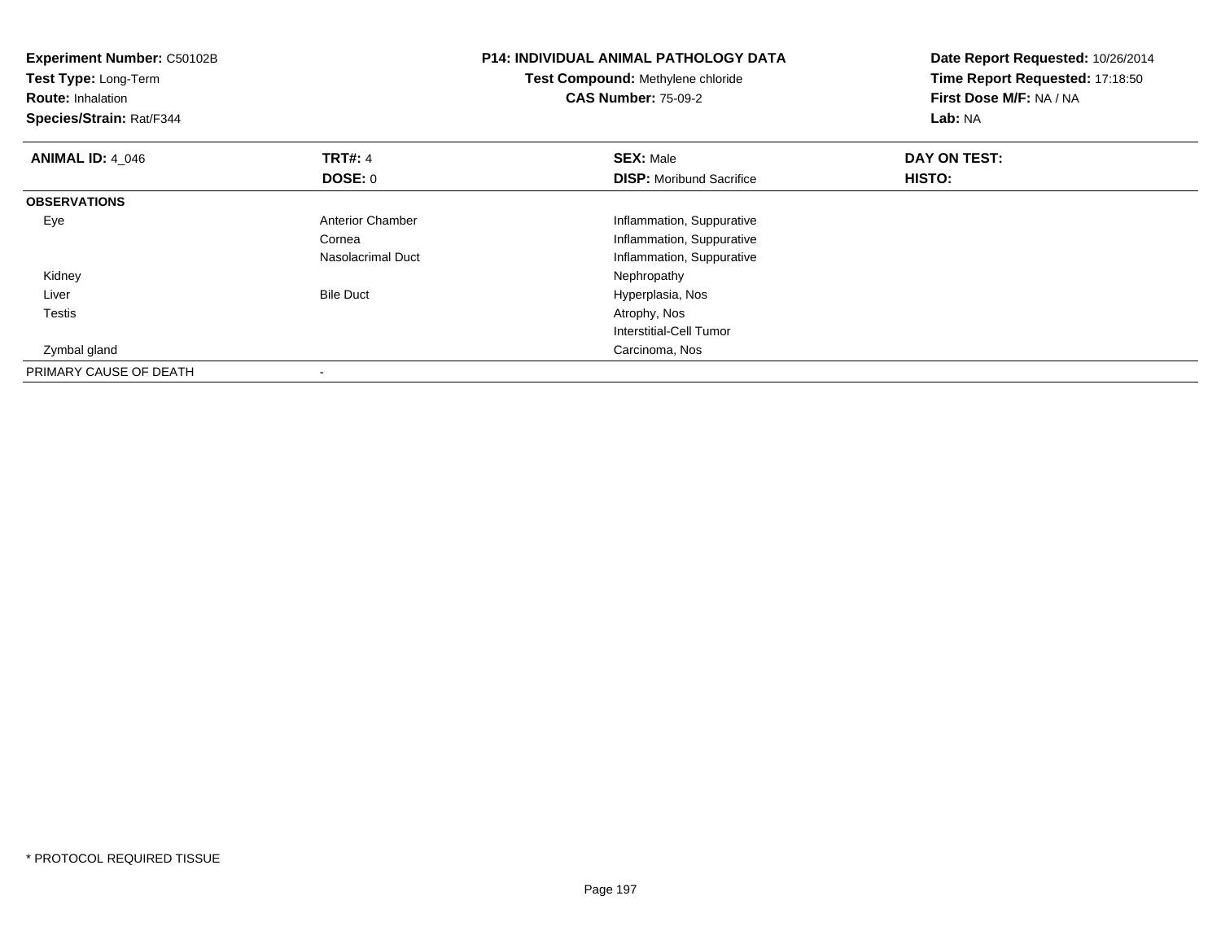**Experiment Number:** C50102B
**Test Type:** Long-Term
**Route:** Inhalation
**Species/Strain:** Rat/F344

**P14: INDIVIDUAL ANIMAL PATHOLOGY DATA**
**Test Compound:** Methylene chloride
**CAS Number:** 75-09-2

**Date Report Requested:** 10/26/2014
**Time Report Requested:** 17:18:50
**First Dose M/F:** NA / NA
**Lab:** NA

| **ANIMAL ID:** 4_046 | **TRT#:** 4 | **SEX:** Male | **DAY ON TEST:** |
|---|---|---|---|
| | **DOSE:** 0 | **DISP:** Moribund Sacrifice | **HISTO:** |
| **OBSERVATIONS** | | | |
| Eye | Anterior Chamber | Inflammation, Suppurative | |
| | Cornea | Inflammation, Suppurative | |
| | Nasolacrimal Duct | Inflammation, Suppurative | |
| Kidney | | Nephropathy | |
| Liver | Bile Duct | Hyperplasia, Nos | |
| Testis | | Atrophy, Nos | |
| | | Interstitial-Cell Tumor | |
| Zymbal gland | | Carcinoma, Nos | |
| PRIMARY CAUSE OF DEATH | - | | |

* PROTOCOL REQUIRED TISSUE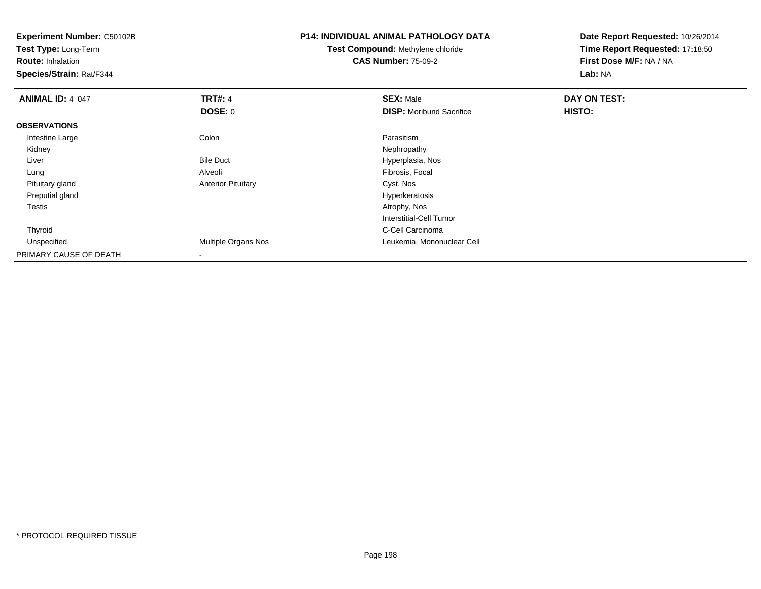**Experiment Number:** C50102B
**Test Type:** Long-Term
**Route:** Inhalation
**Species/Strain:** Rat/F344

**P14: INDIVIDUAL ANIMAL PATHOLOGY DATA**
**Test Compound:** Methylene chloride
**CAS Number:** 75-09-2

**Date Report Requested:** 10/26/2014
**Time Report Requested:** 17:18:50
**First Dose M/F:** NA / NA
**Lab:** NA

| **ANIMAL ID:** 4_047 | **TRT#:** 4 | **SEX:** Male | **DAY ON TEST:** |
|---|---|---|---|
| | **DOSE:** 0 | **DISP:** Moribund Sacrifice | **HISTO:** |
| **OBSERVATIONS** | | | |
| Intestine Large | Colon | Parasitism | |
| Kidney | | Nephropathy | |
| Liver | Bile Duct | Hyperplasia, Nos | |
| Lung | Alveoli | Fibrosis, Focal | |
| Pituitary gland | Anterior Pituitary | Cyst, Nos | |
| Preputial gland | | Hyperkeratosis | |
| Testis | | Atrophy, Nos | |
| | | Interstitial-Cell Tumor | |
| Thyroid | | C-Cell Carcinoma | |
| Unspecified | Multiple Organs Nos | Leukemia, Mononuclear Cell | |
| PRIMARY CAUSE OF DEATH | - | | |

\* PROTOCOL REQUIRED TISSUE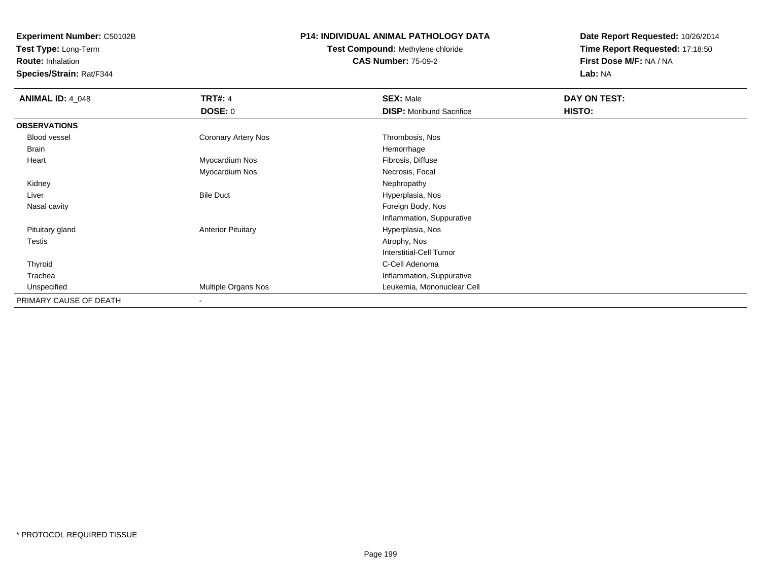**Experiment Number:** C50102B
**Test Type:** Long-Term
**Route:** Inhalation
**Species/Strain:** Rat/F344

**P14: INDIVIDUAL ANIMAL PATHOLOGY DATA**
**Test Compound:** Methylene chloride
**CAS Number:** 75-09-2

**Date Report Requested:** 10/26/2014
**Time Report Requested:** 17:18:50
**First Dose M/F:** NA / NA
**Lab:** NA

| **ANIMAL ID:** 4_048 | **TRT#:** 4 | **SEX:** Male | **DAY ON TEST:** |
|---|---|---|---|
| | **DOSE:** 0 | **DISP:** Moribund Sacrifice | **HISTO:** |
| **OBSERVATIONS** | | | |
| Blood vessel | Coronary Artery Nos | Thrombosis, Nos | |
| Brain | | Hemorrhage | |
| Heart | Myocardium Nos | Fibrosis, Diffuse | |
| | Myocardium Nos | Necrosis, Focal | |
| Kidney | | Nephropathy | |
| Liver | Bile Duct | Hyperplasia, Nos | |
| Nasal cavity | | Foreign Body, Nos | |
| | | Inflammation, Suppurative | |
| Pituitary gland | Anterior Pituitary | Hyperplasia, Nos | |
| Testis | | Atrophy, Nos | |
| | | Interstitial-Cell Tumor | |
| Thyroid | | C-Cell Adenoma | |
| Trachea | | Inflammation, Suppurative | |
| Unspecified | Multiple Organs Nos | Leukemia, Mononuclear Cell | |
| PRIMARY CAUSE OF DEATH | - | | |

* PROTOCOL REQUIRED TISSUE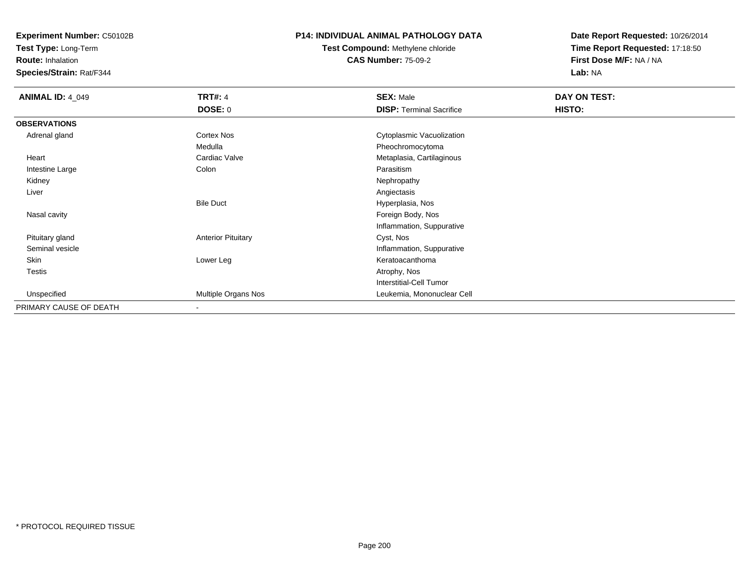**Experiment Number:** C50102B
**Test Type:** Long-Term
**Route:** Inhalation
**Species/Strain:** Rat/F344

**P14: INDIVIDUAL ANIMAL PATHOLOGY DATA**
**Test Compound:** Methylene chloride
**CAS Number:** 75-09-2

**Date Report Requested:** 10/26/2014
**Time Report Requested:** 17:18:50
**First Dose M/F:** NA / NA
**Lab:** NA

| **ANIMAL ID:** 4_049 | **TRT#:** 4 | **SEX:** Male | **DAY ON TEST:** |
|---|---|---|---|
| | **DOSE:** 0 | **DISP:** Terminal Sacrifice | **HISTO:** |
| **OBSERVATIONS** | | | |
| Adrenal gland | Cortex Nos | Cytoplasmic Vacuolization | |
| | Medulla | Pheochromocytoma | |
| Heart | Cardiac Valve | Metaplasia, Cartilaginous | |
| Intestine Large | Colon | Parasitism | |
| Kidney | | Nephropathy | |
| Liver | | Angiectasis | |
| | Bile Duct | Hyperplasia, Nos | |
| Nasal cavity | | Foreign Body, Nos | |
| | | Inflammation, Suppurative | |
| Pituitary gland | Anterior Pituitary | Cyst, Nos | |
| Seminal vesicle | | Inflammation, Suppurative | |
| Skin | Lower Leg | Keratoacanthoma | |
| Testis | | Atrophy, Nos | |
| | | Interstitial-Cell Tumor | |
| Unspecified | Multiple Organs Nos | Leukemia, Mononuclear Cell | |
| PRIMARY CAUSE OF DEATH | - | | |

* PROTOCOL REQUIRED TISSUE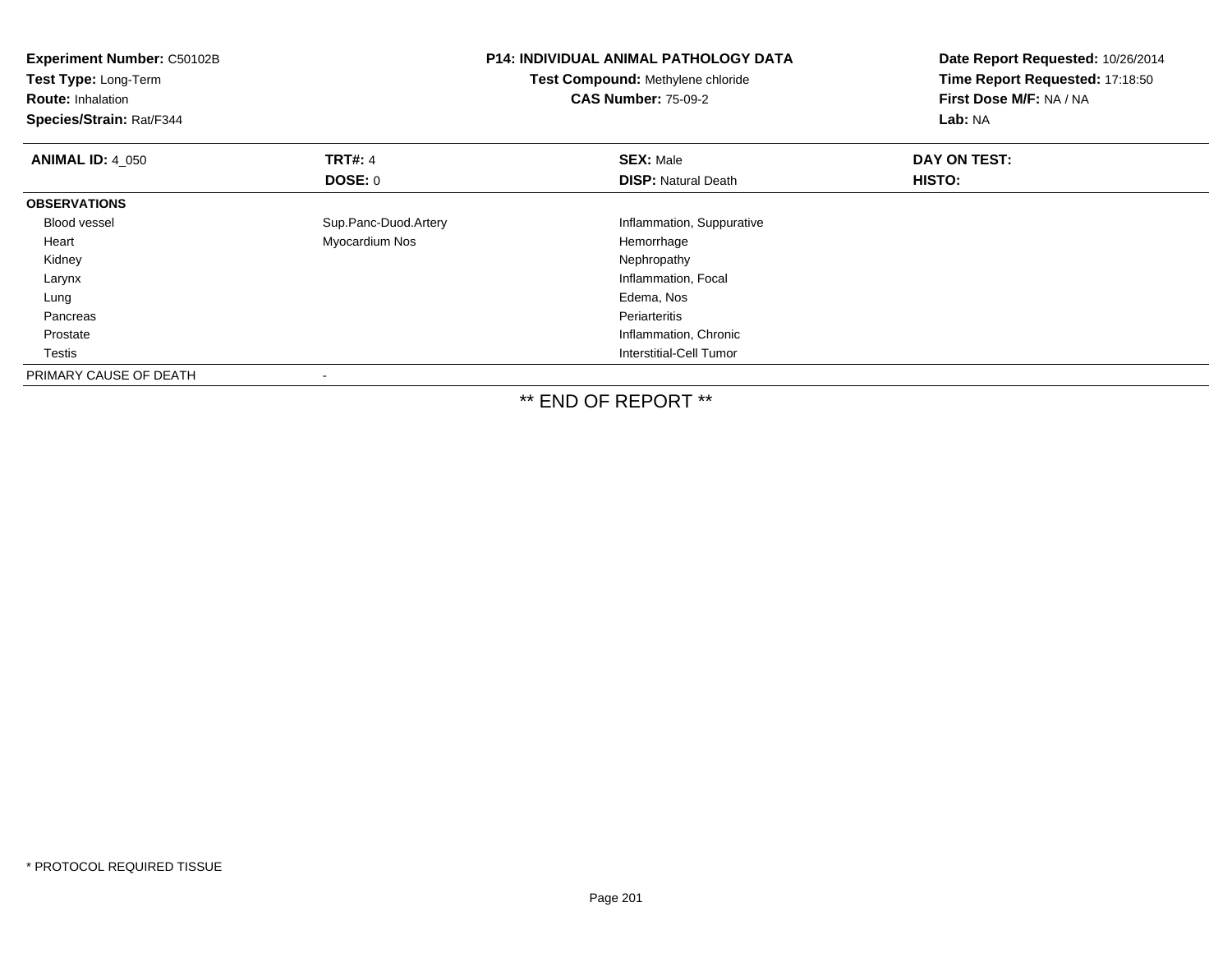**Experiment Number:** C50102B
**Test Type:** Long-Term
**Route:** Inhalation
**Species/Strain:** Rat/F344

**P14: INDIVIDUAL ANIMAL PATHOLOGY DATA**
**Test Compound:** Methylene chloride
**CAS Number:** 75-09-2

**Date Report Requested:** 10/26/2014
**Time Report Requested:** 17:18:50
**First Dose M/F:** NA / NA
**Lab:** NA

| **ANIMAL ID:** 4_050 | **TRT#:** 4 | **SEX:** Male | **DAY ON TEST:** |
|---|---|---|---|
| | **DOSE:** 0 | **DISP:** Natural Death | **HISTO:** |
| **OBSERVATIONS** | | | |
| Blood vessel | Sup.Panc-Duod.Artery | Inflammation, Suppurative | |
| Heart | Myocardium Nos | Hemorrhage | |
| Kidney | | Nephropathy | |
| Larynx | | Inflammation, Focal | |
| Lung | | Edema, Nos | |
| Pancreas | | Periarteritis | |
| Prostate | | Inflammation, Chronic | |
| Testis | | Interstitial-Cell Tumor | |
| PRIMARY CAUSE OF DEATH | - | | |

** END OF REPORT **

* PROTOCOL REQUIRED TISSUE